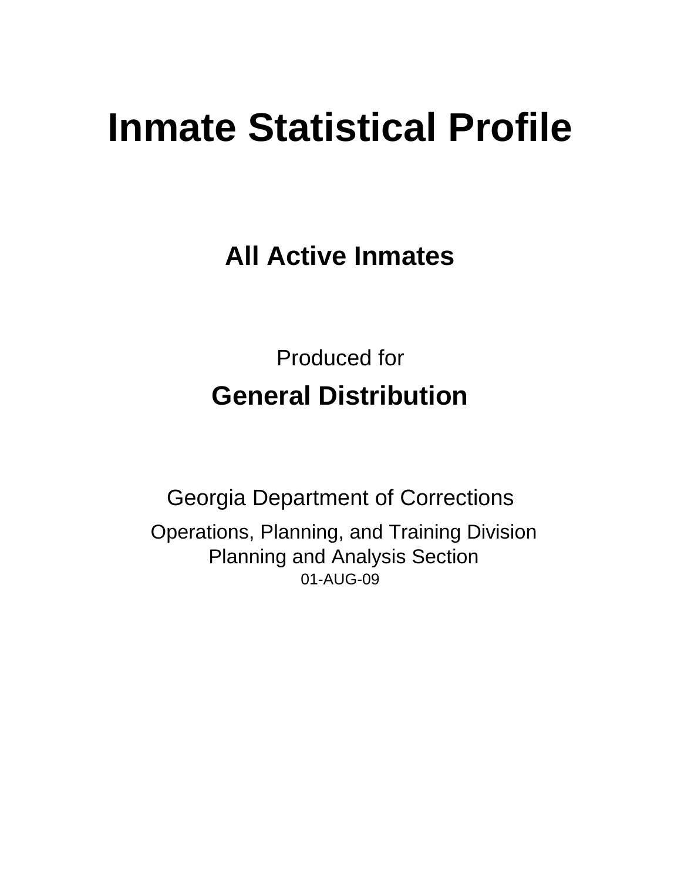# Inmate Statistical Profile

## All Active Inmates

Produced for

## General Distribution

Georgia Department of Corrections

Operations, Planning, and Training Division
Planning and Analysis Section
01-AUG-09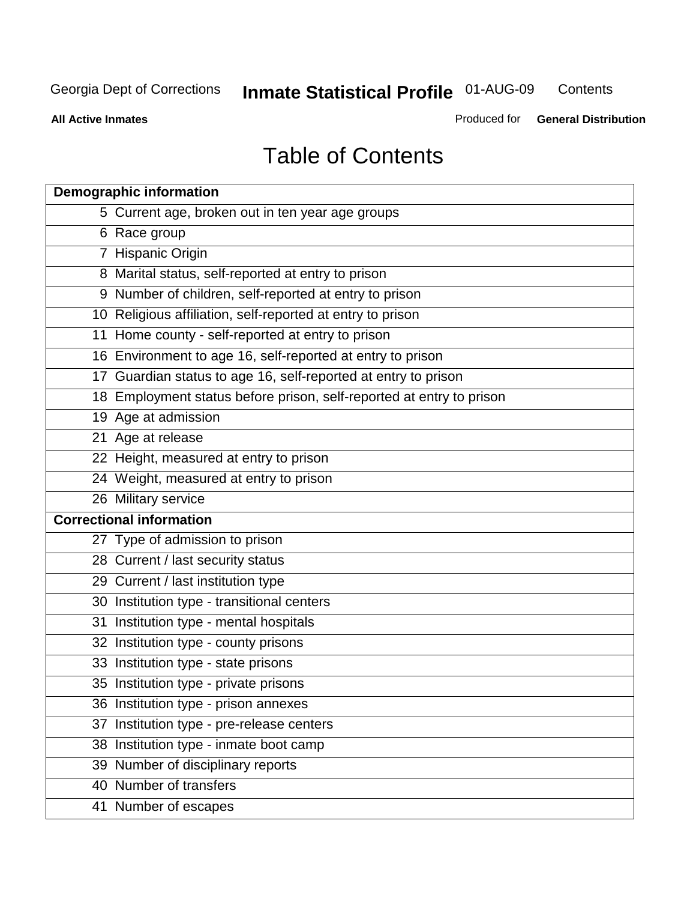# Table of Contents

| Demographic information | |
|---|---|
| 5 | Current age, broken out in ten year age groups |
| 6 | Race group |
| 7 | Hispanic Origin |
| 8 | Marital status, self-reported at entry to prison |
| 9 | Number of children, self-reported at entry to prison |
| 10 | Religious affiliation, self-reported at entry to prison |
| 11 | Home county - self-reported at entry to prison |
| 16 | Environment to age 16, self-reported at entry to prison |
| 17 | Guardian status to age 16, self-reported at entry to prison |
| 18 | Employment status before prison, self-reported at entry to prison |
| 19 | Age at admission |
| 21 | Age at release |
| 22 | Height, measured at entry to prison |
| 24 | Weight, measured at entry to prison |
| 26 | Military service |
| **Correctional information** | |
| 27 | Type of admission to prison |
| 28 | Current / last security status |
| 29 | Current / last institution type |
| 30 | Institution type - transitional centers |
| 31 | Institution type - mental hospitals |
| 32 | Institution type - county prisons |
| 33 | Institution type - state prisons |
| 35 | Institution type - private prisons |
| 36 | Institution type - prison annexes |
| 37 | Institution type - pre-release centers |
| 38 | Institution type - inmate boot camp |
| 39 | Number of disciplinary reports |
| 40 | Number of transfers |
| 41 | Number of escapes |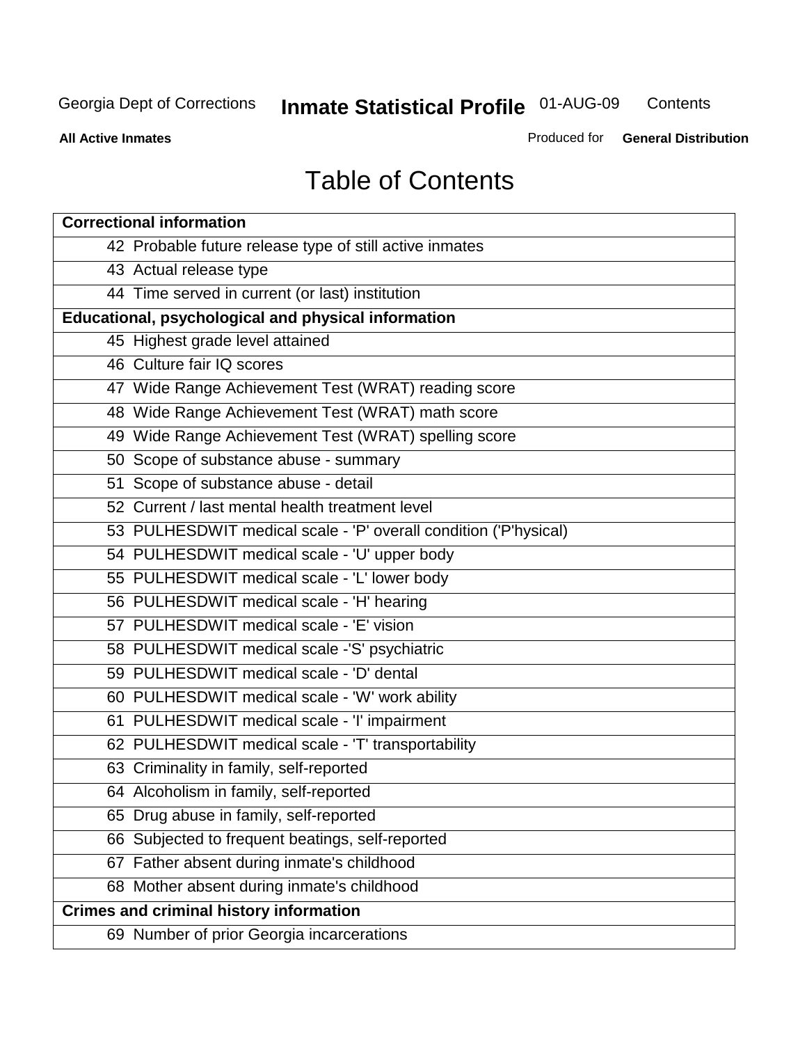# Table of Contents

| Correctional information |
|---|
| 42 Probable future release type of still active inmates |
| 43 Actual release type |
| 44 Time served in current (or last) institution |
| **Educational, psychological and physical information** |
| 45 Highest grade level attained |
| 46 Culture fair IQ scores |
| 47 Wide Range Achievement Test (WRAT) reading score |
| 48 Wide Range Achievement Test (WRAT) math score |
| 49 Wide Range Achievement Test (WRAT) spelling score |
| 50 Scope of substance abuse - summary |
| 51 Scope of substance abuse - detail |
| 52 Current / last mental health treatment level |
| 53 PULHESDWIT medical scale - 'P' overall condition ('P'hysical) |
| 54 PULHESDWIT medical scale - 'U' upper body |
| 55 PULHESDWIT medical scale - 'L' lower body |
| 56 PULHESDWIT medical scale - 'H' hearing |
| 57 PULHESDWIT medical scale - 'E' vision |
| 58 PULHESDWIT medical scale -'S' psychiatric |
| 59 PULHESDWIT medical scale - 'D' dental |
| 60 PULHESDWIT medical scale - 'W' work ability |
| 61 PULHESDWIT medical scale - 'I' impairment |
| 62 PULHESDWIT medical scale - 'T' transportability |
| 63 Criminality in family, self-reported |
| 64 Alcoholism in family, self-reported |
| 65 Drug abuse in family, self-reported |
| 66 Subjected to frequent beatings, self-reported |
| 67 Father absent during inmate's childhood |
| 68 Mother absent during inmate's childhood |
| **Crimes and criminal history information** |
| 69 Number of prior Georgia incarcerations |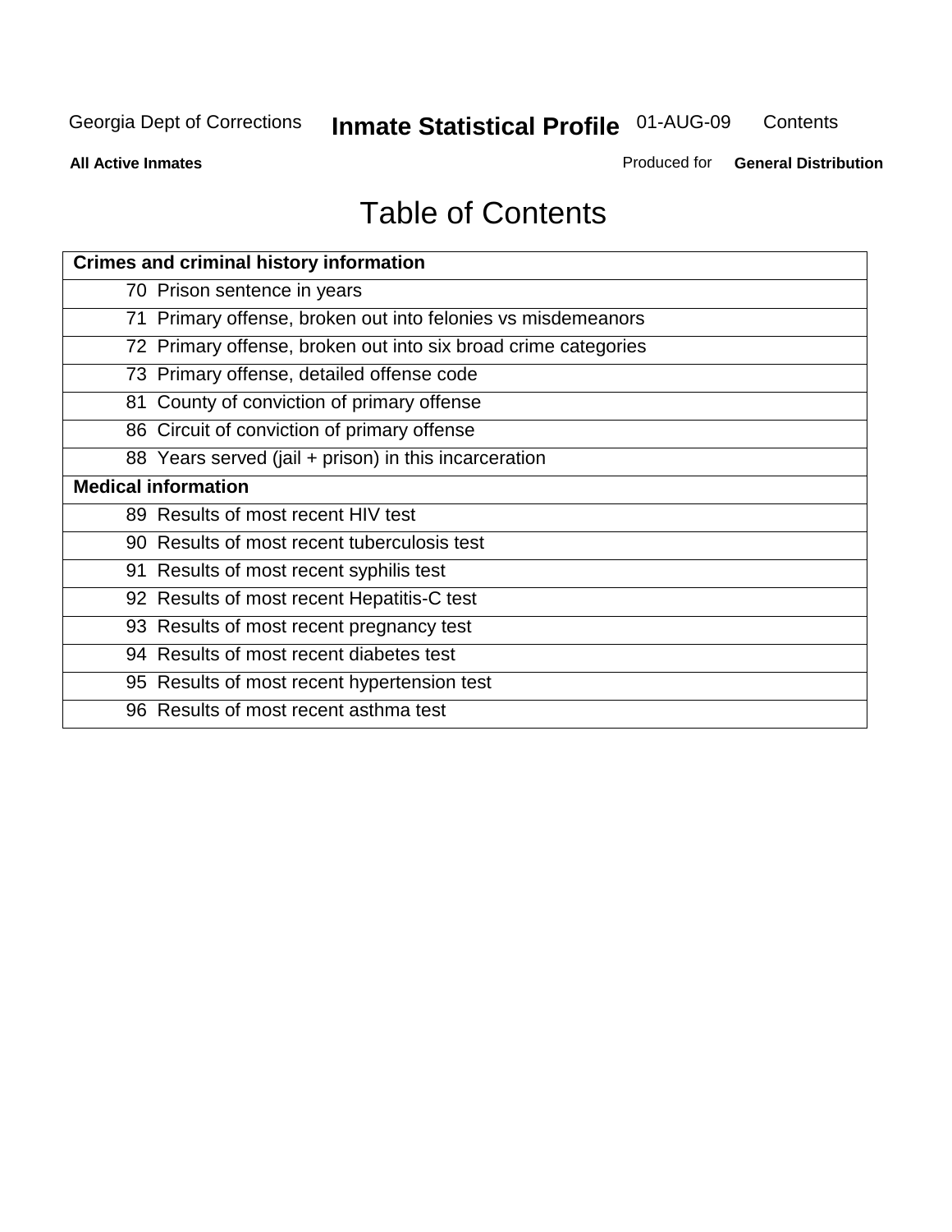# Table of Contents

| Crimes and criminal history information | |
|---|---|
| 70 | Prison sentence in years |
| 71 | Primary offense, broken out into felonies vs misdemeanors |
| 72 | Primary offense, broken out into six broad crime categories |
| 73 | Primary offense, detailed offense code |
| 81 | County of conviction of primary offense |
| 86 | Circuit of conviction of primary offense |
| 88 | Years served (jail + prison) in this incarceration |
| **Medical information** | |
| 89 | Results of most recent HIV test |
| 90 | Results of most recent tuberculosis test |
| 91 | Results of most recent syphilis test |
| 92 | Results of most recent Hepatitis-C test |
| 93 | Results of most recent pregnancy test |
| 94 | Results of most recent diabetes test |
| 95 | Results of most recent hypertension test |
| 96 | Results of most recent asthma test |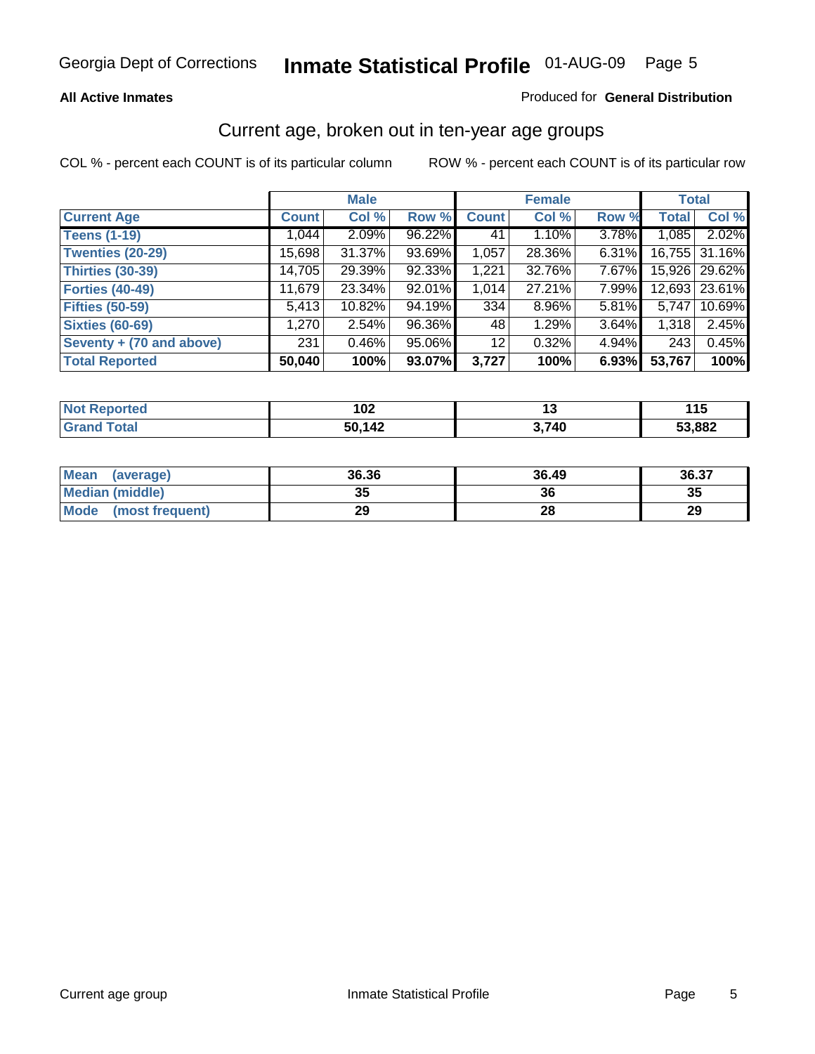Georgia Dept of Corrections **Inmate Statistical Profile** 01-AUG-09

**All Active Inmates**

Produced for **General Distribution**

## Current age, broken out in ten-year age groups

COL % - percent each COUNT is of its particular column

ROW % - percent each COUNT is of its particular row

| | Male | | | Female | | | Total | |
|---|---|---|---|---|---|---|---|---|
| **Current Age** | **Count** | **Col %** | **Row %** | **Count** | **Col %** | **Row %** | **Total** | **Col %** |
| **Teens (1-19)** | 1,044 | 2.09% | 96.22% | 41 | 1.10% | 3.78% | 1,085 | 2.02% |
| **Twenties (20-29)** | 15,698 | 31.37% | 93.69% | 1,057 | 28.36% | 6.31% | 16,755 | 31.16% |
| **Thirties (30-39)** | 14,705 | 29.39% | 92.33% | 1,221 | 32.76% | 7.67% | 15,926 | 29.62% |
| **Forties (40-49)** | 11,679 | 23.34% | 92.01% | 1,014 | 27.21% | 7.99% | 12,693 | 23.61% |
| **Fifties (50-59)** | 5,413 | 10.82% | 94.19% | 334 | 8.96% | 5.81% | 5,747 | 10.69% |
| **Sixties (60-69)** | 1,270 | 2.54% | 96.36% | 48 | 1.29% | 3.64% | 1,318 | 2.45% |
| **Seventy + (70 and above)** | 231 | 0.46% | 95.06% | 12 | 0.32% | 4.94% | 243 | 0.45% |
| **Total Reported** | **50,040** | **100%** | **93.07%** | **3,727** | **100%** | **6.93%** | **53,767** | **100%** |

| | Male | Female | Total |
|---|---|---|---|
| **Not Reported** | **102** | **13** | **115** |
| **Grand Total** | **50,142** | **3,740** | **53,882** |

| | Male | Female | Total |
|---|---|---|---|
| **Mean (average)** | **36.36** | **36.49** | **36.37** |
| **Median (middle)** | **35** | **36** | **35** |
| **Mode (most frequent)** | **29** | **28** | **29** |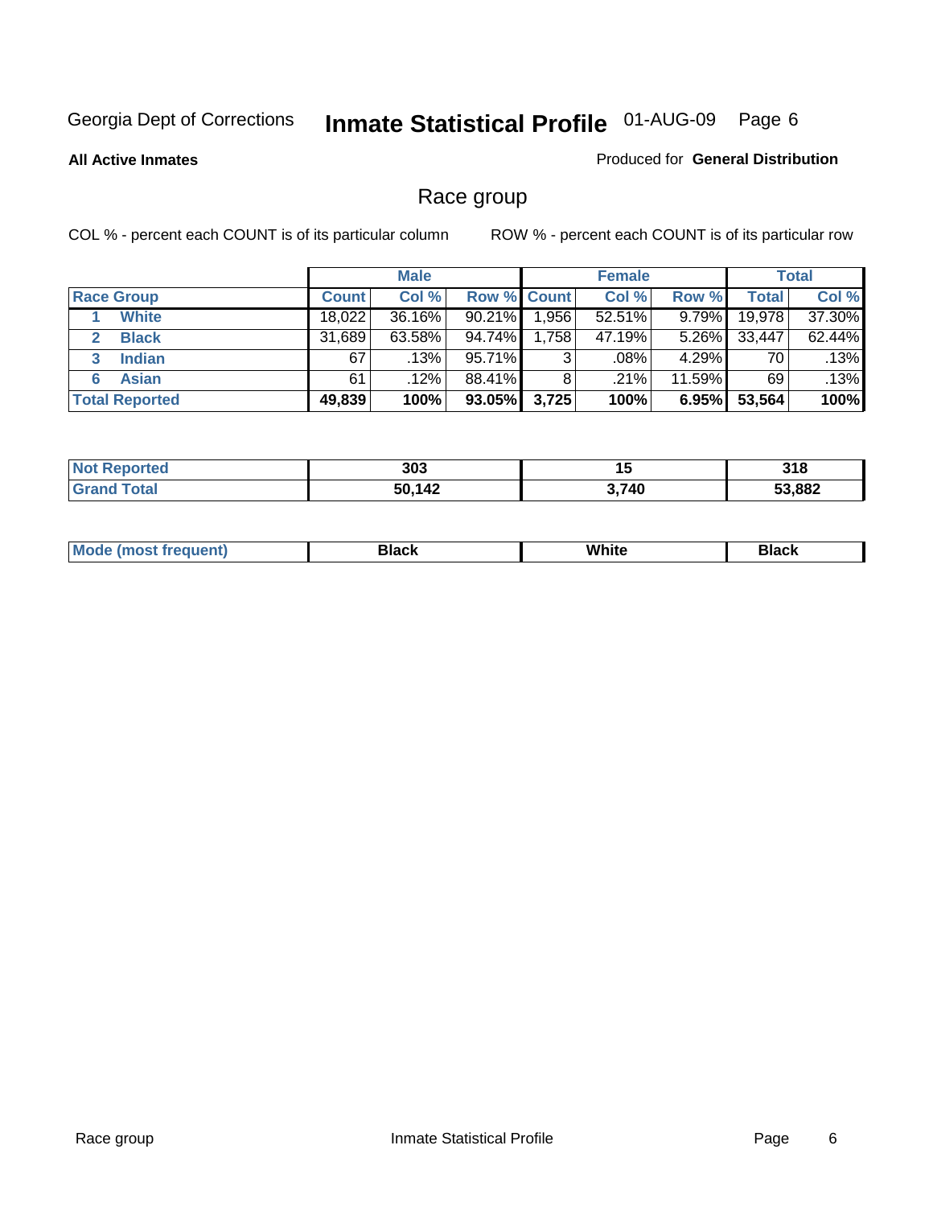Georgia Dept of Corrections **Inmate Statistical Profile** 01-AUG-09

**All Active Inmates**

Produced for **General Distribution**

## Race group

COL % - percent each COUNT is of its particular column ROW % - percent each COUNT is of its particular row

| | Male | | | Female | | | Total | |
|---|---|---|---|---|---|---|---|---|
| **Race Group** | **Count** | **Col %** | **Row %** | **Count** | **Col %** | **Row %** | **Total** | **Col %** |
| 1 **White** | 18,022 | 36.16% | 90.21% | 1,956 | 52.51% | 9.79% | 19,978 | 37.30% |
| 2 **Black** | 31,689 | 63.58% | 94.74% | 1,758 | 47.19% | 5.26% | 33,447 | 62.44% |
| 3 **Indian** | 67 | .13% | 95.71% | 3 | .08% | 4.29% | 70 | .13% |
| 6 **Asian** | 61 | .12% | 88.41% | 8 | .21% | 11.59% | 69 | .13% |
| **Total Reported** | **49,839** | **100%** | **93.05%** | **3,725** | **100%** | **6.95%** | **53,564** | **100%** |

| | Male | Female | Total |
|---|---|---|---|
| **Not Reported** | **303** | **15** | **318** |
| **Grand Total** | **50,142** | **3,740** | **53,882** |

| | Male | Female | Total |
|---|---|---|---|
| **Mode (most frequent)** | **Black** | **White** | **Black** |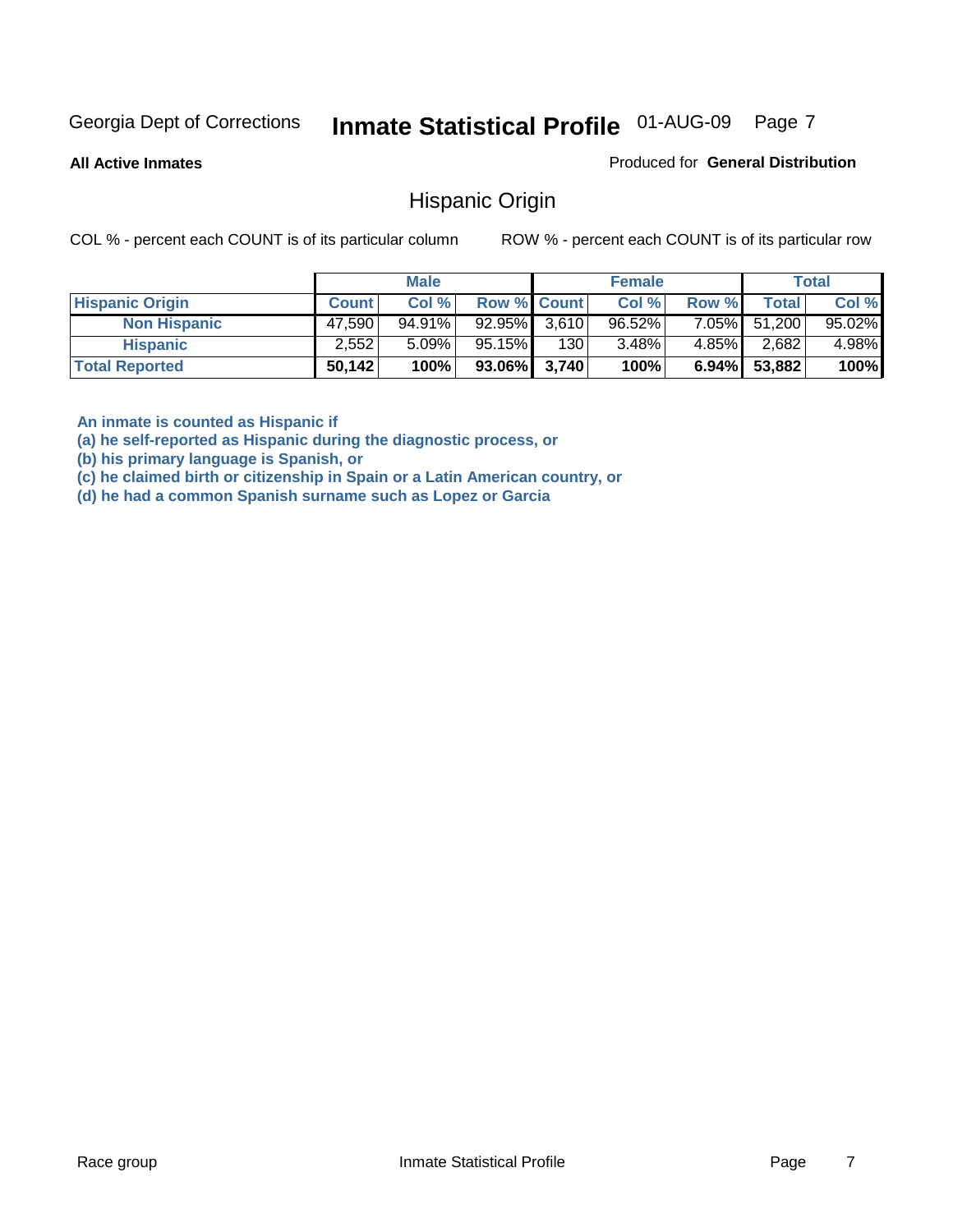Georgia Dept of Corrections **Inmate Statistical Profile** 01-AUG-09

**All Active Inmates**

Produced for **General Distribution**

## Hispanic Origin

COL % - percent each COUNT is of its particular column

ROW % - percent each COUNT is of its particular row

| | Male | | | Female | | | Total | |
|---|---|---|---|---|---|---|---|---|
| **Hispanic Origin** | **Count** | **Col %** | **Row %** | **Count** | **Col %** | **Row %** | **Total** | **Col %** |
| **Non Hispanic** | 47,590 | 94.91% | 92.95% | 3,610 | 96.52% | 7.05% | 51,200 | 95.02% |
| **Hispanic** | 2,552 | 5.09% | 95.15% | 130 | 3.48% | 4.85% | 2,682 | 4.98% |
| **Total Reported** | **50,142** | **100%** | **93.06%** | **3,740** | **100%** | **6.94%** | **53,882** | **100%** |

**An inmate is counted as Hispanic if**
**(a) he self-reported as Hispanic during the diagnostic process, or**
**(b) his primary language is Spanish, or**
**(c) he claimed birth or citizenship in Spain or a Latin American country, or**
**(d) he had a common Spanish surname such as Lopez or Garcia**

Race group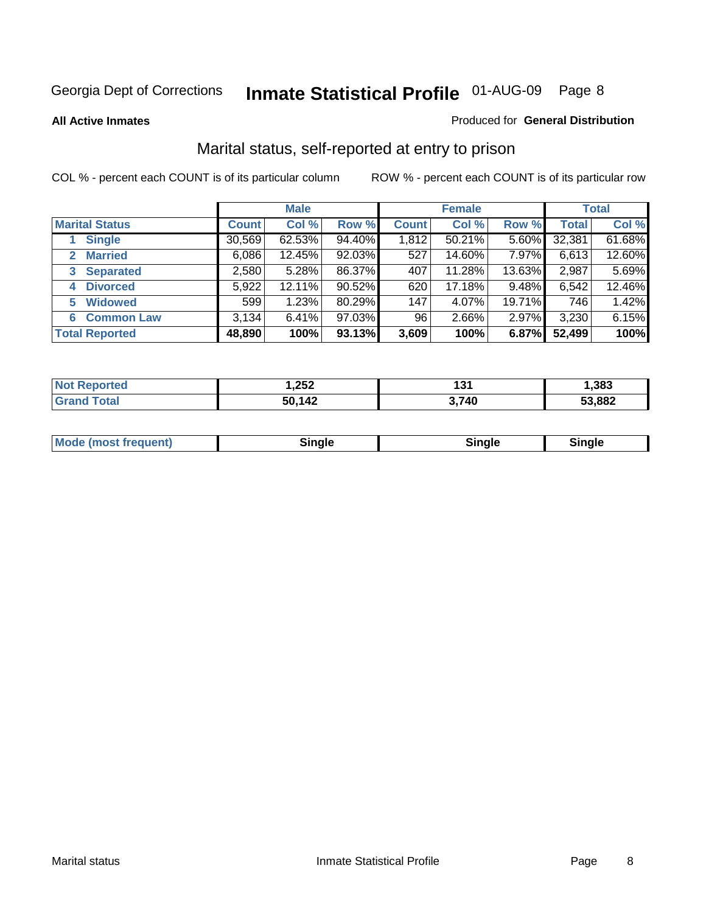Georgia Dept of Corrections **Inmate Statistical Profile** 01-AUG-09

**All Active Inmates**

Produced for **General Distribution**

## Marital status, self-reported at entry to prison

COL % - percent each COUNT is of its particular column

ROW % - percent each COUNT is of its particular row

| | Male | | | Female | | | Total | |
|---|---|---|---|---|---|---|---|---|
| **Marital Status** | **Count** | **Col %** | **Row %** | **Count** | **Col %** | **Row %** | **Total** | **Col %** |
| 1 **Single** | 30,569 | 62.53% | 94.40% | 1,812 | 50.21% | 5.60% | 32,381 | 61.68% |
| 2 **Married** | 6,086 | 12.45% | 92.03% | 527 | 14.60% | 7.97% | 6,613 | 12.60% |
| 3 **Separated** | 2,580 | 5.28% | 86.37% | 407 | 11.28% | 13.63% | 2,987 | 5.69% |
| 4 **Divorced** | 5,922 | 12.11% | 90.52% | 620 | 17.18% | 9.48% | 6,542 | 12.46% |
| 5 **Widowed** | 599 | 1.23% | 80.29% | 147 | 4.07% | 19.71% | 746 | 1.42% |
| 6 **Common Law** | 3,134 | 6.41% | 97.03% | 96 | 2.66% | 2.97% | 3,230 | 6.15% |
| **Total Reported** | **48,890** | **100%** | **93.13%** | **3,609** | **100%** | **6.87%** | **52,499** | **100%** |

| | Male | Female | Total |
|---|---|---|---|
| **Not Reported** | **1,252** | **131** | **1,383** |
| **Grand Total** | **50,142** | **3,740** | **53,882** |

| | Male | Female | Total |
|---|---|---|---|
| **Mode (most frequent)** | **Single** | **Single** | **Single** |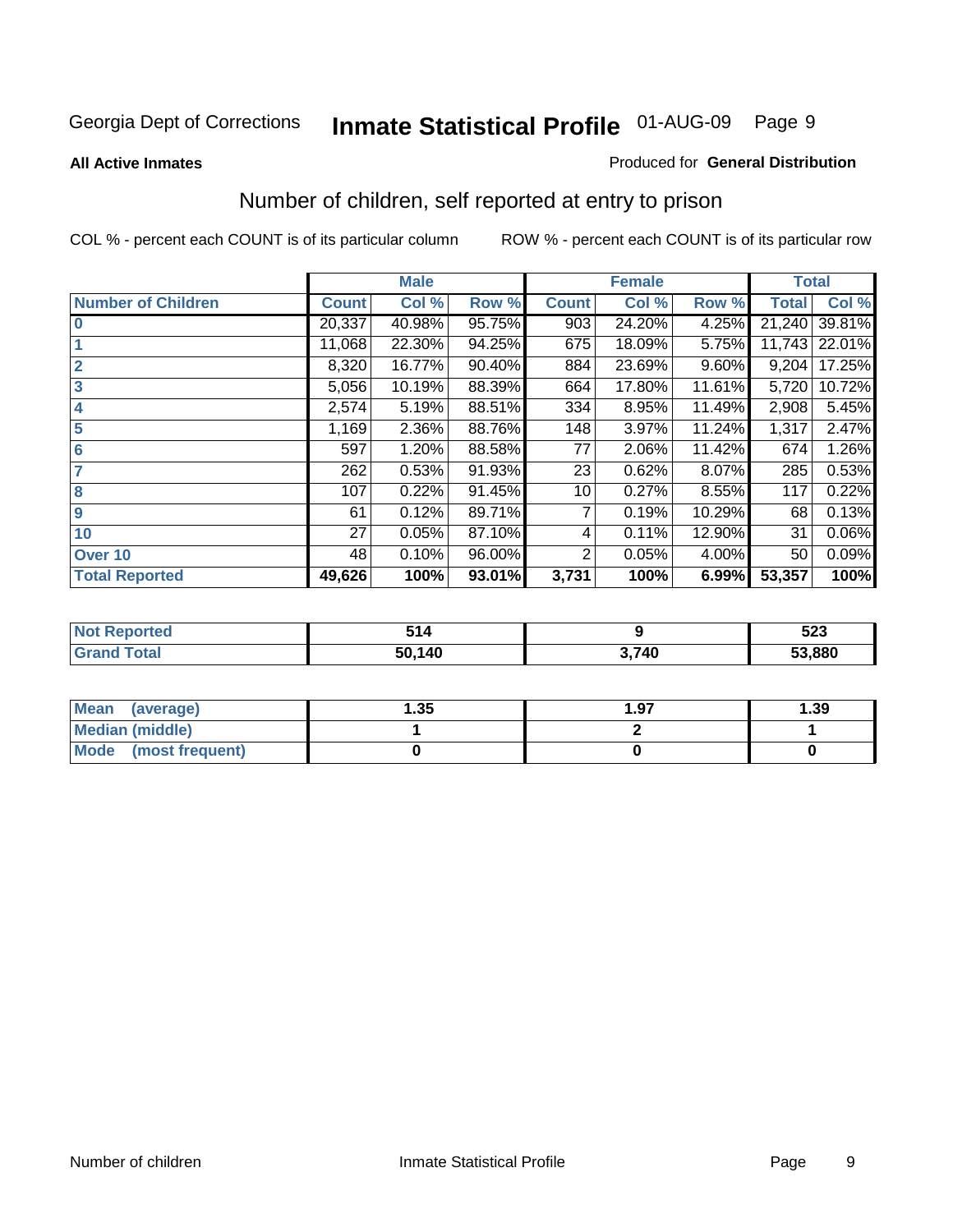Georgia Dept of Corrections **Inmate Statistical Profile** 01-AUG-09

**All Active Inmates**

Produced for **General Distribution**

## Number of children, self reported at entry to prison

COL % - percent each COUNT is of its particular column ROW % - percent each COUNT is of its particular row

| | Male | | | Female | | | Total | |
|---|---|---|---|---|---|---|---|---|
| **Number of Children** | **Count** | **Col %** | **Row %** | **Count** | **Col %** | **Row %** | **Total** | **Col %** |
| **0** | 20,337 | 40.98% | 95.75% | 903 | 24.20% | 4.25% | 21,240 | 39.81% |
| **1** | 11,068 | 22.30% | 94.25% | 675 | 18.09% | 5.75% | 11,743 | 22.01% |
| **2** | 8,320 | 16.77% | 90.40% | 884 | 23.69% | 9.60% | 9,204 | 17.25% |
| **3** | 5,056 | 10.19% | 88.39% | 664 | 17.80% | 11.61% | 5,720 | 10.72% |
| **4** | 2,574 | 5.19% | 88.51% | 334 | 8.95% | 11.49% | 2,908 | 5.45% |
| **5** | 1,169 | 2.36% | 88.76% | 148 | 3.97% | 11.24% | 1,317 | 2.47% |
| **6** | 597 | 1.20% | 88.58% | 77 | 2.06% | 11.42% | 674 | 1.26% |
| **7** | 262 | 0.53% | 91.93% | 23 | 0.62% | 8.07% | 285 | 0.53% |
| **8** | 107 | 0.22% | 91.45% | 10 | 0.27% | 8.55% | 117 | 0.22% |
| **9** | 61 | 0.12% | 89.71% | 7 | 0.19% | 10.29% | 68 | 0.13% |
| **10** | 27 | 0.05% | 87.10% | 4 | 0.11% | 12.90% | 31 | 0.06% |
| **Over 10** | 48 | 0.10% | 96.00% | 2 | 0.05% | 4.00% | 50 | 0.09% |
| **Total Reported** | **49,626** | **100%** | **93.01%** | **3,731** | **100%** | **6.99%** | **53,357** | **100%** |

| | Male | Female | Total |
|---|---|---|---|
| **Not Reported** | **514** | **9** | **523** |
| **Grand Total** | **50,140** | **3,740** | **53,880** |

| | Male | Female | Total |
|---|---|---|---|
| **Mean (average)** | **1.35** | **1.97** | **1.39** |
| **Median (middle)** | **1** | **2** | **1** |
| **Mode (most frequent)** | **0** | **0** | **0** |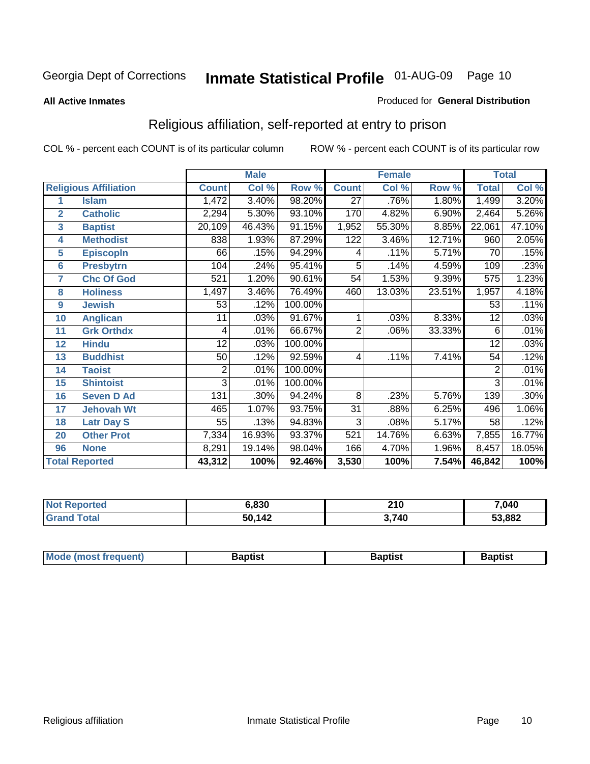Georgia Dept of Corrections **Inmate Statistical Profile** 01-AUG-09

**All Active Inmates**

Produced for **General Distribution**

## Religious affiliation, self-reported at entry to prison

COL % - percent each COUNT is of its particular column ROW % - percent each COUNT is of its particular row

| Religious Affiliation | | Male | | | Female | | | Total | |
|---|---|---|---|---|---|---|---|---|---|
| | | Count | Col % | Row % | Count | Col % | Row % | Total | Col % |
| 1 | Islam | 1,472 | 3.40% | 98.20% | 27 | .76% | 1.80% | 1,499 | 3.20% |
| 2 | Catholic | 2,294 | 5.30% | 93.10% | 170 | 4.82% | 6.90% | 2,464 | 5.26% |
| 3 | Baptist | 20,109 | 46.43% | 91.15% | 1,952 | 55.30% | 8.85% | 22,061 | 47.10% |
| 4 | Methodist | 838 | 1.93% | 87.29% | 122 | 3.46% | 12.71% | 960 | 2.05% |
| 5 | Episcopln | 66 | .15% | 94.29% | 4 | .11% | 5.71% | 70 | .15% |
| 6 | Presbytrn | 104 | .24% | 95.41% | 5 | .14% | 4.59% | 109 | .23% |
| 7 | Chc Of God | 521 | 1.20% | 90.61% | 54 | 1.53% | 9.39% | 575 | 1.23% |
| 8 | Holiness | 1,497 | 3.46% | 76.49% | 460 | 13.03% | 23.51% | 1,957 | 4.18% |
| 9 | Jewish | 53 | .12% | 100.00% | | | | 53 | .11% |
| 10 | Anglican | 11 | .03% | 91.67% | 1 | .03% | 8.33% | 12 | .03% |
| 11 | Grk Orthdx | 4 | .01% | 66.67% | 2 | .06% | 33.33% | 6 | .01% |
| 12 | Hindu | 12 | .03% | 100.00% | | | | 12 | .03% |
| 13 | Buddhist | 50 | .12% | 92.59% | 4 | .11% | 7.41% | 54 | .12% |
| 14 | Taoist | 2 | .01% | 100.00% | | | | 2 | .01% |
| 15 | Shintoist | 3 | .01% | 100.00% | | | | 3 | .01% |
| 16 | Seven D Ad | 131 | .30% | 94.24% | 8 | .23% | 5.76% | 139 | .30% |
| 17 | Jehovah Wt | 465 | 1.07% | 93.75% | 31 | .88% | 6.25% | 496 | 1.06% |
| 18 | Latr Day S | 55 | .13% | 94.83% | 3 | .08% | 5.17% | 58 | .12% |
| 20 | Other Prot | 7,334 | 16.93% | 93.37% | 521 | 14.76% | 6.63% | 7,855 | 16.77% |
| 96 | None | 8,291 | 19.14% | 98.04% | 166 | 4.70% | 1.96% | 8,457 | 18.05% |
| **Total Reported** | | **43,312** | **100%** | **92.46%** | **3,530** | **100%** | **7.54%** | **46,842** | **100%** |

| | Male | Female | Total |
|---|---|---|---|
| Not Reported | **6,830** | **210** | **7,040** |
| Grand Total | **50,142** | **3,740** | **53,882** |

| | Male | Female | Total |
|---|---|---|---|
| Mode (most frequent) | **Baptist** | **Baptist** | **Baptist** |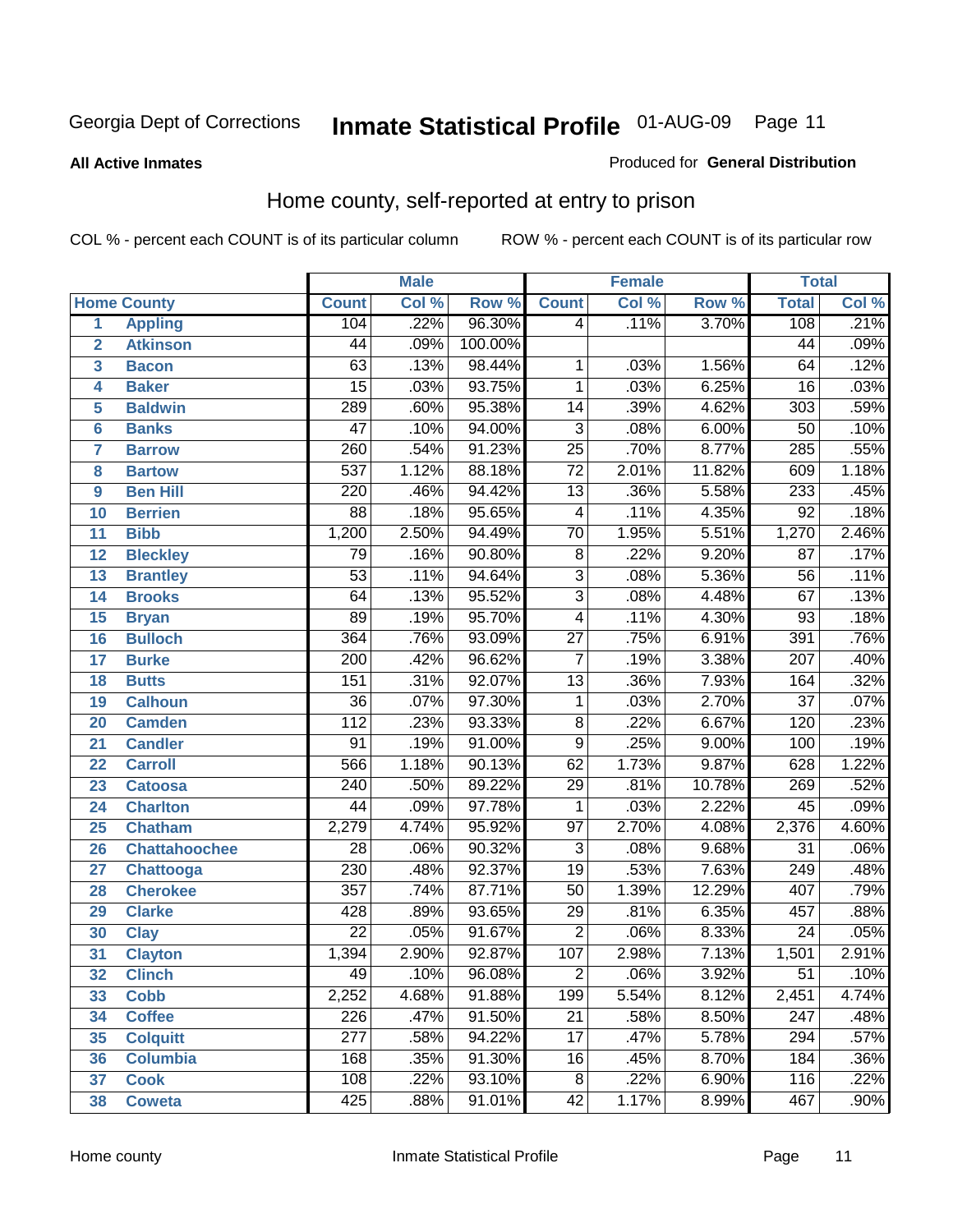Georgia Dept of Corrections

# Inmate Statistical Profile 01-AUG-09

**All Active Inmates**

Produced for **General Distribution**

## Home county, self-reported at entry to prison

COL % - percent each COUNT is of its particular column

ROW % - percent each COUNT is of its particular row

| Home County | | Male | | | Female | | | Total | |
|---|---|---|---|---|---|---|---|---|---|
| | | Count | Col % | Row % | Count | Col % | Row % | Total | Col % |
| 1 | Appling | 104 | .22% | 96.30% | 4 | .11% | 3.70% | 108 | .21% |
| 2 | Atkinson | 44 | .09% | 100.00% | | | | 44 | .09% |
| 3 | Bacon | 63 | .13% | 98.44% | 1 | .03% | 1.56% | 64 | .12% |
| 4 | Baker | 15 | .03% | 93.75% | 1 | .03% | 6.25% | 16 | .03% |
| 5 | Baldwin | 289 | .60% | 95.38% | 14 | .39% | 4.62% | 303 | .59% |
| 6 | Banks | 47 | .10% | 94.00% | 3 | .08% | 6.00% | 50 | .10% |
| 7 | Barrow | 260 | .54% | 91.23% | 25 | .70% | 8.77% | 285 | .55% |
| 8 | Bartow | 537 | 1.12% | 88.18% | 72 | 2.01% | 11.82% | 609 | 1.18% |
| 9 | Ben Hill | 220 | .46% | 94.42% | 13 | .36% | 5.58% | 233 | .45% |
| 10 | Berrien | 88 | .18% | 95.65% | 4 | .11% | 4.35% | 92 | .18% |
| 11 | Bibb | 1,200 | 2.50% | 94.49% | 70 | 1.95% | 5.51% | 1,270 | 2.46% |
| 12 | Bleckley | 79 | .16% | 90.80% | 8 | .22% | 9.20% | 87 | .17% |
| 13 | Brantley | 53 | .11% | 94.64% | 3 | .08% | 5.36% | 56 | .11% |
| 14 | Brooks | 64 | .13% | 95.52% | 3 | .08% | 4.48% | 67 | .13% |
| 15 | Bryan | 89 | .19% | 95.70% | 4 | .11% | 4.30% | 93 | .18% |
| 16 | Bulloch | 364 | .76% | 93.09% | 27 | .75% | 6.91% | 391 | .76% |
| 17 | Burke | 200 | .42% | 96.62% | 7 | .19% | 3.38% | 207 | .40% |
| 18 | Butts | 151 | .31% | 92.07% | 13 | .36% | 7.93% | 164 | .32% |
| 19 | Calhoun | 36 | .07% | 97.30% | 1 | .03% | 2.70% | 37 | .07% |
| 20 | Camden | 112 | .23% | 93.33% | 8 | .22% | 6.67% | 120 | .23% |
| 21 | Candler | 91 | .19% | 91.00% | 9 | .25% | 9.00% | 100 | .19% |
| 22 | Carroll | 566 | 1.18% | 90.13% | 62 | 1.73% | 9.87% | 628 | 1.22% |
| 23 | Catoosa | 240 | .50% | 89.22% | 29 | .81% | 10.78% | 269 | .52% |
| 24 | Charlton | 44 | .09% | 97.78% | 1 | .03% | 2.22% | 45 | .09% |
| 25 | Chatham | 2,279 | 4.74% | 95.92% | 97 | 2.70% | 4.08% | 2,376 | 4.60% |
| 26 | Chattahoochee | 28 | .06% | 90.32% | 3 | .08% | 9.68% | 31 | .06% |
| 27 | Chattooga | 230 | .48% | 92.37% | 19 | .53% | 7.63% | 249 | .48% |
| 28 | Cherokee | 357 | .74% | 87.71% | 50 | 1.39% | 12.29% | 407 | .79% |
| 29 | Clarke | 428 | .89% | 93.65% | 29 | .81% | 6.35% | 457 | .88% |
| 30 | Clay | 22 | .05% | 91.67% | 2 | .06% | 8.33% | 24 | .05% |
| 31 | Clayton | 1,394 | 2.90% | 92.87% | 107 | 2.98% | 7.13% | 1,501 | 2.91% |
| 32 | Clinch | 49 | .10% | 96.08% | 2 | .06% | 3.92% | 51 | .10% |
| 33 | Cobb | 2,252 | 4.68% | 91.88% | 199 | 5.54% | 8.12% | 2,451 | 4.74% |
| 34 | Coffee | 226 | .47% | 91.50% | 21 | .58% | 8.50% | 247 | .48% |
| 35 | Colquitt | 277 | .58% | 94.22% | 17 | .47% | 5.78% | 294 | .57% |
| 36 | Columbia | 168 | .35% | 91.30% | 16 | .45% | 8.70% | 184 | .36% |
| 37 | Cook | 108 | .22% | 93.10% | 8 | .22% | 6.90% | 116 | .22% |
| 38 | Coweta | 425 | .88% | 91.01% | 42 | 1.17% | 8.99% | 467 | .90% |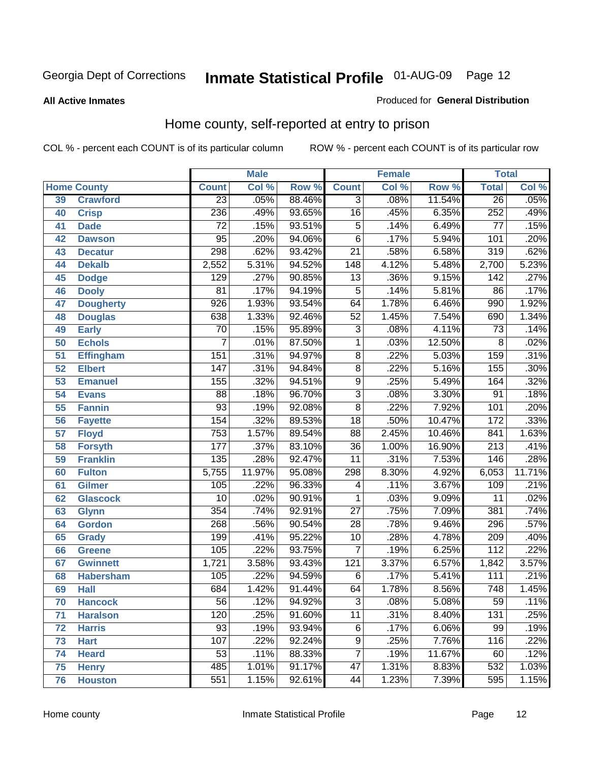Georgia Dept of Corrections **Inmate Statistical Profile** 01-AUG-09 Page 12

**All Active Inmates**

Produced for **General Distribution**

## Home county, self-reported at entry to prison

COL % - percent each COUNT is of its particular column ROW % - percent each COUNT is of its particular row

| Home County | | Male | | | Female | | | Total | |
|---|---|---|---|---|---|---|---|---|---|
| | | Count | Col % | Row % | Count | Col % | Row % | Total | Col % |
| 39 | Crawford | 23 | .05% | 88.46% | 3 | .08% | 11.54% | 26 | .05% |
| 40 | Crisp | 236 | .49% | 93.65% | 16 | .45% | 6.35% | 252 | .49% |
| 41 | Dade | 72 | .15% | 93.51% | 5 | .14% | 6.49% | 77 | .15% |
| 42 | Dawson | 95 | .20% | 94.06% | 6 | .17% | 5.94% | 101 | .20% |
| 43 | Decatur | 298 | .62% | 93.42% | 21 | .58% | 6.58% | 319 | .62% |
| 44 | Dekalb | 2,552 | 5.31% | 94.52% | 148 | 4.12% | 5.48% | 2,700 | 5.23% |
| 45 | Dodge | 129 | .27% | 90.85% | 13 | .36% | 9.15% | 142 | .27% |
| 46 | Dooly | 81 | .17% | 94.19% | 5 | .14% | 5.81% | 86 | .17% |
| 47 | Dougherty | 926 | 1.93% | 93.54% | 64 | 1.78% | 6.46% | 990 | 1.92% |
| 48 | Douglas | 638 | 1.33% | 92.46% | 52 | 1.45% | 7.54% | 690 | 1.34% |
| 49 | Early | 70 | .15% | 95.89% | 3 | .08% | 4.11% | 73 | .14% |
| 50 | Echols | 7 | .01% | 87.50% | 1 | .03% | 12.50% | 8 | .02% |
| 51 | Effingham | 151 | .31% | 94.97% | 8 | .22% | 5.03% | 159 | .31% |
| 52 | Elbert | 147 | .31% | 94.84% | 8 | .22% | 5.16% | 155 | .30% |
| 53 | Emanuel | 155 | .32% | 94.51% | 9 | .25% | 5.49% | 164 | .32% |
| 54 | Evans | 88 | .18% | 96.70% | 3 | .08% | 3.30% | 91 | .18% |
| 55 | Fannin | 93 | .19% | 92.08% | 8 | .22% | 7.92% | 101 | .20% |
| 56 | Fayette | 154 | .32% | 89.53% | 18 | .50% | 10.47% | 172 | .33% |
| 57 | Floyd | 753 | 1.57% | 89.54% | 88 | 2.45% | 10.46% | 841 | 1.63% |
| 58 | Forsyth | 177 | .37% | 83.10% | 36 | 1.00% | 16.90% | 213 | .41% |
| 59 | Franklin | 135 | .28% | 92.47% | 11 | .31% | 7.53% | 146 | .28% |
| 60 | Fulton | 5,755 | 11.97% | 95.08% | 298 | 8.30% | 4.92% | 6,053 | 11.71% |
| 61 | Gilmer | 105 | .22% | 96.33% | 4 | .11% | 3.67% | 109 | .21% |
| 62 | Glascock | 10 | .02% | 90.91% | 1 | .03% | 9.09% | 11 | .02% |
| 63 | Glynn | 354 | .74% | 92.91% | 27 | .75% | 7.09% | 381 | .74% |
| 64 | Gordon | 268 | .56% | 90.54% | 28 | .78% | 9.46% | 296 | .57% |
| 65 | Grady | 199 | .41% | 95.22% | 10 | .28% | 4.78% | 209 | .40% |
| 66 | Greene | 105 | .22% | 93.75% | 7 | .19% | 6.25% | 112 | .22% |
| 67 | Gwinnett | 1,721 | 3.58% | 93.43% | 121 | 3.37% | 6.57% | 1,842 | 3.57% |
| 68 | Habersham | 105 | .22% | 94.59% | 6 | .17% | 5.41% | 111 | .21% |
| 69 | Hall | 684 | 1.42% | 91.44% | 64 | 1.78% | 8.56% | 748 | 1.45% |
| 70 | Hancock | 56 | .12% | 94.92% | 3 | .08% | 5.08% | 59 | .11% |
| 71 | Haralson | 120 | .25% | 91.60% | 11 | .31% | 8.40% | 131 | .25% |
| 72 | Harris | 93 | .19% | 93.94% | 6 | .17% | 6.06% | 99 | .19% |
| 73 | Hart | 107 | .22% | 92.24% | 9 | .25% | 7.76% | 116 | .22% |
| 74 | Heard | 53 | .11% | 88.33% | 7 | .19% | 11.67% | 60 | .12% |
| 75 | Henry | 485 | 1.01% | 91.17% | 47 | 1.31% | 8.83% | 532 | 1.03% |
| 76 | Houston | 551 | 1.15% | 92.61% | 44 | 1.23% | 7.39% | 595 | 1.15% |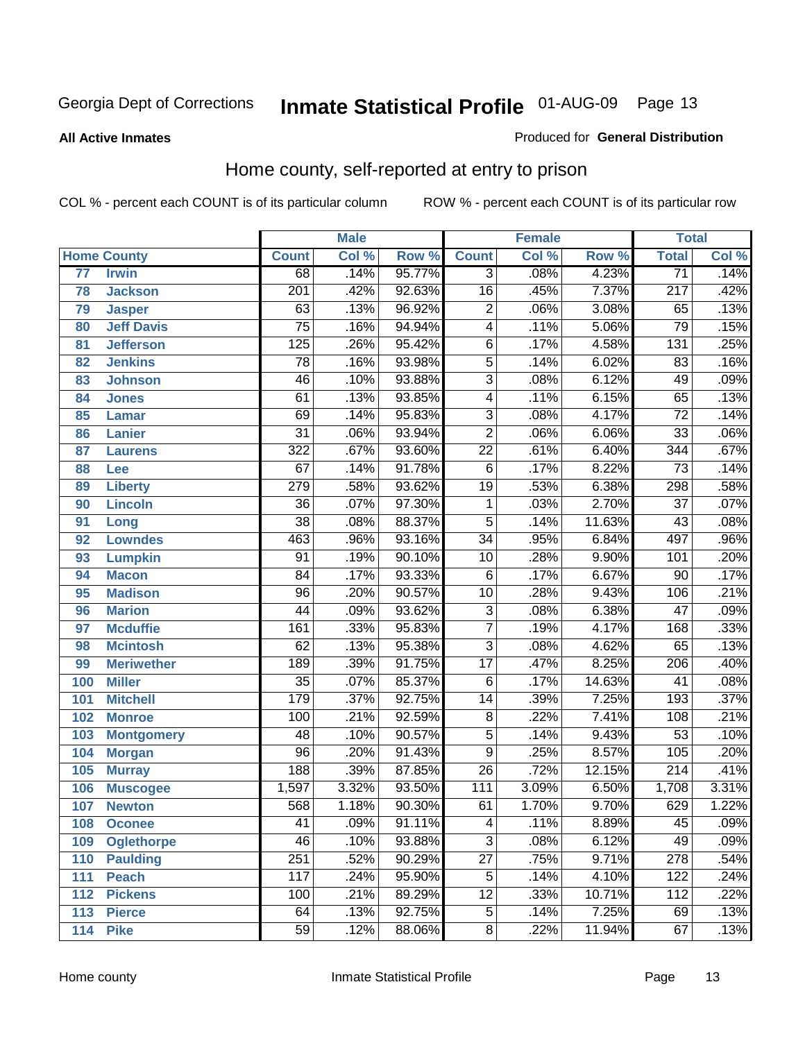Georgia Dept of Corrections **Inmate Statistical Profile** 01-AUG-09

**All Active Inmates**

Produced for **General Distribution**

## Home county, self-reported at entry to prison

COL % - percent each COUNT is of its particular column ROW % - percent each COUNT is of its particular row

| Home County | | Male | | | Female | | | Total | |
|---|---|---|---|---|---|---|---|---|---|
| | | Count | Col % | Row % | Count | Col % | Row % | Total | Col % |
| 77 | Irwin | 68 | .14% | 95.77% | 3 | .08% | 4.23% | 71 | .14% |
| 78 | Jackson | 201 | .42% | 92.63% | 16 | .45% | 7.37% | 217 | .42% |
| 79 | Jasper | 63 | .13% | 96.92% | 2 | .06% | 3.08% | 65 | .13% |
| 80 | Jeff Davis | 75 | .16% | 94.94% | 4 | .11% | 5.06% | 79 | .15% |
| 81 | Jefferson | 125 | .26% | 95.42% | 6 | .17% | 4.58% | 131 | .25% |
| 82 | Jenkins | 78 | .16% | 93.98% | 5 | .14% | 6.02% | 83 | .16% |
| 83 | Johnson | 46 | .10% | 93.88% | 3 | .08% | 6.12% | 49 | .09% |
| 84 | Jones | 61 | .13% | 93.85% | 4 | .11% | 6.15% | 65 | .13% |
| 85 | Lamar | 69 | .14% | 95.83% | 3 | .08% | 4.17% | 72 | .14% |
| 86 | Lanier | 31 | .06% | 93.94% | 2 | .06% | 6.06% | 33 | .06% |
| 87 | Laurens | 322 | .67% | 93.60% | 22 | .61% | 6.40% | 344 | .67% |
| 88 | Lee | 67 | .14% | 91.78% | 6 | .17% | 8.22% | 73 | .14% |
| 89 | Liberty | 279 | .58% | 93.62% | 19 | .53% | 6.38% | 298 | .58% |
| 90 | Lincoln | 36 | .07% | 97.30% | 1 | .03% | 2.70% | 37 | .07% |
| 91 | Long | 38 | .08% | 88.37% | 5 | .14% | 11.63% | 43 | .08% |
| 92 | Lowndes | 463 | .96% | 93.16% | 34 | .95% | 6.84% | 497 | .96% |
| 93 | Lumpkin | 91 | .19% | 90.10% | 10 | .28% | 9.90% | 101 | .20% |
| 94 | Macon | 84 | .17% | 93.33% | 6 | .17% | 6.67% | 90 | .17% |
| 95 | Madison | 96 | .20% | 90.57% | 10 | .28% | 9.43% | 106 | .21% |
| 96 | Marion | 44 | .09% | 93.62% | 3 | .08% | 6.38% | 47 | .09% |
| 97 | Mcduffie | 161 | .33% | 95.83% | 7 | .19% | 4.17% | 168 | .33% |
| 98 | Mcintosh | 62 | .13% | 95.38% | 3 | .08% | 4.62% | 65 | .13% |
| 99 | Meriwether | 189 | .39% | 91.75% | 17 | .47% | 8.25% | 206 | .40% |
| 100 | Miller | 35 | .07% | 85.37% | 6 | .17% | 14.63% | 41 | .08% |
| 101 | Mitchell | 179 | .37% | 92.75% | 14 | .39% | 7.25% | 193 | .37% |
| 102 | Monroe | 100 | .21% | 92.59% | 8 | .22% | 7.41% | 108 | .21% |
| 103 | Montgomery | 48 | .10% | 90.57% | 5 | .14% | 9.43% | 53 | .10% |
| 104 | Morgan | 96 | .20% | 91.43% | 9 | .25% | 8.57% | 105 | .20% |
| 105 | Murray | 188 | .39% | 87.85% | 26 | .72% | 12.15% | 214 | .41% |
| 106 | Muscogee | 1,597 | 3.32% | 93.50% | 111 | 3.09% | 6.50% | 1,708 | 3.31% |
| 107 | Newton | 568 | 1.18% | 90.30% | 61 | 1.70% | 9.70% | 629 | 1.22% |
| 108 | Oconee | 41 | .09% | 91.11% | 4 | .11% | 8.89% | 45 | .09% |
| 109 | Oglethorpe | 46 | .10% | 93.88% | 3 | .08% | 6.12% | 49 | .09% |
| 110 | Paulding | 251 | .52% | 90.29% | 27 | .75% | 9.71% | 278 | .54% |
| 111 | Peach | 117 | .24% | 95.90% | 5 | .14% | 4.10% | 122 | .24% |
| 112 | Pickens | 100 | .21% | 89.29% | 12 | .33% | 10.71% | 112 | .22% |
| 113 | Pierce | 64 | .13% | 92.75% | 5 | .14% | 7.25% | 69 | .13% |
| 114 | Pike | 59 | .12% | 88.06% | 8 | .22% | 11.94% | 67 | .13% |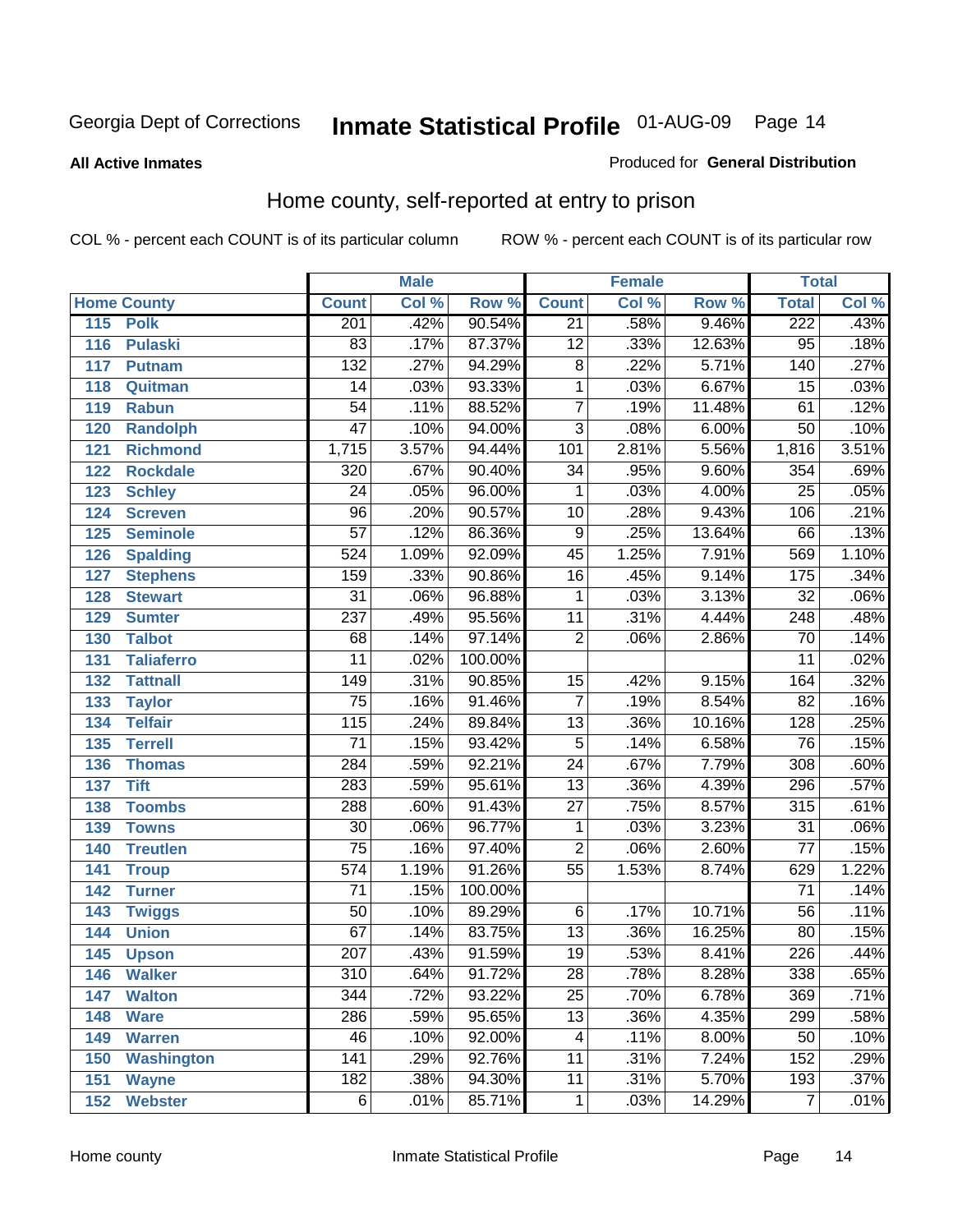Georgia Dept of Corrections **Inmate Statistical Profile** 01-AUG-09

**All Active Inmates**

Produced for **General Distribution**

## Home county, self-reported at entry to prison

COL % - percent each COUNT is of its particular column    ROW % - percent each COUNT is of its particular row

| Home County | | Male | | | Female | | | Total | |
|---|---|---|---|---|---|---|---|---|---|
| | | Count | Col % | Row % | Count | Col % | Row % | Total | Col % |
| 115 | Polk | 201 | .42% | 90.54% | 21 | .58% | 9.46% | 222 | .43% |
| 116 | Pulaski | 83 | .17% | 87.37% | 12 | .33% | 12.63% | 95 | .18% |
| 117 | Putnam | 132 | .27% | 94.29% | 8 | .22% | 5.71% | 140 | .27% |
| 118 | Quitman | 14 | .03% | 93.33% | 1 | .03% | 6.67% | 15 | .03% |
| 119 | Rabun | 54 | .11% | 88.52% | 7 | .19% | 11.48% | 61 | .12% |
| 120 | Randolph | 47 | .10% | 94.00% | 3 | .08% | 6.00% | 50 | .10% |
| 121 | Richmond | 1,715 | 3.57% | 94.44% | 101 | 2.81% | 5.56% | 1,816 | 3.51% |
| 122 | Rockdale | 320 | .67% | 90.40% | 34 | .95% | 9.60% | 354 | .69% |
| 123 | Schley | 24 | .05% | 96.00% | 1 | .03% | 4.00% | 25 | .05% |
| 124 | Screven | 96 | .20% | 90.57% | 10 | .28% | 9.43% | 106 | .21% |
| 125 | Seminole | 57 | .12% | 86.36% | 9 | .25% | 13.64% | 66 | .13% |
| 126 | Spalding | 524 | 1.09% | 92.09% | 45 | 1.25% | 7.91% | 569 | 1.10% |
| 127 | Stephens | 159 | .33% | 90.86% | 16 | .45% | 9.14% | 175 | .34% |
| 128 | Stewart | 31 | .06% | 96.88% | 1 | .03% | 3.13% | 32 | .06% |
| 129 | Sumter | 237 | .49% | 95.56% | 11 | .31% | 4.44% | 248 | .48% |
| 130 | Talbot | 68 | .14% | 97.14% | 2 | .06% | 2.86% | 70 | .14% |
| 131 | Taliaferro | 11 | .02% | 100.00% | | | | 11 | .02% |
| 132 | Tattnall | 149 | .31% | 90.85% | 15 | .42% | 9.15% | 164 | .32% |
| 133 | Taylor | 75 | .16% | 91.46% | 7 | .19% | 8.54% | 82 | .16% |
| 134 | Telfair | 115 | .24% | 89.84% | 13 | .36% | 10.16% | 128 | .25% |
| 135 | Terrell | 71 | .15% | 93.42% | 5 | .14% | 6.58% | 76 | .15% |
| 136 | Thomas | 284 | .59% | 92.21% | 24 | .67% | 7.79% | 308 | .60% |
| 137 | Tift | 283 | .59% | 95.61% | 13 | .36% | 4.39% | 296 | .57% |
| 138 | Toombs | 288 | .60% | 91.43% | 27 | .75% | 8.57% | 315 | .61% |
| 139 | Towns | 30 | .06% | 96.77% | 1 | .03% | 3.23% | 31 | .06% |
| 140 | Treutlen | 75 | .16% | 97.40% | 2 | .06% | 2.60% | 77 | .15% |
| 141 | Troup | 574 | 1.19% | 91.26% | 55 | 1.53% | 8.74% | 629 | 1.22% |
| 142 | Turner | 71 | .15% | 100.00% | | | | 71 | .14% |
| 143 | Twiggs | 50 | .10% | 89.29% | 6 | .17% | 10.71% | 56 | .11% |
| 144 | Union | 67 | .14% | 83.75% | 13 | .36% | 16.25% | 80 | .15% |
| 145 | Upson | 207 | .43% | 91.59% | 19 | .53% | 8.41% | 226 | .44% |
| 146 | Walker | 310 | .64% | 91.72% | 28 | .78% | 8.28% | 338 | .65% |
| 147 | Walton | 344 | .72% | 93.22% | 25 | .70% | 6.78% | 369 | .71% |
| 148 | Ware | 286 | .59% | 95.65% | 13 | .36% | 4.35% | 299 | .58% |
| 149 | Warren | 46 | .10% | 92.00% | 4 | .11% | 8.00% | 50 | .10% |
| 150 | Washington | 141 | .29% | 92.76% | 11 | .31% | 7.24% | 152 | .29% |
| 151 | Wayne | 182 | .38% | 94.30% | 11 | .31% | 5.70% | 193 | .37% |
| 152 | Webster | 6 | .01% | 85.71% | 1 | .03% | 14.29% | 7 | .01% |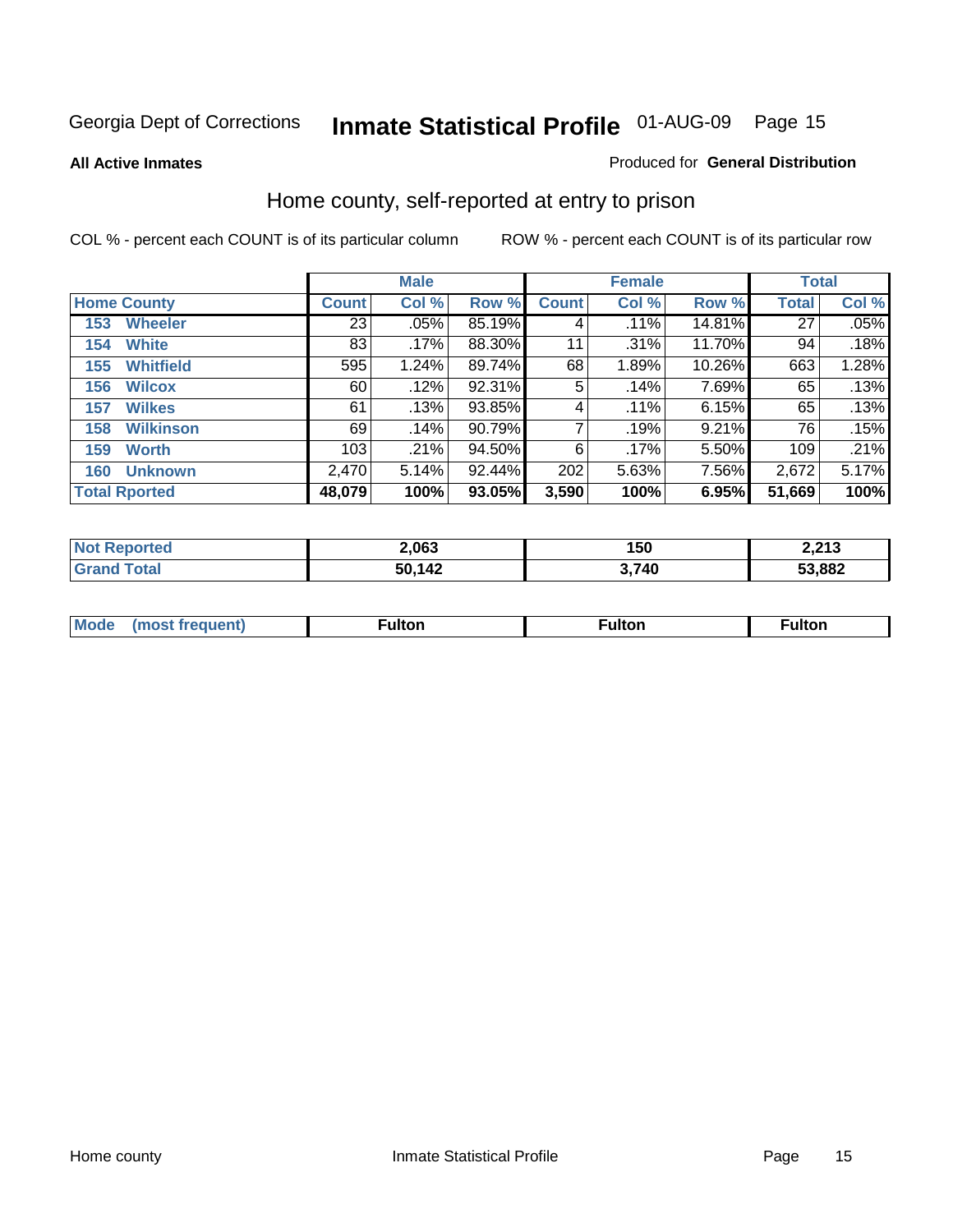Georgia Dept of Corrections **Inmate Statistical Profile** 01-AUG-09

**All Active Inmates**

Produced for **General Distribution**

## Home county, self-reported at entry to prison

COL % - percent each COUNT is of its particular column    ROW % - percent each COUNT is of its particular row

| | Male | | | Female | | | Total | |
|---|---|---|---|---|---|---|---|---|
| **Home County** | **Count** | **Col %** | **Row %** | **Count** | **Col %** | **Row %** | **Total** | **Col %** |
| 153 Wheeler | 23 | .05% | 85.19% | 4 | .11% | 14.81% | 27 | .05% |
| 154 White | 83 | .17% | 88.30% | 11 | .31% | 11.70% | 94 | .18% |
| 155 Whitfield | 595 | 1.24% | 89.74% | 68 | 1.89% | 10.26% | 663 | 1.28% |
| 156 Wilcox | 60 | .12% | 92.31% | 5 | .14% | 7.69% | 65 | .13% |
| 157 Wilkes | 61 | .13% | 93.85% | 4 | .11% | 6.15% | 65 | .13% |
| 158 Wilkinson | 69 | .14% | 90.79% | 7 | .19% | 9.21% | 76 | .15% |
| 159 Worth | 103 | .21% | 94.50% | 6 | .17% | 5.50% | 109 | .21% |
| 160 Unknown | 2,470 | 5.14% | 92.44% | 202 | 5.63% | 7.56% | 2,672 | 5.17% |
| **Total Rported** | **48,079** | **100%** | **93.05%** | **3,590** | **100%** | **6.95%** | **51,669** | **100%** |

| | Male | Female | Total |
|---|---|---|---|
| **Not Reported** | **2,063** | **150** | **2,213** |
| **Grand Total** | **50,142** | **3,740** | **53,882** |

| | Male | Female | Total |
|---|---|---|---|
| **Mode (most frequent)** | **Fulton** | **Fulton** | **Fulton** |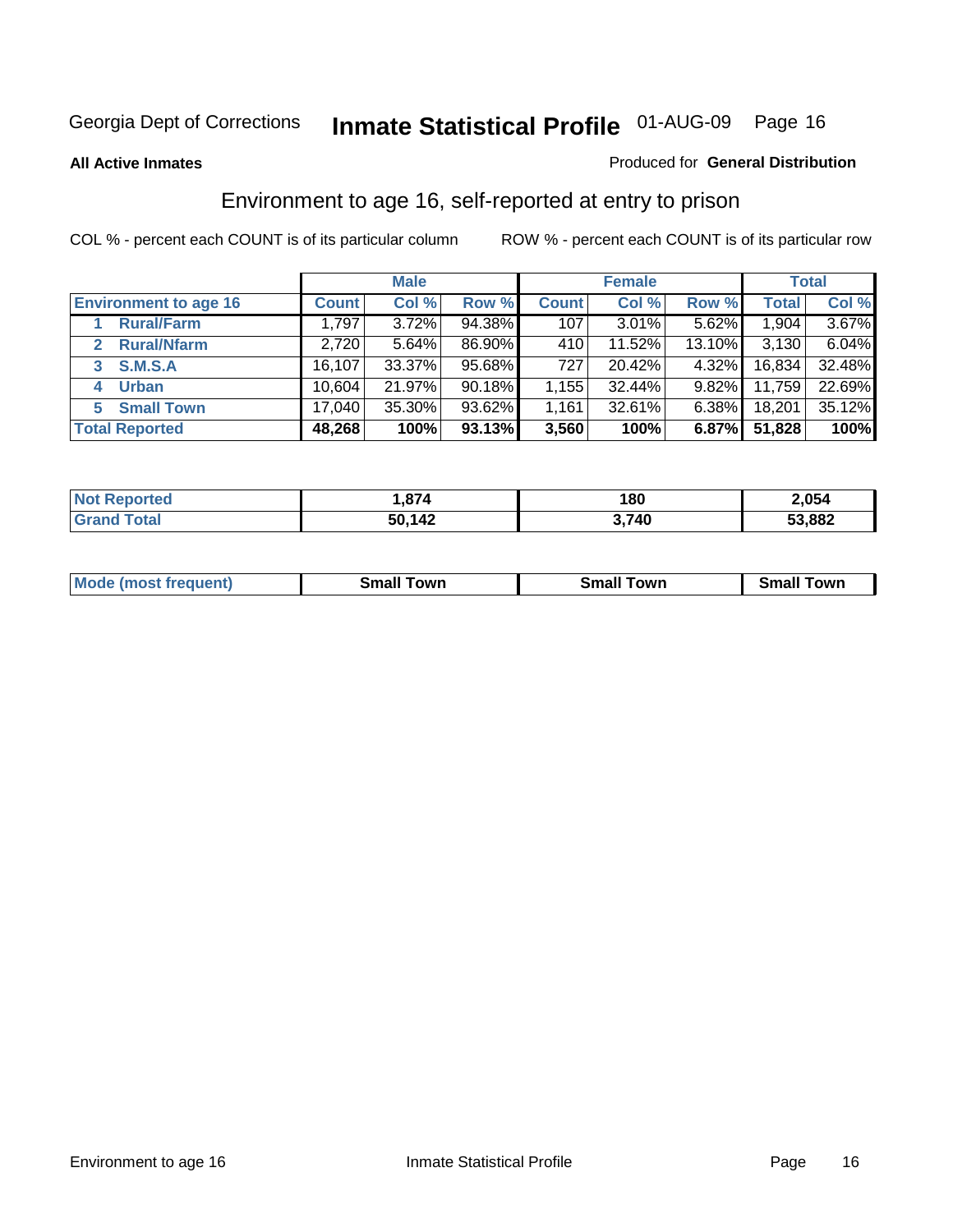Georgia Dept of Corrections **Inmate Statistical Profile** 01-AUG-09 Page 16

**All Active Inmates**

Produced for **General Distribution**

## Environment to age 16, self-reported at entry to prison

COL % - percent each COUNT is of its particular column ROW % - percent each COUNT is of its particular row

| | Male | | | Female | | | Total | |
|---|---|---|---|---|---|---|---|---|
| **Environment to age 16** | **Count** | **Col %** | **Row %** | **Count** | **Col %** | **Row %** | **Total** | **Col %** |
| 1 **Rural/Farm** | 1,797 | 3.72% | 94.38% | 107 | 3.01% | 5.62% | 1,904 | 3.67% |
| 2 **Rural/Nfarm** | 2,720 | 5.64% | 86.90% | 410 | 11.52% | 13.10% | 3,130 | 6.04% |
| 3 **S.M.S.A** | 16,107 | 33.37% | 95.68% | 727 | 20.42% | 4.32% | 16,834 | 32.48% |
| 4 **Urban** | 10,604 | 21.97% | 90.18% | 1,155 | 32.44% | 9.82% | 11,759 | 22.69% |
| 5 **Small Town** | 17,040 | 35.30% | 93.62% | 1,161 | 32.61% | 6.38% | 18,201 | 35.12% |
| **Total Reported** | **48,268** | **100%** | **93.13%** | **3,560** | **100%** | **6.87%** | **51,828** | **100%** |

| | Male | Female | Total |
|---|---|---|---|
| **Not Reported** | **1,874** | **180** | **2,054** |
| **Grand Total** | **50,142** | **3,740** | **53,882** |

| | Male | Female | Total |
|---|---|---|---|
| **Mode (most frequent)** | **Small Town** | **Small Town** | **Small Town** |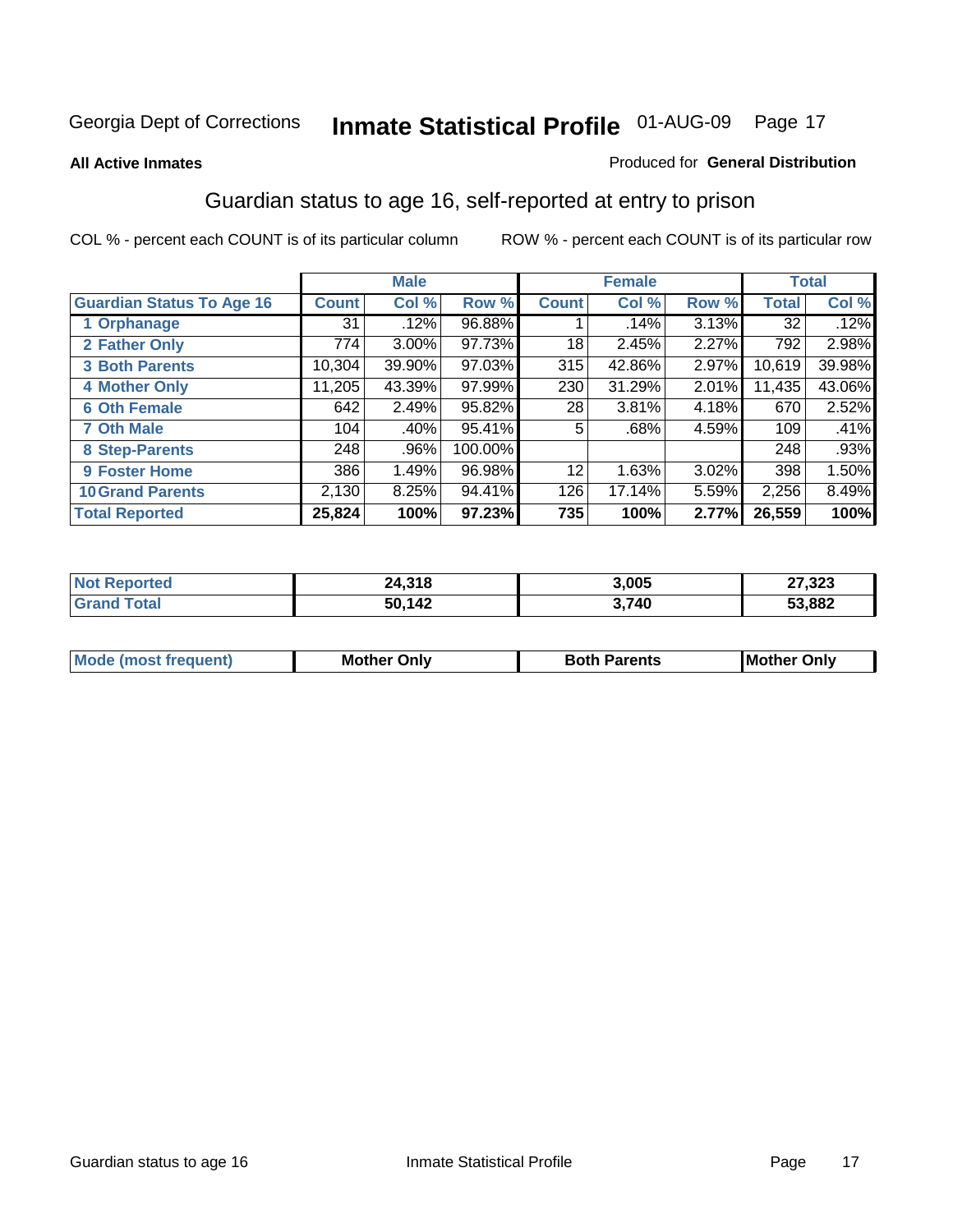Georgia Dept of Corrections **Inmate Statistical Profile** 01-AUG-09 Page 17

**All Active Inmates**

Produced for **General Distribution**

## Guardian status to age 16, self-reported at entry to prison

COL % - percent each COUNT is of its particular column

ROW % - percent each COUNT is of its particular row

| | Male | | | Female | | | Total | |
|---|---|---|---|---|---|---|---|---|
| **Guardian Status To Age 16** | **Count** | **Col %** | **Row %** | **Count** | **Col %** | **Row %** | **Total** | **Col %** |
| 1 Orphanage | 31 | .12% | 96.88% | 1 | .14% | 3.13% | 32 | .12% |
| 2 Father Only | 774 | 3.00% | 97.73% | 18 | 2.45% | 2.27% | 792 | 2.98% |
| 3 Both Parents | 10,304 | 39.90% | 97.03% | 315 | 42.86% | 2.97% | 10,619 | 39.98% |
| 4 Mother Only | 11,205 | 43.39% | 97.99% | 230 | 31.29% | 2.01% | 11,435 | 43.06% |
| 6 Oth Female | 642 | 2.49% | 95.82% | 28 | 3.81% | 4.18% | 670 | 2.52% |
| 7 Oth Male | 104 | .40% | 95.41% | 5 | .68% | 4.59% | 109 | .41% |
| 8 Step-Parents | 248 | .96% | 100.00% | | | | 248 | .93% |
| 9 Foster Home | 386 | 1.49% | 96.98% | 12 | 1.63% | 3.02% | 398 | 1.50% |
| 10 Grand Parents | 2,130 | 8.25% | 94.41% | 126 | 17.14% | 5.59% | 2,256 | 8.49% |
| **Total Reported** | **25,824** | **100%** | **97.23%** | **735** | **100%** | **2.77%** | **26,559** | **100%** |

| | Male | Female | Total |
|---|---|---|---|
| Not Reported | 24,318 | 3,005 | 27,323 |
| Grand Total | 50,142 | 3,740 | 53,882 |

| | Male | Female | Total |
|---|---|---|---|
| Mode (most frequent) | Mother Only | Both Parents | Mother Only |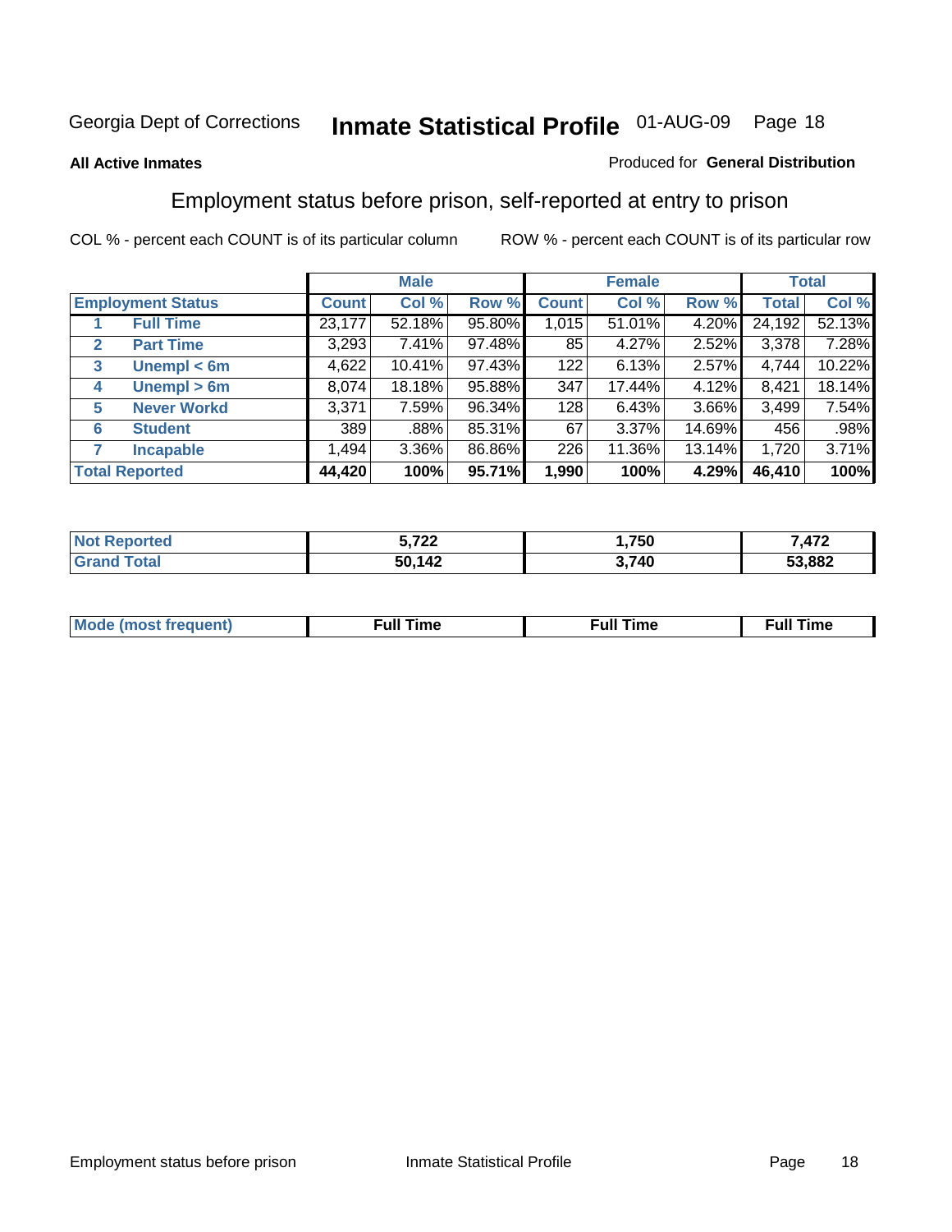Georgia Dept of Corrections **Inmate Statistical Profile** 01-AUG-09

**All Active Inmates**

Produced for **General Distribution**

## Employment status before prison, self-reported at entry to prison

COL % - percent each COUNT is of its particular column

ROW % - percent each COUNT is of its particular row

| Employment Status | | Male | | | Female | | | Total | |
|---|---|---|---|---|---|---|---|---|---|
| | | Count | Col % | Row % | Count | Col % | Row % | Total | Col % |
| 1 | Full Time | 23,177 | 52.18% | 95.80% | 1,015 | 51.01% | 4.20% | 24,192 | 52.13% |
| 2 | Part Time | 3,293 | 7.41% | 97.48% | 85 | 4.27% | 2.52% | 3,378 | 7.28% |
| 3 | Unempl < 6m | 4,622 | 10.41% | 97.43% | 122 | 6.13% | 2.57% | 4,744 | 10.22% |
| 4 | Unempl > 6m | 8,074 | 18.18% | 95.88% | 347 | 17.44% | 4.12% | 8,421 | 18.14% |
| 5 | Never Workd | 3,371 | 7.59% | 96.34% | 128 | 6.43% | 3.66% | 3,499 | 7.54% |
| 6 | Student | 389 | .88% | 85.31% | 67 | 3.37% | 14.69% | 456 | .98% |
| 7 | Incapable | 1,494 | 3.36% | 86.86% | 226 | 11.36% | 13.14% | 1,720 | 3.71% |
| **Total Reported** | | **44,420** | **100%** | **95.71%** | **1,990** | **100%** | **4.29%** | **46,410** | **100%** |

| | Male | Female | Total |
|---|---|---|---|
| Not Reported | 5,722 | 1,750 | 7,472 |
| Grand Total | 50,142 | 3,740 | 53,882 |

| | Male | Female | Total |
|---|---|---|---|
| Mode (most frequent) | Full Time | Full Time | Full Time |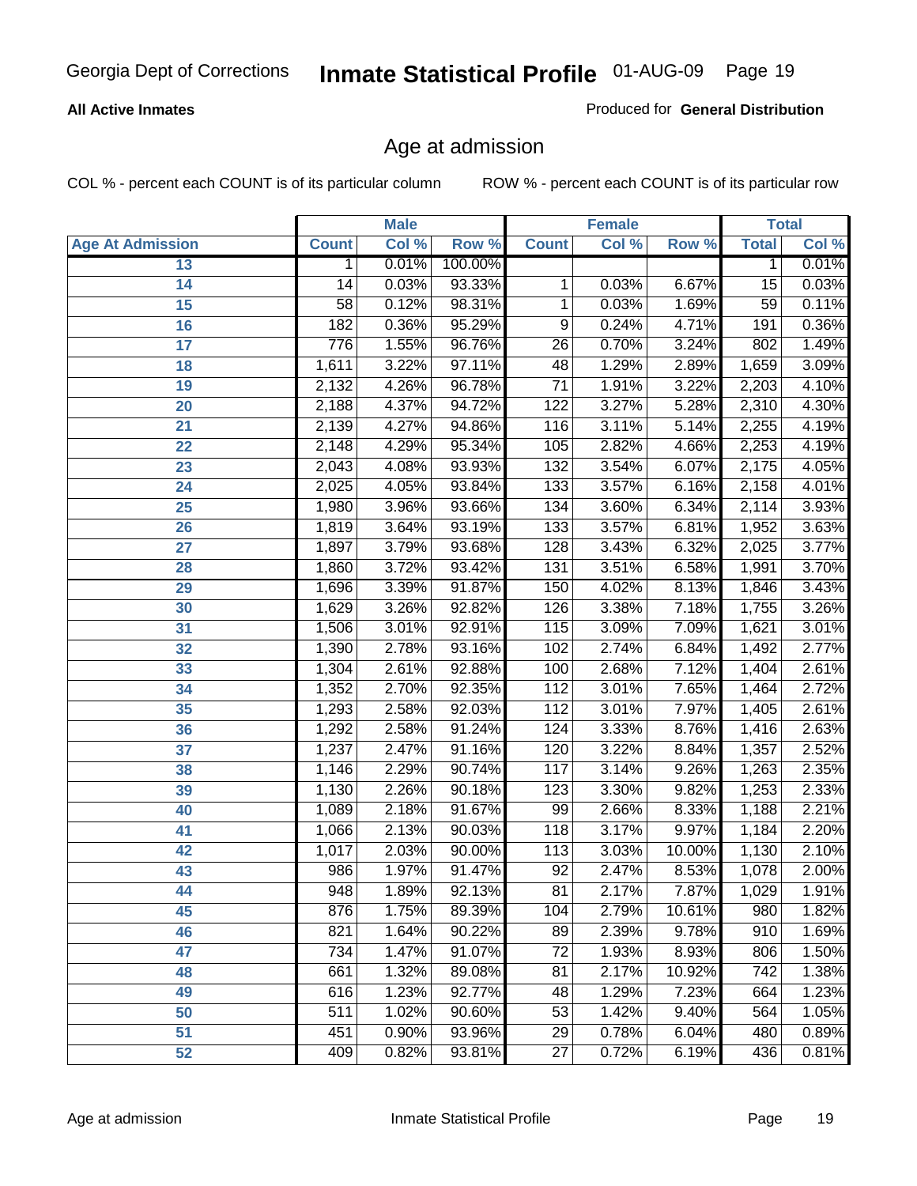**All Active Inmates**

Produced for **General Distribution**

## Age at admission

COL % - percent each COUNT is of its particular column

ROW % - percent each COUNT is of its particular row

| | Male | | | Female | | | Total | |
|---|---|---|---|---|---|---|---|---|
| **Age At Admission** | **Count** | **Col %** | **Row %** | **Count** | **Col %** | **Row %** | **Total** | **Col %** |
| 13 | 1 | 0.01% | 100.00% | | | | 1 | 0.01% |
| 14 | 14 | 0.03% | 93.33% | 1 | 0.03% | 6.67% | 15 | 0.03% |
| 15 | 58 | 0.12% | 98.31% | 1 | 0.03% | 1.69% | 59 | 0.11% |
| 16 | 182 | 0.36% | 95.29% | 9 | 0.24% | 4.71% | 191 | 0.36% |
| 17 | 776 | 1.55% | 96.76% | 26 | 0.70% | 3.24% | 802 | 1.49% |
| 18 | 1,611 | 3.22% | 97.11% | 48 | 1.29% | 2.89% | 1,659 | 3.09% |
| 19 | 2,132 | 4.26% | 96.78% | 71 | 1.91% | 3.22% | 2,203 | 4.10% |
| 20 | 2,188 | 4.37% | 94.72% | 122 | 3.27% | 5.28% | 2,310 | 4.30% |
| 21 | 2,139 | 4.27% | 94.86% | 116 | 3.11% | 5.14% | 2,255 | 4.19% |
| 22 | 2,148 | 4.29% | 95.34% | 105 | 2.82% | 4.66% | 2,253 | 4.19% |
| 23 | 2,043 | 4.08% | 93.93% | 132 | 3.54% | 6.07% | 2,175 | 4.05% |
| 24 | 2,025 | 4.05% | 93.84% | 133 | 3.57% | 6.16% | 2,158 | 4.01% |
| 25 | 1,980 | 3.96% | 93.66% | 134 | 3.60% | 6.34% | 2,114 | 3.93% |
| 26 | 1,819 | 3.64% | 93.19% | 133 | 3.57% | 6.81% | 1,952 | 3.63% |
| 27 | 1,897 | 3.79% | 93.68% | 128 | 3.43% | 6.32% | 2,025 | 3.77% |
| 28 | 1,860 | 3.72% | 93.42% | 131 | 3.51% | 6.58% | 1,991 | 3.70% |
| 29 | 1,696 | 3.39% | 91.87% | 150 | 4.02% | 8.13% | 1,846 | 3.43% |
| 30 | 1,629 | 3.26% | 92.82% | 126 | 3.38% | 7.18% | 1,755 | 3.26% |
| 31 | 1,506 | 3.01% | 92.91% | 115 | 3.09% | 7.09% | 1,621 | 3.01% |
| 32 | 1,390 | 2.78% | 93.16% | 102 | 2.74% | 6.84% | 1,492 | 2.77% |
| 33 | 1,304 | 2.61% | 92.88% | 100 | 2.68% | 7.12% | 1,404 | 2.61% |
| 34 | 1,352 | 2.70% | 92.35% | 112 | 3.01% | 7.65% | 1,464 | 2.72% |
| 35 | 1,293 | 2.58% | 92.03% | 112 | 3.01% | 7.97% | 1,405 | 2.61% |
| 36 | 1,292 | 2.58% | 91.24% | 124 | 3.33% | 8.76% | 1,416 | 2.63% |
| 37 | 1,237 | 2.47% | 91.16% | 120 | 3.22% | 8.84% | 1,357 | 2.52% |
| 38 | 1,146 | 2.29% | 90.74% | 117 | 3.14% | 9.26% | 1,263 | 2.35% |
| 39 | 1,130 | 2.26% | 90.18% | 123 | 3.30% | 9.82% | 1,253 | 2.33% |
| 40 | 1,089 | 2.18% | 91.67% | 99 | 2.66% | 8.33% | 1,188 | 2.21% |
| 41 | 1,066 | 2.13% | 90.03% | 118 | 3.17% | 9.97% | 1,184 | 2.20% |
| 42 | 1,017 | 2.03% | 90.00% | 113 | 3.03% | 10.00% | 1,130 | 2.10% |
| 43 | 986 | 1.97% | 91.47% | 92 | 2.47% | 8.53% | 1,078 | 2.00% |
| 44 | 948 | 1.89% | 92.13% | 81 | 2.17% | 7.87% | 1,029 | 1.91% |
| 45 | 876 | 1.75% | 89.39% | 104 | 2.79% | 10.61% | 980 | 1.82% |
| 46 | 821 | 1.64% | 90.22% | 89 | 2.39% | 9.78% | 910 | 1.69% |
| 47 | 734 | 1.47% | 91.07% | 72 | 1.93% | 8.93% | 806 | 1.50% |
| 48 | 661 | 1.32% | 89.08% | 81 | 2.17% | 10.92% | 742 | 1.38% |
| 49 | 616 | 1.23% | 92.77% | 48 | 1.29% | 7.23% | 664 | 1.23% |
| 50 | 511 | 1.02% | 90.60% | 53 | 1.42% | 9.40% | 564 | 1.05% |
| 51 | 451 | 0.90% | 93.96% | 29 | 0.78% | 6.04% | 480 | 0.89% |
| 52 | 409 | 0.82% | 93.81% | 27 | 0.72% | 6.19% | 436 | 0.81% |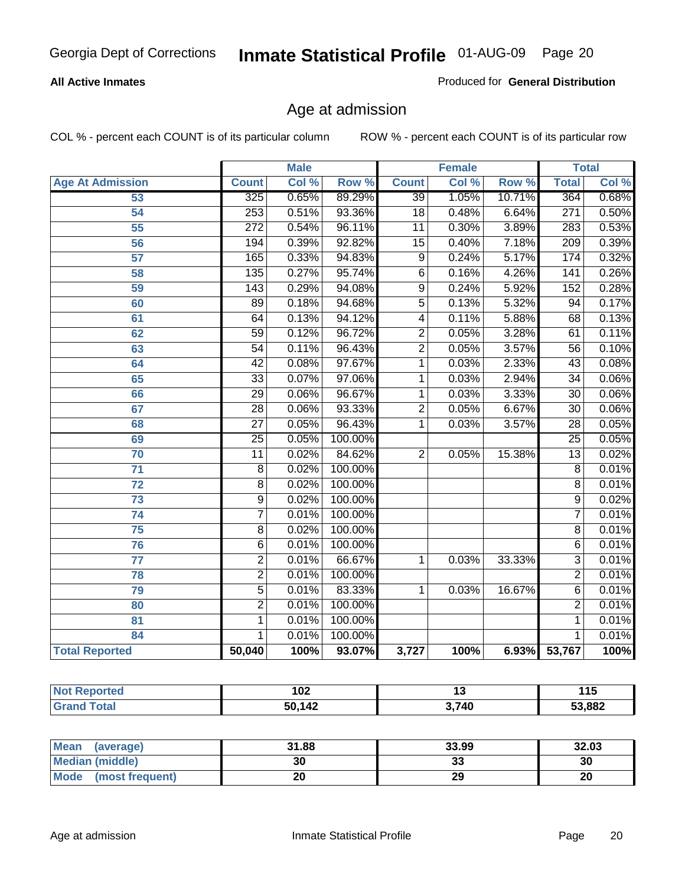Georgia Dept of Corrections **Inmate Statistical Profile** 01-AUG-09

**All Active Inmates** Produced for **General Distribution**

## Age at admission

COL % - percent each COUNT is of its particular column ROW % - percent each COUNT is of its particular row

| Age At Admission | Male Count | Male Col % | Male Row % | Female Count | Female Col % | Female Row % | Total | Total Col % |
|---|---|---|---|---|---|---|---|---|
| 53 | 325 | 0.65% | 89.29% | 39 | 1.05% | 10.71% | 364 | 0.68% |
| 54 | 253 | 0.51% | 93.36% | 18 | 0.48% | 6.64% | 271 | 0.50% |
| 55 | 272 | 0.54% | 96.11% | 11 | 0.30% | 3.89% | 283 | 0.53% |
| 56 | 194 | 0.39% | 92.82% | 15 | 0.40% | 7.18% | 209 | 0.39% |
| 57 | 165 | 0.33% | 94.83% | 9 | 0.24% | 5.17% | 174 | 0.32% |
| 58 | 135 | 0.27% | 95.74% | 6 | 0.16% | 4.26% | 141 | 0.26% |
| 59 | 143 | 0.29% | 94.08% | 9 | 0.24% | 5.92% | 152 | 0.28% |
| 60 | 89 | 0.18% | 94.68% | 5 | 0.13% | 5.32% | 94 | 0.17% |
| 61 | 64 | 0.13% | 94.12% | 4 | 0.11% | 5.88% | 68 | 0.13% |
| 62 | 59 | 0.12% | 96.72% | 2 | 0.05% | 3.28% | 61 | 0.11% |
| 63 | 54 | 0.11% | 96.43% | 2 | 0.05% | 3.57% | 56 | 0.10% |
| 64 | 42 | 0.08% | 97.67% | 1 | 0.03% | 2.33% | 43 | 0.08% |
| 65 | 33 | 0.07% | 97.06% | 1 | 0.03% | 2.94% | 34 | 0.06% |
| 66 | 29 | 0.06% | 96.67% | 1 | 0.03% | 3.33% | 30 | 0.06% |
| 67 | 28 | 0.06% | 93.33% | 2 | 0.05% | 6.67% | 30 | 0.06% |
| 68 | 27 | 0.05% | 96.43% | 1 | 0.03% | 3.57% | 28 | 0.05% |
| 69 | 25 | 0.05% | 100.00% | | | | 25 | 0.05% |
| 70 | 11 | 0.02% | 84.62% | 2 | 0.05% | 15.38% | 13 | 0.02% |
| 71 | 8 | 0.02% | 100.00% | | | | 8 | 0.01% |
| 72 | 8 | 0.02% | 100.00% | | | | 8 | 0.01% |
| 73 | 9 | 0.02% | 100.00% | | | | 9 | 0.02% |
| 74 | 7 | 0.01% | 100.00% | | | | 7 | 0.01% |
| 75 | 8 | 0.02% | 100.00% | | | | 8 | 0.01% |
| 76 | 6 | 0.01% | 100.00% | | | | 6 | 0.01% |
| 77 | 2 | 0.01% | 66.67% | 1 | 0.03% | 33.33% | 3 | 0.01% |
| 78 | 2 | 0.01% | 100.00% | | | | 2 | 0.01% |
| 79 | 5 | 0.01% | 83.33% | 1 | 0.03% | 16.67% | 6 | 0.01% |
| 80 | 2 | 0.01% | 100.00% | | | | 2 | 0.01% |
| 81 | 1 | 0.01% | 100.00% | | | | 1 | 0.01% |
| 84 | 1 | 0.01% | 100.00% | | | | 1 | 0.01% |
| **Total Reported** | **50,040** | **100%** | **93.07%** | **3,727** | **100%** | **6.93%** | **53,767** | **100%** |

| | Male | Female | Total |
|---|---|---|---|
| Not Reported | 102 | 13 | 115 |
| Grand Total | 50,142 | 3,740 | 53,882 |

| | Male | Female | Total |
|---|---|---|---|
| Mean (average) | 31.88 | 33.99 | 32.03 |
| Median (middle) | 30 | 33 | 30 |
| Mode (most frequent) | 20 | 29 | 20 |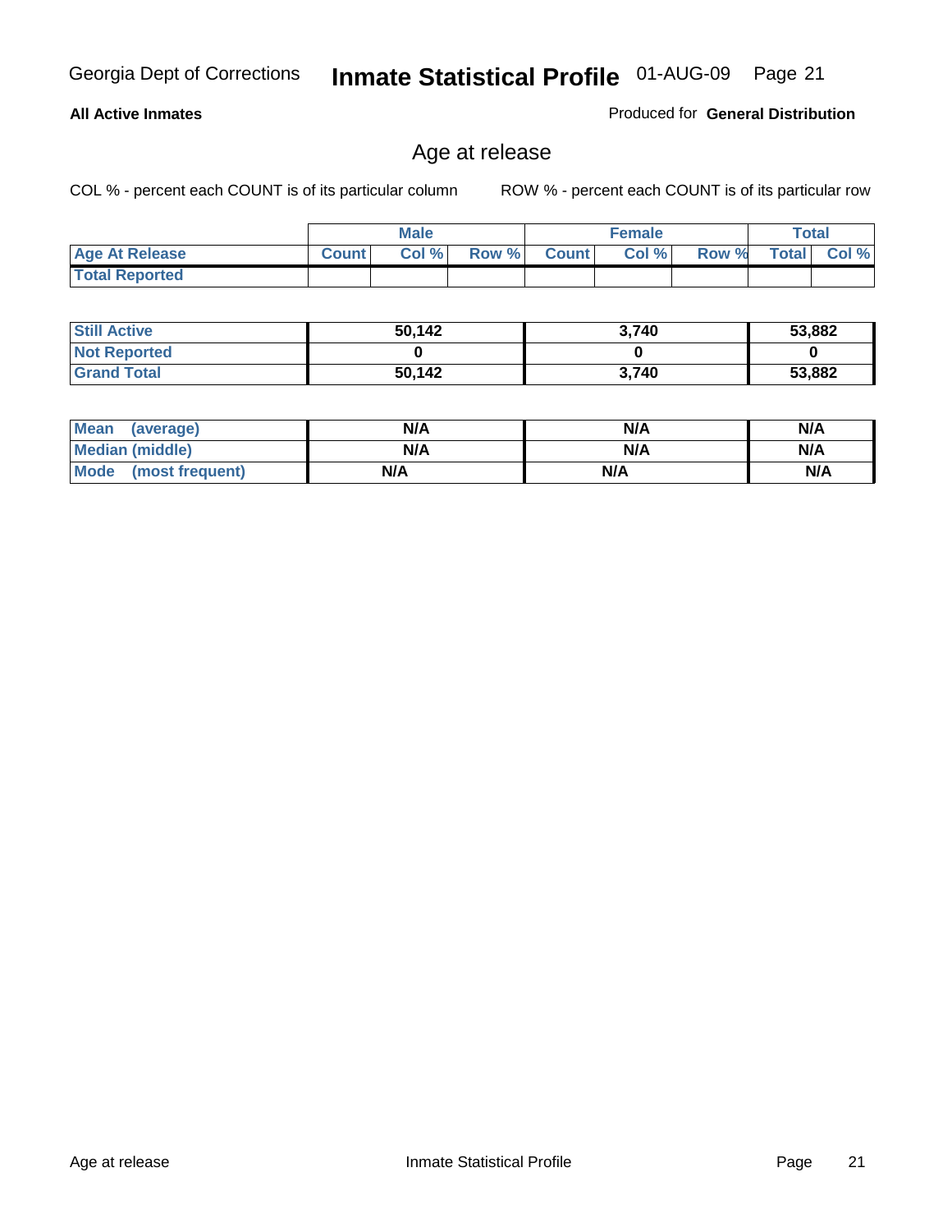Georgia Dept of Corrections **Inmate Statistical Profile** 01-AUG-09

**All Active Inmates** Produced for **General Distribution**

## Age at release

COL % - percent each COUNT is of its particular column ROW % - percent each COUNT is of its particular row

| | Male | | | Female | | | Total | |
|---|---|---|---|---|---|---|---|---|
| Age At Release | Count | Col % | Row % | Count | Col % | Row % | Total | Col % |
| Total Reported | | | | | | | | |

| | Male | Female | Total |
|---|---|---|---|
| Still Active | 50,142 | 3,740 | 53,882 |
| Not Reported | 0 | 0 | 0 |
| Grand Total | 50,142 | 3,740 | 53,882 |

| | Male | Female | Total |
|---|---|---|---|
| Mean (average) | N/A | N/A | N/A |
| Median (middle) | N/A | N/A | N/A |
| Mode (most frequent) | N/A | N/A | N/A |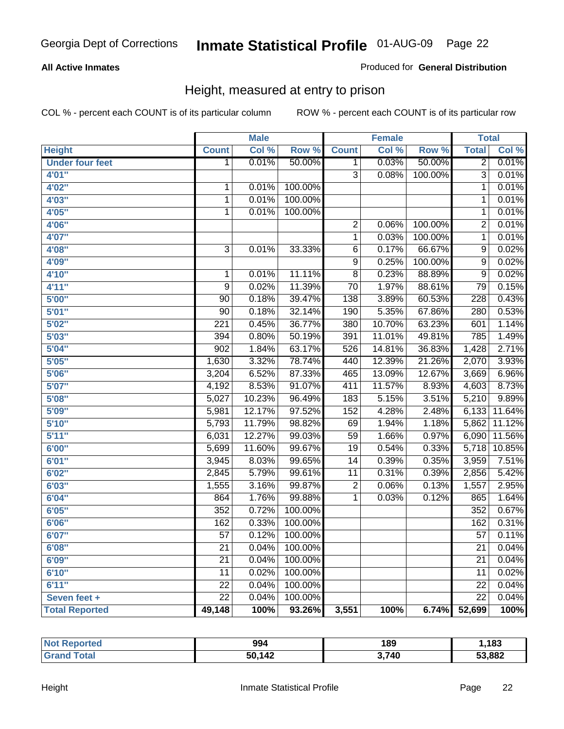# Inmate Statistical Profile

Georgia Dept of Corrections — 01-AUG-09

**All Active Inmates** — Produced for **General Distribution**

## Height, measured at entry to prison

COL % - percent each COUNT is of its particular column  ROW % - percent each COUNT is of its particular row

| | Male | | | Female | | | Total | |
|---|---|---|---|---|---|---|---|---|
| **Height** | **Count** | **Col %** | **Row %** | **Count** | **Col %** | **Row %** | **Total** | **Col %** |
| **Under four feet** | 1 | 0.01% | 50.00% | 1 | 0.03% | 50.00% | 2 | 0.01% |
| **4'01"** | | | | 3 | 0.08% | 100.00% | 3 | 0.01% |
| **4'02"** | 1 | 0.01% | 100.00% | | | | 1 | 0.01% |
| **4'03"** | 1 | 0.01% | 100.00% | | | | 1 | 0.01% |
| **4'05"** | 1 | 0.01% | 100.00% | | | | 1 | 0.01% |
| **4'06"** | | | | 2 | 0.06% | 100.00% | 2 | 0.01% |
| **4'07"** | | | | 1 | 0.03% | 100.00% | 1 | 0.01% |
| **4'08"** | 3 | 0.01% | 33.33% | 6 | 0.17% | 66.67% | 9 | 0.02% |
| **4'09"** | | | | 9 | 0.25% | 100.00% | 9 | 0.02% |
| **4'10"** | 1 | 0.01% | 11.11% | 8 | 0.23% | 88.89% | 9 | 0.02% |
| **4'11"** | 9 | 0.02% | 11.39% | 70 | 1.97% | 88.61% | 79 | 0.15% |
| **5'00"** | 90 | 0.18% | 39.47% | 138 | 3.89% | 60.53% | 228 | 0.43% |
| **5'01"** | 90 | 0.18% | 32.14% | 190 | 5.35% | 67.86% | 280 | 0.53% |
| **5'02"** | 221 | 0.45% | 36.77% | 380 | 10.70% | 63.23% | 601 | 1.14% |
| **5'03"** | 394 | 0.80% | 50.19% | 391 | 11.01% | 49.81% | 785 | 1.49% |
| **5'04"** | 902 | 1.84% | 63.17% | 526 | 14.81% | 36.83% | 1,428 | 2.71% |
| **5'05"** | 1,630 | 3.32% | 78.74% | 440 | 12.39% | 21.26% | 2,070 | 3.93% |
| **5'06"** | 3,204 | 6.52% | 87.33% | 465 | 13.09% | 12.67% | 3,669 | 6.96% |
| **5'07"** | 4,192 | 8.53% | 91.07% | 411 | 11.57% | 8.93% | 4,603 | 8.73% |
| **5'08"** | 5,027 | 10.23% | 96.49% | 183 | 5.15% | 3.51% | 5,210 | 9.89% |
| **5'09"** | 5,981 | 12.17% | 97.52% | 152 | 4.28% | 2.48% | 6,133 | 11.64% |
| **5'10"** | 5,793 | 11.79% | 98.82% | 69 | 1.94% | 1.18% | 5,862 | 11.12% |
| **5'11"** | 6,031 | 12.27% | 99.03% | 59 | 1.66% | 0.97% | 6,090 | 11.56% |
| **6'00"** | 5,699 | 11.60% | 99.67% | 19 | 0.54% | 0.33% | 5,718 | 10.85% |
| **6'01"** | 3,945 | 8.03% | 99.65% | 14 | 0.39% | 0.35% | 3,959 | 7.51% |
| **6'02"** | 2,845 | 5.79% | 99.61% | 11 | 0.31% | 0.39% | 2,856 | 5.42% |
| **6'03"** | 1,555 | 3.16% | 99.87% | 2 | 0.06% | 0.13% | 1,557 | 2.95% |
| **6'04"** | 864 | 1.76% | 99.88% | 1 | 0.03% | 0.12% | 865 | 1.64% |
| **6'05"** | 352 | 0.72% | 100.00% | | | | 352 | 0.67% |
| **6'06"** | 162 | 0.33% | 100.00% | | | | 162 | 0.31% |
| **6'07"** | 57 | 0.12% | 100.00% | | | | 57 | 0.11% |
| **6'08"** | 21 | 0.04% | 100.00% | | | | 21 | 0.04% |
| **6'09"** | 21 | 0.04% | 100.00% | | | | 21 | 0.04% |
| **6'10"** | 11 | 0.02% | 100.00% | | | | 11 | 0.02% |
| **6'11"** | 22 | 0.04% | 100.00% | | | | 22 | 0.04% |
| **Seven feet +** | 22 | 0.04% | 100.00% | | | | 22 | 0.04% |
| **Total Reported** | **49,148** | **100%** | **93.26%** | **3,551** | **100%** | **6.74%** | **52,699** | **100%** |

| | Male | Female | Total |
|---|---|---|---|
| **Not Reported** | **994** | **189** | **1,183** |
| **Grand Total** | **50,142** | **3,740** | **53,882** |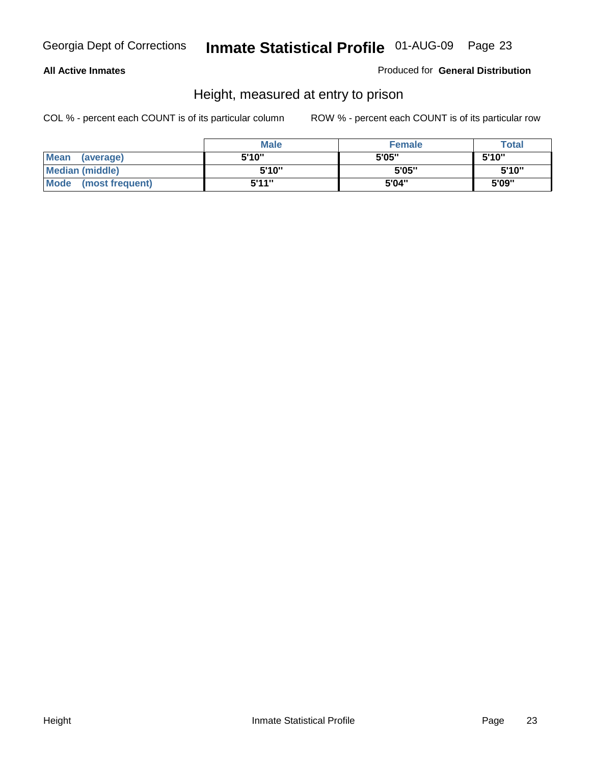**All Active Inmates**

Produced for **General Distribution**

## Height, measured at entry to prison

COL % - percent each COUNT is of its particular column

ROW % - percent each COUNT is of its particular row

| | Male | Female | Total |
|---|---|---|---|
| **Mean (average)** | 5'10" | 5'05" | 5'10" |
| **Median (middle)** | 5'10" | 5'05" | 5'10" |
| **Mode (most frequent)** | 5'11" | 5'04" | 5'09" |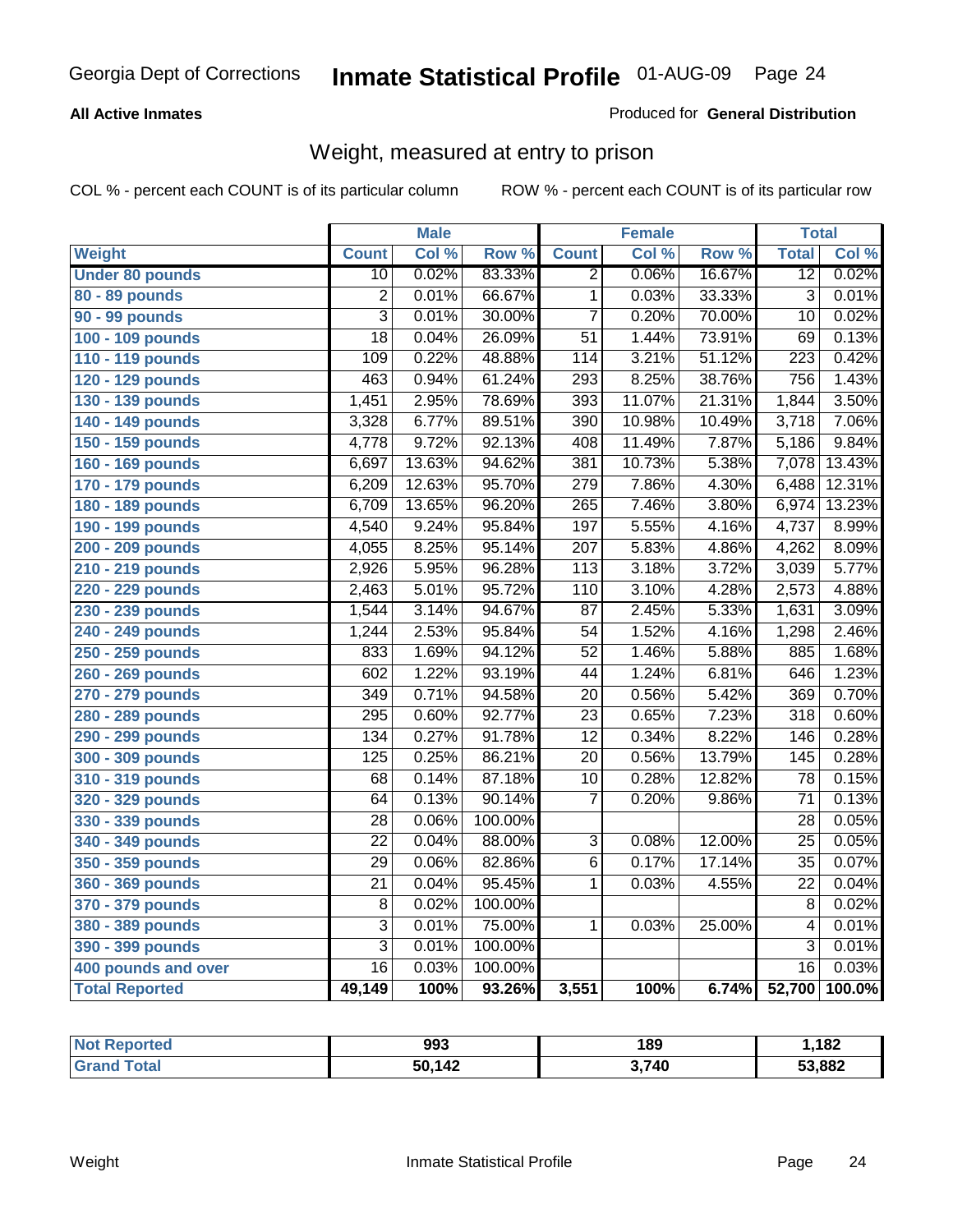Georgia Dept of Corrections **Inmate Statistical Profile** 01-AUG-09

**All Active Inmates**

Produced for **General Distribution**

## Weight, measured at entry to prison

COL % - percent each COUNT is of its particular column ROW % - percent each COUNT is of its particular row

| Weight | Male | | | Female | | | Total | |
|---|---|---|---|---|---|---|---|---|
| | Count | Col % | Row % | Count | Col % | Row % | Total | Col % |
| Under 80 pounds | 10 | 0.02% | 83.33% | 2 | 0.06% | 16.67% | 12 | 0.02% |
| 80 - 89 pounds | 2 | 0.01% | 66.67% | 1 | 0.03% | 33.33% | 3 | 0.01% |
| 90 - 99 pounds | 3 | 0.01% | 30.00% | 7 | 0.20% | 70.00% | 10 | 0.02% |
| 100 - 109 pounds | 18 | 0.04% | 26.09% | 51 | 1.44% | 73.91% | 69 | 0.13% |
| 110 - 119 pounds | 109 | 0.22% | 48.88% | 114 | 3.21% | 51.12% | 223 | 0.42% |
| 120 - 129 pounds | 463 | 0.94% | 61.24% | 293 | 8.25% | 38.76% | 756 | 1.43% |
| 130 - 139 pounds | 1,451 | 2.95% | 78.69% | 393 | 11.07% | 21.31% | 1,844 | 3.50% |
| 140 - 149 pounds | 3,328 | 6.77% | 89.51% | 390 | 10.98% | 10.49% | 3,718 | 7.06% |
| 150 - 159 pounds | 4,778 | 9.72% | 92.13% | 408 | 11.49% | 7.87% | 5,186 | 9.84% |
| 160 - 169 pounds | 6,697 | 13.63% | 94.62% | 381 | 10.73% | 5.38% | 7,078 | 13.43% |
| 170 - 179 pounds | 6,209 | 12.63% | 95.70% | 279 | 7.86% | 4.30% | 6,488 | 12.31% |
| 180 - 189 pounds | 6,709 | 13.65% | 96.20% | 265 | 7.46% | 3.80% | 6,974 | 13.23% |
| 190 - 199 pounds | 4,540 | 9.24% | 95.84% | 197 | 5.55% | 4.16% | 4,737 | 8.99% |
| 200 - 209 pounds | 4,055 | 8.25% | 95.14% | 207 | 5.83% | 4.86% | 4,262 | 8.09% |
| 210 - 219 pounds | 2,926 | 5.95% | 96.28% | 113 | 3.18% | 3.72% | 3,039 | 5.77% |
| 220 - 229 pounds | 2,463 | 5.01% | 95.72% | 110 | 3.10% | 4.28% | 2,573 | 4.88% |
| 230 - 239 pounds | 1,544 | 3.14% | 94.67% | 87 | 2.45% | 5.33% | 1,631 | 3.09% |
| 240 - 249 pounds | 1,244 | 2.53% | 95.84% | 54 | 1.52% | 4.16% | 1,298 | 2.46% |
| 250 - 259 pounds | 833 | 1.69% | 94.12% | 52 | 1.46% | 5.88% | 885 | 1.68% |
| 260 - 269 pounds | 602 | 1.22% | 93.19% | 44 | 1.24% | 6.81% | 646 | 1.23% |
| 270 - 279 pounds | 349 | 0.71% | 94.58% | 20 | 0.56% | 5.42% | 369 | 0.70% |
| 280 - 289 pounds | 295 | 0.60% | 92.77% | 23 | 0.65% | 7.23% | 318 | 0.60% |
| 290 - 299 pounds | 134 | 0.27% | 91.78% | 12 | 0.34% | 8.22% | 146 | 0.28% |
| 300 - 309 pounds | 125 | 0.25% | 86.21% | 20 | 0.56% | 13.79% | 145 | 0.28% |
| 310 - 319 pounds | 68 | 0.14% | 87.18% | 10 | 0.28% | 12.82% | 78 | 0.15% |
| 320 - 329 pounds | 64 | 0.13% | 90.14% | 7 | 0.20% | 9.86% | 71 | 0.13% |
| 330 - 339 pounds | 28 | 0.06% | 100.00% | | | | 28 | 0.05% |
| 340 - 349 pounds | 22 | 0.04% | 88.00% | 3 | 0.08% | 12.00% | 25 | 0.05% |
| 350 - 359 pounds | 29 | 0.06% | 82.86% | 6 | 0.17% | 17.14% | 35 | 0.07% |
| 360 - 369 pounds | 21 | 0.04% | 95.45% | 1 | 0.03% | 4.55% | 22 | 0.04% |
| 370 - 379 pounds | 8 | 0.02% | 100.00% | | | | 8 | 0.02% |
| 380 - 389 pounds | 3 | 0.01% | 75.00% | 1 | 0.03% | 25.00% | 4 | 0.01% |
| 390 - 399 pounds | 3 | 0.01% | 100.00% | | | | 3 | 0.01% |
| 400 pounds and over | 16 | 0.03% | 100.00% | | | | 16 | 0.03% |
| **Total Reported** | **49,149** | **100%** | **93.26%** | **3,551** | **100%** | **6.74%** | **52,700** | **100.0%** |

| | Male | Female | Total |
|---|---|---|---|
| Not Reported | 993 | 189 | 1,182 |
| Grand Total | 50,142 | 3,740 | 53,882 |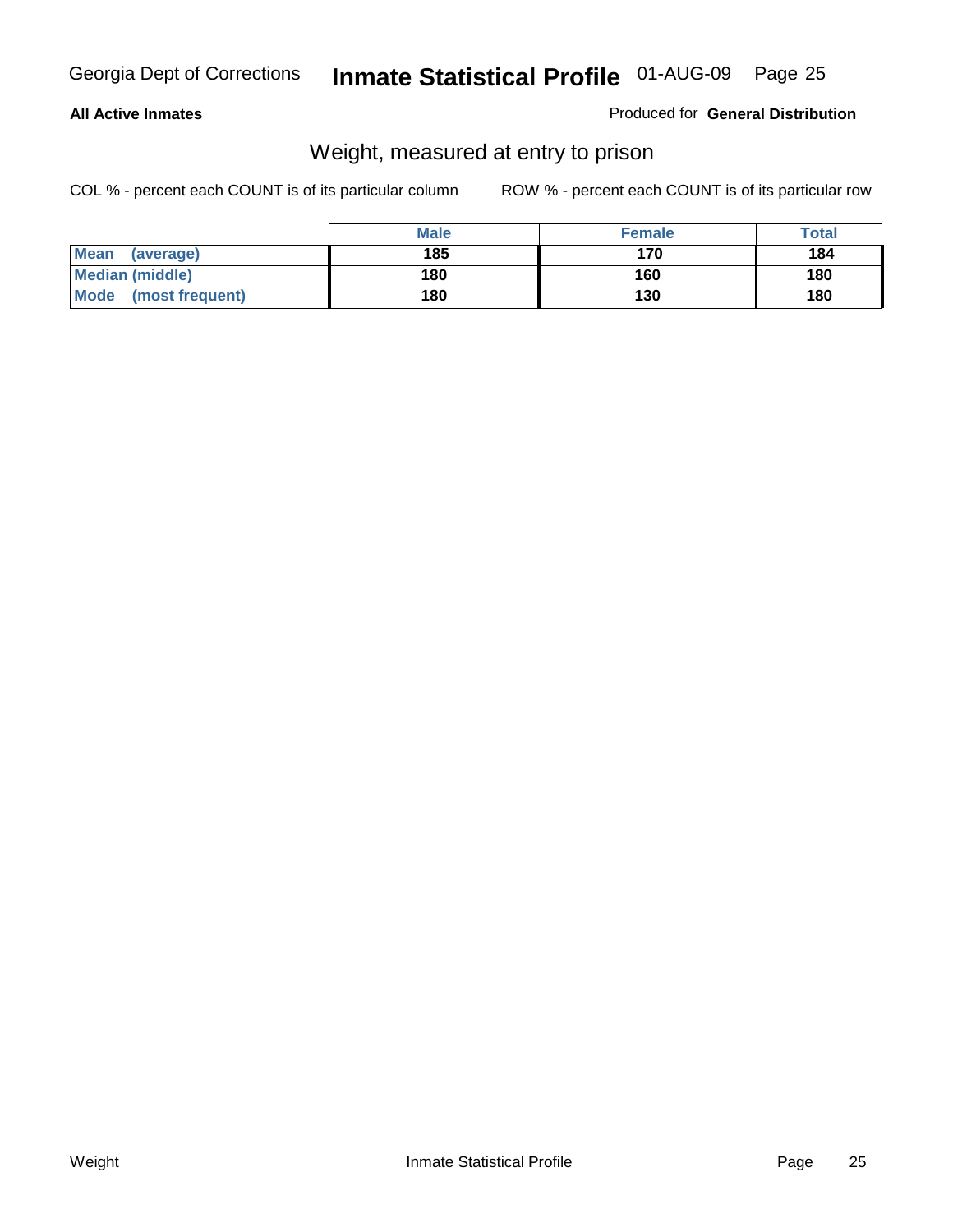**All Active Inmates**

Produced for **General Distribution**

## Weight, measured at entry to prison

COL % - percent each COUNT is of its particular column

ROW % - percent each COUNT is of its particular row

| | Male | Female | Total |
|---|---|---|---|
| **Mean (average)** | 185 | 170 | 184 |
| **Median (middle)** | 180 | 160 | 180 |
| **Mode (most frequent)** | 180 | 130 | 180 |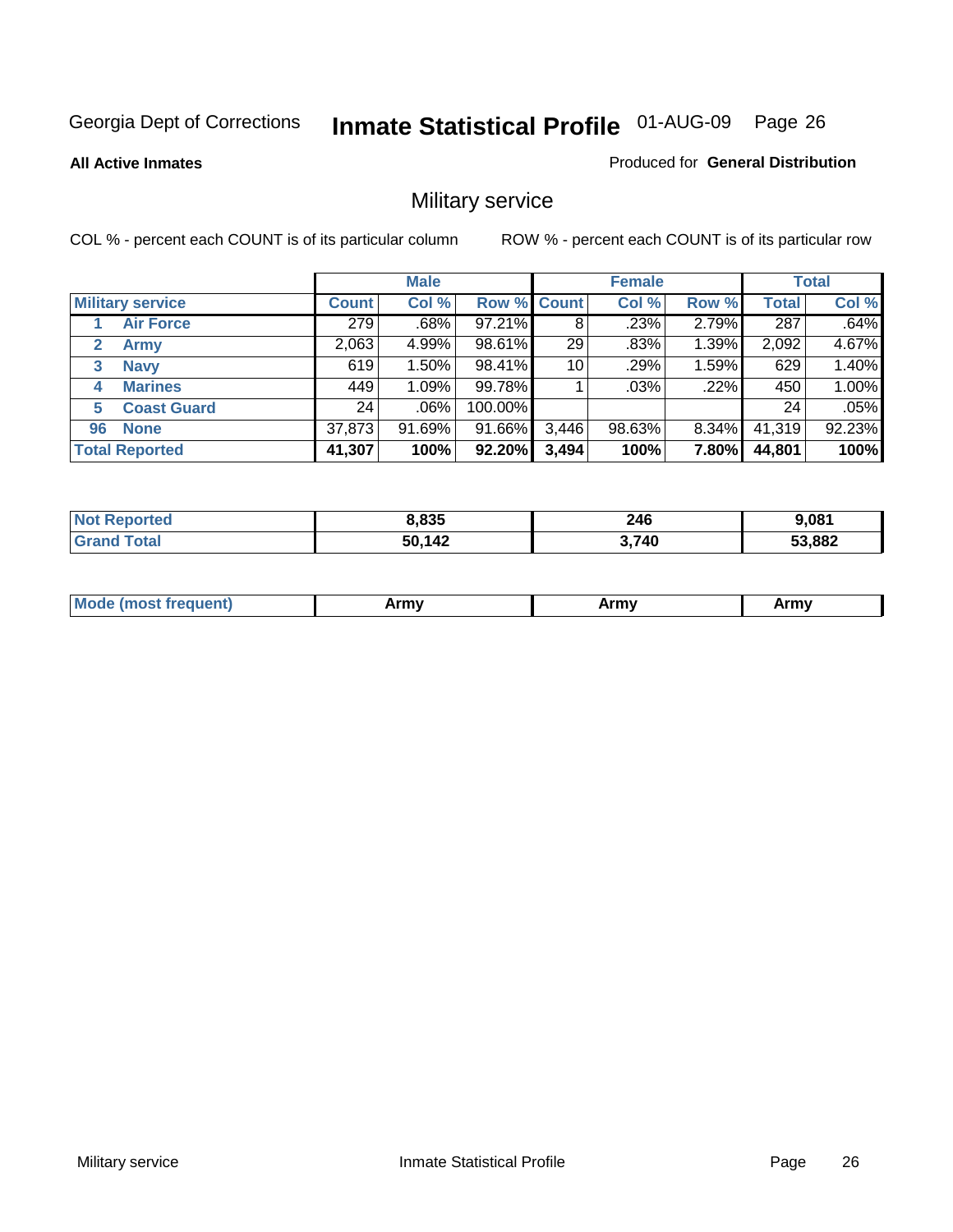Georgia Dept of Corrections **Inmate Statistical Profile** 01-AUG-09 Page 26

**All Active Inmates**

Produced for **General Distribution**

## Military service

COL % - percent each COUNT is of its particular column

ROW % - percent each COUNT is of its particular row

| | | Male | | | Female | | | Total | |
|---|---|---|---|---|---|---|---|---|---|
| **Military service** | | **Count** | **Col %** | **Row %** | **Count** | **Col %** | **Row %** | **Total** | **Col %** |
| 1 | Air Force | 279 | .68% | 97.21% | 8 | .23% | 2.79% | 287 | .64% |
| 2 | Army | 2,063 | 4.99% | 98.61% | 29 | .83% | 1.39% | 2,092 | 4.67% |
| 3 | Navy | 619 | 1.50% | 98.41% | 10 | .29% | 1.59% | 629 | 1.40% |
| 4 | Marines | 449 | 1.09% | 99.78% | 1 | .03% | .22% | 450 | 1.00% |
| 5 | Coast Guard | 24 | .06% | 100.00% | | | | 24 | .05% |
| 96 | None | 37,873 | 91.69% | 91.66% | 3,446 | 98.63% | 8.34% | 41,319 | 92.23% |
| **Total Reported** | | **41,307** | **100%** | **92.20%** | **3,494** | **100%** | **7.80%** | **44,801** | **100%** |

| | Male | Female | Total |
|---|---|---|---|
| Not Reported | 8,835 | 246 | 9,081 |
| Grand Total | 50,142 | 3,740 | 53,882 |

| | Male | Female | Total |
|---|---|---|---|
| Mode (most frequent) | Army | Army | Army |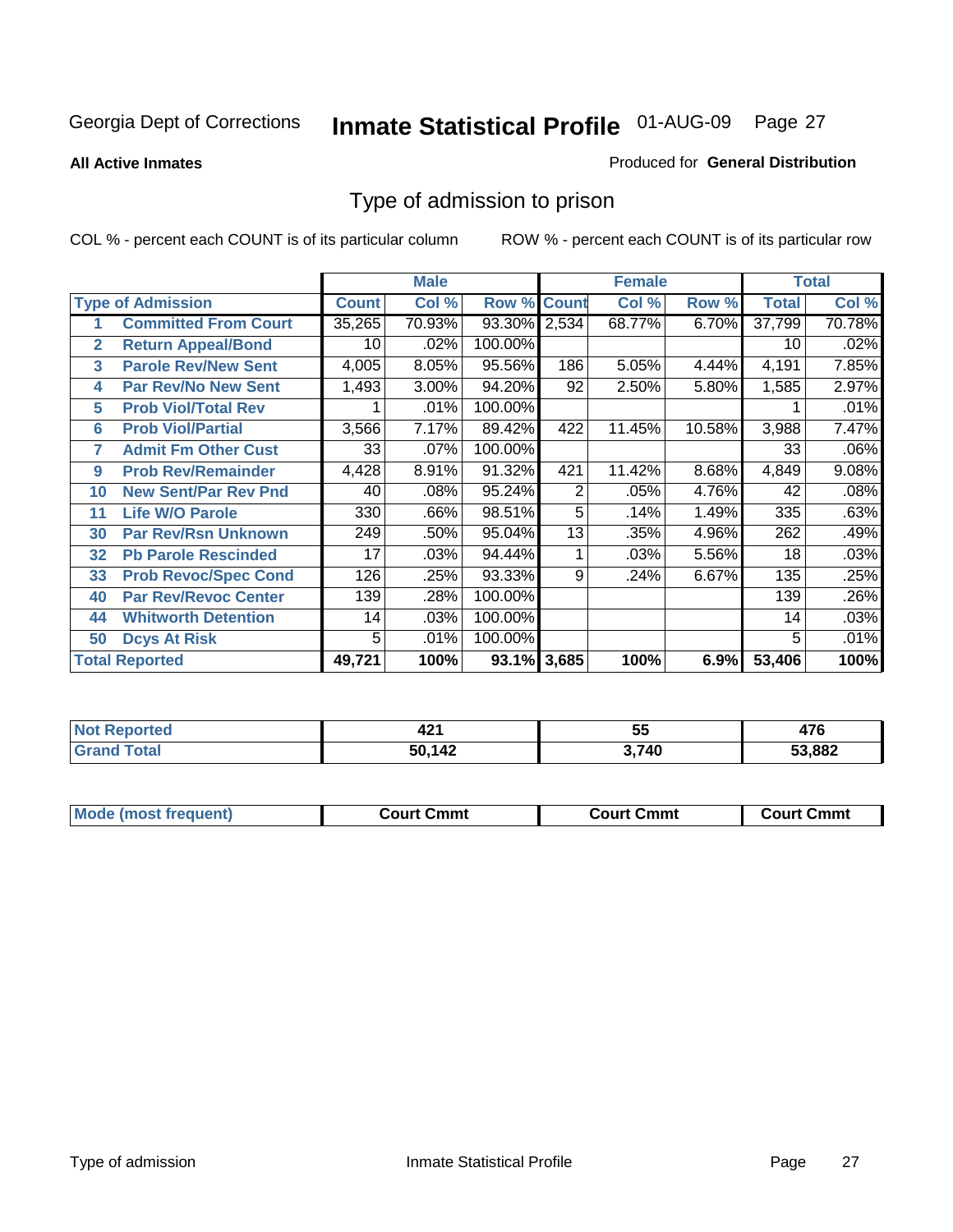Georgia Dept of Corrections **Inmate Statistical Profile** 01-AUG-09

**All Active Inmates**

Produced for **General Distribution**

## Type of admission to prison

COL % - percent each COUNT is of its particular column    ROW % - percent each COUNT is of its particular row

| | Type of Admission | Male | | | Female | | | Total | |
|---|---|---|---|---|---|---|---|---|---|
| | | Count | Col % | Row % | Count | Col % | Row % | Total | Col % |
| 1 | Committed From Court | 35,265 | 70.93% | 93.30% | 2,534 | 68.77% | 6.70% | 37,799 | 70.78% |
| 2 | Return Appeal/Bond | 10 | .02% | 100.00% | | | | 10 | .02% |
| 3 | Parole Rev/New Sent | 4,005 | 8.05% | 95.56% | 186 | 5.05% | 4.44% | 4,191 | 7.85% |
| 4 | Par Rev/No New Sent | 1,493 | 3.00% | 94.20% | 92 | 2.50% | 5.80% | 1,585 | 2.97% |
| 5 | Prob Viol/Total Rev | 1 | .01% | 100.00% | | | | 1 | .01% |
| 6 | Prob Viol/Partial | 3,566 | 7.17% | 89.42% | 422 | 11.45% | 10.58% | 3,988 | 7.47% |
| 7 | Admit Fm Other Cust | 33 | .07% | 100.00% | | | | 33 | .06% |
| 9 | Prob Rev/Remainder | 4,428 | 8.91% | 91.32% | 421 | 11.42% | 8.68% | 4,849 | 9.08% |
| 10 | New Sent/Par Rev Pnd | 40 | .08% | 95.24% | 2 | .05% | 4.76% | 42 | .08% |
| 11 | Life W/O Parole | 330 | .66% | 98.51% | 5 | .14% | 1.49% | 335 | .63% |
| 30 | Par Rev/Rsn Unknown | 249 | .50% | 95.04% | 13 | .35% | 4.96% | 262 | .49% |
| 32 | Pb Parole Rescinded | 17 | .03% | 94.44% | 1 | .03% | 5.56% | 18 | .03% |
| 33 | Prob Revoc/Spec Cond | 126 | .25% | 93.33% | 9 | .24% | 6.67% | 135 | .25% |
| 40 | Par Rev/Revoc Center | 139 | .28% | 100.00% | | | | 139 | .26% |
| 44 | Whitworth Detention | 14 | .03% | 100.00% | | | | 14 | .03% |
| 50 | Dcys At Risk | 5 | .01% | 100.00% | | | | 5 | .01% |
| **Total Reported** | | **49,721** | **100%** | **93.1%** | **3,685** | **100%** | **6.9%** | **53,406** | **100%** |

| | Male | Female | Total |
|---|---|---|---|
| Not Reported | 421 | 55 | 476 |
| Grand Total | 50,142 | 3,740 | 53,882 |

| | Male | Female | Total |
|---|---|---|---|
| Mode (most frequent) | Court Cmmt | Court Cmmt | Court Cmmt |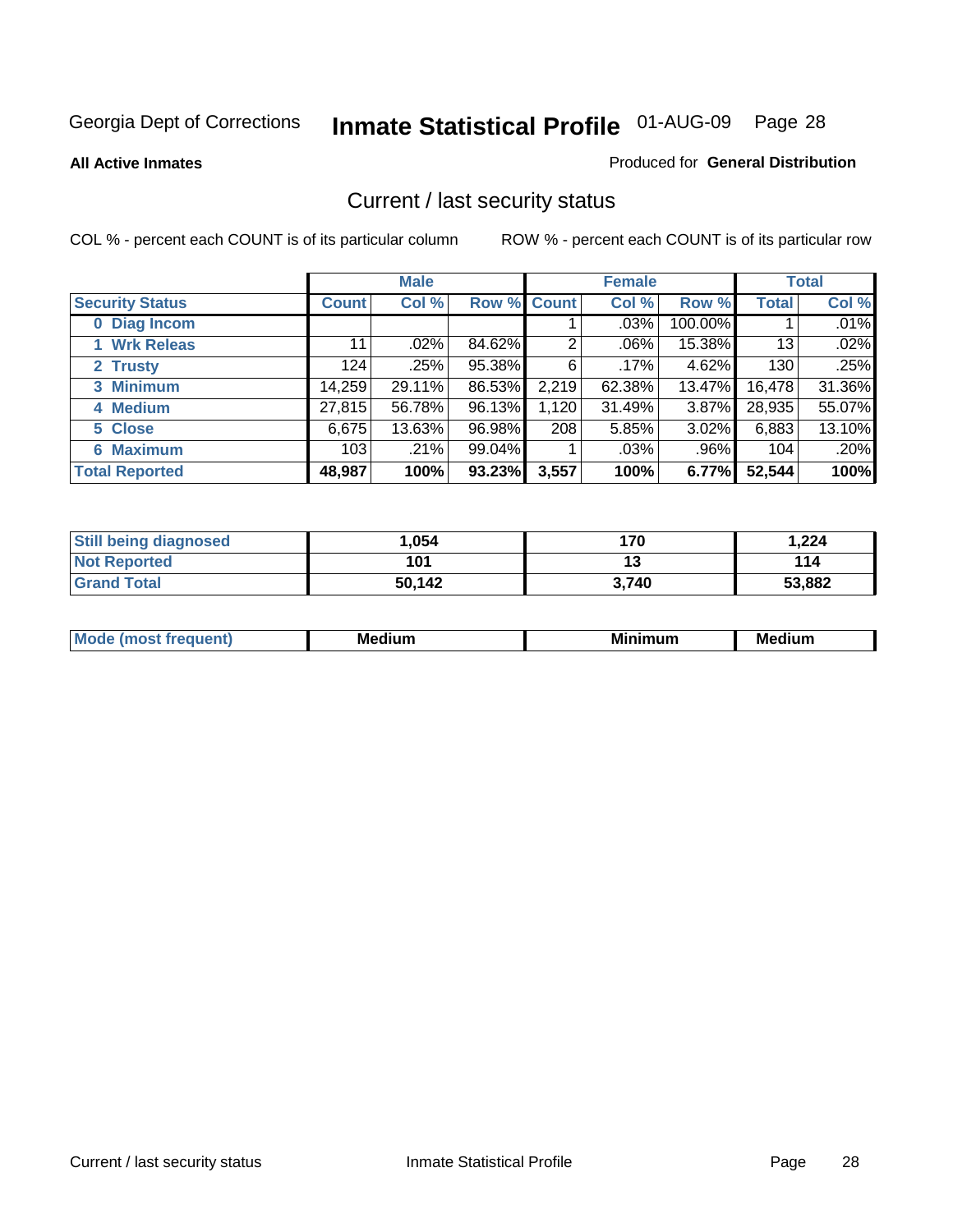Georgia Dept of Corrections **Inmate Statistical Profile** 01-AUG-09

**All Active Inmates**

Produced for **General Distribution**

## Current / last security status

COL % - percent each COUNT is of its particular column

ROW % - percent each COUNT is of its particular row

| | Male | | | Female | | | Total | |
|---|---|---|---|---|---|---|---|---|
| **Security Status** | **Count** | **Col %** | **Row %** | **Count** | **Col %** | **Row %** | **Total** | **Col %** |
| **0 Diag Incom** | | | | 1 | .03% | 100.00% | 1 | .01% |
| **1 Wrk Releas** | 11 | .02% | 84.62% | 2 | .06% | 15.38% | 13 | .02% |
| **2 Trusty** | 124 | .25% | 95.38% | 6 | .17% | 4.62% | 130 | .25% |
| **3 Minimum** | 14,259 | 29.11% | 86.53% | 2,219 | 62.38% | 13.47% | 16,478 | 31.36% |
| **4 Medium** | 27,815 | 56.78% | 96.13% | 1,120 | 31.49% | 3.87% | 28,935 | 55.07% |
| **5 Close** | 6,675 | 13.63% | 96.98% | 208 | 5.85% | 3.02% | 6,883 | 13.10% |
| **6 Maximum** | 103 | .21% | 99.04% | 1 | .03% | .96% | 104 | .20% |
| **Total Reported** | **48,987** | **100%** | **93.23%** | **3,557** | **100%** | **6.77%** | **52,544** | **100%** |

| | Male | Female | Total |
|---|---|---|---|
| **Still being diagnosed** | **1,054** | **170** | **1,224** |
| **Not Reported** | **101** | **13** | **114** |
| **Grand Total** | **50,142** | **3,740** | **53,882** |

| | Male | Female | Total |
|---|---|---|---|
| **Mode (most frequent)** | **Medium** | **Minimum** | **Medium** |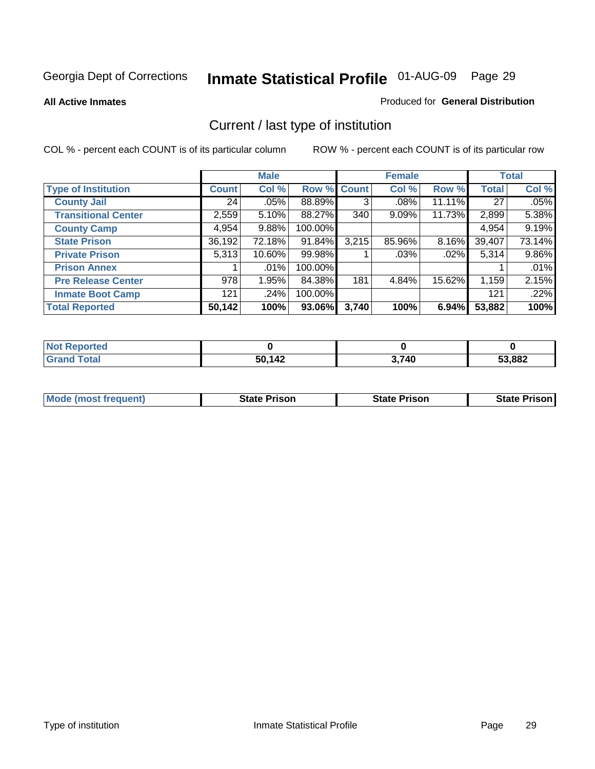Georgia Dept of Corrections **Inmate Statistical Profile** 01-AUG-09

**All Active Inmates**

Produced for **General Distribution**

## Current / last type of institution

COL % - percent each COUNT is of its particular column

ROW % - percent each COUNT is of its particular row

| | Male | | | Female | | | Total | |
|---|---|---|---|---|---|---|---|---|
| **Type of Institution** | **Count** | **Col %** | **Row %** | **Count** | **Col %** | **Row %** | **Total** | **Col %** |
| **County Jail** | 24 | .05% | 88.89% | 3 | .08% | 11.11% | 27 | .05% |
| **Transitional Center** | 2,559 | 5.10% | 88.27% | 340 | 9.09% | 11.73% | 2,899 | 5.38% |
| **County Camp** | 4,954 | 9.88% | 100.00% | | | | 4,954 | 9.19% |
| **State Prison** | 36,192 | 72.18% | 91.84% | 3,215 | 85.96% | 8.16% | 39,407 | 73.14% |
| **Private Prison** | 5,313 | 10.60% | 99.98% | 1 | .03% | .02% | 5,314 | 9.86% |
| **Prison Annex** | 1 | .01% | 100.00% | | | | 1 | .01% |
| **Pre Release Center** | 978 | 1.95% | 84.38% | 181 | 4.84% | 15.62% | 1,159 | 2.15% |
| **Inmate Boot Camp** | 121 | .24% | 100.00% | | | | 121 | .22% |
| **Total Reported** | **50,142** | **100%** | **93.06%** | **3,740** | **100%** | **6.94%** | **53,882** | **100%** |

| | Male | Female | Total |
|---|---|---|---|
| **Not Reported** | **0** | **0** | **0** |
| **Grand Total** | **50,142** | **3,740** | **53,882** |

| | Male | Female | Total |
|---|---|---|---|
| **Mode (most frequent)** | **State Prison** | **State Prison** | **State Prison** |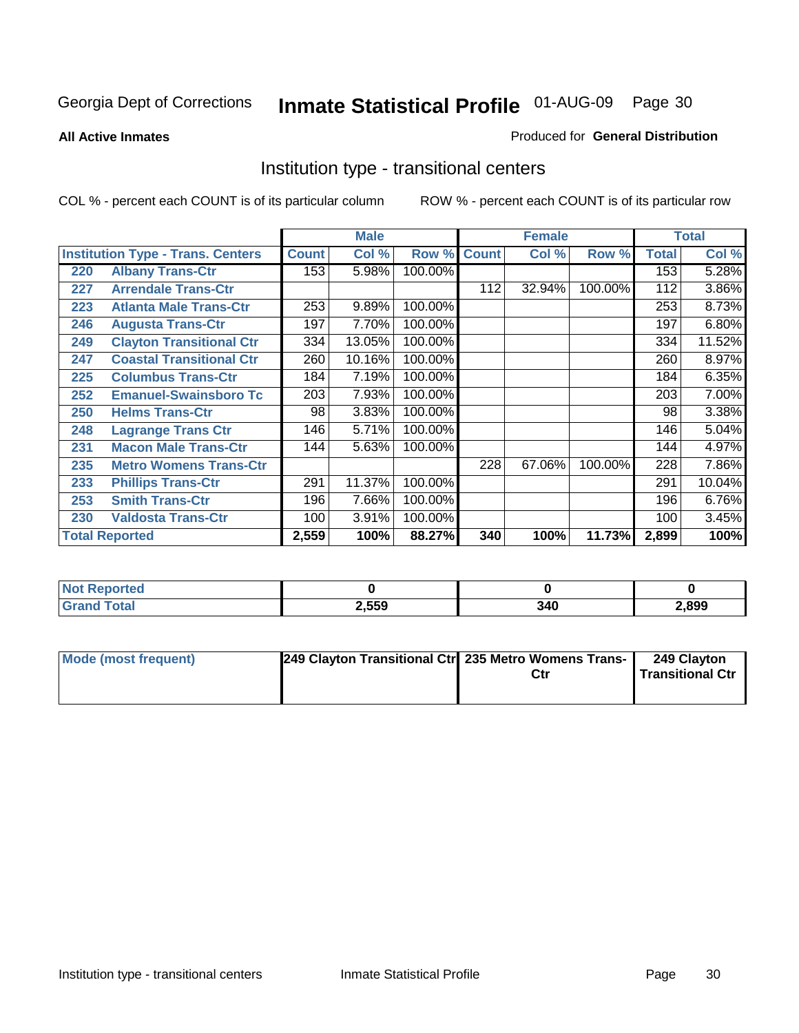Georgia Dept of Corrections **Inmate Statistical Profile** 01-AUG-09

**All Active Inmates**

Produced for **General Distribution**

## Institution type - transitional centers

COL % - percent each COUNT is of its particular column

ROW % - percent each COUNT is of its particular row

| | | Male | | | Female | | | Total | |
|---|---|---|---|---|---|---|---|---|---|
| **Institution Type - Trans. Centers** | | **Count** | **Col %** | **Row %** | **Count** | **Col %** | **Row %** | **Total** | **Col %** |
| 220 | Albany Trans-Ctr | 153 | 5.98% | 100.00% | | | | 153 | 5.28% |
| 227 | Arrendale Trans-Ctr | | | | 112 | 32.94% | 100.00% | 112 | 3.86% |
| 223 | Atlanta Male Trans-Ctr | 253 | 9.89% | 100.00% | | | | 253 | 8.73% |
| 246 | Augusta Trans-Ctr | 197 | 7.70% | 100.00% | | | | 197 | 6.80% |
| 249 | Clayton Transitional Ctr | 334 | 13.05% | 100.00% | | | | 334 | 11.52% |
| 247 | Coastal Transitional Ctr | 260 | 10.16% | 100.00% | | | | 260 | 8.97% |
| 225 | Columbus Trans-Ctr | 184 | 7.19% | 100.00% | | | | 184 | 6.35% |
| 252 | Emanuel-Swainsboro Tc | 203 | 7.93% | 100.00% | | | | 203 | 7.00% |
| 250 | Helms Trans-Ctr | 98 | 3.83% | 100.00% | | | | 98 | 3.38% |
| 248 | Lagrange Trans Ctr | 146 | 5.71% | 100.00% | | | | 146 | 5.04% |
| 231 | Macon Male Trans-Ctr | 144 | 5.63% | 100.00% | | | | 144 | 4.97% |
| 235 | Metro Womens Trans-Ctr | | | | 228 | 67.06% | 100.00% | 228 | 7.86% |
| 233 | Phillips Trans-Ctr | 291 | 11.37% | 100.00% | | | | 291 | 10.04% |
| 253 | Smith Trans-Ctr | 196 | 7.66% | 100.00% | | | | 196 | 6.76% |
| 230 | Valdosta Trans-Ctr | 100 | 3.91% | 100.00% | | | | 100 | 3.45% |
| **Total Reported** | | **2,559** | **100%** | **88.27%** | **340** | **100%** | **11.73%** | **2,899** | **100%** |

| | Male | Female | Total |
|---|---|---|---|
| **Not Reported** | **0** | **0** | **0** |
| **Grand Total** | **2,559** | **340** | **2,899** |

| | Male | Female | Total |
|---|---|---|---|
| **Mode (most frequent)** | **249 Clayton Transitional Ctr** | **235 Metro Womens Trans-Ctr** | **249 Clayton Transitional Ctr** |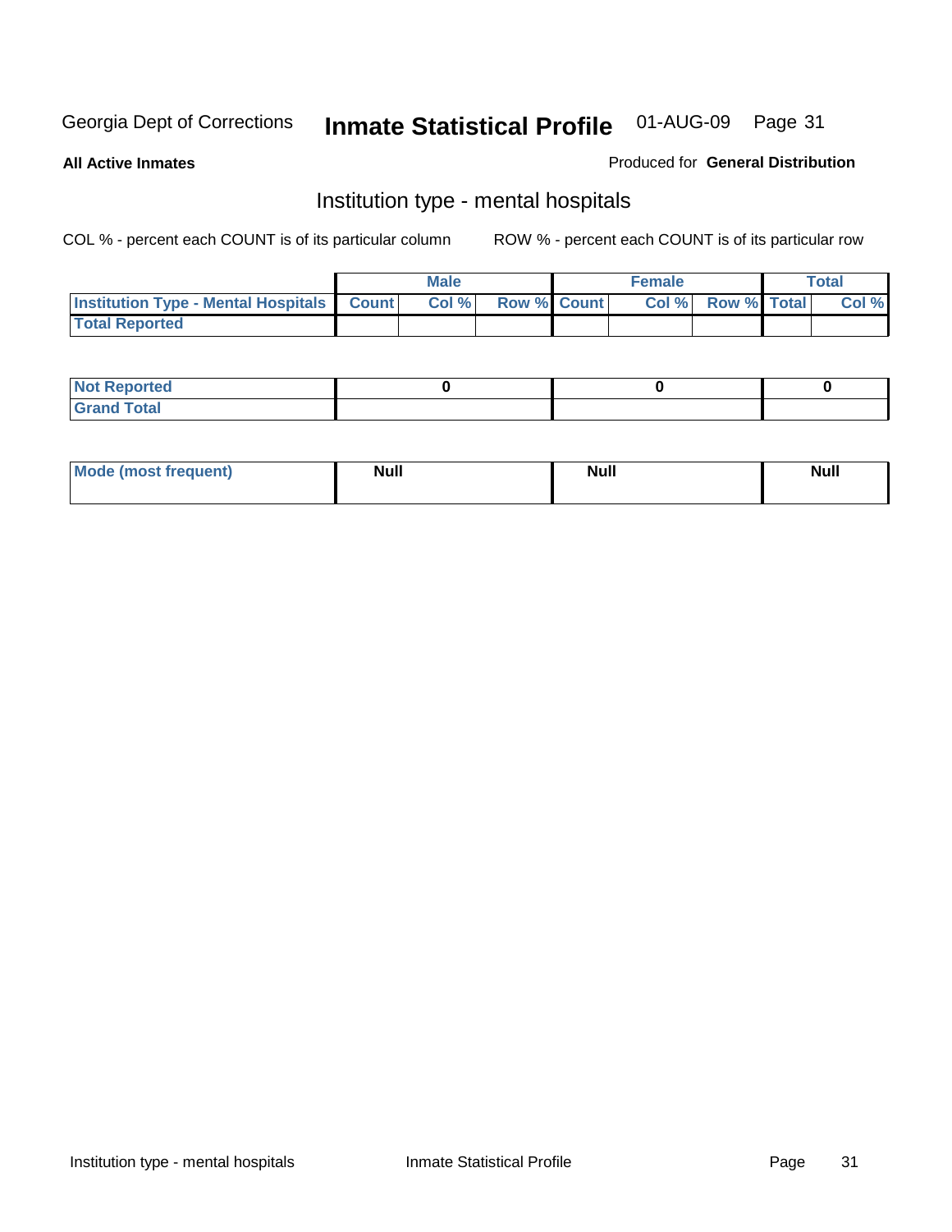Georgia Dept of Corrections **Inmate Statistical Profile** 01-AUG-09

**All Active Inmates**

Produced for **General Distribution**

## Institution type - mental hospitals

COL % - percent each COUNT is of its particular column

ROW % - percent each COUNT is of its particular row

| | Male | | | Female | | | Total | |
|---|---|---|---|---|---|---|---|---|
| **Institution Type - Mental Hospitals** | **Count** | **Col %** | **Row %** | **Count** | **Col %** | **Row %** | **Total** | **Col %** |
| **Total Reported** | | | | | | | | |

| | Male | Female | Total |
|---|---|---|---|
| **Not Reported** | **0** | **0** | **0** |
| **Grand Total** | | | |

| | Male | Female | Total |
|---|---|---|---|
| **Mode (most frequent)** | **Null** | **Null** | **Null** |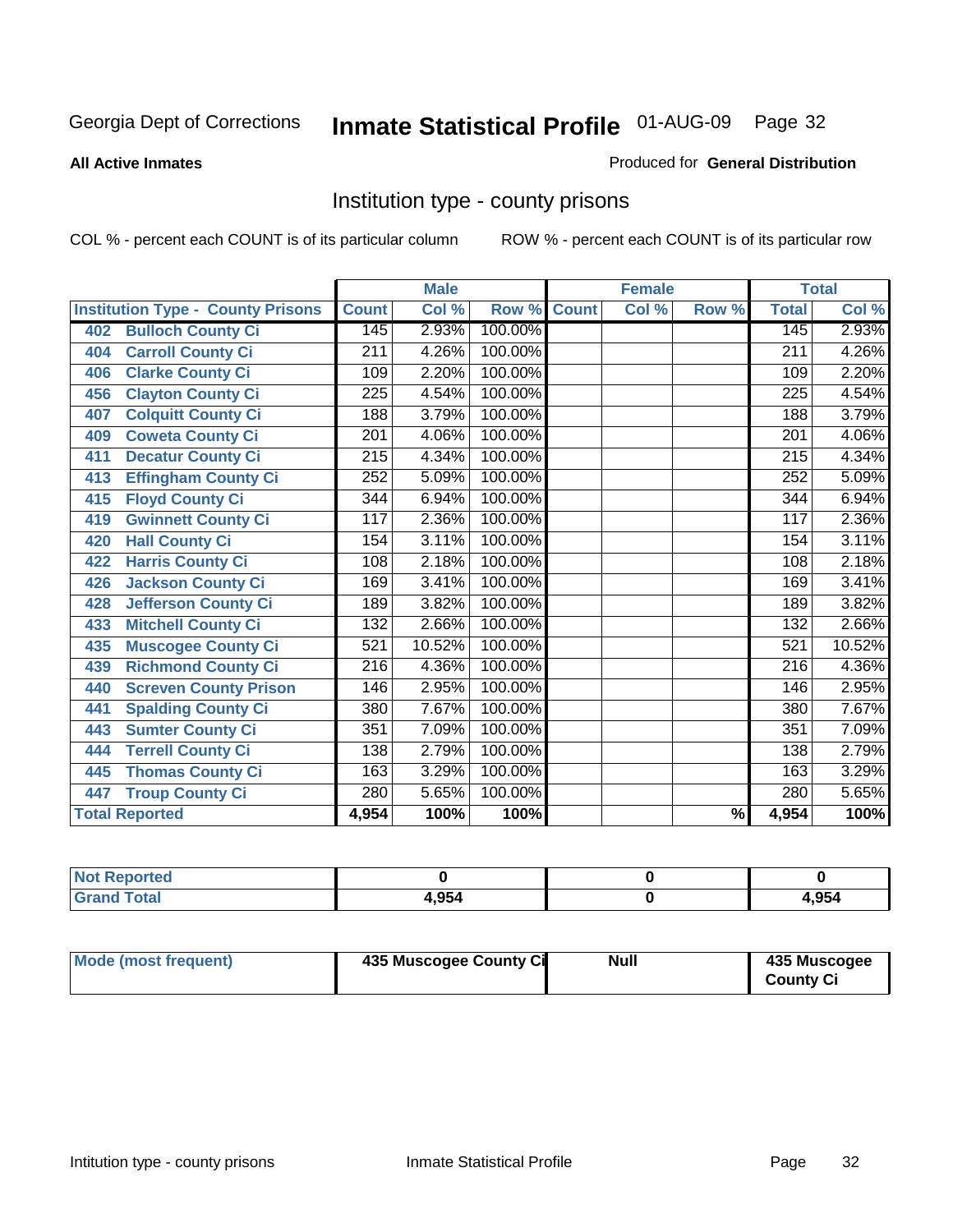Georgia Dept of Corrections **Inmate Statistical Profile** 01-AUG-09

**All Active Inmates**

Produced for **General Distribution**

## Institution type - county prisons

COL % - percent each COUNT is of its particular column

ROW % - percent each COUNT is of its particular row

| Institution Type - County Prisons | Male | | | Female | | | Total | |
|---|---|---|---|---|---|---|---|---|
| | Count | Col % | Row % | Count | Col % | Row % | Total | Col % |
| 402 Bulloch County Ci | 145 | 2.93% | 100.00% | | | | 145 | 2.93% |
| 404 Carroll County Ci | 211 | 4.26% | 100.00% | | | | 211 | 4.26% |
| 406 Clarke County Ci | 109 | 2.20% | 100.00% | | | | 109 | 2.20% |
| 456 Clayton County Ci | 225 | 4.54% | 100.00% | | | | 225 | 4.54% |
| 407 Colquitt County Ci | 188 | 3.79% | 100.00% | | | | 188 | 3.79% |
| 409 Coweta County Ci | 201 | 4.06% | 100.00% | | | | 201 | 4.06% |
| 411 Decatur County Ci | 215 | 4.34% | 100.00% | | | | 215 | 4.34% |
| 413 Effingham County Ci | 252 | 5.09% | 100.00% | | | | 252 | 5.09% |
| 415 Floyd County Ci | 344 | 6.94% | 100.00% | | | | 344 | 6.94% |
| 419 Gwinnett County Ci | 117 | 2.36% | 100.00% | | | | 117 | 2.36% |
| 420 Hall County Ci | 154 | 3.11% | 100.00% | | | | 154 | 3.11% |
| 422 Harris County Ci | 108 | 2.18% | 100.00% | | | | 108 | 2.18% |
| 426 Jackson County Ci | 169 | 3.41% | 100.00% | | | | 169 | 3.41% |
| 428 Jefferson County Ci | 189 | 3.82% | 100.00% | | | | 189 | 3.82% |
| 433 Mitchell County Ci | 132 | 2.66% | 100.00% | | | | 132 | 2.66% |
| 435 Muscogee County Ci | 521 | 10.52% | 100.00% | | | | 521 | 10.52% |
| 439 Richmond County Ci | 216 | 4.36% | 100.00% | | | | 216 | 4.36% |
| 440 Screven County Prison | 146 | 2.95% | 100.00% | | | | 146 | 2.95% |
| 441 Spalding County Ci | 380 | 7.67% | 100.00% | | | | 380 | 7.67% |
| 443 Sumter County Ci | 351 | 7.09% | 100.00% | | | | 351 | 7.09% |
| 444 Terrell County Ci | 138 | 2.79% | 100.00% | | | | 138 | 2.79% |
| 445 Thomas County Ci | 163 | 3.29% | 100.00% | | | | 163 | 3.29% |
| 447 Troup County Ci | 280 | 5.65% | 100.00% | | | | 280 | 5.65% |
| **Total Reported** | **4,954** | **100%** | **100%** | | | **%** | **4,954** | **100%** |

| | Male | Female | Total |
|---|---|---|---|
| Not Reported | 0 | 0 | 0 |
| Grand Total | 4,954 | 0 | 4,954 |

| | Male | Female | Total |
|---|---|---|---|
| Mode (most frequent) | 435 Muscogee County Ci | Null | 435 Muscogee County Ci |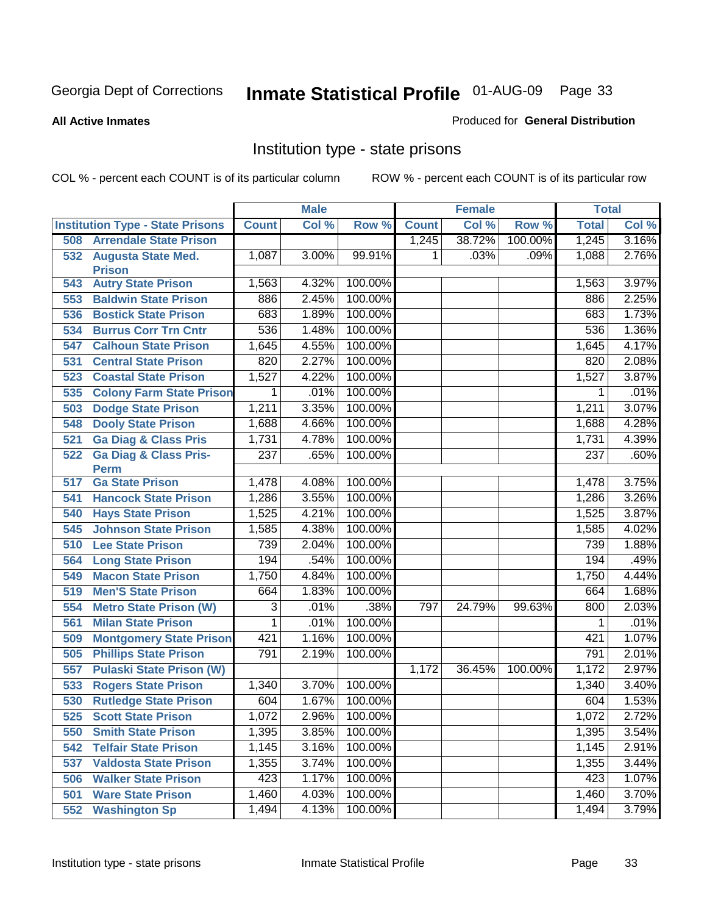Georgia Dept of Corrections **Inmate Statistical Profile** 01-AUG-09 Page 33

**All Active Inmates**

Produced for **General Distribution**

## Institution type - state prisons

COL % - percent each COUNT is of its particular column        ROW % - percent each COUNT is of its particular row

| | Male | | | Female | | | Total | |
|---|---|---|---|---|---|---|---|---|
| **Institution Type - State Prisons** | **Count** | **Col %** | **Row %** | **Count** | **Col %** | **Row %** | **Total** | **Col %** |
| 508 Arrendale State Prison | | | | 1,245 | 38.72% | 100.00% | 1,245 | 3.16% |
| 532 Augusta State Med. Prison | 1,087 | 3.00% | 99.91% | 1 | .03% | .09% | 1,088 | 2.76% |
| 543 Autry State Prison | 1,563 | 4.32% | 100.00% | | | | 1,563 | 3.97% |
| 553 Baldwin State Prison | 886 | 2.45% | 100.00% | | | | 886 | 2.25% |
| 536 Bostick State Prison | 683 | 1.89% | 100.00% | | | | 683 | 1.73% |
| 534 Burrus Corr Trn Cntr | 536 | 1.48% | 100.00% | | | | 536 | 1.36% |
| 547 Calhoun State Prison | 1,645 | 4.55% | 100.00% | | | | 1,645 | 4.17% |
| 531 Central State Prison | 820 | 2.27% | 100.00% | | | | 820 | 2.08% |
| 523 Coastal State Prison | 1,527 | 4.22% | 100.00% | | | | 1,527 | 3.87% |
| 535 Colony Farm State Prison | 1 | .01% | 100.00% | | | | 1 | .01% |
| 503 Dodge State Prison | 1,211 | 3.35% | 100.00% | | | | 1,211 | 3.07% |
| 548 Dooly State Prison | 1,688 | 4.66% | 100.00% | | | | 1,688 | 4.28% |
| 521 Ga Diag & Class Pris | 1,731 | 4.78% | 100.00% | | | | 1,731 | 4.39% |
| 522 Ga Diag & Class Pris-Perm | 237 | .65% | 100.00% | | | | 237 | .60% |
| 517 Ga State Prison | 1,478 | 4.08% | 100.00% | | | | 1,478 | 3.75% |
| 541 Hancock State Prison | 1,286 | 3.55% | 100.00% | | | | 1,286 | 3.26% |
| 540 Hays State Prison | 1,525 | 4.21% | 100.00% | | | | 1,525 | 3.87% |
| 545 Johnson State Prison | 1,585 | 4.38% | 100.00% | | | | 1,585 | 4.02% |
| 510 Lee State Prison | 739 | 2.04% | 100.00% | | | | 739 | 1.88% |
| 564 Long State Prison | 194 | .54% | 100.00% | | | | 194 | .49% |
| 549 Macon State Prison | 1,750 | 4.84% | 100.00% | | | | 1,750 | 4.44% |
| 519 Men'S State Prison | 664 | 1.83% | 100.00% | | | | 664 | 1.68% |
| 554 Metro State Prison (W) | 3 | .01% | .38% | 797 | 24.79% | 99.63% | 800 | 2.03% |
| 561 Milan State Prison | 1 | .01% | 100.00% | | | | 1 | .01% |
| 509 Montgomery State Prison | 421 | 1.16% | 100.00% | | | | 421 | 1.07% |
| 505 Phillips State Prison | 791 | 2.19% | 100.00% | | | | 791 | 2.01% |
| 557 Pulaski State Prison (W) | | | | 1,172 | 36.45% | 100.00% | 1,172 | 2.97% |
| 533 Rogers State Prison | 1,340 | 3.70% | 100.00% | | | | 1,340 | 3.40% |
| 530 Rutledge State Prison | 604 | 1.67% | 100.00% | | | | 604 | 1.53% |
| 525 Scott State Prison | 1,072 | 2.96% | 100.00% | | | | 1,072 | 2.72% |
| 550 Smith State Prison | 1,395 | 3.85% | 100.00% | | | | 1,395 | 3.54% |
| 542 Telfair State Prison | 1,145 | 3.16% | 100.00% | | | | 1,145 | 2.91% |
| 537 Valdosta State Prison | 1,355 | 3.74% | 100.00% | | | | 1,355 | 3.44% |
| 506 Walker State Prison | 423 | 1.17% | 100.00% | | | | 423 | 1.07% |
| 501 Ware State Prison | 1,460 | 4.03% | 100.00% | | | | 1,460 | 3.70% |
| 552 Washington Sp | 1,494 | 4.13% | 100.00% | | | | 1,494 | 3.79% |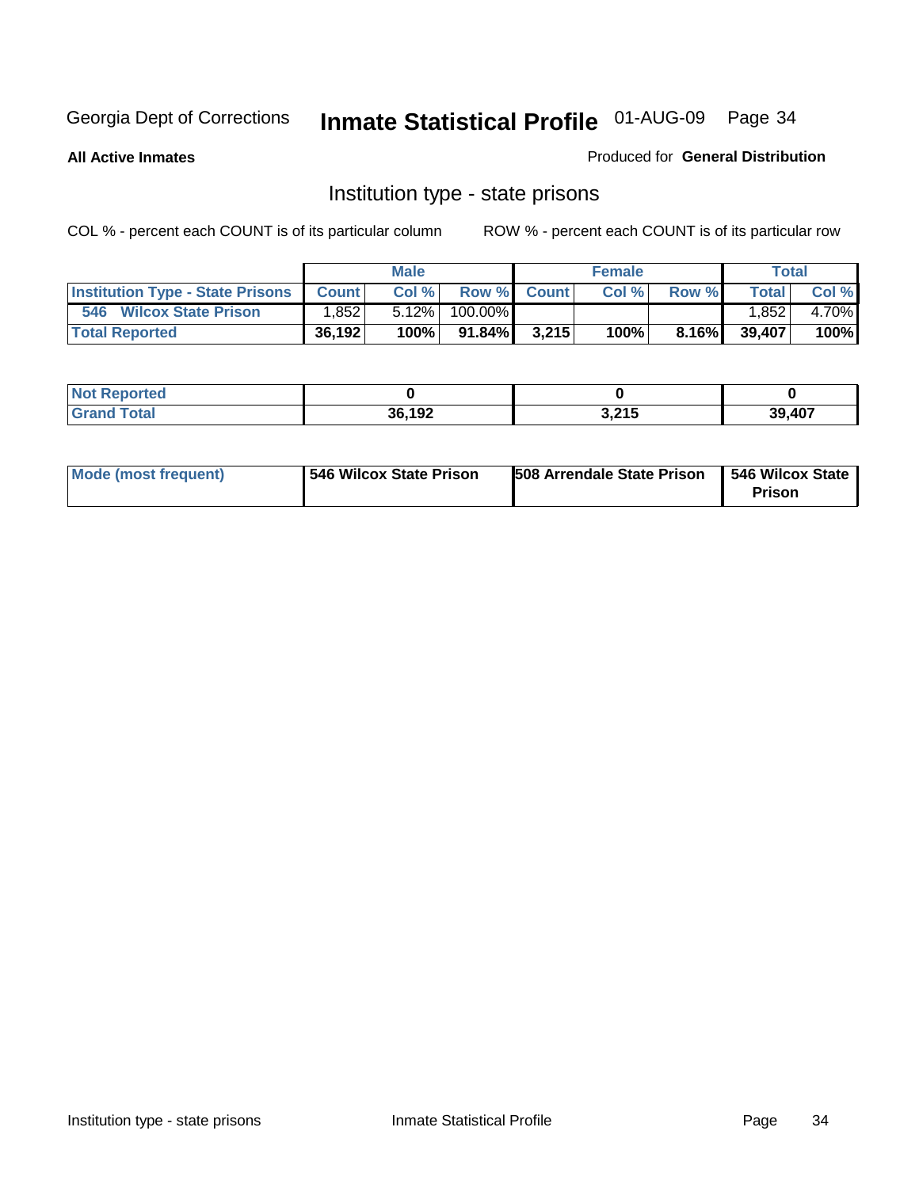Georgia Dept of Corrections **Inmate Statistical Profile** 01-AUG-09

**All Active Inmates**

Produced for **General Distribution**

## Institution type - state prisons

COL % - percent each COUNT is of its particular column

ROW % - percent each COUNT is of its particular row

| | Male | | | Female | | | Total | |
|---|---|---|---|---|---|---|---|---|
| **Institution Type - State Prisons** | **Count** | **Col %** | **Row %** | **Count** | **Col %** | **Row %** | **Total** | **Col %** |
| **546 Wilcox State Prison** | 1,852 | 5.12% | 100.00% | | | | 1,852 | 4.70% |
| **Total Reported** | **36,192** | **100%** | **91.84%** | **3,215** | **100%** | **8.16%** | **39,407** | **100%** |

| | Male | Female | Total |
|---|---|---|---|
| **Not Reported** | **0** | **0** | **0** |
| **Grand Total** | **36,192** | **3,215** | **39,407** |

| | Male | Female | Total |
|---|---|---|---|
| **Mode (most frequent)** | **546 Wilcox State Prison** | **508 Arrendale State Prison** | **546 Wilcox State Prison** |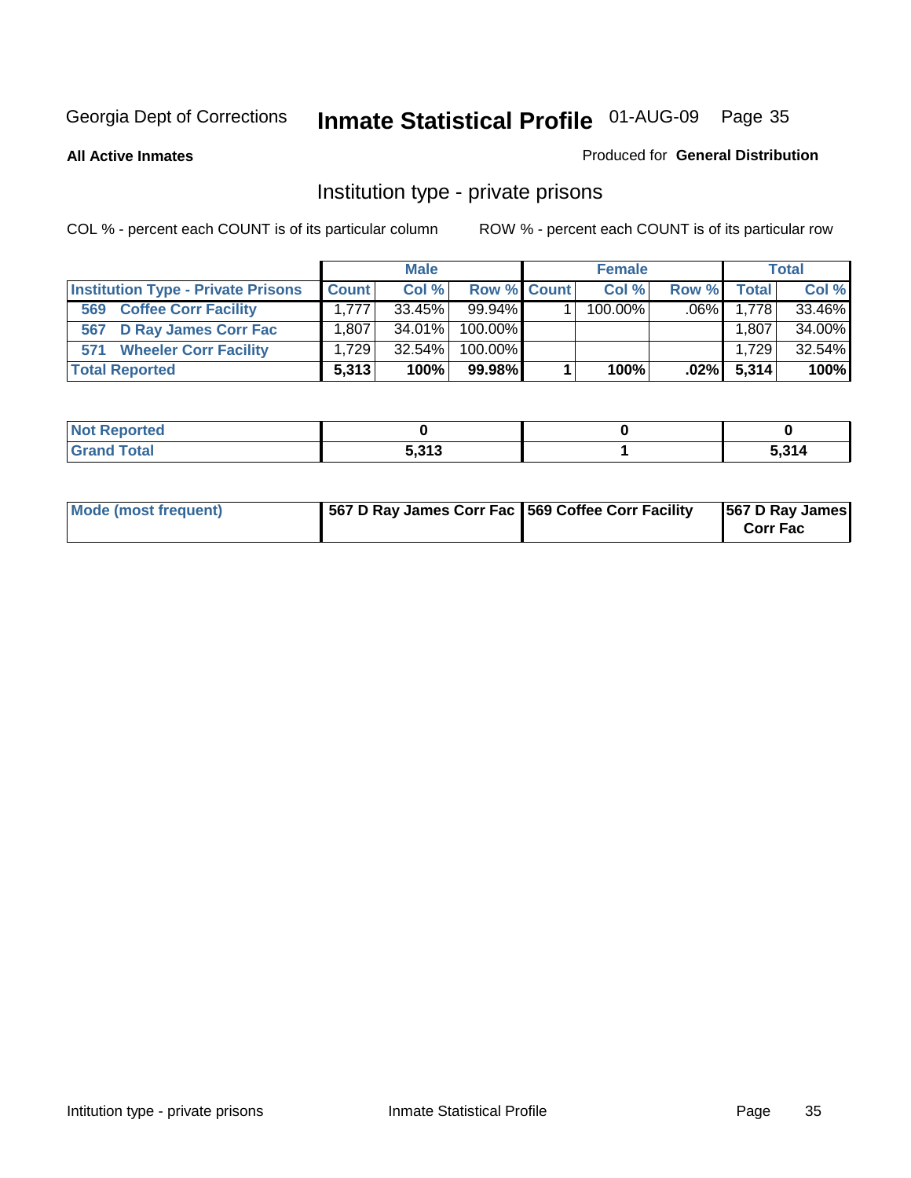Georgia Dept of Corrections **Inmate Statistical Profile** 01-AUG-09

**All Active Inmates**

Produced for **General Distribution**

## Institution type - private prisons

COL % - percent each COUNT is of its particular column

ROW % - percent each COUNT is of its particular row

| | Male | | | Female | | | Total | |
|---|---|---|---|---|---|---|---|---|
| **Institution Type - Private Prisons** | **Count** | **Col %** | **Row %** | **Count** | **Col %** | **Row %** | **Total** | **Col %** |
| 569 Coffee Corr Facility | 1,777 | 33.45% | 99.94% | 1 | 100.00% | .06% | 1,778 | 33.46% |
| 567 D Ray James Corr Fac | 1,807 | 34.01% | 100.00% | | | | 1,807 | 34.00% |
| 571 Wheeler Corr Facility | 1,729 | 32.54% | 100.00% | | | | 1,729 | 32.54% |
| **Total Reported** | **5,313** | **100%** | **99.98%** | **1** | **100%** | **.02%** | **5,314** | **100%** |

| | Male | Female | Total |
|---|---|---|---|
| **Not Reported** | **0** | **0** | **0** |
| **Grand Total** | **5,313** | **1** | **5,314** |

| | Male | Female | Total |
|---|---|---|---|
| **Mode (most frequent)** | **567 D Ray James Corr Fac** | **569 Coffee Corr Facility** | **567 D Ray James Corr Fac** |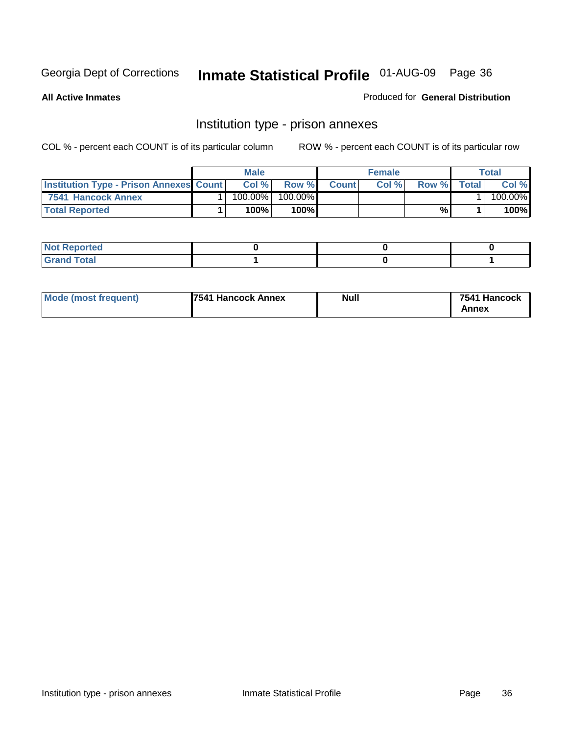Georgia Dept of Corrections **Inmate Statistical Profile** 01-AUG-09

**All Active Inmates**

Produced for **General Distribution**

## Institution type - prison annexes

COL % - percent each COUNT is of its particular column

ROW % - percent each COUNT is of its particular row

| | Male | | | Female | | | Total | |
|---|---|---|---|---|---|---|---|---|
| **Institution Type - Prison Annexes** | **Count** | **Col %** | **Row %** | **Count** | **Col %** | **Row %** | **Total** | **Col %** |
| 7541 Hancock Annex | 1 | 100.00% | 100.00% | | | | 1 | 100.00% |
| **Total Reported** | **1** | **100%** | **100%** | | | **%** | **1** | **100%** |

| | Male | Female | Total |
|---|---|---|---|
| **Not Reported** | **0** | **0** | **0** |
| **Grand Total** | **1** | **0** | **1** |

| | Male | Female | Total |
|---|---|---|---|
| **Mode (most frequent)** | **7541 Hancock Annex** | **Null** | **7541 Hancock Annex** |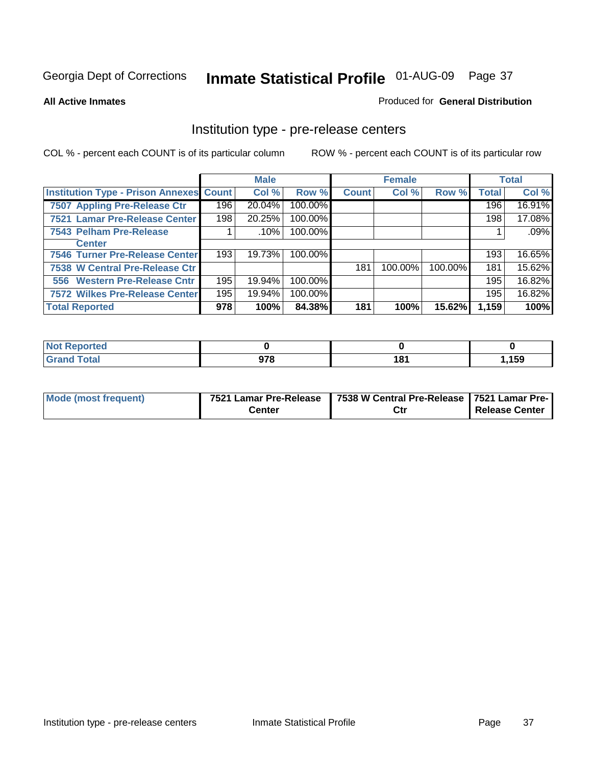Georgia Dept of Corrections **Inmate Statistical Profile** 01-AUG-09 Page 37

**All Active Inmates**

Produced for **General Distribution**

## Institution type - pre-release centers

COL % - percent each COUNT is of its particular column ROW % - percent each COUNT is of its particular row

| | Male | | | Female | | | Total | |
|---|---|---|---|---|---|---|---|---|
| Institution Type - Prison Annexes | Count | Col % | Row % | Count | Col % | Row % | Total | Col % |
| 7507 Appling Pre-Release Ctr | 196 | 20.04% | 100.00% | | | | 196 | 16.91% |
| 7521 Lamar Pre-Release Center | 198 | 20.25% | 100.00% | | | | 198 | 17.08% |
| 7543 Pelham Pre-Release Center | 1 | .10% | 100.00% | | | | 1 | .09% |
| 7546 Turner Pre-Release Center | 193 | 19.73% | 100.00% | | | | 193 | 16.65% |
| 7538 W Central Pre-Release Ctr | | | | 181 | 100.00% | 100.00% | 181 | 15.62% |
| 556 Western Pre-Release Cntr | 195 | 19.94% | 100.00% | | | | 195 | 16.82% |
| 7572 Wilkes Pre-Release Center | 195 | 19.94% | 100.00% | | | | 195 | 16.82% |
| **Total Reported** | **978** | **100%** | **84.38%** | **181** | **100%** | **15.62%** | **1,159** | **100%** |

| | Male | Female | Total |
|---|---|---|---|
| Not Reported | **0** | **0** | **0** |
| Grand Total | **978** | **181** | **1,159** |

| | Male | Female | Total |
|---|---|---|---|
| Mode (most frequent) | **7521 Lamar Pre-Release Center** | **7538 W Central Pre-Release Ctr** | **7521 Lamar Pre-Release Center** |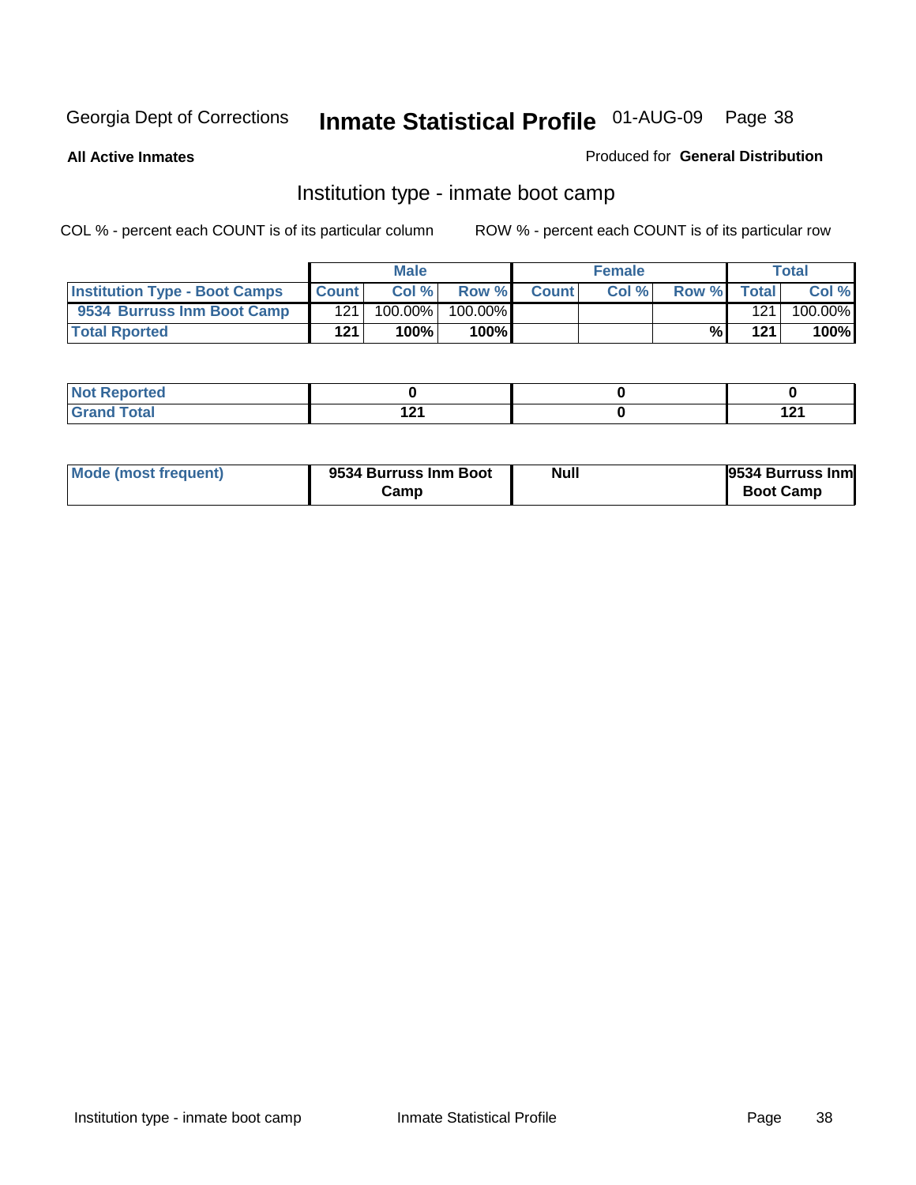Georgia Dept of Corrections **Inmate Statistical Profile** 01-AUG-09

**All Active Inmates**

Produced for **General Distribution**

## Institution type - inmate boot camp

COL % - percent each COUNT is of its particular column

ROW % - percent each COUNT is of its particular row

| | Male | | | Female | | | Total | |
|---|---|---|---|---|---|---|---|---|
| **Institution Type - Boot Camps** | **Count** | **Col %** | **Row %** | **Count** | **Col %** | **Row %** | **Total** | **Col %** |
| **9534 Burruss Inm Boot Camp** | 121 | 100.00% | 100.00% | | | | 121 | 100.00% |
| **Total Rported** | **121** | **100%** | **100%** | | | **%** | **121** | **100%** |

| | Male | Female | Total |
|---|---|---|---|
| **Not Reported** | **0** | **0** | **0** |
| **Grand Total** | **121** | **0** | **121** |

| | Male | Female | Total |
|---|---|---|---|
| **Mode (most frequent)** | **9534 Burruss Inm Boot Camp** | **Null** | **9534 Burruss Inm Boot Camp** |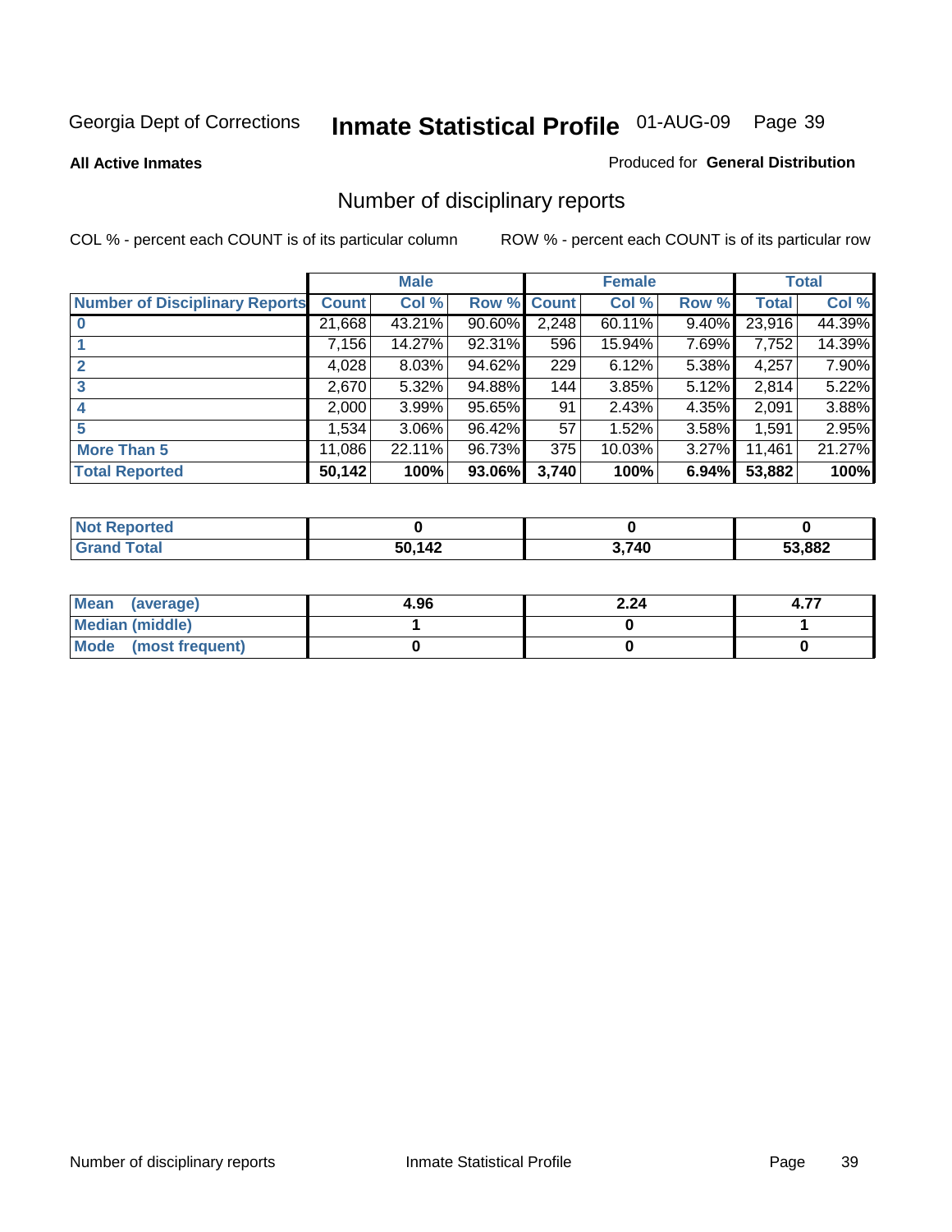Georgia Dept of Corrections **Inmate Statistical Profile** 01-AUG-09

**All Active Inmates**

Produced for **General Distribution**

## Number of disciplinary reports

COL % - percent each COUNT is of its particular column ROW % - percent each COUNT is of its particular row

| | Male | | | Female | | | Total | |
|---|---|---|---|---|---|---|---|---|
| **Number of Disciplinary Reports** | **Count** | **Col %** | **Row %** | **Count** | **Col %** | **Row %** | **Total** | **Col %** |
| **0** | 21,668 | 43.21% | 90.60% | 2,248 | 60.11% | 9.40% | 23,916 | 44.39% |
| **1** | 7,156 | 14.27% | 92.31% | 596 | 15.94% | 7.69% | 7,752 | 14.39% |
| **2** | 4,028 | 8.03% | 94.62% | 229 | 6.12% | 5.38% | 4,257 | 7.90% |
| **3** | 2,670 | 5.32% | 94.88% | 144 | 3.85% | 5.12% | 2,814 | 5.22% |
| **4** | 2,000 | 3.99% | 95.65% | 91 | 2.43% | 4.35% | 2,091 | 3.88% |
| **5** | 1,534 | 3.06% | 96.42% | 57 | 1.52% | 3.58% | 1,591 | 2.95% |
| **More Than 5** | 11,086 | 22.11% | 96.73% | 375 | 10.03% | 3.27% | 11,461 | 21.27% |
| **Total Reported** | **50,142** | **100%** | **93.06%** | **3,740** | **100%** | **6.94%** | **53,882** | **100%** |

| | Male | Female | Total |
|---|---|---|---|
| **Not Reported** | **0** | **0** | **0** |
| **Grand Total** | **50,142** | **3,740** | **53,882** |

| | Male | Female | Total |
|---|---|---|---|
| **Mean (average)** | **4.96** | **2.24** | **4.77** |
| **Median (middle)** | **1** | **0** | **1** |
| **Mode (most frequent)** | **0** | **0** | **0** |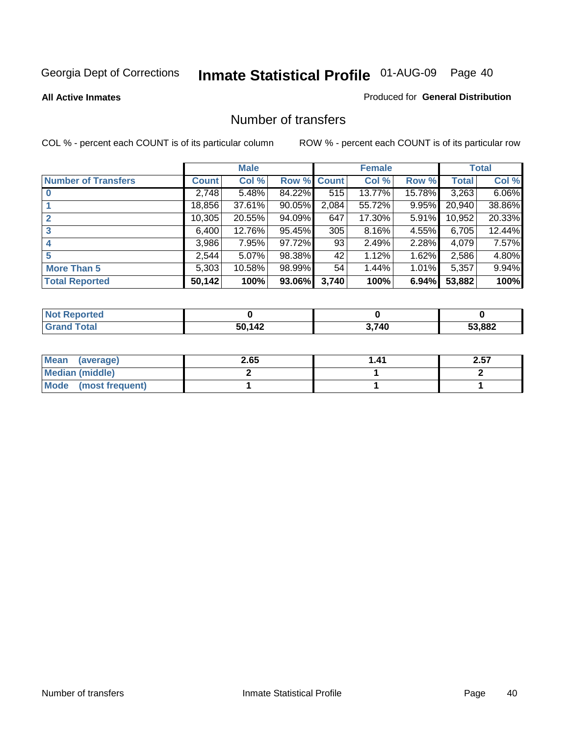Georgia Dept of Corrections **Inmate Statistical Profile** 01-AUG-09 Page 40

**All Active Inmates**

Produced for **General Distribution**

# Number of transfers

COL % - percent each COUNT is of its particular column

ROW % - percent each COUNT is of its particular row

| | Male | | | Female | | | Total | |
|---|---|---|---|---|---|---|---|---|
| **Number of Transfers** | **Count** | **Col %** | **Row %** | **Count** | **Col %** | **Row %** | **Total** | **Col %** |
| **0** | 2,748 | 5.48% | 84.22% | 515 | 13.77% | 15.78% | 3,263 | 6.06% |
| **1** | 18,856 | 37.61% | 90.05% | 2,084 | 55.72% | 9.95% | 20,940 | 38.86% |
| **2** | 10,305 | 20.55% | 94.09% | 647 | 17.30% | 5.91% | 10,952 | 20.33% |
| **3** | 6,400 | 12.76% | 95.45% | 305 | 8.16% | 4.55% | 6,705 | 12.44% |
| **4** | 3,986 | 7.95% | 97.72% | 93 | 2.49% | 2.28% | 4,079 | 7.57% |
| **5** | 2,544 | 5.07% | 98.38% | 42 | 1.12% | 1.62% | 2,586 | 4.80% |
| **More Than 5** | 5,303 | 10.58% | 98.99% | 54 | 1.44% | 1.01% | 5,357 | 9.94% |
| **Total Reported** | **50,142** | **100%** | **93.06%** | **3,740** | **100%** | **6.94%** | **53,882** | **100%** |

| | Male | Female | Total |
|---|---|---|---|
| **Not Reported** | **0** | **0** | **0** |
| **Grand Total** | **50,142** | **3,740** | **53,882** |

| | Male | Female | Total |
|---|---|---|---|
| **Mean (average)** | **2.65** | **1.41** | **2.57** |
| **Median (middle)** | **2** | **1** | **2** |
| **Mode (most frequent)** | **1** | **1** | **1** |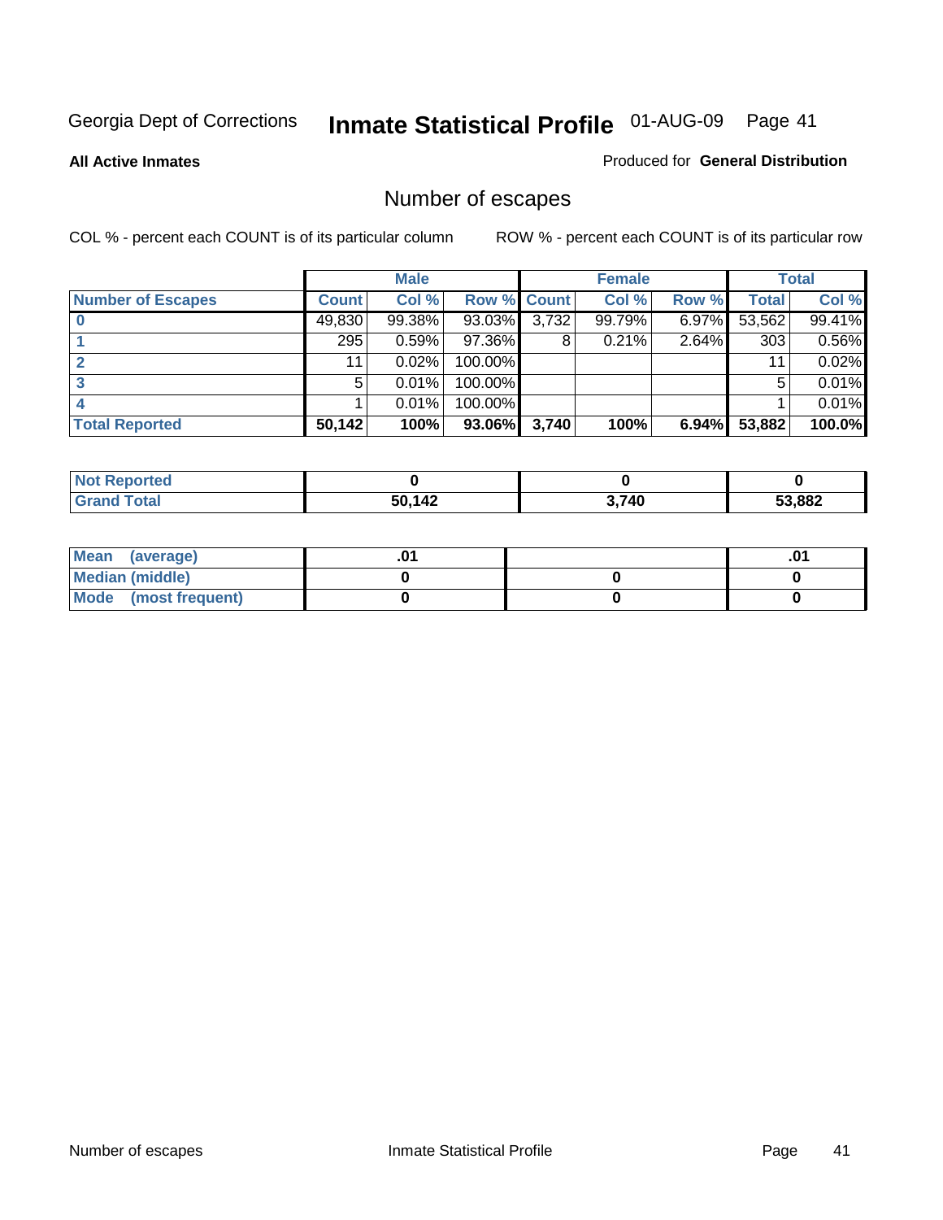Georgia Dept of Corrections **Inmate Statistical Profile** 01-AUG-09

**All Active Inmates**

Produced for **General Distribution**

## Number of escapes

COL % - percent each COUNT is of its particular column

ROW % - percent each COUNT is of its particular row

| | Male | | | Female | | | Total | |
|---|---|---|---|---|---|---|---|---|
| **Number of Escapes** | **Count** | **Col %** | **Row %** | **Count** | **Col %** | **Row %** | **Total** | **Col %** |
| **0** | 49,830 | 99.38% | 93.03% | 3,732 | 99.79% | 6.97% | 53,562 | 99.41% |
| **1** | 295 | 0.59% | 97.36% | 8 | 0.21% | 2.64% | 303 | 0.56% |
| **2** | 11 | 0.02% | 100.00% | | | | 11 | 0.02% |
| **3** | 5 | 0.01% | 100.00% | | | | 5 | 0.01% |
| **4** | 1 | 0.01% | 100.00% | | | | 1 | 0.01% |
| **Total Reported** | **50,142** | **100%** | **93.06%** | **3,740** | **100%** | **6.94%** | **53,882** | **100.0%** |

| | Male | Female | Total |
|---|---|---|---|
| **Not Reported** | **0** | **0** | **0** |
| **Grand Total** | **50,142** | **3,740** | **53,882** |

| | Male | Female | Total |
|---|---|---|---|
| **Mean (average)** | **.01** | | **.01** |
| **Median (middle)** | **0** | **0** | **0** |
| **Mode (most frequent)** | **0** | **0** | **0** |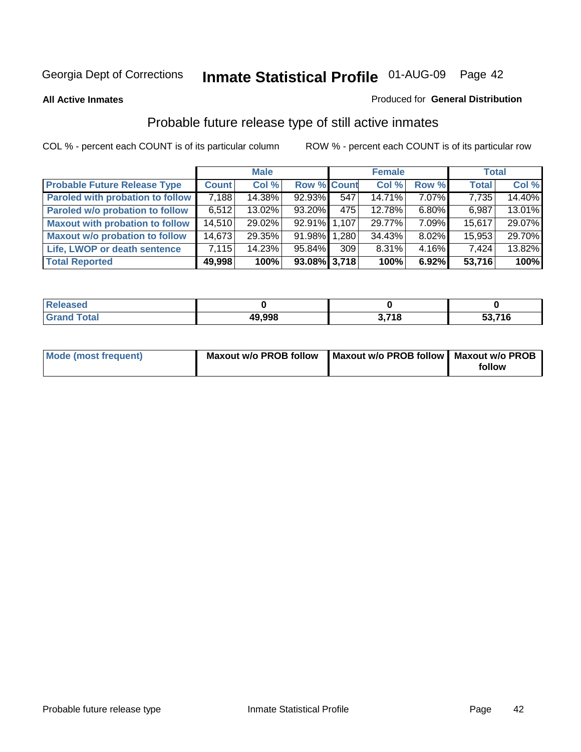Georgia Dept of Corrections **Inmate Statistical Profile** 01-AUG-09

**All Active Inmates**

Produced for **General Distribution**

## Probable future release type of still active inmates

COL % - percent each COUNT is of its particular column

ROW % - percent each COUNT is of its particular row

| | Male | | | Female | | | Total | |
|---|---|---|---|---|---|---|---|---|
| **Probable Future Release Type** | **Count** | **Col %** | **Row %** | **Count** | **Col %** | **Row %** | **Total** | **Col %** |
| **Paroled with probation to follow** | 7,188 | 14.38% | 92.93% | 547 | 14.71% | 7.07% | 7,735 | 14.40% |
| **Paroled w/o probation to follow** | 6,512 | 13.02% | 93.20% | 475 | 12.78% | 6.80% | 6,987 | 13.01% |
| **Maxout with probation to follow** | 14,510 | 29.02% | 92.91% | 1,107 | 29.77% | 7.09% | 15,617 | 29.07% |
| **Maxout w/o probation to follow** | 14,673 | 29.35% | 91.98% | 1,280 | 34.43% | 8.02% | 15,953 | 29.70% |
| **Life, LWOP or death sentence** | 7,115 | 14.23% | 95.84% | 309 | 8.31% | 4.16% | 7,424 | 13.82% |
| **Total Reported** | **49,998** | **100%** | **93.08%** | **3,718** | **100%** | **6.92%** | **53,716** | **100%** |

| | Male | Female | Total |
|---|---|---|---|
| **Released** | **0** | **0** | **0** |
| **Grand Total** | **49,998** | **3,718** | **53,716** |

| | Male | Female | Total |
|---|---|---|---|
| **Mode (most frequent)** | **Maxout w/o PROB follow** | **Maxout w/o PROB follow** | **Maxout w/o PROB follow** |

Probable future release type Inmate Statistical Profile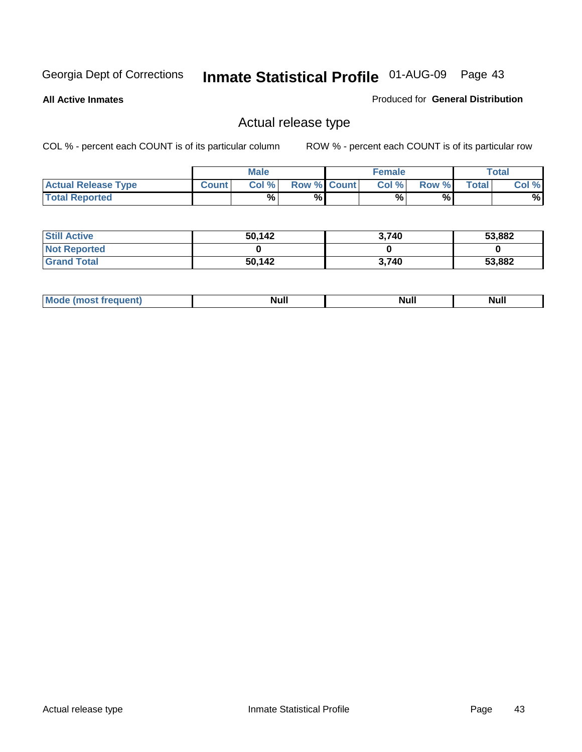Georgia Dept of Corrections **Inmate Statistical Profile** 01-AUG-09 Page 43

**All Active Inmates**

Produced for **General Distribution**

## Actual release type

COL % - percent each COUNT is of its particular column ROW % - percent each COUNT is of its particular row

| | Male | | | Female | | | Total | |
|---|---|---|---|---|---|---|---|---|
| **Actual Release Type** | **Count** | **Col %** | **Row %** | **Count** | **Col %** | **Row %** | **Total** | **Col %** |
| **Total Reported** | | **%** | **%** | | **%** | **%** | | **%** |

| | Male | Female | Total |
|---|---|---|---|
| **Still Active** | **50,142** | **3,740** | **53,882** |
| **Not Reported** | **0** | **0** | **0** |
| **Grand Total** | **50,142** | **3,740** | **53,882** |

| | Male | Female | Total |
|---|---|---|---|
| **Mode (most frequent)** | **Null** | **Null** | **Null** |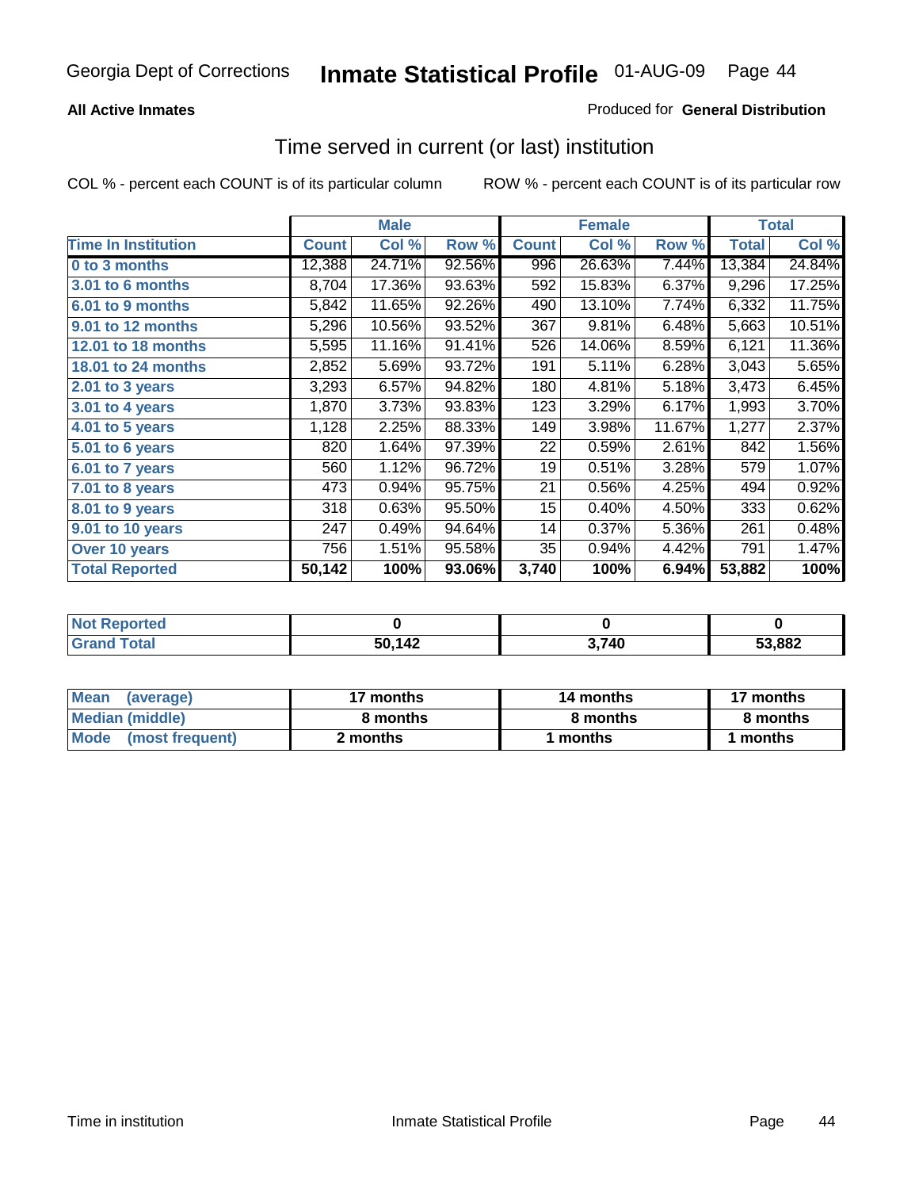**All Active Inmates**

Produced for **General Distribution**

## Time served in current (or last) institution

COL % - percent each COUNT is of its particular column

ROW % - percent each COUNT is of its particular row

| | Male | | | Female | | | Total | |
|---|---|---|---|---|---|---|---|---|
| **Time In Institution** | **Count** | **Col %** | **Row %** | **Count** | **Col %** | **Row %** | **Total** | **Col %** |
| **0 to 3 months** | 12,388 | 24.71% | 92.56% | 996 | 26.63% | 7.44% | 13,384 | 24.84% |
| **3.01 to 6 months** | 8,704 | 17.36% | 93.63% | 592 | 15.83% | 6.37% | 9,296 | 17.25% |
| **6.01 to 9 months** | 5,842 | 11.65% | 92.26% | 490 | 13.10% | 7.74% | 6,332 | 11.75% |
| **9.01 to 12 months** | 5,296 | 10.56% | 93.52% | 367 | 9.81% | 6.48% | 5,663 | 10.51% |
| **12.01 to 18 months** | 5,595 | 11.16% | 91.41% | 526 | 14.06% | 8.59% | 6,121 | 11.36% |
| **18.01 to 24 months** | 2,852 | 5.69% | 93.72% | 191 | 5.11% | 6.28% | 3,043 | 5.65% |
| **2.01 to 3 years** | 3,293 | 6.57% | 94.82% | 180 | 4.81% | 5.18% | 3,473 | 6.45% |
| **3.01 to 4 years** | 1,870 | 3.73% | 93.83% | 123 | 3.29% | 6.17% | 1,993 | 3.70% |
| **4.01 to 5 years** | 1,128 | 2.25% | 88.33% | 149 | 3.98% | 11.67% | 1,277 | 2.37% |
| **5.01 to 6 years** | 820 | 1.64% | 97.39% | 22 | 0.59% | 2.61% | 842 | 1.56% |
| **6.01 to 7 years** | 560 | 1.12% | 96.72% | 19 | 0.51% | 3.28% | 579 | 1.07% |
| **7.01 to 8 years** | 473 | 0.94% | 95.75% | 21 | 0.56% | 4.25% | 494 | 0.92% |
| **8.01 to 9 years** | 318 | 0.63% | 95.50% | 15 | 0.40% | 4.50% | 333 | 0.62% |
| **9.01 to 10 years** | 247 | 0.49% | 94.64% | 14 | 0.37% | 5.36% | 261 | 0.48% |
| **Over 10 years** | 756 | 1.51% | 95.58% | 35 | 0.94% | 4.42% | 791 | 1.47% |
| **Total Reported** | **50,142** | **100%** | **93.06%** | **3,740** | **100%** | **6.94%** | **53,882** | **100%** |

| | Male | Female | Total |
|---|---|---|---|
| **Not Reported** | **0** | **0** | **0** |
| **Grand Total** | **50,142** | **3,740** | **53,882** |

| | Male | Female | Total |
|---|---|---|---|
| **Mean (average)** | **17 months** | **14 months** | **17 months** |
| **Median (middle)** | **8 months** | **8 months** | **8 months** |
| **Mode (most frequent)** | **2 months** | **1 months** | **1 months** |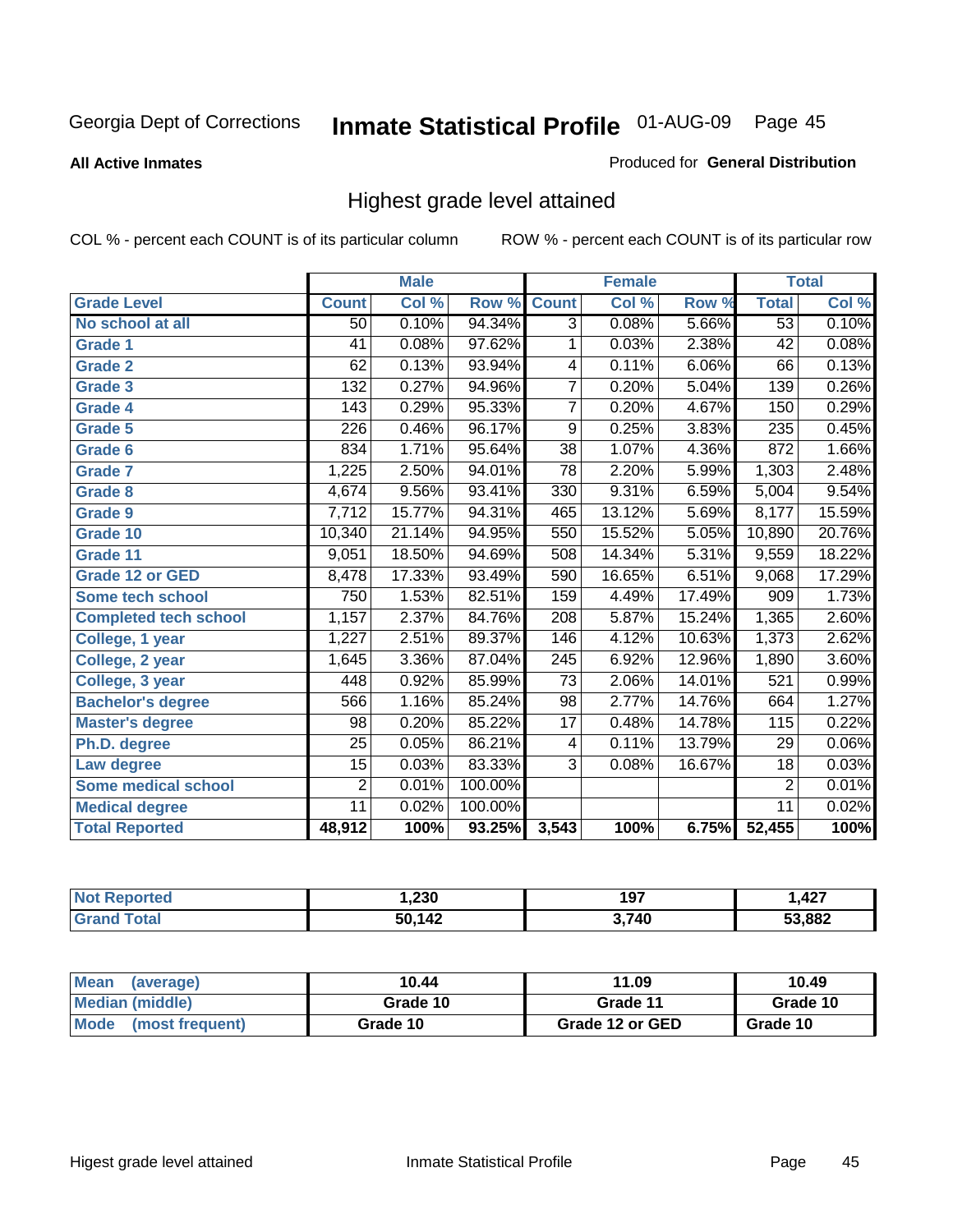Georgia Dept of Corrections **Inmate Statistical Profile** 01-AUG-09

**All Active Inmates**

Produced for **General Distribution**

## Highest grade level attained

COL % - percent each COUNT is of its particular column    ROW % - percent each COUNT is of its particular row

| | Male | | | Female | | | Total | |
|---|---|---|---|---|---|---|---|---|
| **Grade Level** | **Count** | **Col %** | **Row %** | **Count** | **Col %** | **Row %** | **Total** | **Col %** |
| No school at all | 50 | 0.10% | 94.34% | 3 | 0.08% | 5.66% | 53 | 0.10% |
| Grade 1 | 41 | 0.08% | 97.62% | 1 | 0.03% | 2.38% | 42 | 0.08% |
| Grade 2 | 62 | 0.13% | 93.94% | 4 | 0.11% | 6.06% | 66 | 0.13% |
| Grade 3 | 132 | 0.27% | 94.96% | 7 | 0.20% | 5.04% | 139 | 0.26% |
| Grade 4 | 143 | 0.29% | 95.33% | 7 | 0.20% | 4.67% | 150 | 0.29% |
| Grade 5 | 226 | 0.46% | 96.17% | 9 | 0.25% | 3.83% | 235 | 0.45% |
| Grade 6 | 834 | 1.71% | 95.64% | 38 | 1.07% | 4.36% | 872 | 1.66% |
| Grade 7 | 1,225 | 2.50% | 94.01% | 78 | 2.20% | 5.99% | 1,303 | 2.48% |
| Grade 8 | 4,674 | 9.56% | 93.41% | 330 | 9.31% | 6.59% | 5,004 | 9.54% |
| Grade 9 | 7,712 | 15.77% | 94.31% | 465 | 13.12% | 5.69% | 8,177 | 15.59% |
| Grade 10 | 10,340 | 21.14% | 94.95% | 550 | 15.52% | 5.05% | 10,890 | 20.76% |
| Grade 11 | 9,051 | 18.50% | 94.69% | 508 | 14.34% | 5.31% | 9,559 | 18.22% |
| Grade 12 or GED | 8,478 | 17.33% | 93.49% | 590 | 16.65% | 6.51% | 9,068 | 17.29% |
| Some tech school | 750 | 1.53% | 82.51% | 159 | 4.49% | 17.49% | 909 | 1.73% |
| Completed tech school | 1,157 | 2.37% | 84.76% | 208 | 5.87% | 15.24% | 1,365 | 2.60% |
| College, 1 year | 1,227 | 2.51% | 89.37% | 146 | 4.12% | 10.63% | 1,373 | 2.62% |
| College, 2 year | 1,645 | 3.36% | 87.04% | 245 | 6.92% | 12.96% | 1,890 | 3.60% |
| College, 3 year | 448 | 0.92% | 85.99% | 73 | 2.06% | 14.01% | 521 | 0.99% |
| Bachelor's degree | 566 | 1.16% | 85.24% | 98 | 2.77% | 14.76% | 664 | 1.27% |
| Master's degree | 98 | 0.20% | 85.22% | 17 | 0.48% | 14.78% | 115 | 0.22% |
| Ph.D. degree | 25 | 0.05% | 86.21% | 4 | 0.11% | 13.79% | 29 | 0.06% |
| Law degree | 15 | 0.03% | 83.33% | 3 | 0.08% | 16.67% | 18 | 0.03% |
| Some medical school | 2 | 0.01% | 100.00% | | | | 2 | 0.01% |
| Medical degree | 11 | 0.02% | 100.00% | | | | 11 | 0.02% |
| **Total Reported** | **48,912** | **100%** | **93.25%** | **3,543** | **100%** | **6.75%** | **52,455** | **100%** |

| | Male | Female | Total |
|---|---|---|---|
| Not Reported | 1,230 | 197 | 1,427 |
| Grand Total | 50,142 | 3,740 | 53,882 |

| | Male | Female | Total |
|---|---|---|---|
| Mean (average) | 10.44 | 11.09 | 10.49 |
| Median (middle) | Grade 10 | Grade 11 | Grade 10 |
| Mode (most frequent) | Grade 10 | Grade 12 or GED | Grade 10 |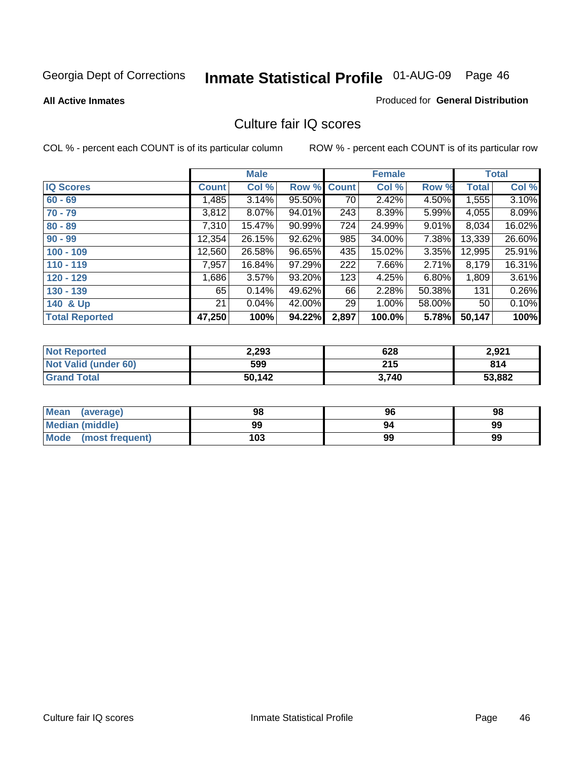Georgia Dept of Corrections **Inmate Statistical Profile** 01-AUG-09

**All Active Inmates**

Produced for **General Distribution**

## Culture fair IQ scores

COL % - percent each COUNT is of its particular column     ROW % - percent each COUNT is of its particular row

| | Male | | | Female | | | Total | |
|---|---|---|---|---|---|---|---|---|
| **IQ Scores** | **Count** | **Col %** | **Row %** | **Count** | **Col %** | **Row %** | **Total** | **Col %** |
| **60 - 69** | 1,485 | 3.14% | 95.50% | 70 | 2.42% | 4.50% | 1,555 | 3.10% |
| **70 - 79** | 3,812 | 8.07% | 94.01% | 243 | 8.39% | 5.99% | 4,055 | 8.09% |
| **80 - 89** | 7,310 | 15.47% | 90.99% | 724 | 24.99% | 9.01% | 8,034 | 16.02% |
| **90 - 99** | 12,354 | 26.15% | 92.62% | 985 | 34.00% | 7.38% | 13,339 | 26.60% |
| **100 - 109** | 12,560 | 26.58% | 96.65% | 435 | 15.02% | 3.35% | 12,995 | 25.91% |
| **110 - 119** | 7,957 | 16.84% | 97.29% | 222 | 7.66% | 2.71% | 8,179 | 16.31% |
| **120 - 129** | 1,686 | 3.57% | 93.20% | 123 | 4.25% | 6.80% | 1,809 | 3.61% |
| **130 - 139** | 65 | 0.14% | 49.62% | 66 | 2.28% | 50.38% | 131 | 0.26% |
| **140 & Up** | 21 | 0.04% | 42.00% | 29 | 1.00% | 58.00% | 50 | 0.10% |
| **Total Reported** | **47,250** | **100%** | **94.22%** | **2,897** | **100.0%** | **5.78%** | **50,147** | **100%** |

| | Male | Female | Total |
|---|---|---|---|
| **Not Reported** | **2,293** | **628** | **2,921** |
| **Not Valid (under 60)** | **599** | **215** | **814** |
| **Grand Total** | **50,142** | **3,740** | **53,882** |

| | Male | Female | Total |
|---|---|---|---|
| **Mean (average)** | **98** | **96** | **98** |
| **Median (middle)** | **99** | **94** | **99** |
| **Mode (most frequent)** | **103** | **99** | **99** |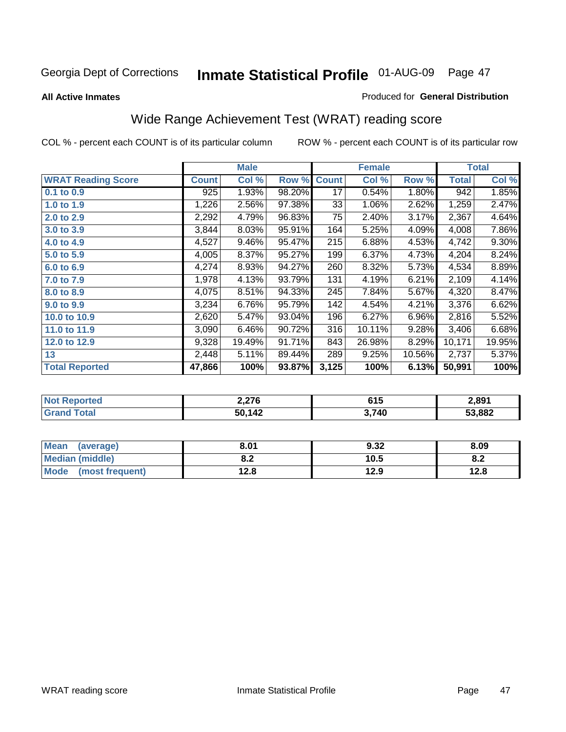Georgia Dept of Corrections **Inmate Statistical Profile** 01-AUG-09

**All Active Inmates**

Produced for **General Distribution**

## Wide Range Achievement Test (WRAT) reading score

COL % - percent each COUNT is of its particular column

ROW % - percent each COUNT is of its particular row

| | Male | | | Female | | | Total | |
|---|---|---|---|---|---|---|---|---|
| **WRAT Reading Score** | **Count** | **Col %** | **Row %** | **Count** | **Col %** | **Row %** | **Total** | **Col %** |
| **0.1 to 0.9** | 925 | 1.93% | 98.20% | 17 | 0.54% | 1.80% | 942 | 1.85% |
| **1.0 to 1.9** | 1,226 | 2.56% | 97.38% | 33 | 1.06% | 2.62% | 1,259 | 2.47% |
| **2.0 to 2.9** | 2,292 | 4.79% | 96.83% | 75 | 2.40% | 3.17% | 2,367 | 4.64% |
| **3.0 to 3.9** | 3,844 | 8.03% | 95.91% | 164 | 5.25% | 4.09% | 4,008 | 7.86% |
| **4.0 to 4.9** | 4,527 | 9.46% | 95.47% | 215 | 6.88% | 4.53% | 4,742 | 9.30% |
| **5.0 to 5.9** | 4,005 | 8.37% | 95.27% | 199 | 6.37% | 4.73% | 4,204 | 8.24% |
| **6.0 to 6.9** | 4,274 | 8.93% | 94.27% | 260 | 8.32% | 5.73% | 4,534 | 8.89% |
| **7.0 to 7.9** | 1,978 | 4.13% | 93.79% | 131 | 4.19% | 6.21% | 2,109 | 4.14% |
| **8.0 to 8.9** | 4,075 | 8.51% | 94.33% | 245 | 7.84% | 5.67% | 4,320 | 8.47% |
| **9.0 to 9.9** | 3,234 | 6.76% | 95.79% | 142 | 4.54% | 4.21% | 3,376 | 6.62% |
| **10.0 to 10.9** | 2,620 | 5.47% | 93.04% | 196 | 6.27% | 6.96% | 2,816 | 5.52% |
| **11.0 to 11.9** | 3,090 | 6.46% | 90.72% | 316 | 10.11% | 9.28% | 3,406 | 6.68% |
| **12.0 to 12.9** | 9,328 | 19.49% | 91.71% | 843 | 26.98% | 8.29% | 10,171 | 19.95% |
| **13** | 2,448 | 5.11% | 89.44% | 289 | 9.25% | 10.56% | 2,737 | 5.37% |
| **Total Reported** | **47,866** | **100%** | **93.87%** | **3,125** | **100%** | **6.13%** | **50,991** | **100%** |

| | Male | Female | Total |
|---|---|---|---|
| **Not Reported** | **2,276** | **615** | **2,891** |
| **Grand Total** | **50,142** | **3,740** | **53,882** |

| | Male | Female | Total |
|---|---|---|---|
| **Mean (average)** | **8.01** | **9.32** | **8.09** |
| **Median (middle)** | **8.2** | **10.5** | **8.2** |
| **Mode (most frequent)** | **12.8** | **12.9** | **12.8** |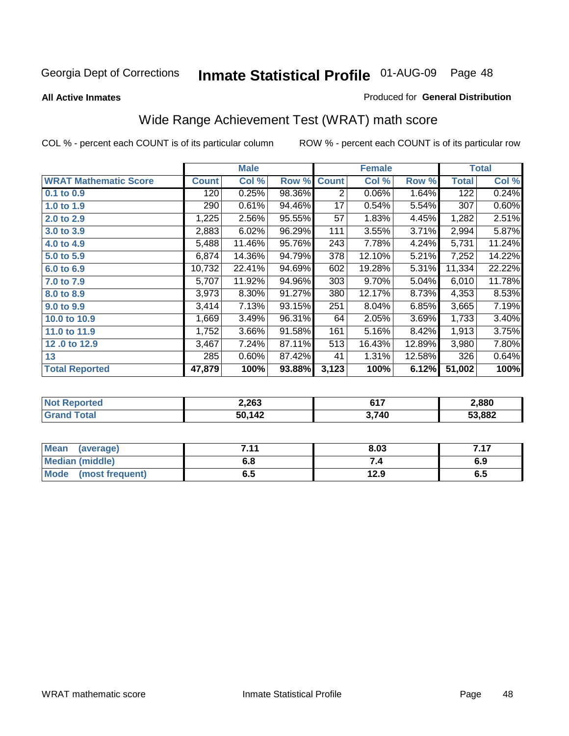Georgia Dept of Corrections **Inmate Statistical Profile** 01-AUG-09

**All Active Inmates**

Produced for **General Distribution**

## Wide Range Achievement Test (WRAT) math score

COL % - percent each COUNT is of its particular column ROW % - percent each COUNT is of its particular row

| | Male | | | Female | | | Total | |
|---|---|---|---|---|---|---|---|---|
| **WRAT Mathematic Score** | **Count** | **Col %** | **Row %** | **Count** | **Col %** | **Row %** | **Total** | **Col %** |
| 0.1 to 0.9 | 120 | 0.25% | 98.36% | 2 | 0.06% | 1.64% | 122 | 0.24% |
| 1.0 to 1.9 | 290 | 0.61% | 94.46% | 17 | 0.54% | 5.54% | 307 | 0.60% |
| 2.0 to 2.9 | 1,225 | 2.56% | 95.55% | 57 | 1.83% | 4.45% | 1,282 | 2.51% |
| 3.0 to 3.9 | 2,883 | 6.02% | 96.29% | 111 | 3.55% | 3.71% | 2,994 | 5.87% |
| 4.0 to 4.9 | 5,488 | 11.46% | 95.76% | 243 | 7.78% | 4.24% | 5,731 | 11.24% |
| 5.0 to 5.9 | 6,874 | 14.36% | 94.79% | 378 | 12.10% | 5.21% | 7,252 | 14.22% |
| 6.0 to 6.9 | 10,732 | 22.41% | 94.69% | 602 | 19.28% | 5.31% | 11,334 | 22.22% |
| 7.0 to 7.9 | 5,707 | 11.92% | 94.96% | 303 | 9.70% | 5.04% | 6,010 | 11.78% |
| 8.0 to 8.9 | 3,973 | 8.30% | 91.27% | 380 | 12.17% | 8.73% | 4,353 | 8.53% |
| 9.0 to 9.9 | 3,414 | 7.13% | 93.15% | 251 | 8.04% | 6.85% | 3,665 | 7.19% |
| 10.0 to 10.9 | 1,669 | 3.49% | 96.31% | 64 | 2.05% | 3.69% | 1,733 | 3.40% |
| 11.0 to 11.9 | 1,752 | 3.66% | 91.58% | 161 | 5.16% | 8.42% | 1,913 | 3.75% |
| 12 .0 to 12.9 | 3,467 | 7.24% | 87.11% | 513 | 16.43% | 12.89% | 3,980 | 7.80% |
| 13 | 285 | 0.60% | 87.42% | 41 | 1.31% | 12.58% | 326 | 0.64% |
| **Total Reported** | **47,879** | **100%** | **93.88%** | **3,123** | **100%** | **6.12%** | **51,002** | **100%** |

| | Male | Female | Total |
|---|---|---|---|
| Not Reported | 2,263 | 617 | 2,880 |
| Grand Total | 50,142 | 3,740 | 53,882 |

| | Male | Female | Total |
|---|---|---|---|
| Mean (average) | 7.11 | 8.03 | 7.17 |
| Median (middle) | 6.8 | 7.4 | 6.9 |
| Mode (most frequent) | 6.5 | 12.9 | 6.5 |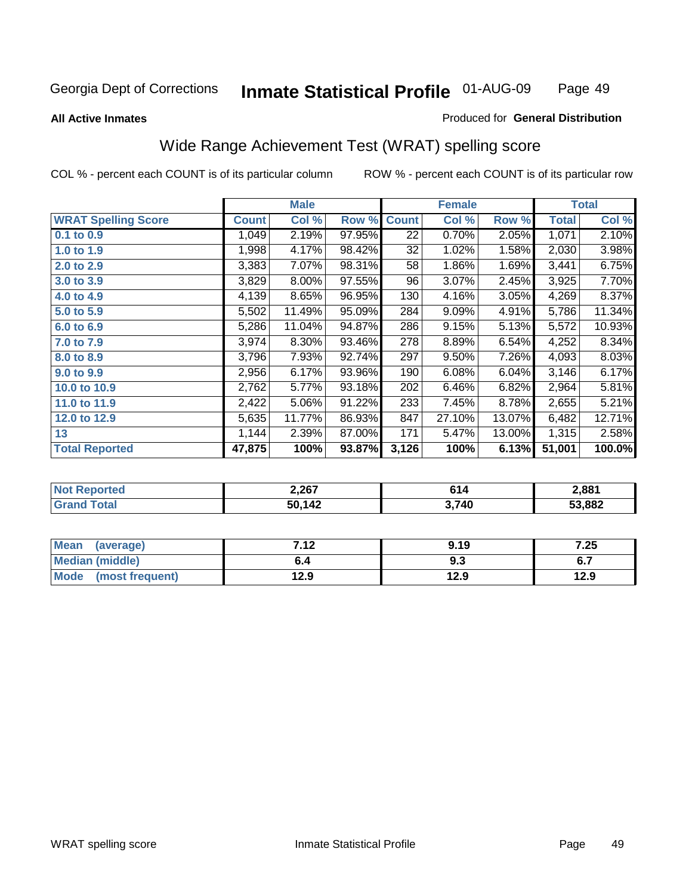Georgia Dept of Corrections **Inmate Statistical Profile** 01-AUG-09

**All Active Inmates**

Produced for **General Distribution**

## Wide Range Achievement Test (WRAT) spelling score

COL % - percent each COUNT is of its particular column

ROW % - percent each COUNT is of its particular row

| | Male | | | Female | | | Total | |
|---|---|---|---|---|---|---|---|---|
| **WRAT Spelling Score** | **Count** | **Col %** | **Row %** | **Count** | **Col %** | **Row %** | **Total** | **Col %** |
| 0.1 to 0.9 | 1,049 | 2.19% | 97.95% | 22 | 0.70% | 2.05% | 1,071 | 2.10% |
| 1.0 to 1.9 | 1,998 | 4.17% | 98.42% | 32 | 1.02% | 1.58% | 2,030 | 3.98% |
| 2.0 to 2.9 | 3,383 | 7.07% | 98.31% | 58 | 1.86% | 1.69% | 3,441 | 6.75% |
| 3.0 to 3.9 | 3,829 | 8.00% | 97.55% | 96 | 3.07% | 2.45% | 3,925 | 7.70% |
| 4.0 to 4.9 | 4,139 | 8.65% | 96.95% | 130 | 4.16% | 3.05% | 4,269 | 8.37% |
| 5.0 to 5.9 | 5,502 | 11.49% | 95.09% | 284 | 9.09% | 4.91% | 5,786 | 11.34% |
| 6.0 to 6.9 | 5,286 | 11.04% | 94.87% | 286 | 9.15% | 5.13% | 5,572 | 10.93% |
| 7.0 to 7.9 | 3,974 | 8.30% | 93.46% | 278 | 8.89% | 6.54% | 4,252 | 8.34% |
| 8.0 to 8.9 | 3,796 | 7.93% | 92.74% | 297 | 9.50% | 7.26% | 4,093 | 8.03% |
| 9.0 to 9.9 | 2,956 | 6.17% | 93.96% | 190 | 6.08% | 6.04% | 3,146 | 6.17% |
| 10.0 to 10.9 | 2,762 | 5.77% | 93.18% | 202 | 6.46% | 6.82% | 2,964 | 5.81% |
| 11.0 to 11.9 | 2,422 | 5.06% | 91.22% | 233 | 7.45% | 8.78% | 2,655 | 5.21% |
| 12.0 to 12.9 | 5,635 | 11.77% | 86.93% | 847 | 27.10% | 13.07% | 6,482 | 12.71% |
| 13 | 1,144 | 2.39% | 87.00% | 171 | 5.47% | 13.00% | 1,315 | 2.58% |
| **Total Reported** | **47,875** | **100%** | **93.87%** | **3,126** | **100%** | **6.13%** | **51,001** | **100.0%** |

| | Male | Female | Total |
|---|---|---|---|
| Not Reported | 2,267 | 614 | 2,881 |
| Grand Total | 50,142 | 3,740 | 53,882 |

| | Male | Female | Total |
|---|---|---|---|
| Mean (average) | 7.12 | 9.19 | 7.25 |
| Median (middle) | 6.4 | 9.3 | 6.7 |
| Mode (most frequent) | 12.9 | 12.9 | 12.9 |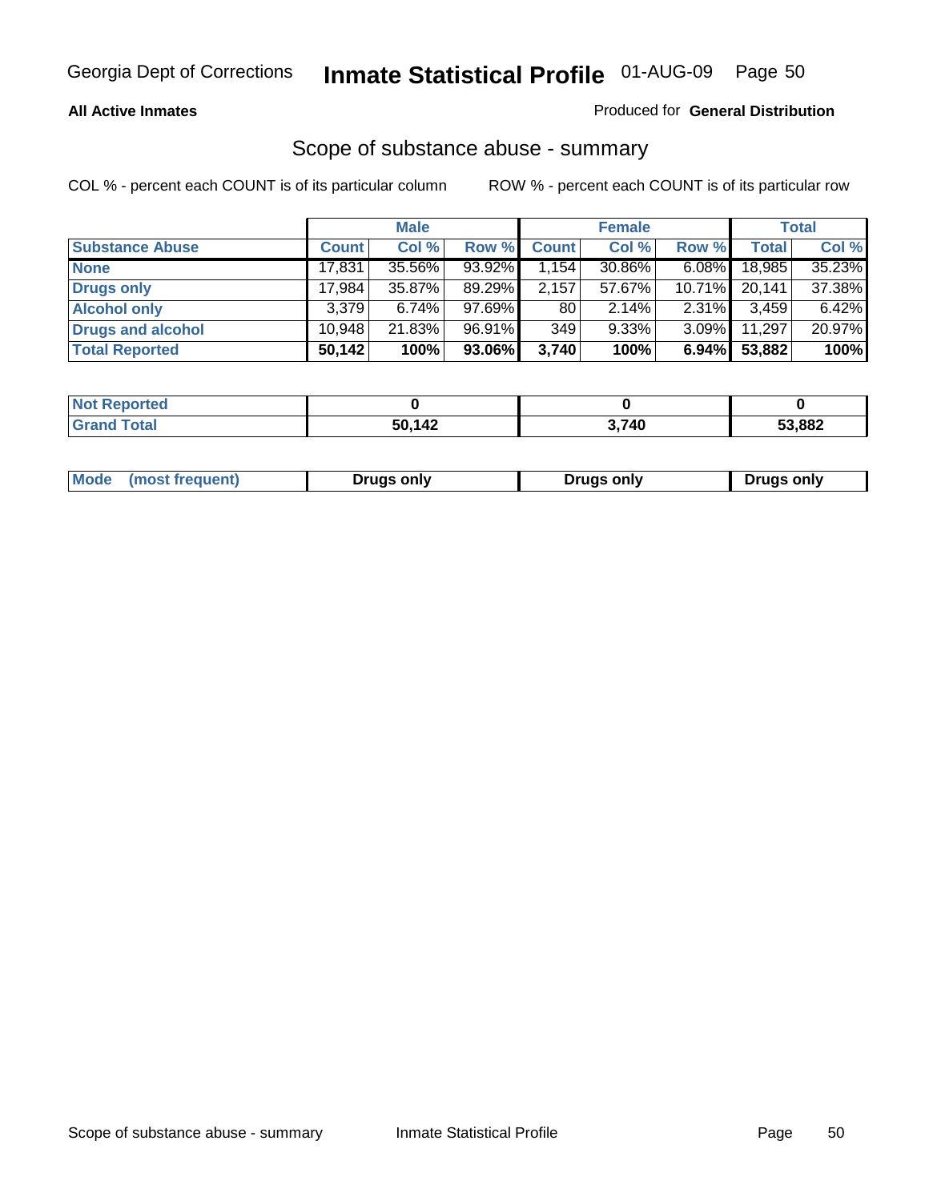Georgia Dept of Corrections **Inmate Statistical Profile** 01-AUG-09

**All Active Inmates**

Produced for **General Distribution**

## Scope of substance abuse - summary

COL % - percent each COUNT is of its particular column ROW % - percent each COUNT is of its particular row

| | Male | | | Female | | | Total | |
|---|---|---|---|---|---|---|---|---|
| **Substance Abuse** | **Count** | **Col %** | **Row %** | **Count** | **Col %** | **Row %** | **Total** | **Col %** |
| **None** | 17,831 | 35.56% | 93.92% | 1,154 | 30.86% | 6.08% | 18,985 | 35.23% |
| **Drugs only** | 17,984 | 35.87% | 89.29% | 2,157 | 57.67% | 10.71% | 20,141 | 37.38% |
| **Alcohol only** | 3,379 | 6.74% | 97.69% | 80 | 2.14% | 2.31% | 3,459 | 6.42% |
| **Drugs and alcohol** | 10,948 | 21.83% | 96.91% | 349 | 9.33% | 3.09% | 11,297 | 20.97% |
| **Total Reported** | **50,142** | **100%** | **93.06%** | **3,740** | **100%** | **6.94%** | **53,882** | **100%** |

| | Male | Female | Total |
|---|---|---|---|
| **Not Reported** | **0** | **0** | **0** |
| **Grand Total** | **50,142** | **3,740** | **53,882** |

| | Male | Female | Total |
|---|---|---|---|
| **Mode (most frequent)** | **Drugs only** | **Drugs only** | **Drugs only** |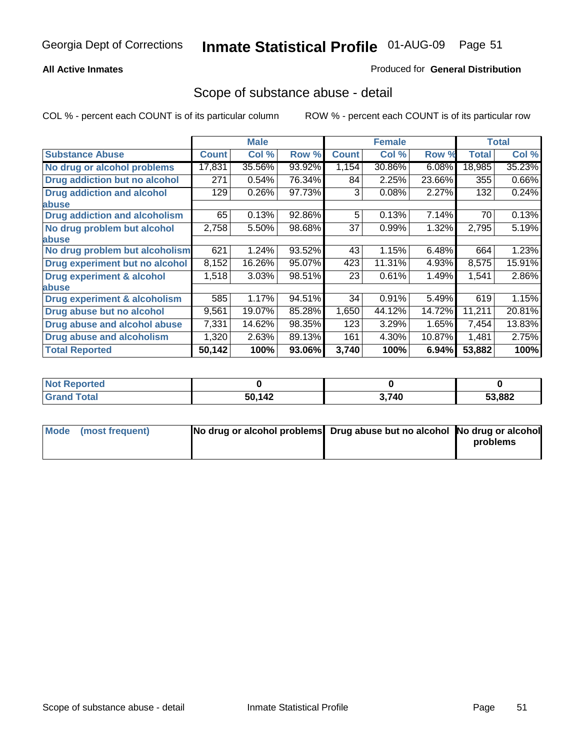Georgia Dept of Corrections **Inmate Statistical Profile** 01-AUG-09

**All Active Inmates**

Produced for **General Distribution**

## Scope of substance abuse - detail

COL % - percent each COUNT is of its particular column     ROW % - percent each COUNT is of its particular row

| | Male | | | Female | | | Total | |
|---|---|---|---|---|---|---|---|---|
| **Substance Abuse** | **Count** | **Col %** | **Row %** | **Count** | **Col %** | **Row %** | **Total** | **Col %** |
| **No drug or alcohol problems** | 17,831 | 35.56% | 93.92% | 1,154 | 30.86% | 6.08% | 18,985 | 35.23% |
| **Drug addiction but no alcohol** | 271 | 0.54% | 76.34% | 84 | 2.25% | 23.66% | 355 | 0.66% |
| **Drug addiction and alcohol abuse** | 129 | 0.26% | 97.73% | 3 | 0.08% | 2.27% | 132 | 0.24% |
| **Drug addiction and alcoholism** | 65 | 0.13% | 92.86% | 5 | 0.13% | 7.14% | 70 | 0.13% |
| **No drug problem but alcohol abuse** | 2,758 | 5.50% | 98.68% | 37 | 0.99% | 1.32% | 2,795 | 5.19% |
| **No drug problem but alcoholism** | 621 | 1.24% | 93.52% | 43 | 1.15% | 6.48% | 664 | 1.23% |
| **Drug experiment but no alcohol** | 8,152 | 16.26% | 95.07% | 423 | 11.31% | 4.93% | 8,575 | 15.91% |
| **Drug experiment & alcohol abuse** | 1,518 | 3.03% | 98.51% | 23 | 0.61% | 1.49% | 1,541 | 2.86% |
| **Drug experiment & alcoholism** | 585 | 1.17% | 94.51% | 34 | 0.91% | 5.49% | 619 | 1.15% |
| **Drug abuse but no alcohol** | 9,561 | 19.07% | 85.28% | 1,650 | 44.12% | 14.72% | 11,211 | 20.81% |
| **Drug abuse and alcohol abuse** | 7,331 | 14.62% | 98.35% | 123 | 3.29% | 1.65% | 7,454 | 13.83% |
| **Drug abuse and alcoholism** | 1,320 | 2.63% | 89.13% | 161 | 4.30% | 10.87% | 1,481 | 2.75% |
| **Total Reported** | **50,142** | **100%** | **93.06%** | **3,740** | **100%** | **6.94%** | **53,882** | **100%** |

| | Male | Female | Total |
|---|---|---|---|
| **Not Reported** | **0** | **0** | **0** |
| **Grand Total** | **50,142** | **3,740** | **53,882** |

| | Male | Female | Total |
|---|---|---|---|
| **Mode (most frequent)** | **No drug or alcohol problems** | **Drug abuse but no alcohol** | **No drug or alcohol problems** |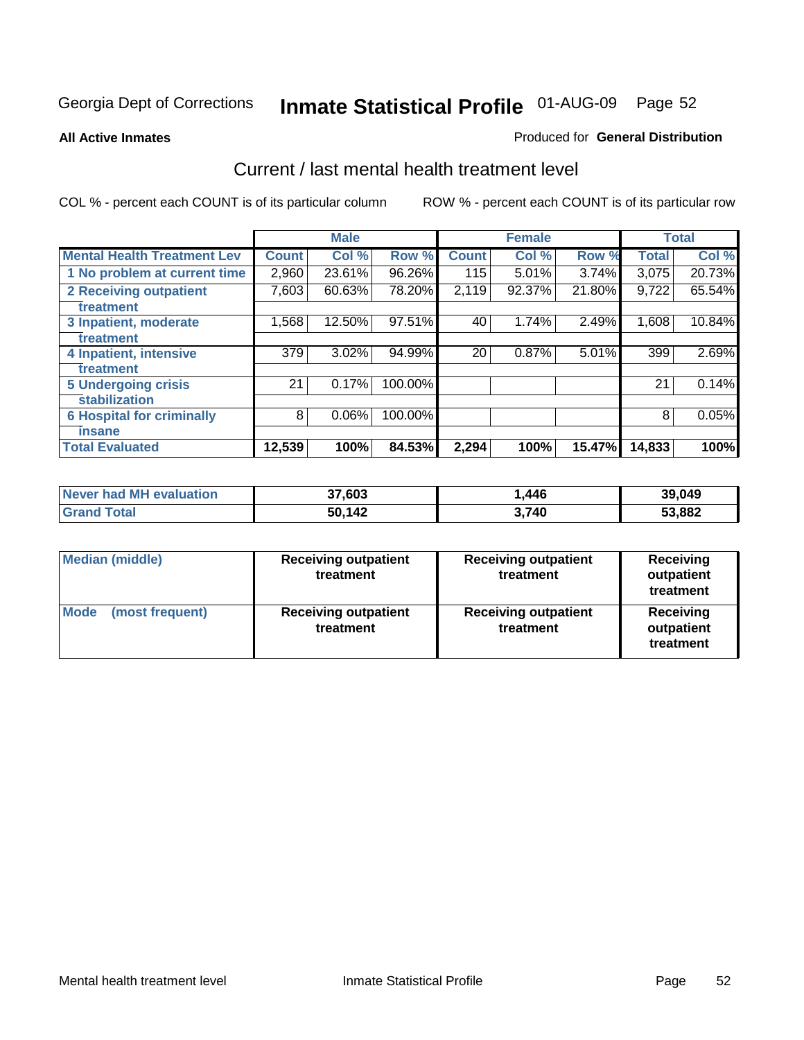Georgia Dept of Corrections **Inmate Statistical Profile** 01-AUG-09

**All Active Inmates**

Produced for **General Distribution**

## Current / last mental health treatment level

COL % - percent each COUNT is of its particular column

ROW % - percent each COUNT is of its particular row

| | Male | | | Female | | | Total | |
|---|---|---|---|---|---|---|---|---|
| **Mental Health Treatment Lev** | **Count** | **Col %** | **Row %** | **Count** | **Col %** | **Row %** | **Total** | **Col %** |
| 1 No problem at current time | 2,960 | 23.61% | 96.26% | 115 | 5.01% | 3.74% | 3,075 | 20.73% |
| 2 Receiving outpatient treatment | 7,603 | 60.63% | 78.20% | 2,119 | 92.37% | 21.80% | 9,722 | 65.54% |
| 3 Inpatient, moderate treatment | 1,568 | 12.50% | 97.51% | 40 | 1.74% | 2.49% | 1,608 | 10.84% |
| 4 Inpatient, intensive treatment | 379 | 3.02% | 94.99% | 20 | 0.87% | 5.01% | 399 | 2.69% |
| 5 Undergoing crisis stabilization | 21 | 0.17% | 100.00% | | | | 21 | 0.14% |
| 6 Hospital for criminally insane | 8 | 0.06% | 100.00% | | | | 8 | 0.05% |
| **Total Evaluated** | **12,539** | **100%** | **84.53%** | **2,294** | **100%** | **15.47%** | **14,833** | **100%** |

| | Male | Female | Total |
|---|---|---|---|
| Never had MH evaluation | 37,603 | 1,446 | 39,049 |
| Grand Total | 50,142 | 3,740 | 53,882 |

| | Male | Female | Total |
|---|---|---|---|
| Median (middle) | Receiving outpatient treatment | Receiving outpatient treatment | Receiving outpatient treatment |
| Mode (most frequent) | Receiving outpatient treatment | Receiving outpatient treatment | Receiving outpatient treatment |

Mental health treatment level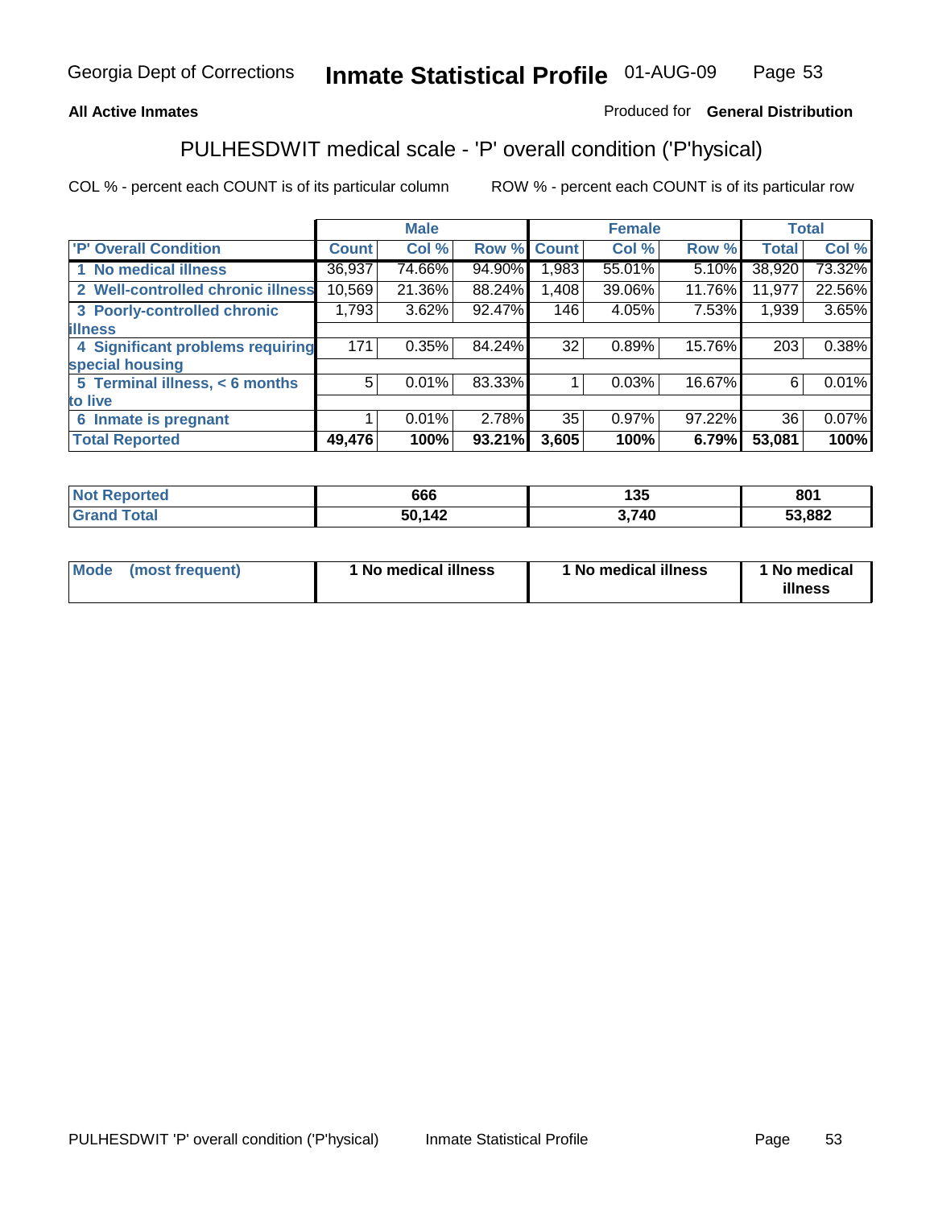Georgia Dept of Corrections **Inmate Statistical Profile** 01-AUG-09

**All Active Inmates** Produced for **General Distribution**

## PULHESDWIT medical scale - 'P' overall condition ('P'hysical)

COL % - percent each COUNT is of its particular column ROW % - percent each COUNT is of its particular row

| | Male | | | Female | | | Total | |
|---|---|---|---|---|---|---|---|---|
| 'P' Overall Condition | Count | Col % | Row % | Count | Col % | Row % | Total | Col % |
| 1 No medical illness | 36,937 | 74.66% | 94.90% | 1,983 | 55.01% | 5.10% | 38,920 | 73.32% |
| 2 Well-controlled chronic illness | 10,569 | 21.36% | 88.24% | 1,408 | 39.06% | 11.76% | 11,977 | 22.56% |
| 3 Poorly-controlled chronic illness | 1,793 | 3.62% | 92.47% | 146 | 4.05% | 7.53% | 1,939 | 3.65% |
| 4 Significant problems requiring special housing | 171 | 0.35% | 84.24% | 32 | 0.89% | 15.76% | 203 | 0.38% |
| 5 Terminal illness, < 6 months to live | 5 | 0.01% | 83.33% | 1 | 0.03% | 16.67% | 6 | 0.01% |
| 6 Inmate is pregnant | 1 | 0.01% | 2.78% | 35 | 0.97% | 97.22% | 36 | 0.07% |
| **Total Reported** | **49,476** | **100%** | **93.21%** | **3,605** | **100%** | **6.79%** | **53,081** | **100%** |

| | Male | Female | Total |
|---|---|---|---|
| Not Reported | 666 | 135 | 801 |
| Grand Total | 50,142 | 3,740 | 53,882 |

| | Male | Female | Total |
|---|---|---|---|
| Mode (most frequent) | 1 No medical illness | 1 No medical illness | 1 No medical illness |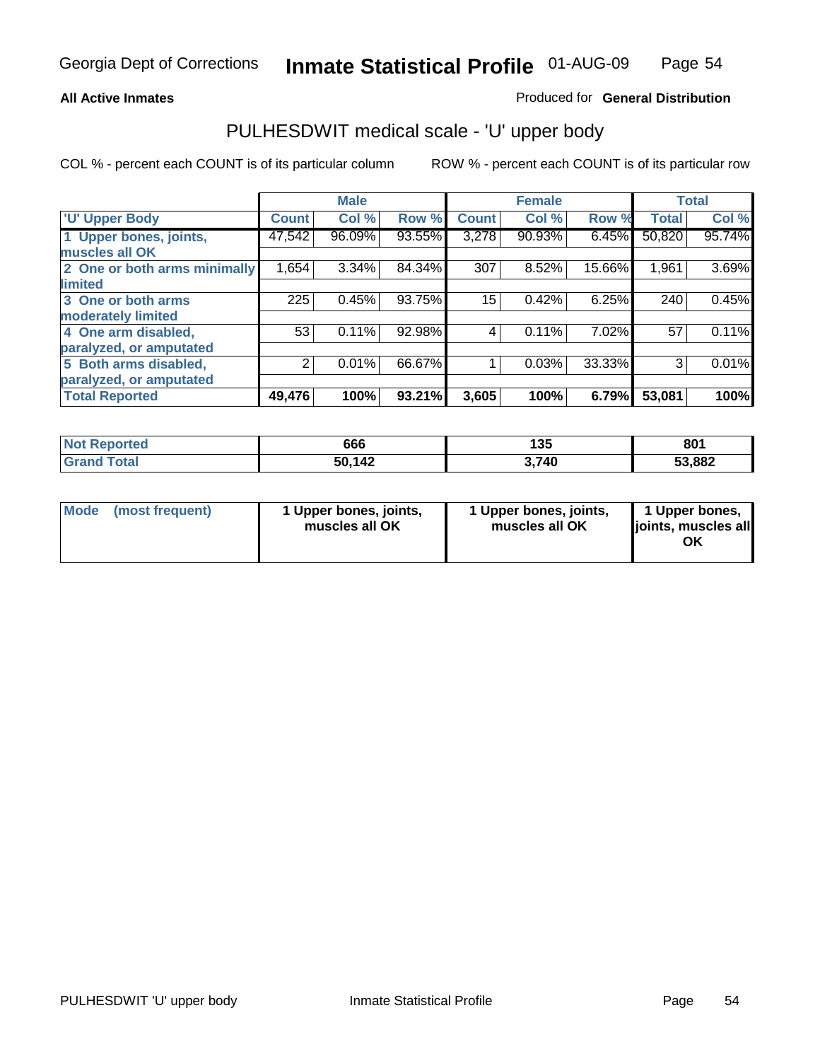Georgia Dept of Corrections **Inmate Statistical Profile** 01-AUG-09

**All Active Inmates**

Produced for **General Distribution**

## PULHESDWIT medical scale - 'U' upper body

COL % - percent each COUNT is of its particular column ROW % - percent each COUNT is of its particular row

| | Male | | | Female | | | Total | |
|---|---|---|---|---|---|---|---|---|
| **'U' Upper Body** | **Count** | **Col %** | **Row %** | **Count** | **Col %** | **Row %** | **Total** | **Col %** |
| **1 Upper bones, joints, muscles all OK** | 47,542 | 96.09% | 93.55% | 3,278 | 90.93% | 6.45% | 50,820 | 95.74% |
| **2 One or both arms minimally limited** | 1,654 | 3.34% | 84.34% | 307 | 8.52% | 15.66% | 1,961 | 3.69% |
| **3 One or both arms moderately limited** | 225 | 0.45% | 93.75% | 15 | 0.42% | 6.25% | 240 | 0.45% |
| **4 One arm disabled, paralyzed, or amputated** | 53 | 0.11% | 92.98% | 4 | 0.11% | 7.02% | 57 | 0.11% |
| **5 Both arms disabled, paralyzed, or amputated** | 2 | 0.01% | 66.67% | 1 | 0.03% | 33.33% | 3 | 0.01% |
| **Total Reported** | **49,476** | **100%** | **93.21%** | **3,605** | **100%** | **6.79%** | **53,081** | **100%** |

| | Male | Female | Total |
|---|---|---|---|
| **Not Reported** | **666** | **135** | **801** |
| **Grand Total** | **50,142** | **3,740** | **53,882** |

| | Male | Female | Total |
|---|---|---|---|
| **Mode (most frequent)** | **1 Upper bones, joints, muscles all OK** | **1 Upper bones, joints, muscles all OK** | **1 Upper bones, joints, muscles all OK** |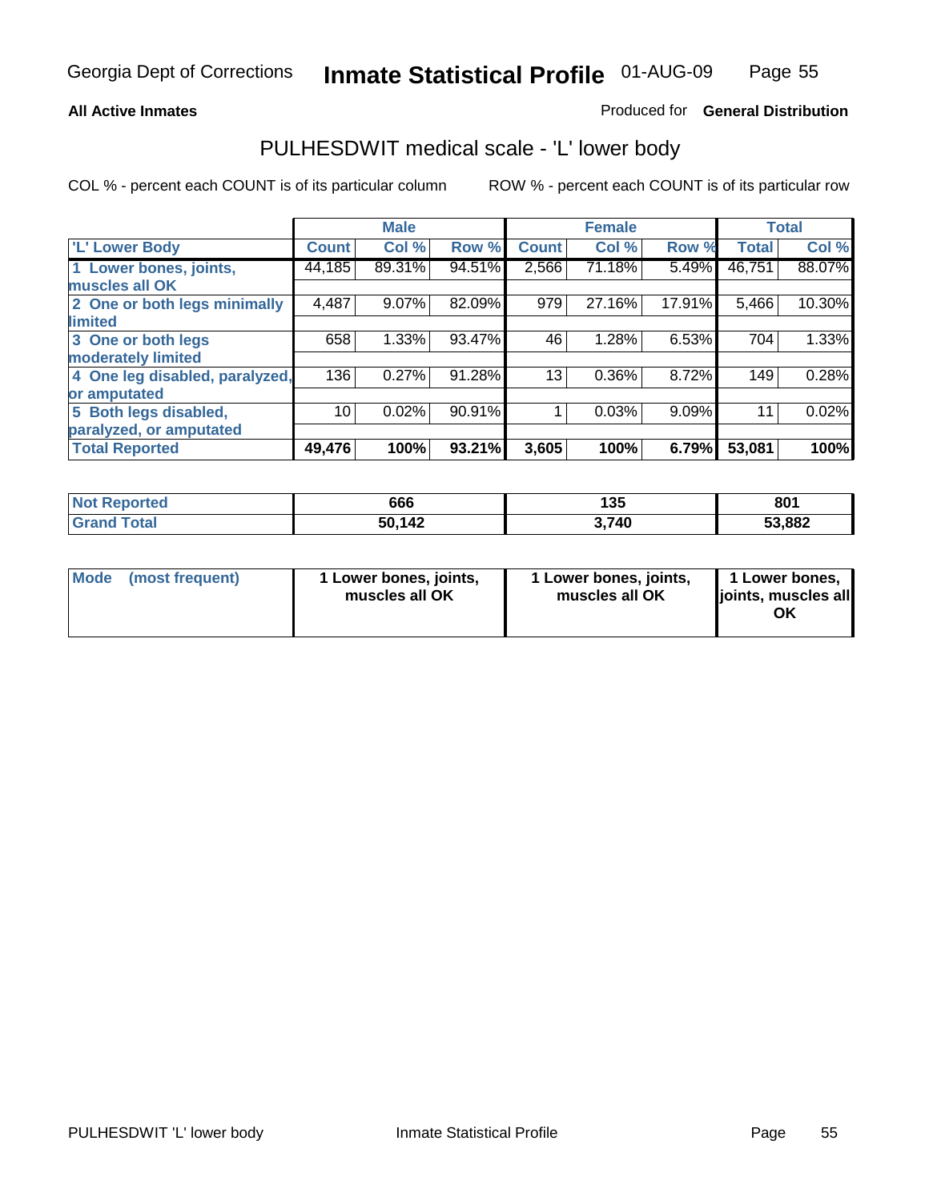Georgia Dept of Corrections **Inmate Statistical Profile** 01-AUG-09

**All Active Inmates**

Produced for **General Distribution**

## PULHESDWIT medical scale - 'L' lower body

COL % - percent each COUNT is of its particular column

ROW % - percent each COUNT is of its particular row

| | Male | | | Female | | | Total | |
|---|---|---|---|---|---|---|---|---|
| 'L' Lower Body | Count | Col % | Row % | Count | Col % | Row % | Total | Col % |
| 1 Lower bones, joints, muscles all OK | 44,185 | 89.31% | 94.51% | 2,566 | 71.18% | 5.49% | 46,751 | 88.07% |
| 2 One or both legs minimally limited | 4,487 | 9.07% | 82.09% | 979 | 27.16% | 17.91% | 5,466 | 10.30% |
| 3 One or both legs moderately limited | 658 | 1.33% | 93.47% | 46 | 1.28% | 6.53% | 704 | 1.33% |
| 4 One leg disabled, paralyzed, or amputated | 136 | 0.27% | 91.28% | 13 | 0.36% | 8.72% | 149 | 0.28% |
| 5 Both legs disabled, paralyzed, or amputated | 10 | 0.02% | 90.91% | 1 | 0.03% | 9.09% | 11 | 0.02% |
| **Total Reported** | **49,476** | **100%** | **93.21%** | **3,605** | **100%** | **6.79%** | **53,081** | **100%** |

| | Male | Female | Total |
|---|---|---|---|
| Not Reported | 666 | 135 | 801 |
| Grand Total | 50,142 | 3,740 | 53,882 |

| | Male | Female | Total |
|---|---|---|---|
| Mode (most frequent) | 1 Lower bones, joints, muscles all OK | 1 Lower bones, joints, muscles all OK | 1 Lower bones, joints, muscles all OK |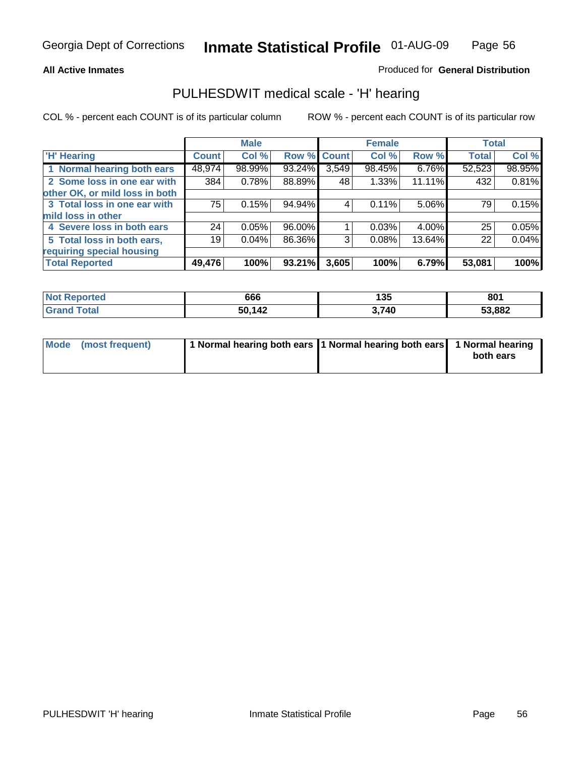Georgia Dept of Corrections **Inmate Statistical Profile** 01-AUG-09

**All Active Inmates**

Produced for **General Distribution**

## PULHESDWIT medical scale - 'H' hearing

COL % - percent each COUNT is of its particular column

ROW % - percent each COUNT is of its particular row

| | Male | | | Female | | | Total | |
|---|---|---|---|---|---|---|---|---|
| 'H' Hearing | Count | Col % | Row % | Count | Col % | Row % | Total | Col % |
| 1 Normal hearing both ears | 48,974 | 98.99% | 93.24% | 3,549 | 98.45% | 6.76% | 52,523 | 98.95% |
| 2 Some loss in one ear with other OK, or mild loss in both | 384 | 0.78% | 88.89% | 48 | 1.33% | 11.11% | 432 | 0.81% |
| 3 Total loss in one ear with mild loss in other | 75 | 0.15% | 94.94% | 4 | 0.11% | 5.06% | 79 | 0.15% |
| 4 Severe loss in both ears | 24 | 0.05% | 96.00% | 1 | 0.03% | 4.00% | 25 | 0.05% |
| 5 Total loss in both ears, requiring special housing | 19 | 0.04% | 86.36% | 3 | 0.08% | 13.64% | 22 | 0.04% |
| **Total Reported** | **49,476** | **100%** | **93.21%** | **3,605** | **100%** | **6.79%** | **53,081** | **100%** |

| | Male | Female | Total |
|---|---|---|---|
| **Not Reported** | **666** | **135** | **801** |
| **Grand Total** | **50,142** | **3,740** | **53,882** |

| | Male | Female | Total |
|---|---|---|---|
| **Mode (most frequent)** | **1 Normal hearing both ears** | **1 Normal hearing both ears** | **1 Normal hearing both ears** |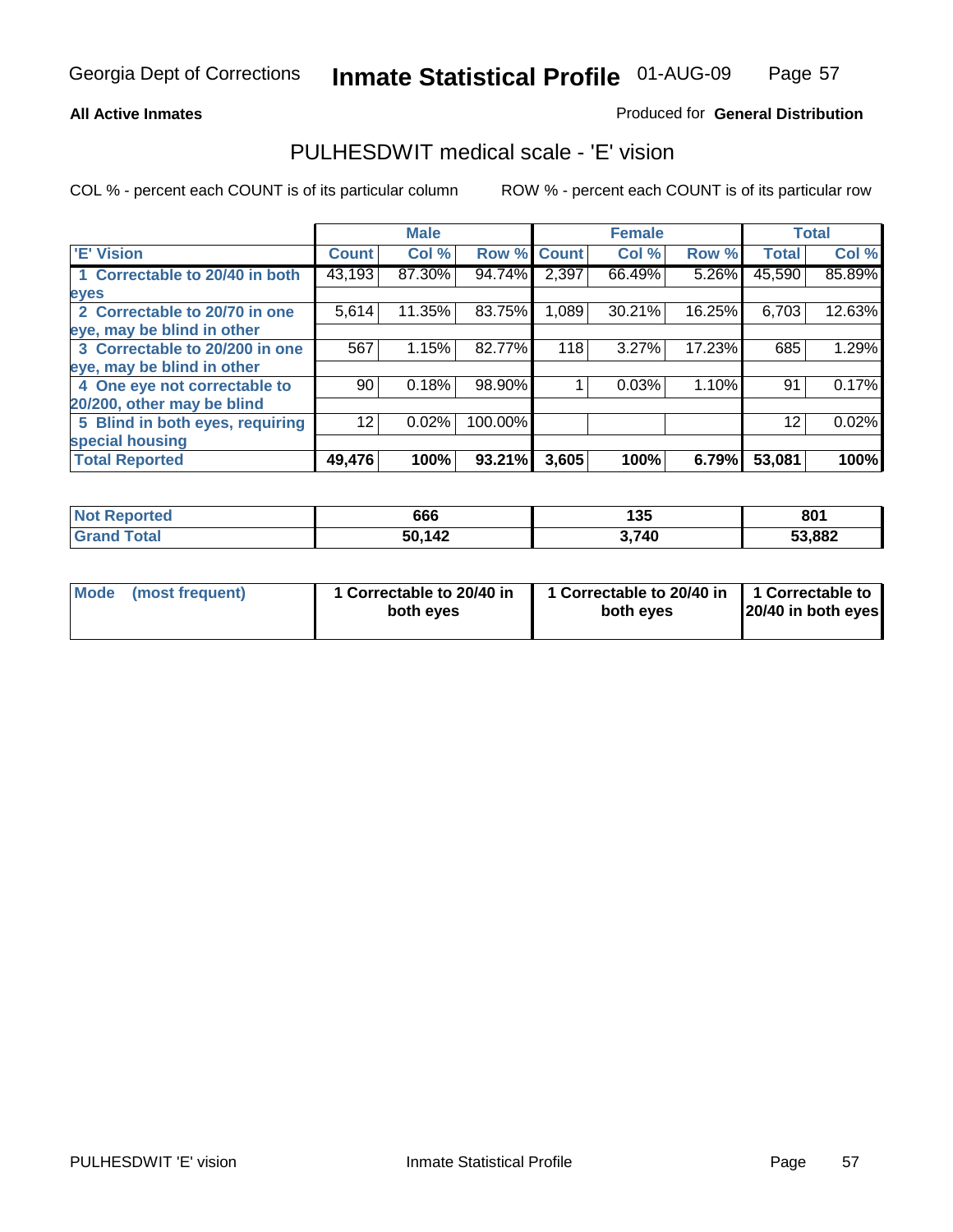Georgia Dept of Corrections **Inmate Statistical Profile** 01-AUG-09

**All Active Inmates**

Produced for **General Distribution**

## PULHESDWIT medical scale - 'E' vision

COL % - percent each COUNT is of its particular column

ROW % - percent each COUNT is of its particular row

| | Male | | | Female | | | Total | |
|---|---|---|---|---|---|---|---|---|
| 'E' Vision | Count | Col % | Row % | Count | Col % | Row % | Total | Col % |
| 1 Correctable to 20/40 in both eyes | 43,193 | 87.30% | 94.74% | 2,397 | 66.49% | 5.26% | 45,590 | 85.89% |
| 2 Correctable to 20/70 in one eye, may be blind in other | 5,614 | 11.35% | 83.75% | 1,089 | 30.21% | 16.25% | 6,703 | 12.63% |
| 3 Correctable to 20/200 in one eye, may be blind in other | 567 | 1.15% | 82.77% | 118 | 3.27% | 17.23% | 685 | 1.29% |
| 4 One eye not correctable to 20/200, other may be blind | 90 | 0.18% | 98.90% | 1 | 0.03% | 1.10% | 91 | 0.17% |
| 5 Blind in both eyes, requiring special housing | 12 | 0.02% | 100.00% | | | | 12 | 0.02% |
| **Total Reported** | **49,476** | **100%** | **93.21%** | **3,605** | **100%** | **6.79%** | **53,081** | **100%** |

| | Male | Female | Total |
|---|---|---|---|
| Not Reported | 666 | 135 | 801 |
| Grand Total | 50,142 | 3,740 | 53,882 |

| | Male | Female | Total |
|---|---|---|---|
| Mode (most frequent) | 1 Correctable to 20/40 in both eyes | 1 Correctable to 20/40 in both eyes | 1 Correctable to 20/40 in both eyes |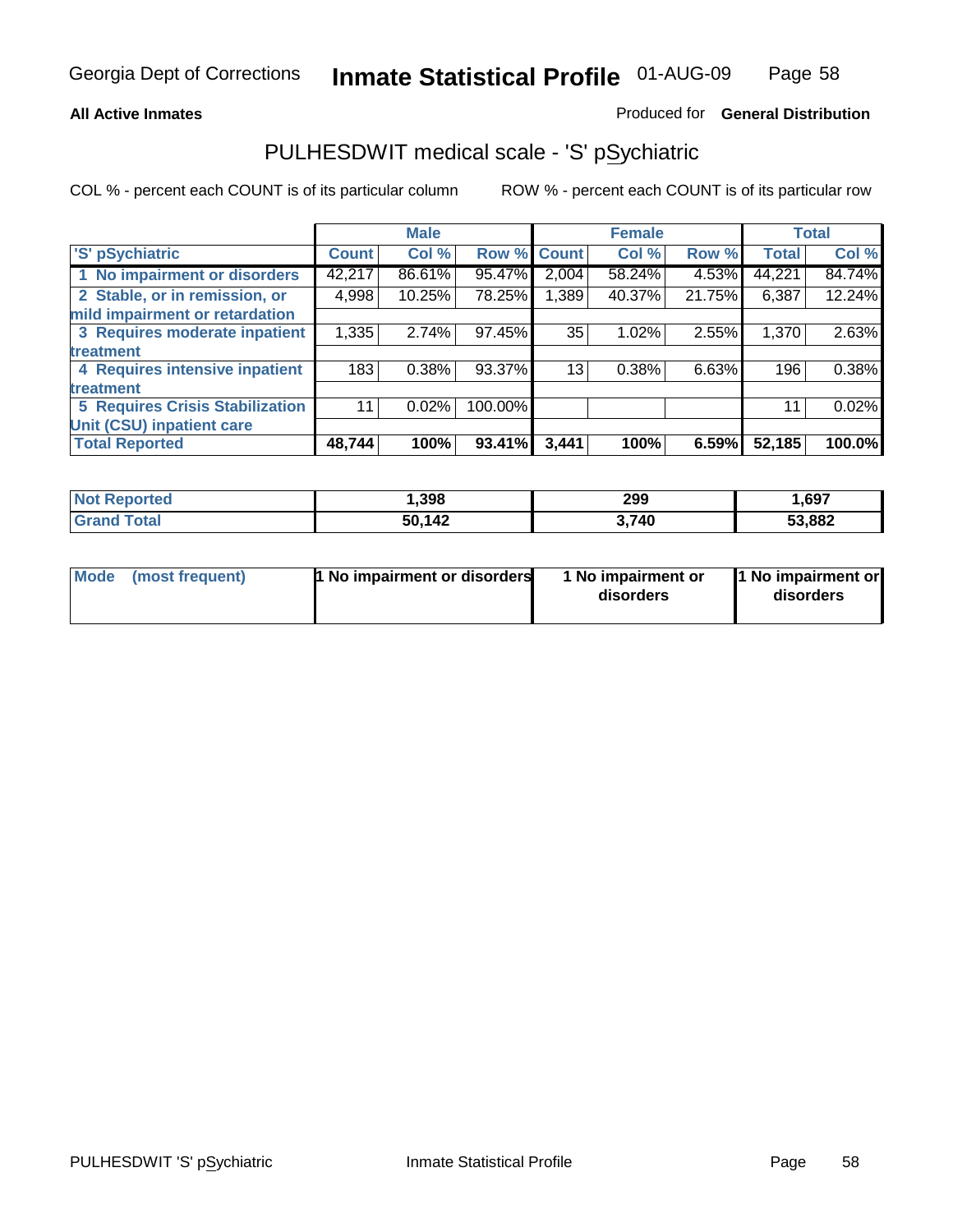Georgia Dept of Corrections **Inmate Statistical Profile** 01-AUG-09

**All Active Inmates**

Produced for **General Distribution**

## PULHESDWIT medical scale - 'S' pSychiatric

COL % - percent each COUNT is of its particular column ROW % - percent each COUNT is of its particular row

| 'S' pSychiatric | Male | | | Female | | | Total | |
|---|---|---|---|---|---|---|---|---|
| | Count | Col % | Row % | Count | Col % | Row % | Total | Col % |
| 1 No impairment or disorders | 42,217 | 86.61% | 95.47% | 2,004 | 58.24% | 4.53% | 44,221 | 84.74% |
| 2 Stable, or in remission, or mild impairment or retardation | 4,998 | 10.25% | 78.25% | 1,389 | 40.37% | 21.75% | 6,387 | 12.24% |
| 3 Requires moderate inpatient treatment | 1,335 | 2.74% | 97.45% | 35 | 1.02% | 2.55% | 1,370 | 2.63% |
| 4 Requires intensive inpatient treatment | 183 | 0.38% | 93.37% | 13 | 0.38% | 6.63% | 196 | 0.38% |
| 5 Requires Crisis Stabilization Unit (CSU) inpatient care | 11 | 0.02% | 100.00% | | | | 11 | 0.02% |
| **Total Reported** | **48,744** | **100%** | **93.41%** | **3,441** | **100%** | **6.59%** | **52,185** | **100.0%** |

| | Male | Female | Total |
|---|---|---|---|
| Not Reported | 1,398 | 299 | 1,697 |
| Grand Total | 50,142 | 3,740 | 53,882 |

| | Male | Female | Total |
|---|---|---|---|
| Mode (most frequent) | 1 No impairment or disorders | 1 No impairment or disorders | 1 No impairment or disorders |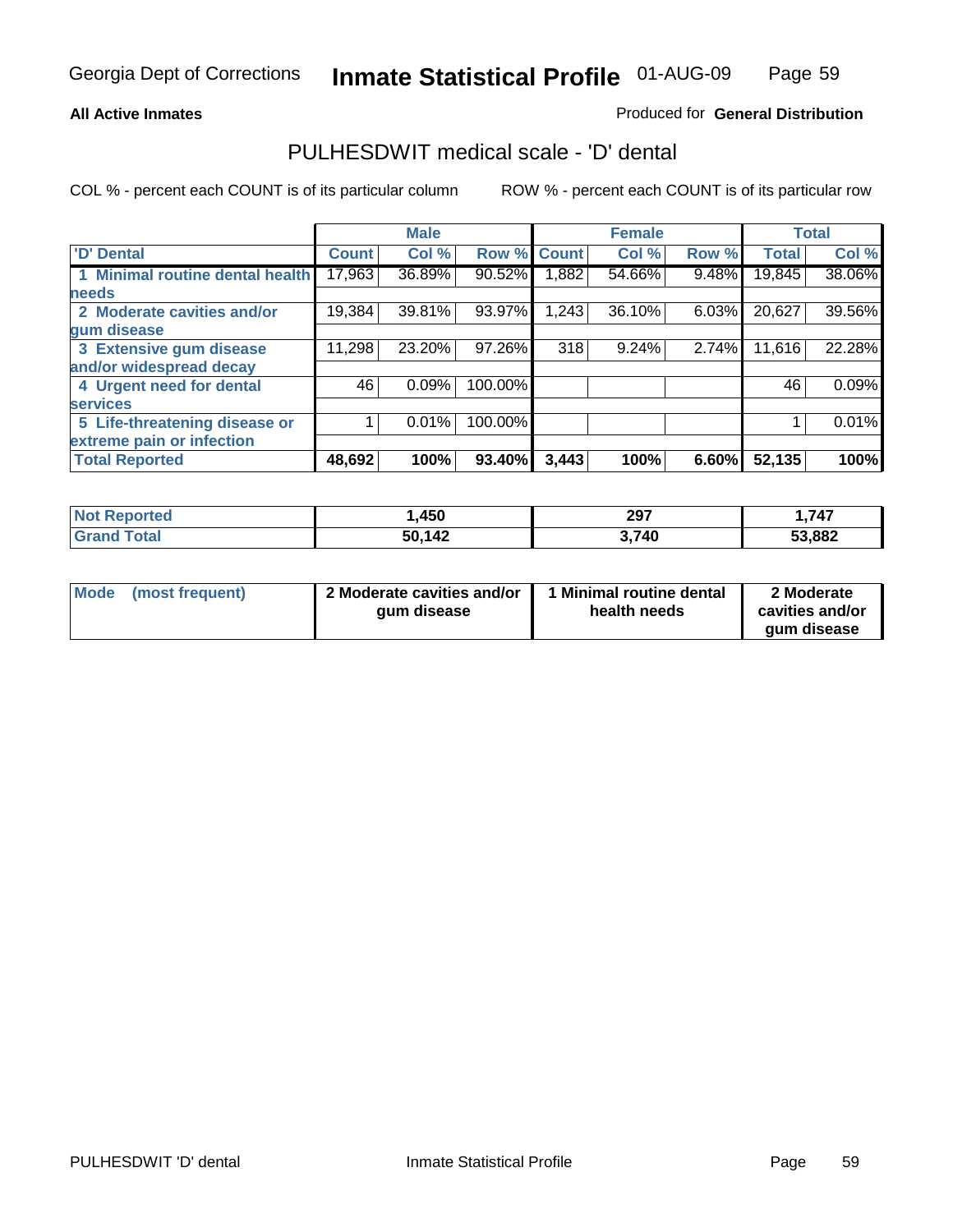Georgia Dept of Corrections **Inmate Statistical Profile** 01-AUG-09

**All Active Inmates**

Produced for **General Distribution**

## PULHESDWIT medical scale - 'D' dental

COL % - percent each COUNT is of its particular column

ROW % - percent each COUNT is of its particular row

| | Male | | | Female | | | Total | |
|---|---|---|---|---|---|---|---|---|
| **'D' Dental** | **Count** | **Col %** | **Row %** | **Count** | **Col %** | **Row %** | **Total** | **Col %** |
| **1 Minimal routine dental health needs** | 17,963 | 36.89% | 90.52% | 1,882 | 54.66% | 9.48% | 19,845 | 38.06% |
| **2 Moderate cavities and/or gum disease** | 19,384 | 39.81% | 93.97% | 1,243 | 36.10% | 6.03% | 20,627 | 39.56% |
| **3 Extensive gum disease and/or widespread decay** | 11,298 | 23.20% | 97.26% | 318 | 9.24% | 2.74% | 11,616 | 22.28% |
| **4 Urgent need for dental services** | 46 | 0.09% | 100.00% | | | | 46 | 0.09% |
| **5 Life-threatening disease or extreme pain or infection** | 1 | 0.01% | 100.00% | | | | 1 | 0.01% |
| **Total Reported** | **48,692** | **100%** | **93.40%** | **3,443** | **100%** | **6.60%** | **52,135** | **100%** |

| | Male | Female | Total |
|---|---|---|---|
| **Not Reported** | **1,450** | **297** | **1,747** |
| **Grand Total** | **50,142** | **3,740** | **53,882** |

| | Male | Female | Total |
|---|---|---|---|
| **Mode (most frequent)** | **2 Moderate cavities and/or gum disease** | **1 Minimal routine dental health needs** | **2 Moderate cavities and/or gum disease** |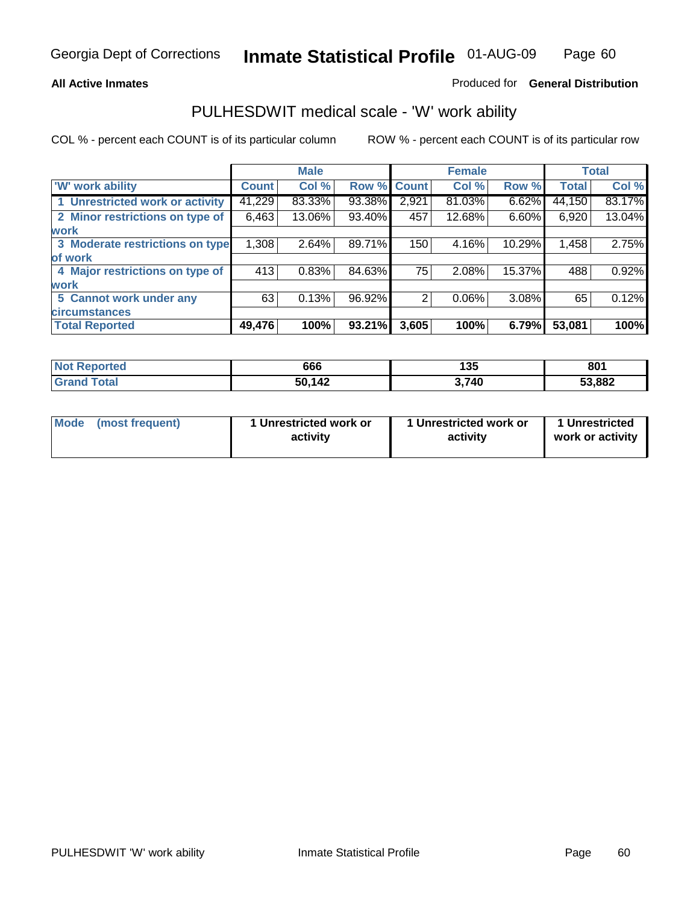# Inmate Statistical Profile

Georgia Dept of Corrections — 01-AUG-09

**All Active Inmates**

Produced for **General Distribution**

## PULHESDWIT medical scale - 'W' work ability

COL % - percent each COUNT is of its particular column

ROW % - percent each COUNT is of its particular row

| | Male | | | Female | | | Total | |
|---|---|---|---|---|---|---|---|---|
| 'W' work ability | Count | Col % | Row % | Count | Col % | Row % | Total | Col % |
| 1 Unrestricted work or activity | 41,229 | 83.33% | 93.38% | 2,921 | 81.03% | 6.62% | 44,150 | 83.17% |
| 2 Minor restrictions on type of work | 6,463 | 13.06% | 93.40% | 457 | 12.68% | 6.60% | 6,920 | 13.04% |
| 3 Moderate restrictions on type of work | 1,308 | 2.64% | 89.71% | 150 | 4.16% | 10.29% | 1,458 | 2.75% |
| 4 Major restrictions on type of work | 413 | 0.83% | 84.63% | 75 | 2.08% | 15.37% | 488 | 0.92% |
| 5 Cannot work under any circumstances | 63 | 0.13% | 96.92% | 2 | 0.06% | 3.08% | 65 | 0.12% |
| **Total Reported** | **49,476** | **100%** | **93.21%** | **3,605** | **100%** | **6.79%** | **53,081** | **100%** |

| | Male | Female | Total |
|---|---|---|---|
| Not Reported | 666 | 135 | 801 |
| Grand Total | 50,142 | 3,740 | 53,882 |

| | Male | Female | Total |
|---|---|---|---|
| Mode (most frequent) | 1 Unrestricted work or activity | 1 Unrestricted work or activity | 1 Unrestricted work or activity |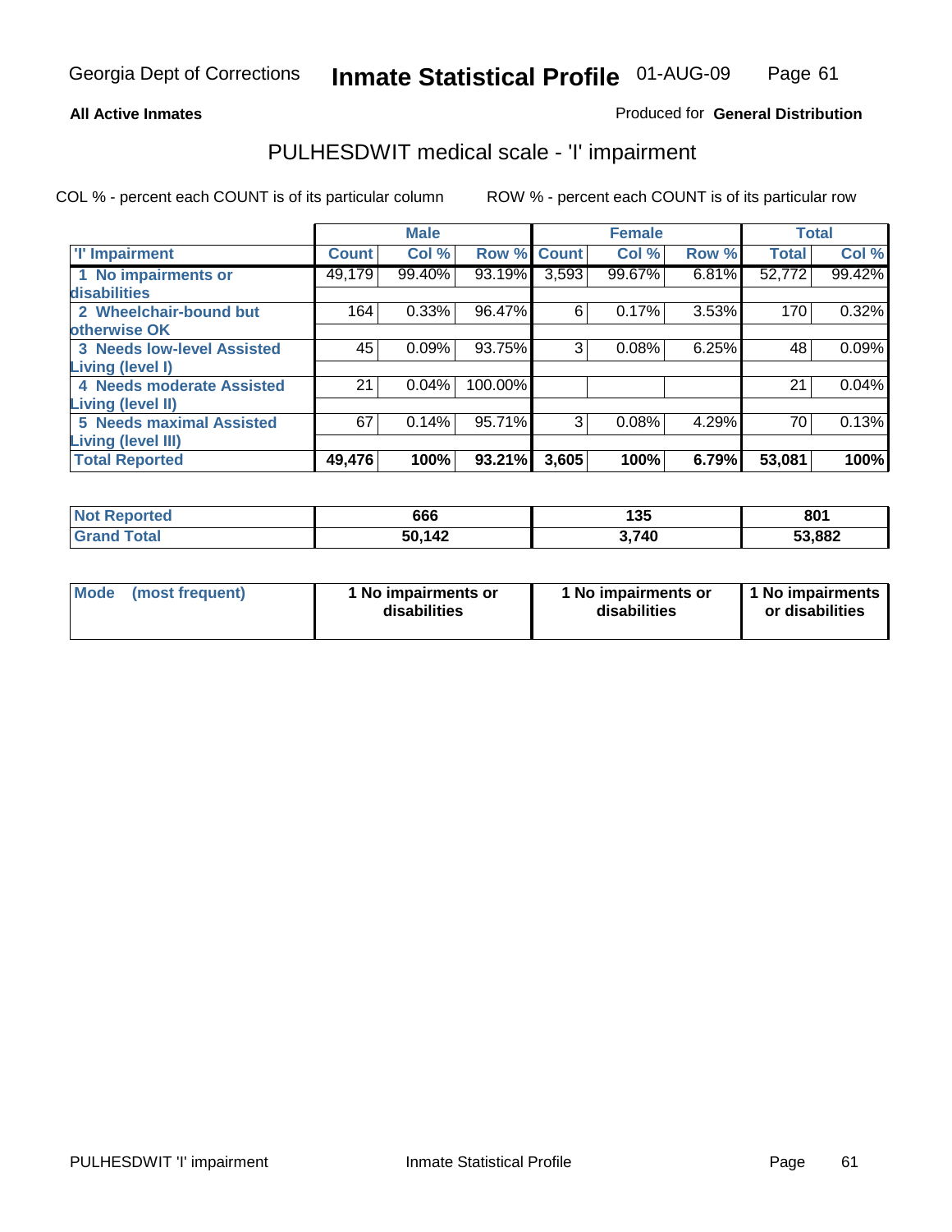Georgia Dept of Corrections **Inmate Statistical Profile** 01-AUG-09

**All Active Inmates**

Produced for **General Distribution**

## PULHESDWIT medical scale - 'I' impairment

COL % - percent each COUNT is of its particular column

ROW % - percent each COUNT is of its particular row

| | Male | | | Female | | | Total | |
|---|---|---|---|---|---|---|---|---|
| 'I' Impairment | Count | Col % | Row % | Count | Col % | Row % | Total | Col % |
| 1 No impairments or disabilities | 49,179 | 99.40% | 93.19% | 3,593 | 99.67% | 6.81% | 52,772 | 99.42% |
| 2 Wheelchair-bound but otherwise OK | 164 | 0.33% | 96.47% | 6 | 0.17% | 3.53% | 170 | 0.32% |
| 3 Needs low-level Assisted Living (level I) | 45 | 0.09% | 93.75% | 3 | 0.08% | 6.25% | 48 | 0.09% |
| 4 Needs moderate Assisted Living (level II) | 21 | 0.04% | 100.00% | | | | 21 | 0.04% |
| 5 Needs maximal Assisted Living (level III) | 67 | 0.14% | 95.71% | 3 | 0.08% | 4.29% | 70 | 0.13% |
| **Total Reported** | **49,476** | **100%** | **93.21%** | **3,605** | **100%** | **6.79%** | **53,081** | **100%** |

| | Male | Female | Total |
|---|---|---|---|
| Not Reported | **666** | **135** | **801** |
| Grand Total | **50,142** | **3,740** | **53,882** |

| | Male | Female | Total |
|---|---|---|---|
| Mode (most frequent) | **1 No impairments or disabilities** | **1 No impairments or disabilities** | **1 No impairments or disabilities** |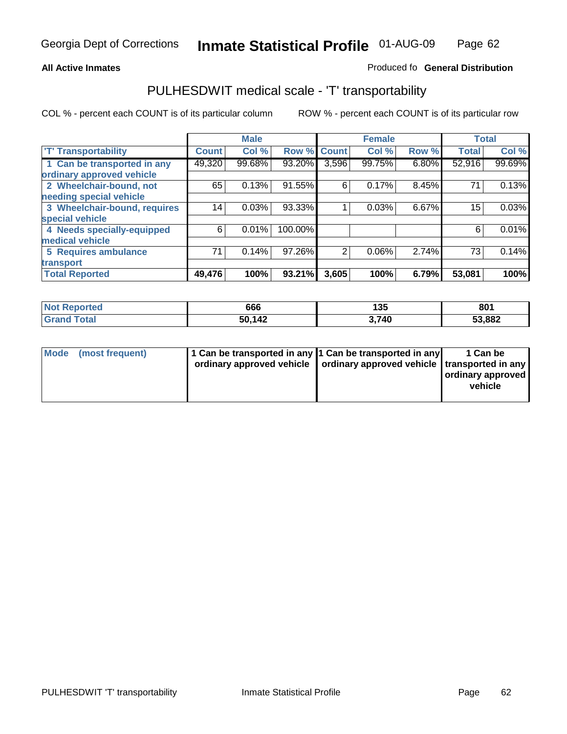All Active Inmates

Produced fo **General Distribution**

## PULHESDWIT medical scale - 'T' transportability

COL % - percent each COUNT is of its particular column

ROW % - percent each COUNT is of its particular row

| | Male | | | Female | | | Total | |
|---|---|---|---|---|---|---|---|---|
| 'T' Transportability | Count | Col % | Row % | Count | Col % | Row % | Total | Col % |
| 1 Can be transported in any ordinary approved vehicle | 49,320 | 99.68% | 93.20% | 3,596 | 99.75% | 6.80% | 52,916 | 99.69% |
| 2 Wheelchair-bound, not needing special vehicle | 65 | 0.13% | 91.55% | 6 | 0.17% | 8.45% | 71 | 0.13% |
| 3 Wheelchair-bound, requires special vehicle | 14 | 0.03% | 93.33% | 1 | 0.03% | 6.67% | 15 | 0.03% |
| 4 Needs specially-equipped medical vehicle | 6 | 0.01% | 100.00% | | | | 6 | 0.01% |
| 5 Requires ambulance transport | 71 | 0.14% | 97.26% | 2 | 0.06% | 2.74% | 73 | 0.14% |
| **Total Reported** | **49,476** | **100%** | **93.21%** | **3,605** | **100%** | **6.79%** | **53,081** | **100%** |

| | Male | Female | Total |
|---|---|---|---|
| **Not Reported** | **666** | **135** | **801** |
| **Grand Total** | **50,142** | **3,740** | **53,882** |

| | Male | Female | Total |
|---|---|---|---|
| **Mode (most frequent)** | **1 Can be transported in any ordinary approved vehicle** | **1 Can be transported in any ordinary approved vehicle** | **1 Can be transported in any ordinary approved vehicle** |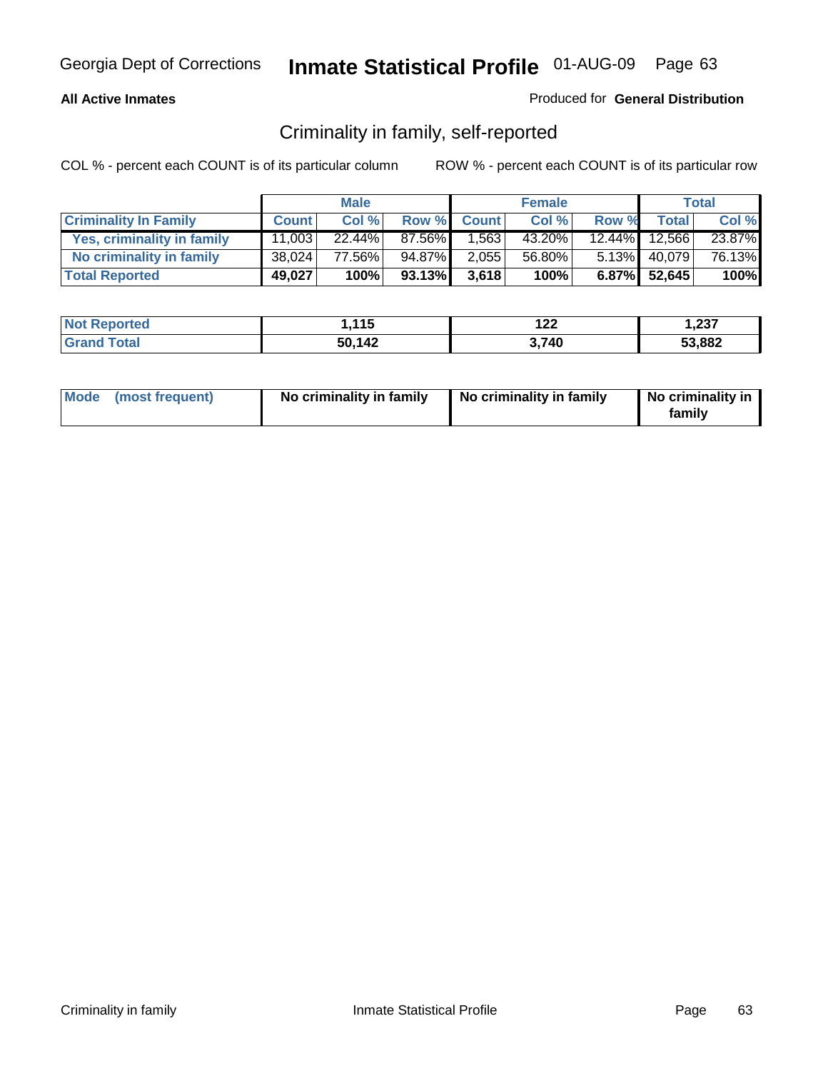Georgia Dept of Corrections **Inmate Statistical Profile** 01-AUG-09

**All Active Inmates**

Produced for **General Distribution**

## Criminality in family, self-reported

COL % - percent each COUNT is of its particular column

ROW % - percent each COUNT is of its particular row

| | Male | | | Female | | | Total | |
|---|---|---|---|---|---|---|---|---|
| **Criminality In Family** | **Count** | **Col %** | **Row %** | **Count** | **Col %** | **Row %** | **Total** | **Col %** |
| Yes, criminality in family | 11,003 | 22.44% | 87.56% | 1,563 | 43.20% | 12.44% | 12,566 | 23.87% |
| No criminality in family | 38,024 | 77.56% | 94.87% | 2,055 | 56.80% | 5.13% | 40,079 | 76.13% |
| **Total Reported** | **49,027** | **100%** | **93.13%** | **3,618** | **100%** | **6.87%** | **52,645** | **100%** |

| | Male | Female | Total |
|---|---|---|---|
| **Not Reported** | **1,115** | **122** | **1,237** |
| **Grand Total** | **50,142** | **3,740** | **53,882** |

| | Male | Female | Total |
|---|---|---|---|
| **Mode (most frequent)** | **No criminality in family** | **No criminality in family** | **No criminality in family** |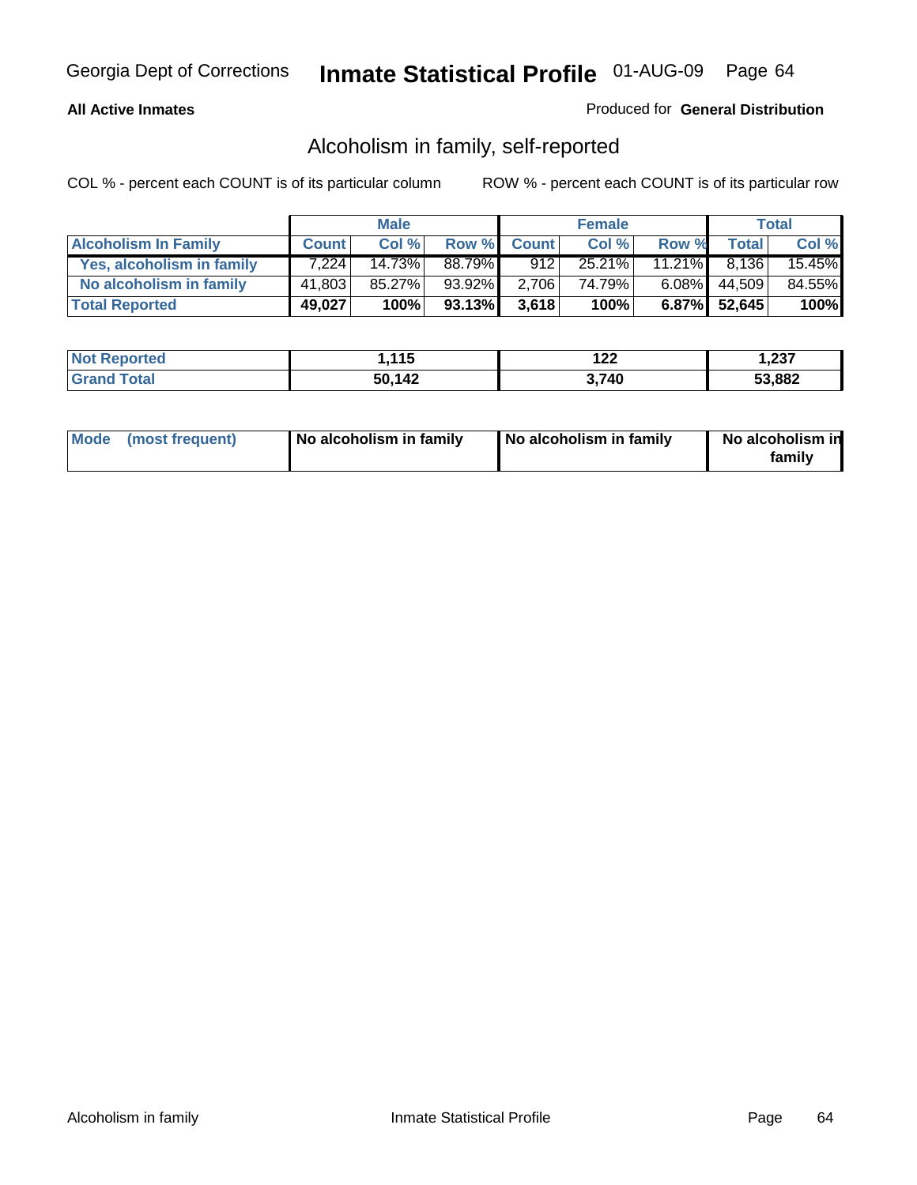Georgia Dept of Corrections **Inmate Statistical Profile** 01-AUG-09

**All Active Inmates**

Produced for **General Distribution**

## Alcoholism in family, self-reported

COL % - percent each COUNT is of its particular column     ROW % - percent each COUNT is of its particular row

| | Male | | | Female | | | Total | |
|---|---|---|---|---|---|---|---|---|
| **Alcoholism In Family** | **Count** | **Col %** | **Row %** | **Count** | **Col %** | **Row %** | **Total** | **Col %** |
| **Yes, alcoholism in family** | 7,224 | 14.73% | 88.79% | 912 | 25.21% | 11.21% | 8,136 | 15.45% |
| **No alcoholism in family** | 41,803 | 85.27% | 93.92% | 2,706 | 74.79% | 6.08% | 44,509 | 84.55% |
| **Total Reported** | **49,027** | **100%** | **93.13%** | **3,618** | **100%** | **6.87%** | **52,645** | **100%** |

| | Male | Female | Total |
|---|---|---|---|
| **Not Reported** | **1,115** | **122** | **1,237** |
| **Grand Total** | **50,142** | **3,740** | **53,882** |

| | Male | Female | Total |
|---|---|---|---|
| **Mode (most frequent)** | **No alcoholism in family** | **No alcoholism in family** | **No alcoholism in family** |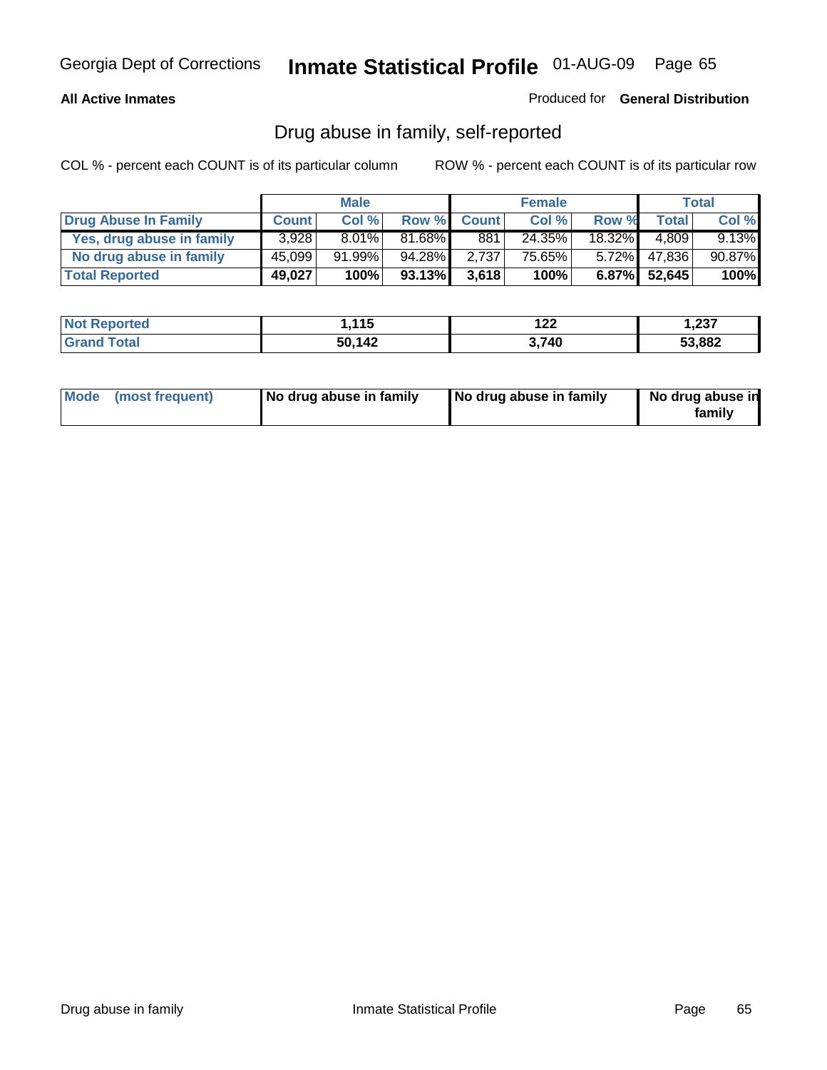Georgia Dept of Corrections **Inmate Statistical Profile** 01-AUG-09

**All Active Inmates**

Produced for **General Distribution**

## Drug abuse in family, self-reported

COL % - percent each COUNT is of its particular column ROW % - percent each COUNT is of its particular row

| | Male | | | Female | | | Total | |
|---|---|---|---|---|---|---|---|---|
| **Drug Abuse In Family** | **Count** | **Col %** | **Row %** | **Count** | **Col %** | **Row %** | **Total** | **Col %** |
| **Yes, drug abuse in family** | 3,928 | 8.01% | 81.68% | 881 | 24.35% | 18.32% | 4,809 | 9.13% |
| **No drug abuse in family** | 45,099 | 91.99% | 94.28% | 2,737 | 75.65% | 5.72% | 47,836 | 90.87% |
| **Total Reported** | **49,027** | **100%** | **93.13%** | **3,618** | **100%** | **6.87%** | **52,645** | **100%** |

| | Male | Female | Total |
|---|---|---|---|
| **Not Reported** | **1,115** | **122** | **1,237** |
| **Grand Total** | **50,142** | **3,740** | **53,882** |

| | Male | Female | Total |
|---|---|---|---|
| **Mode (most frequent)** | **No drug abuse in family** | **No drug abuse in family** | **No drug abuse in family** |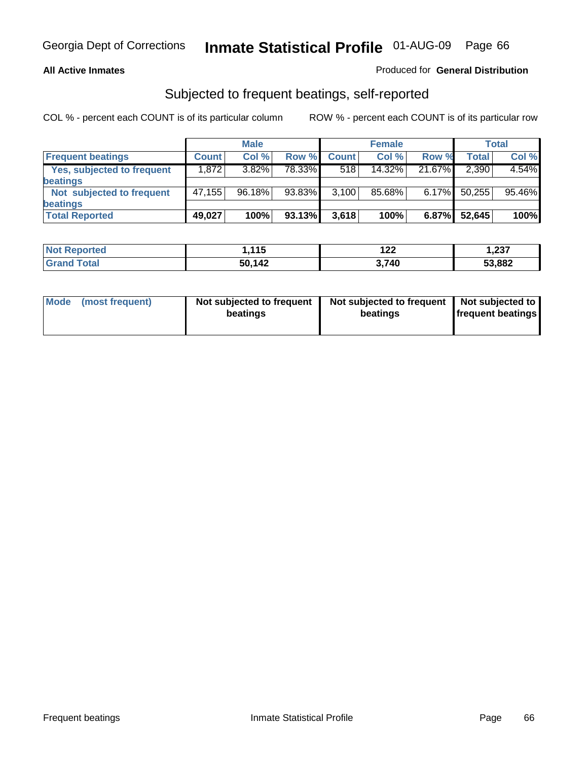Georgia Dept of Corrections **Inmate Statistical Profile** 01-AUG-09

**All Active Inmates**

Produced for **General Distribution**

## Subjected to frequent beatings, self-reported

COL % - percent each COUNT is of its particular column

ROW % - percent each COUNT is of its particular row

| | Male | | | Female | | | Total | |
|---|---|---|---|---|---|---|---|---|
| **Frequent beatings** | **Count** | **Col %** | **Row %** | **Count** | **Col %** | **Row %** | **Total** | **Col %** |
| **Yes, subjected to frequent beatings** | 1,872 | 3.82% | 78.33% | 518 | 14.32% | 21.67% | 2,390 | 4.54% |
| **Not subjected to frequent beatings** | 47,155 | 96.18% | 93.83% | 3,100 | 85.68% | 6.17% | 50,255 | 95.46% |
| **Total Reported** | **49,027** | **100%** | **93.13%** | **3,618** | **100%** | **6.87%** | **52,645** | **100%** |

| | Male | Female | Total |
|---|---|---|---|
| **Not Reported** | **1,115** | **122** | **1,237** |
| **Grand Total** | **50,142** | **3,740** | **53,882** |

| | Male | Female | Total |
|---|---|---|---|
| **Mode (most frequent)** | **Not subjected to frequent beatings** | **Not subjected to frequent beatings** | **Not subjected to frequent beatings** |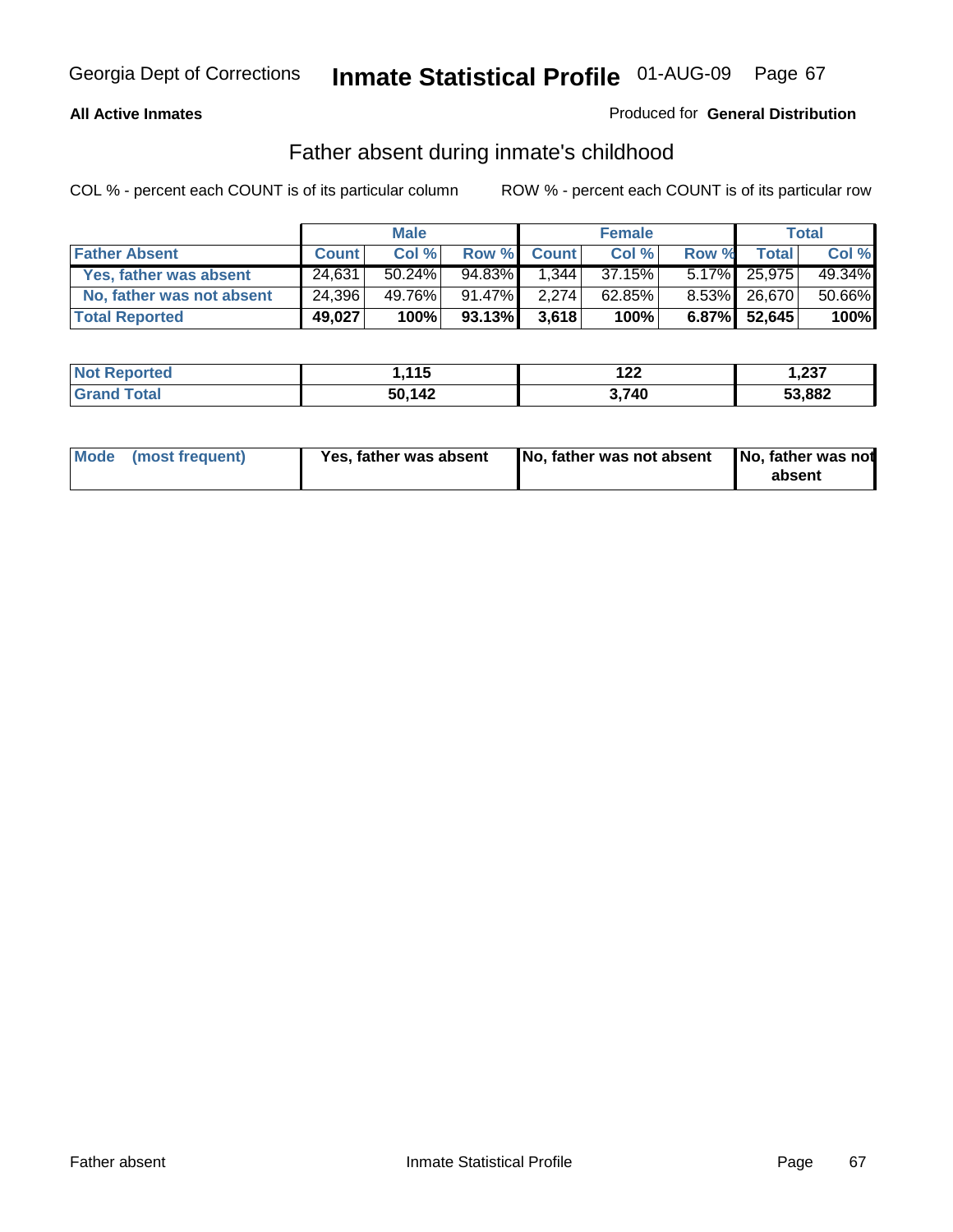Georgia Dept of Corrections **Inmate Statistical Profile** 01-AUG-09

**All Active Inmates**

Produced for **General Distribution**

## Father absent during inmate's childhood

COL % - percent each COUNT is of its particular column ROW % - percent each COUNT is of its particular row

| | Male | | | Female | | | Total | |
|---|---|---|---|---|---|---|---|---|
| **Father Absent** | **Count** | **Col %** | **Row %** | **Count** | **Col %** | **Row %** | **Total** | **Col %** |
| **Yes, father was absent** | 24,631 | 50.24% | 94.83% | 1,344 | 37.15% | 5.17% | 25,975 | 49.34% |
| **No, father was not absent** | 24,396 | 49.76% | 91.47% | 2,274 | 62.85% | 8.53% | 26,670 | 50.66% |
| **Total Reported** | **49,027** | **100%** | **93.13%** | **3,618** | **100%** | **6.87%** | **52,645** | **100%** |

| | Male | Female | Total |
|---|---|---|---|
| **Not Reported** | **1,115** | **122** | **1,237** |
| **Grand Total** | **50,142** | **3,740** | **53,882** |

| | Male | Female | Total |
|---|---|---|---|
| **Mode (most frequent)** | **Yes, father was absent** | **No, father was not absent** | **No, father was not absent** |

Father absent Inmate Statistical Profile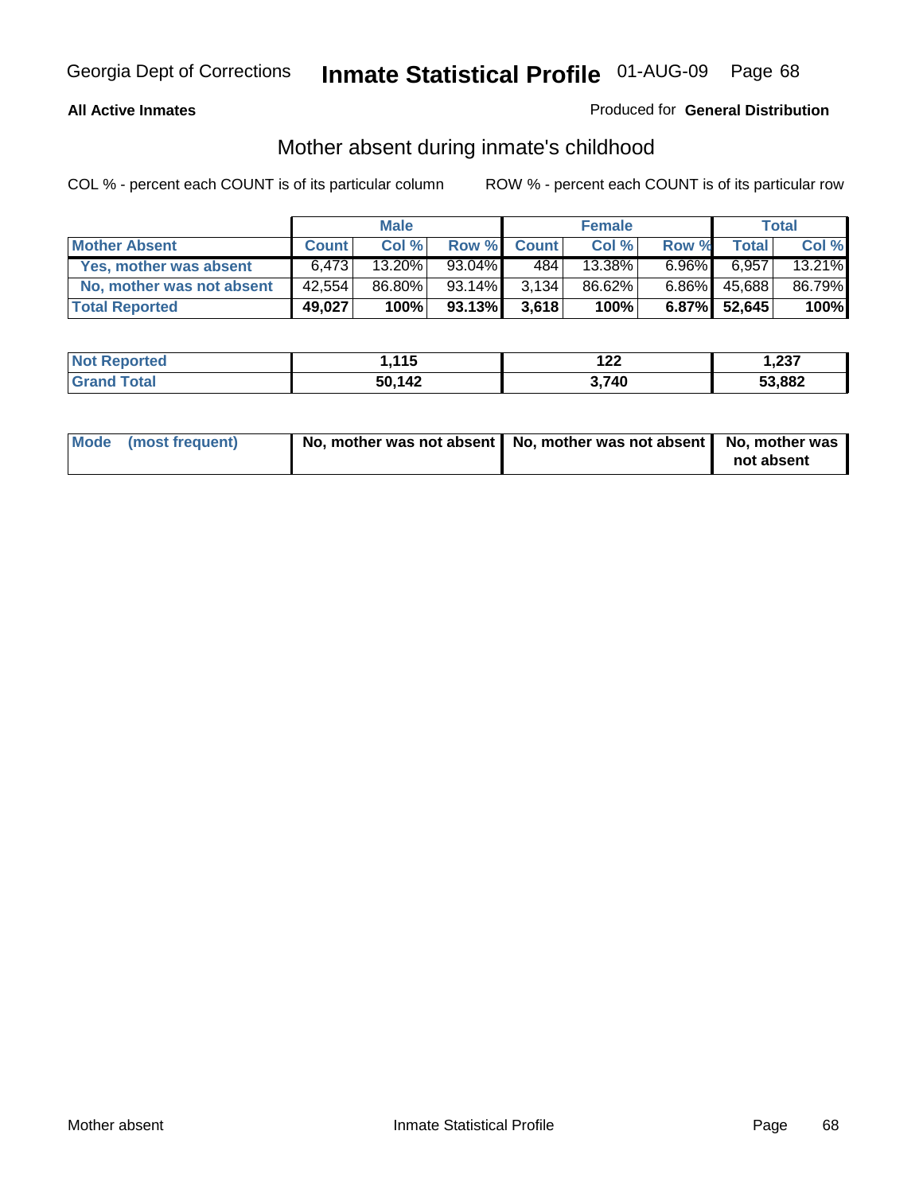Georgia Dept of Corrections **Inmate Statistical Profile** 01-AUG-09

**All Active Inmates**

Produced for **General Distribution**

## Mother absent during inmate's childhood

COL % - percent each COUNT is of its particular column    ROW % - percent each COUNT is of its particular row

| | Male | | | Female | | | Total | |
|---|---|---|---|---|---|---|---|---|
| **Mother Absent** | **Count** | **Col %** | **Row %** | **Count** | **Col %** | **Row %** | **Total** | **Col %** |
| **Yes, mother was absent** | 6,473 | 13.20% | 93.04% | 484 | 13.38% | 6.96% | 6,957 | 13.21% |
| **No, mother was not absent** | 42,554 | 86.80% | 93.14% | 3,134 | 86.62% | 6.86% | 45,688 | 86.79% |
| **Total Reported** | **49,027** | **100%** | **93.13%** | **3,618** | **100%** | **6.87%** | **52,645** | **100%** |

| | Male | Female | Total |
|---|---|---|---|
| **Not Reported** | **1,115** | **122** | **1,237** |
| **Grand Total** | **50,142** | **3,740** | **53,882** |

| | Male | Female | Total |
|---|---|---|---|
| **Mode (most frequent)** | **No, mother was not absent** | **No, mother was not absent** | **No, mother was not absent** |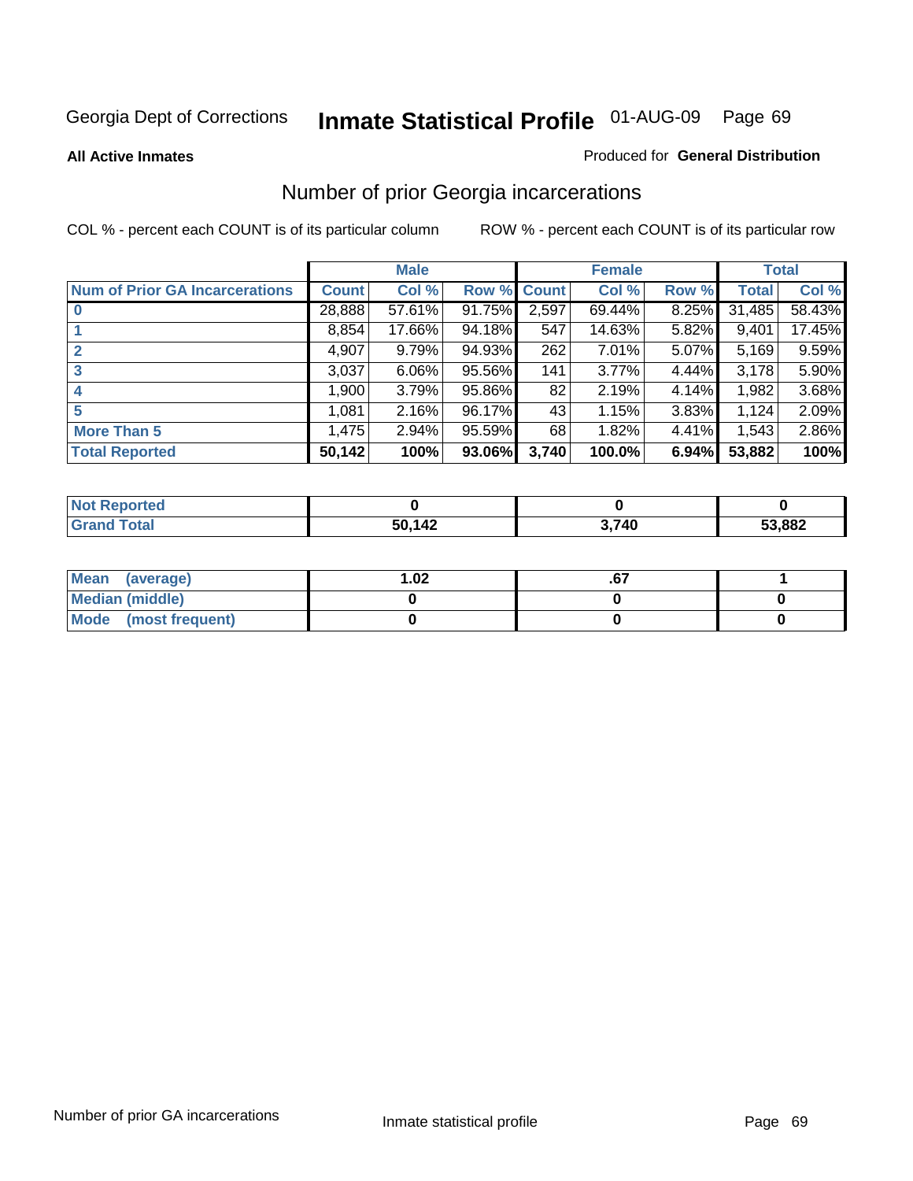Georgia Dept of Corrections **Inmate Statistical Profile** 01-AUG-09

**All Active Inmates** Produced for **General Distribution**

## Number of prior Georgia incarcerations

COL % - percent each COUNT is of its particular column ROW % - percent each COUNT is of its particular row

| | Male | | | Female | | | Total | |
|---|---|---|---|---|---|---|---|---|
| **Num of Prior GA Incarcerations** | **Count** | **Col %** | **Row %** | **Count** | **Col %** | **Row %** | **Total** | **Col %** |
| **0** | 28,888 | 57.61% | 91.75% | 2,597 | 69.44% | 8.25% | 31,485 | 58.43% |
| **1** | 8,854 | 17.66% | 94.18% | 547 | 14.63% | 5.82% | 9,401 | 17.45% |
| **2** | 4,907 | 9.79% | 94.93% | 262 | 7.01% | 5.07% | 5,169 | 9.59% |
| **3** | 3,037 | 6.06% | 95.56% | 141 | 3.77% | 4.44% | 3,178 | 5.90% |
| **4** | 1,900 | 3.79% | 95.86% | 82 | 2.19% | 4.14% | 1,982 | 3.68% |
| **5** | 1,081 | 2.16% | 96.17% | 43 | 1.15% | 3.83% | 1,124 | 2.09% |
| **More Than 5** | 1,475 | 2.94% | 95.59% | 68 | 1.82% | 4.41% | 1,543 | 2.86% |
| **Total Reported** | **50,142** | **100%** | **93.06%** | **3,740** | **100.0%** | **6.94%** | **53,882** | **100%** |

| | Male | Female | Total |
|---|---|---|---|
| **Not Reported** | **0** | **0** | **0** |
| **Grand Total** | **50,142** | **3,740** | **53,882** |

| | Male | Female | Total |
|---|---|---|---|
| **Mean (average)** | **1.02** | **.67** | **1** |
| **Median (middle)** | **0** | **0** | **0** |
| **Mode (most frequent)** | **0** | **0** | **0** |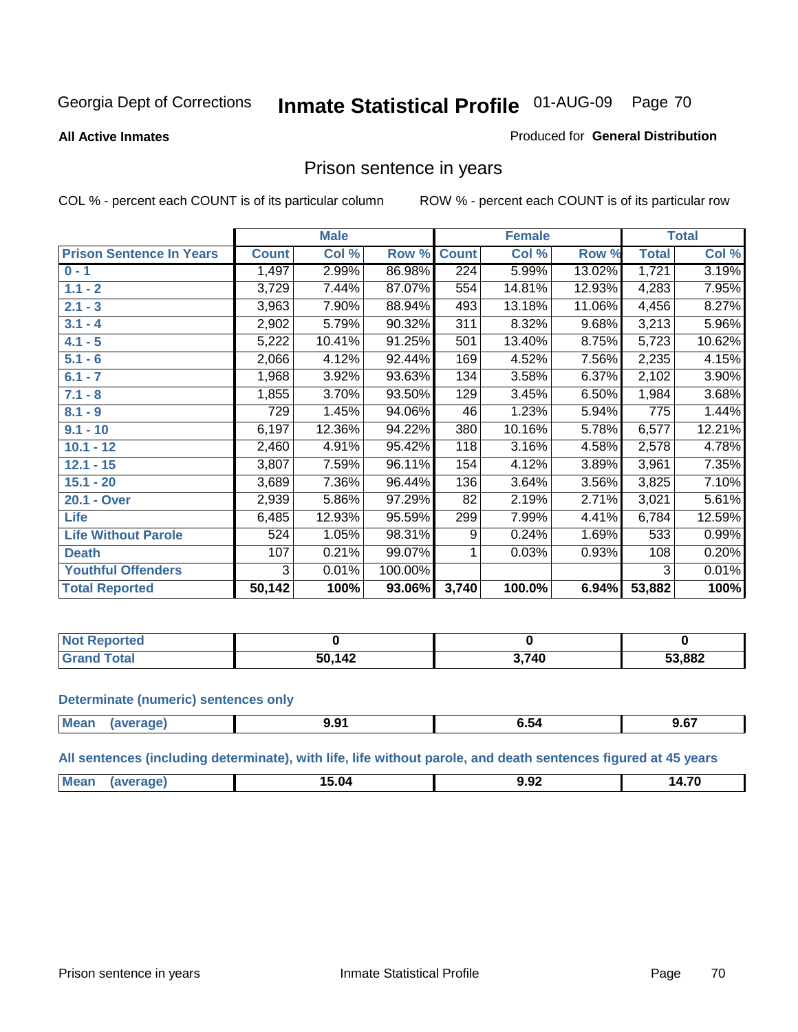Georgia Dept of Corrections **Inmate Statistical Profile** 01-AUG-09 Page 70

**All Active Inmates**

Produced for **General Distribution**

## Prison sentence in years

COL % - percent each COUNT is of its particular column    ROW % - percent each COUNT is of its particular row

| | Male | | | Female | | | Total | |
|---|---|---|---|---|---|---|---|---|
| **Prison Sentence In Years** | **Count** | **Col %** | **Row %** | **Count** | **Col %** | **Row %** | **Total** | **Col %** |
| 0 - 1 | 1,497 | 2.99% | 86.98% | 224 | 5.99% | 13.02% | 1,721 | 3.19% |
| 1.1 - 2 | 3,729 | 7.44% | 87.07% | 554 | 14.81% | 12.93% | 4,283 | 7.95% |
| 2.1 - 3 | 3,963 | 7.90% | 88.94% | 493 | 13.18% | 11.06% | 4,456 | 8.27% |
| 3.1 - 4 | 2,902 | 5.79% | 90.32% | 311 | 8.32% | 9.68% | 3,213 | 5.96% |
| 4.1 - 5 | 5,222 | 10.41% | 91.25% | 501 | 13.40% | 8.75% | 5,723 | 10.62% |
| 5.1 - 6 | 2,066 | 4.12% | 92.44% | 169 | 4.52% | 7.56% | 2,235 | 4.15% |
| 6.1 - 7 | 1,968 | 3.92% | 93.63% | 134 | 3.58% | 6.37% | 2,102 | 3.90% |
| 7.1 - 8 | 1,855 | 3.70% | 93.50% | 129 | 3.45% | 6.50% | 1,984 | 3.68% |
| 8.1 - 9 | 729 | 1.45% | 94.06% | 46 | 1.23% | 5.94% | 775 | 1.44% |
| 9.1 - 10 | 6,197 | 12.36% | 94.22% | 380 | 10.16% | 5.78% | 6,577 | 12.21% |
| 10.1 - 12 | 2,460 | 4.91% | 95.42% | 118 | 3.16% | 4.58% | 2,578 | 4.78% |
| 12.1 - 15 | 3,807 | 7.59% | 96.11% | 154 | 4.12% | 3.89% | 3,961 | 7.35% |
| 15.1 - 20 | 3,689 | 7.36% | 96.44% | 136 | 3.64% | 3.56% | 3,825 | 7.10% |
| 20.1 - Over | 2,939 | 5.86% | 97.29% | 82 | 2.19% | 2.71% | 3,021 | 5.61% |
| Life | 6,485 | 12.93% | 95.59% | 299 | 7.99% | 4.41% | 6,784 | 12.59% |
| Life Without Parole | 524 | 1.05% | 98.31% | 9 | 0.24% | 1.69% | 533 | 0.99% |
| Death | 107 | 0.21% | 99.07% | 1 | 0.03% | 0.93% | 108 | 0.20% |
| Youthful Offenders | 3 | 0.01% | 100.00% | | | | 3 | 0.01% |
| **Total Reported** | **50,142** | **100%** | **93.06%** | **3,740** | **100.0%** | **6.94%** | **53,882** | **100%** |

| | Male | Female | Total |
|---|---|---|---|
| Not Reported | **0** | **0** | **0** |
| Grand Total | **50,142** | **3,740** | **53,882** |

**Determinate (numeric) sentences only**

| | Male | Female | Total |
|---|---|---|---|
| Mean (average) | **9.91** | **6.54** | **9.67** |

**All sentences (including determinate), with life, life without parole, and death sentences figured at 45 years**

| | Male | Female | Total |
|---|---|---|---|
| Mean (average) | **15.04** | **9.92** | **14.70** |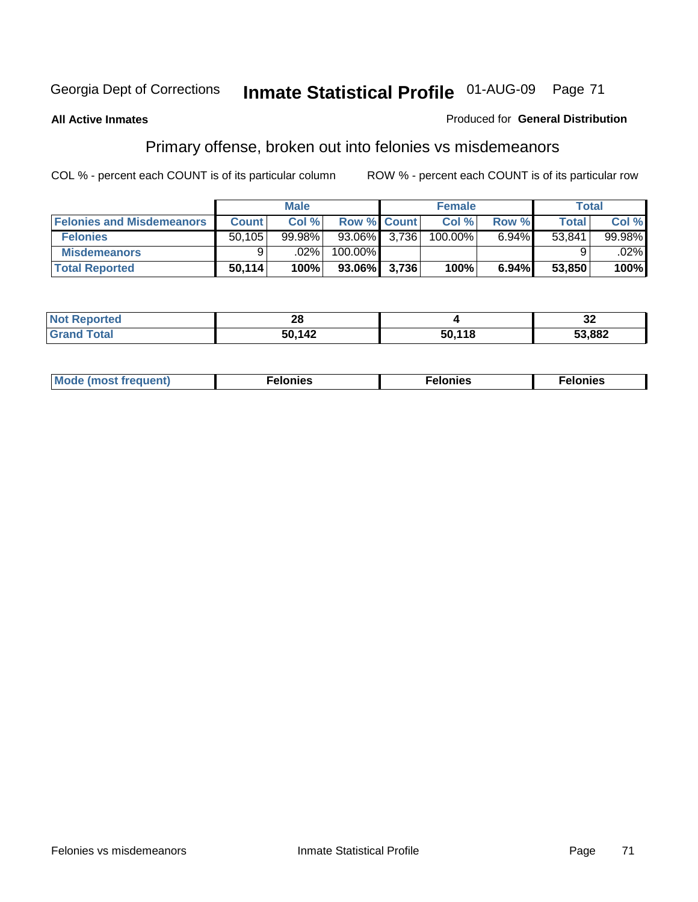Georgia Dept of Corrections **Inmate Statistical Profile** 01-AUG-09

**All Active Inmates**

Produced for **General Distribution**

## Primary offense, broken out into felonies vs misdemeanors

COL % - percent each COUNT is of its particular column

ROW % - percent each COUNT is of its particular row

| | Male | | | Female | | | Total | |
|---|---|---|---|---|---|---|---|---|
| **Felonies and Misdemeanors** | **Count** | **Col %** | **Row %** | **Count** | **Col %** | **Row %** | **Total** | **Col %** |
| **Felonies** | 50,105 | 99.98% | 93.06% | 3,736 | 100.00% | 6.94% | 53,841 | 99.98% |
| **Misdemeanors** | 9 | .02% | 100.00% | | | | 9 | .02% |
| **Total Reported** | **50,114** | **100%** | **93.06%** | **3,736** | **100%** | **6.94%** | **53,850** | **100%** |

| | Male | Female | Total |
|---|---|---|---|
| **Not Reported** | **28** | **4** | **32** |
| **Grand Total** | **50,142** | **50,118** | **53,882** |

| | Male | Female | Total |
|---|---|---|---|
| **Mode (most frequent)** | **Felonies** | **Felonies** | **Felonies** |

Felonies vs misdemeanors

Inmate Statistical Profile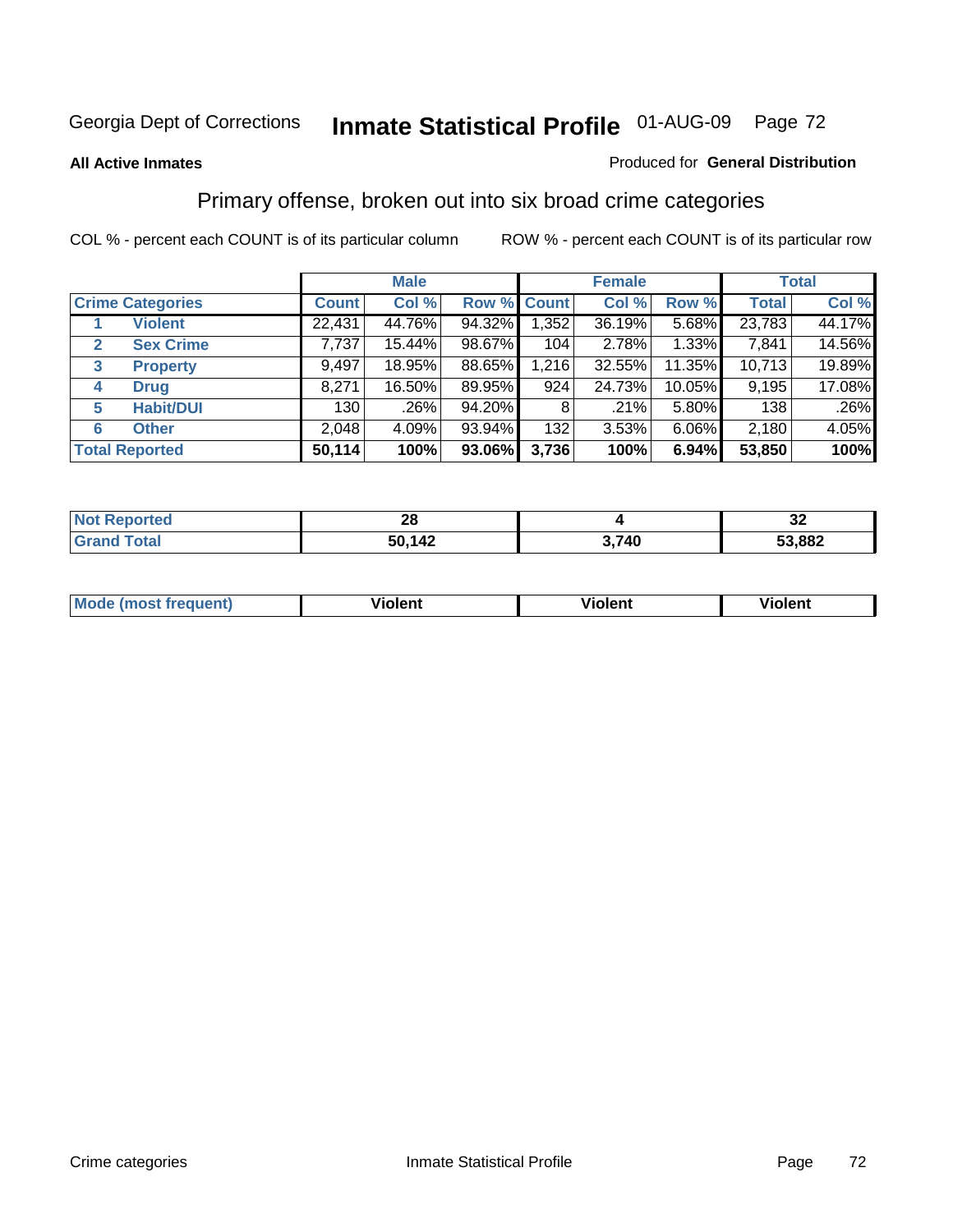Georgia Dept of Corrections **Inmate Statistical Profile** 01-AUG-09

**All Active Inmates**

Produced for **General Distribution**

## Primary offense, broken out into six broad crime categories

COL % - percent each COUNT is of its particular column

ROW % - percent each COUNT is of its particular row

| Crime Categories | | Male | | | Female | | | Total | |
|---|---|---|---|---|---|---|---|---|---|
| | | Count | Col % | Row % | Count | Col % | Row % | Total | Col % |
| 1 | Violent | 22,431 | 44.76% | 94.32% | 1,352 | 36.19% | 5.68% | 23,783 | 44.17% |
| 2 | Sex Crime | 7,737 | 15.44% | 98.67% | 104 | 2.78% | 1.33% | 7,841 | 14.56% |
| 3 | Property | 9,497 | 18.95% | 88.65% | 1,216 | 32.55% | 11.35% | 10,713 | 19.89% |
| 4 | Drug | 8,271 | 16.50% | 89.95% | 924 | 24.73% | 10.05% | 9,195 | 17.08% |
| 5 | Habit/DUI | 130 | .26% | 94.20% | 8 | .21% | 5.80% | 138 | .26% |
| 6 | Other | 2,048 | 4.09% | 93.94% | 132 | 3.53% | 6.06% | 2,180 | 4.05% |
| **Total Reported** | | **50,114** | **100%** | **93.06%** | **3,736** | **100%** | **6.94%** | **53,850** | **100%** |

| | Male | Female | Total |
|---|---|---|---|
| Not Reported | 28 | 4 | 32 |
| Grand Total | 50,142 | 3,740 | 53,882 |

| | Male | Female | Total |
|---|---|---|---|
| Mode (most frequent) | Violent | Violent | Violent |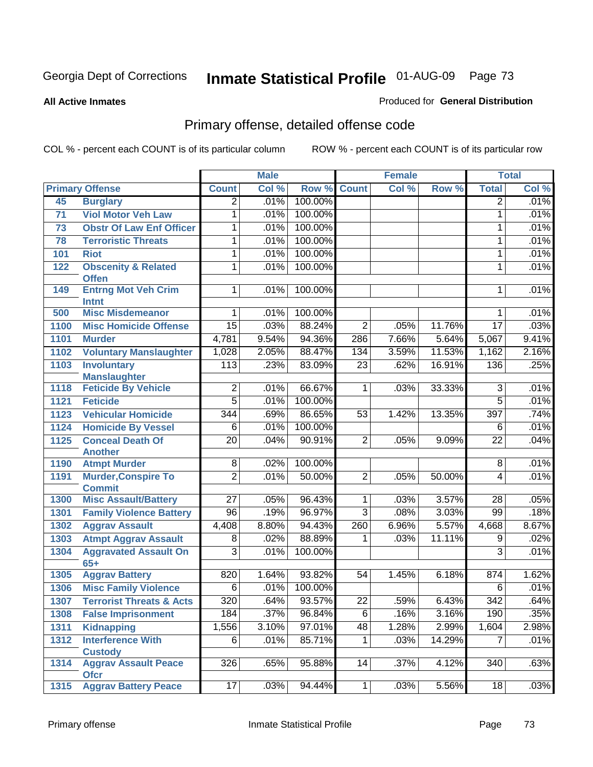Georgia Dept of Corrections

# Inmate Statistical Profile 01-AUG-09

**All Active Inmates**

Produced for **General Distribution**

## Primary offense, detailed offense code

COL % - percent each COUNT is of its particular column

ROW % - percent each COUNT is of its particular row

| Primary Offense | | Male | | | Female | | | Total | |
|---|---|---|---|---|---|---|---|---|---|
| | | Count | Col % | Row % | Count | Col % | Row % | Total | Col % |
| 45 | Burglary | 2 | .01% | 100.00% | | | | 2 | .01% |
| 71 | Viol Motor Veh Law | 1 | .01% | 100.00% | | | | 1 | .01% |
| 73 | Obstr Of Law Enf Officer | 1 | .01% | 100.00% | | | | 1 | .01% |
| 78 | Terroristic Threats | 1 | .01% | 100.00% | | | | 1 | .01% |
| 101 | Riot | 1 | .01% | 100.00% | | | | 1 | .01% |
| 122 | Obscenity & Related Offen | 1 | .01% | 100.00% | | | | 1 | .01% |
| 149 | Entrng Mot Veh Crim Intnt | 1 | .01% | 100.00% | | | | 1 | .01% |
| 500 | Misc Misdemeanor | 1 | .01% | 100.00% | | | | 1 | .01% |
| 1100 | Misc Homicide Offense | 15 | .03% | 88.24% | 2 | .05% | 11.76% | 17 | .03% |
| 1101 | Murder | 4,781 | 9.54% | 94.36% | 286 | 7.66% | 5.64% | 5,067 | 9.41% |
| 1102 | Voluntary Manslaughter | 1,028 | 2.05% | 88.47% | 134 | 3.59% | 11.53% | 1,162 | 2.16% |
| 1103 | Involuntary Manslaughter | 113 | .23% | 83.09% | 23 | .62% | 16.91% | 136 | .25% |
| 1118 | Feticide By Vehicle | 2 | .01% | 66.67% | 1 | .03% | 33.33% | 3 | .01% |
| 1121 | Feticide | 5 | .01% | 100.00% | | | | 5 | .01% |
| 1123 | Vehicular Homicide | 344 | .69% | 86.65% | 53 | 1.42% | 13.35% | 397 | .74% |
| 1124 | Homicide By Vessel | 6 | .01% | 100.00% | | | | 6 | .01% |
| 1125 | Conceal Death Of Another | 20 | .04% | 90.91% | 2 | .05% | 9.09% | 22 | .04% |
| 1190 | Atmpt Murder | 8 | .02% | 100.00% | | | | 8 | .01% |
| 1191 | Murder,Conspire To Commit | 2 | .01% | 50.00% | 2 | .05% | 50.00% | 4 | .01% |
| 1300 | Misc Assault/Battery | 27 | .05% | 96.43% | 1 | .03% | 3.57% | 28 | .05% |
| 1301 | Family Violence Battery | 96 | .19% | 96.97% | 3 | .08% | 3.03% | 99 | .18% |
| 1302 | Aggrav Assault | 4,408 | 8.80% | 94.43% | 260 | 6.96% | 5.57% | 4,668 | 8.67% |
| 1303 | Atmpt Aggrav Assault | 8 | .02% | 88.89% | 1 | .03% | 11.11% | 9 | .02% |
| 1304 | Aggravated Assault On 65+ | 3 | .01% | 100.00% | | | | 3 | .01% |
| 1305 | Aggrav Battery | 820 | 1.64% | 93.82% | 54 | 1.45% | 6.18% | 874 | 1.62% |
| 1306 | Misc Family Violence | 6 | .01% | 100.00% | | | | 6 | .01% |
| 1307 | Terrorist Threats & Acts | 320 | .64% | 93.57% | 22 | .59% | 6.43% | 342 | .64% |
| 1308 | False Imprisonment | 184 | .37% | 96.84% | 6 | .16% | 3.16% | 190 | .35% |
| 1311 | Kidnapping | 1,556 | 3.10% | 97.01% | 48 | 1.28% | 2.99% | 1,604 | 2.98% |
| 1312 | Interference With Custody | 6 | .01% | 85.71% | 1 | .03% | 14.29% | 7 | .01% |
| 1314 | Aggrav Assault Peace Ofcr | 326 | .65% | 95.88% | 14 | .37% | 4.12% | 340 | .63% |
| 1315 | Aggrav Battery Peace | 17 | .03% | 94.44% | 1 | .03% | 5.56% | 18 | .03% |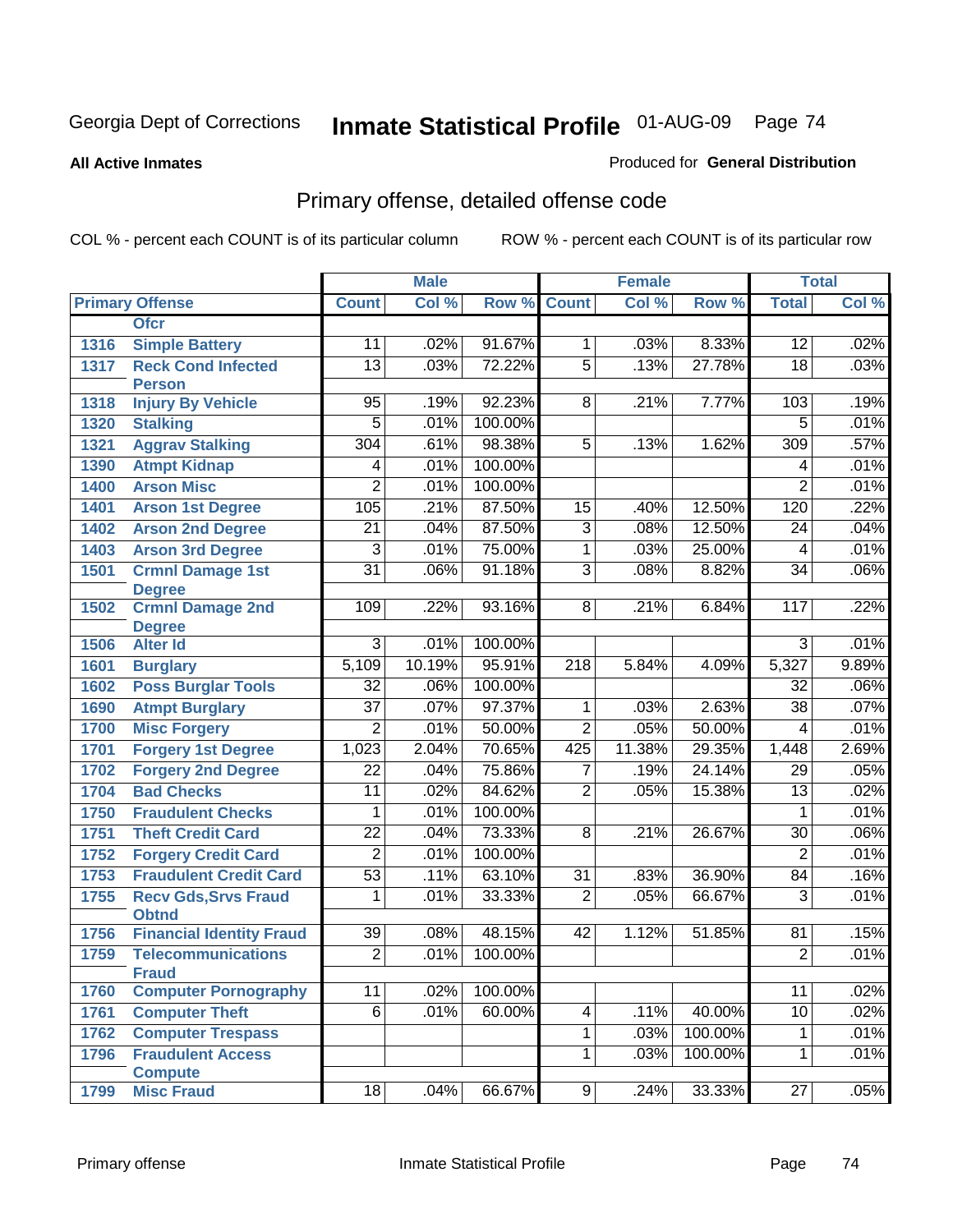Georgia Dept of Corrections

# Inmate Statistical Profile 01-AUG-09

**All Active Inmates**

Produced for **General Distribution**

## Primary offense, detailed offense code

COL % - percent each COUNT is of its particular column

ROW % - percent each COUNT is of its particular row

| Primary Offense | | Male | | | Female | | | Total | |
|---|---|---|---|---|---|---|---|---|---|
| | | Count | Col % | Row % | Count | Col % | Row % | Total | Col % |
| | Ofcr | | | | | | | | |
| 1316 | Simple Battery | 11 | .02% | 91.67% | 1 | .03% | 8.33% | 12 | .02% |
| 1317 | Reck Cond Infected Person | 13 | .03% | 72.22% | 5 | .13% | 27.78% | 18 | .03% |
| 1318 | Injury By Vehicle | 95 | .19% | 92.23% | 8 | .21% | 7.77% | 103 | .19% |
| 1320 | Stalking | 5 | .01% | 100.00% | | | | 5 | .01% |
| 1321 | Aggrav Stalking | 304 | .61% | 98.38% | 5 | .13% | 1.62% | 309 | .57% |
| 1390 | Atmpt Kidnap | 4 | .01% | 100.00% | | | | 4 | .01% |
| 1400 | Arson Misc | 2 | .01% | 100.00% | | | | 2 | .01% |
| 1401 | Arson 1st Degree | 105 | .21% | 87.50% | 15 | .40% | 12.50% | 120 | .22% |
| 1402 | Arson 2nd Degree | 21 | .04% | 87.50% | 3 | .08% | 12.50% | 24 | .04% |
| 1403 | Arson 3rd Degree | 3 | .01% | 75.00% | 1 | .03% | 25.00% | 4 | .01% |
| 1501 | Crmnl Damage 1st Degree | 31 | .06% | 91.18% | 3 | .08% | 8.82% | 34 | .06% |
| 1502 | Crmnl Damage 2nd Degree | 109 | .22% | 93.16% | 8 | .21% | 6.84% | 117 | .22% |
| 1506 | Alter Id | 3 | .01% | 100.00% | | | | 3 | .01% |
| 1601 | Burglary | 5,109 | 10.19% | 95.91% | 218 | 5.84% | 4.09% | 5,327 | 9.89% |
| 1602 | Poss Burglar Tools | 32 | .06% | 100.00% | | | | 32 | .06% |
| 1690 | Atmpt Burglary | 37 | .07% | 97.37% | 1 | .03% | 2.63% | 38 | .07% |
| 1700 | Misc Forgery | 2 | .01% | 50.00% | 2 | .05% | 50.00% | 4 | .01% |
| 1701 | Forgery 1st Degree | 1,023 | 2.04% | 70.65% | 425 | 11.38% | 29.35% | 1,448 | 2.69% |
| 1702 | Forgery 2nd Degree | 22 | .04% | 75.86% | 7 | .19% | 24.14% | 29 | .05% |
| 1704 | Bad Checks | 11 | .02% | 84.62% | 2 | .05% | 15.38% | 13 | .02% |
| 1750 | Fraudulent Checks | 1 | .01% | 100.00% | | | | 1 | .01% |
| 1751 | Theft Credit Card | 22 | .04% | 73.33% | 8 | .21% | 26.67% | 30 | .06% |
| 1752 | Forgery Credit Card | 2 | .01% | 100.00% | | | | 2 | .01% |
| 1753 | Fraudulent Credit Card | 53 | .11% | 63.10% | 31 | .83% | 36.90% | 84 | .16% |
| 1755 | Recv Gds,Srvs Fraud Obtnd | 1 | .01% | 33.33% | 2 | .05% | 66.67% | 3 | .01% |
| 1756 | Financial Identity Fraud | 39 | .08% | 48.15% | 42 | 1.12% | 51.85% | 81 | .15% |
| 1759 | Telecommunications Fraud | 2 | .01% | 100.00% | | | | 2 | .01% |
| 1760 | Computer Pornography | 11 | .02% | 100.00% | | | | 11 | .02% |
| 1761 | Computer Theft | 6 | .01% | 60.00% | 4 | .11% | 40.00% | 10 | .02% |
| 1762 | Computer Trespass | | | | 1 | .03% | 100.00% | 1 | .01% |
| 1796 | Fraudulent Access Compute | | | | 1 | .03% | 100.00% | 1 | .01% |
| 1799 | Misc Fraud | 18 | .04% | 66.67% | 9 | .24% | 33.33% | 27 | .05% |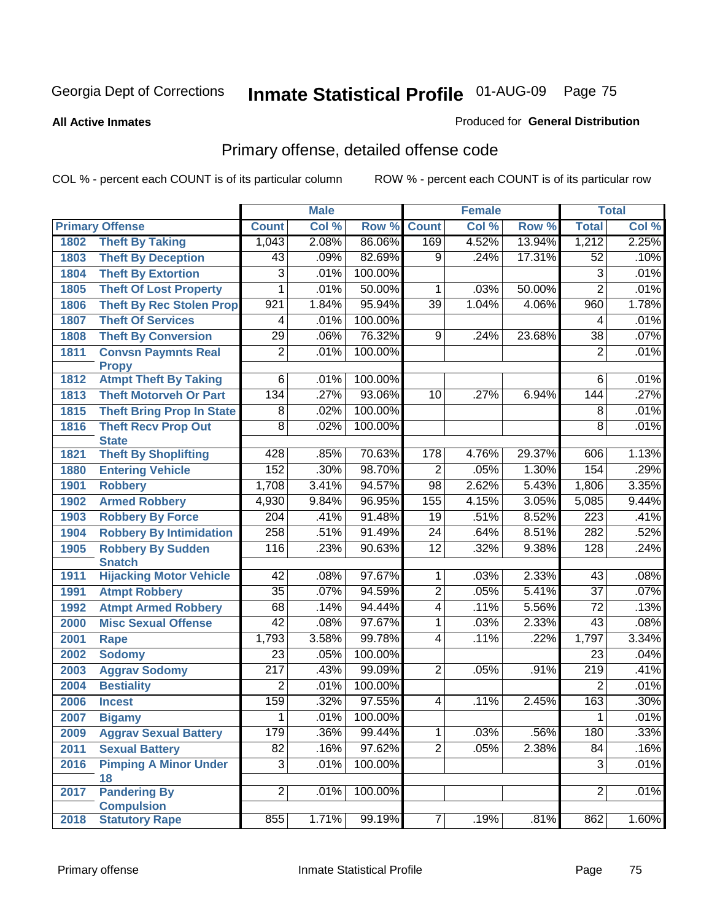Georgia Dept of Corrections **Inmate Statistical Profile** 01-AUG-09

**All Active Inmates**

Produced for **General Distribution**

## Primary offense, detailed offense code

COL % - percent each COUNT is of its particular column

ROW % - percent each COUNT is of its particular row

| Primary Offense | | Male | | | Female | | | Total | |
|---|---|---|---|---|---|---|---|---|---|
| | | Count | Col % | Row % | Count | Col % | Row % | Total | Col % |
| 1802 | Theft By Taking | 1,043 | 2.08% | 86.06% | 169 | 4.52% | 13.94% | 1,212 | 2.25% |
| 1803 | Theft By Deception | 43 | .09% | 82.69% | 9 | .24% | 17.31% | 52 | .10% |
| 1804 | Theft By Extortion | 3 | .01% | 100.00% | | | | 3 | .01% |
| 1805 | Theft Of Lost Property | 1 | .01% | 50.00% | 1 | .03% | 50.00% | 2 | .01% |
| 1806 | Theft By Rec Stolen Prop | 921 | 1.84% | 95.94% | 39 | 1.04% | 4.06% | 960 | 1.78% |
| 1807 | Theft Of Services | 4 | .01% | 100.00% | | | | 4 | .01% |
| 1808 | Theft By Conversion | 29 | .06% | 76.32% | 9 | .24% | 23.68% | 38 | .07% |
| 1811 | Convsn Paymnts Real Propy | 2 | .01% | 100.00% | | | | 2 | .01% |
| 1812 | Atmpt Theft By Taking | 6 | .01% | 100.00% | | | | 6 | .01% |
| 1813 | Theft Motorveh Or Part | 134 | .27% | 93.06% | 10 | .27% | 6.94% | 144 | .27% |
| 1815 | Theft Bring Prop In State | 8 | .02% | 100.00% | | | | 8 | .01% |
| 1816 | Theft Recv Prop Out State | 8 | .02% | 100.00% | | | | 8 | .01% |
| 1821 | Theft By Shoplifting | 428 | .85% | 70.63% | 178 | 4.76% | 29.37% | 606 | 1.13% |
| 1880 | Entering Vehicle | 152 | .30% | 98.70% | 2 | .05% | 1.30% | 154 | .29% |
| 1901 | Robbery | 1,708 | 3.41% | 94.57% | 98 | 2.62% | 5.43% | 1,806 | 3.35% |
| 1902 | Armed Robbery | 4,930 | 9.84% | 96.95% | 155 | 4.15% | 3.05% | 5,085 | 9.44% |
| 1903 | Robbery By Force | 204 | .41% | 91.48% | 19 | .51% | 8.52% | 223 | .41% |
| 1904 | Robbery By Intimidation | 258 | .51% | 91.49% | 24 | .64% | 8.51% | 282 | .52% |
| 1905 | Robbery By Sudden Snatch | 116 | .23% | 90.63% | 12 | .32% | 9.38% | 128 | .24% |
| 1911 | Hijacking Motor Vehicle | 42 | .08% | 97.67% | 1 | .03% | 2.33% | 43 | .08% |
| 1991 | Atmpt Robbery | 35 | .07% | 94.59% | 2 | .05% | 5.41% | 37 | .07% |
| 1992 | Atmpt Armed Robbery | 68 | .14% | 94.44% | 4 | .11% | 5.56% | 72 | .13% |
| 2000 | Misc Sexual Offense | 42 | .08% | 97.67% | 1 | .03% | 2.33% | 43 | .08% |
| 2001 | Rape | 1,793 | 3.58% | 99.78% | 4 | .11% | .22% | 1,797 | 3.34% |
| 2002 | Sodomy | 23 | .05% | 100.00% | | | | 23 | .04% |
| 2003 | Aggrav Sodomy | 217 | .43% | 99.09% | 2 | .05% | .91% | 219 | .41% |
| 2004 | Bestiality | 2 | .01% | 100.00% | | | | 2 | .01% |
| 2006 | Incest | 159 | .32% | 97.55% | 4 | .11% | 2.45% | 163 | .30% |
| 2007 | Bigamy | 1 | .01% | 100.00% | | | | 1 | .01% |
| 2009 | Aggrav Sexual Battery | 179 | .36% | 99.44% | 1 | .03% | .56% | 180 | .33% |
| 2011 | Sexual Battery | 82 | .16% | 97.62% | 2 | .05% | 2.38% | 84 | .16% |
| 2016 | Pimping A Minor Under 18 | 3 | .01% | 100.00% | | | | 3 | .01% |
| 2017 | Pandering By Compulsion | 2 | .01% | 100.00% | | | | 2 | .01% |
| 2018 | Statutory Rape | 855 | 1.71% | 99.19% | 7 | .19% | .81% | 862 | 1.60% |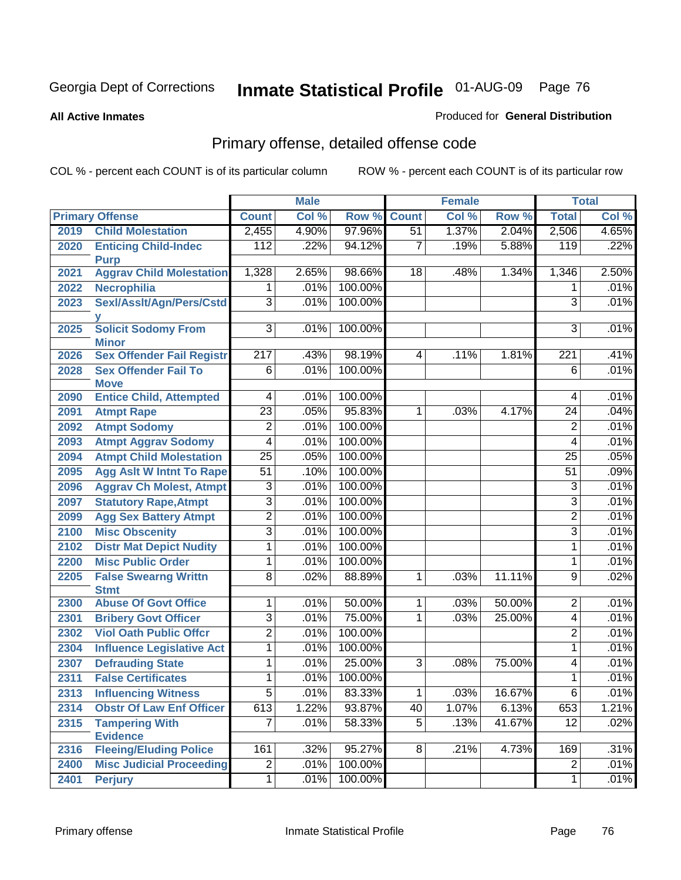Georgia Dept of Corrections

# Inmate Statistical Profile 01-AUG-09

**All Active Inmates**

Produced for **General Distribution**

## Primary offense, detailed offense code

COL % - percent each COUNT is of its particular column

ROW % - percent each COUNT is of its particular row

| Primary Offense | | Male | | | Female | | | Total | |
|---|---|---|---|---|---|---|---|---|---|
| | | Count | Col % | Row % | Count | Col % | Row % | Total | Col % |
| 2019 | Child Molestation | 2,455 | 4.90% | 97.96% | 51 | 1.37% | 2.04% | 2,506 | 4.65% |
| 2020 | Enticing Child-Indec Purp | 112 | .22% | 94.12% | 7 | .19% | 5.88% | 119 | .22% |
| 2021 | Aggrav Child Molestation | 1,328 | 2.65% | 98.66% | 18 | .48% | 1.34% | 1,346 | 2.50% |
| 2022 | Necrophilia | 1 | .01% | 100.00% | | | | 1 | .01% |
| 2023 | Sexl/Asslt/Agn/Pers/Cstdy | 3 | .01% | 100.00% | | | | 3 | .01% |
| 2025 | Solicit Sodomy From Minor | 3 | .01% | 100.00% | | | | 3 | .01% |
| 2026 | Sex Offender Fail Registr | 217 | .43% | 98.19% | 4 | .11% | 1.81% | 221 | .41% |
| 2028 | Sex Offender Fail To Move | 6 | .01% | 100.00% | | | | 6 | .01% |
| 2090 | Entice Child, Attempted | 4 | .01% | 100.00% | | | | 4 | .01% |
| 2091 | Atmpt Rape | 23 | .05% | 95.83% | 1 | .03% | 4.17% | 24 | .04% |
| 2092 | Atmpt Sodomy | 2 | .01% | 100.00% | | | | 2 | .01% |
| 2093 | Atmpt Aggrav Sodomy | 4 | .01% | 100.00% | | | | 4 | .01% |
| 2094 | Atmpt Child Molestation | 25 | .05% | 100.00% | | | | 25 | .05% |
| 2095 | Agg Aslt W Intnt To Rape | 51 | .10% | 100.00% | | | | 51 | .09% |
| 2096 | Aggrav Ch Molest, Atmpt | 3 | .01% | 100.00% | | | | 3 | .01% |
| 2097 | Statutory Rape,Atmpt | 3 | .01% | 100.00% | | | | 3 | .01% |
| 2099 | Agg Sex Battery Atmpt | 2 | .01% | 100.00% | | | | 2 | .01% |
| 2100 | Misc Obscenity | 3 | .01% | 100.00% | | | | 3 | .01% |
| 2102 | Distr Mat Depict Nudity | 1 | .01% | 100.00% | | | | 1 | .01% |
| 2200 | Misc Public Order | 1 | .01% | 100.00% | | | | 1 | .01% |
| 2205 | False Swearng Writtn Stmt | 8 | .02% | 88.89% | 1 | .03% | 11.11% | 9 | .02% |
| 2300 | Abuse Of Govt Office | 1 | .01% | 50.00% | 1 | .03% | 50.00% | 2 | .01% |
| 2301 | Bribery Govt Officer | 3 | .01% | 75.00% | 1 | .03% | 25.00% | 4 | .01% |
| 2302 | Viol Oath Public Offcr | 2 | .01% | 100.00% | | | | 2 | .01% |
| 2304 | Influence Legislative Act | 1 | .01% | 100.00% | | | | 1 | .01% |
| 2307 | Defrauding State | 1 | .01% | 25.00% | 3 | .08% | 75.00% | 4 | .01% |
| 2311 | False Certificates | 1 | .01% | 100.00% | | | | 1 | .01% |
| 2313 | Influencing Witness | 5 | .01% | 83.33% | 1 | .03% | 16.67% | 6 | .01% |
| 2314 | Obstr Of Law Enf Officer | 613 | 1.22% | 93.87% | 40 | 1.07% | 6.13% | 653 | 1.21% |
| 2315 | Tampering With Evidence | 7 | .01% | 58.33% | 5 | .13% | 41.67% | 12 | .02% |
| 2316 | Fleeing/Eluding Police | 161 | .32% | 95.27% | 8 | .21% | 4.73% | 169 | .31% |
| 2400 | Misc Judicial Proceeding | 2 | .01% | 100.00% | | | | 2 | .01% |
| 2401 | Perjury | 1 | .01% | 100.00% | | | | 1 | .01% |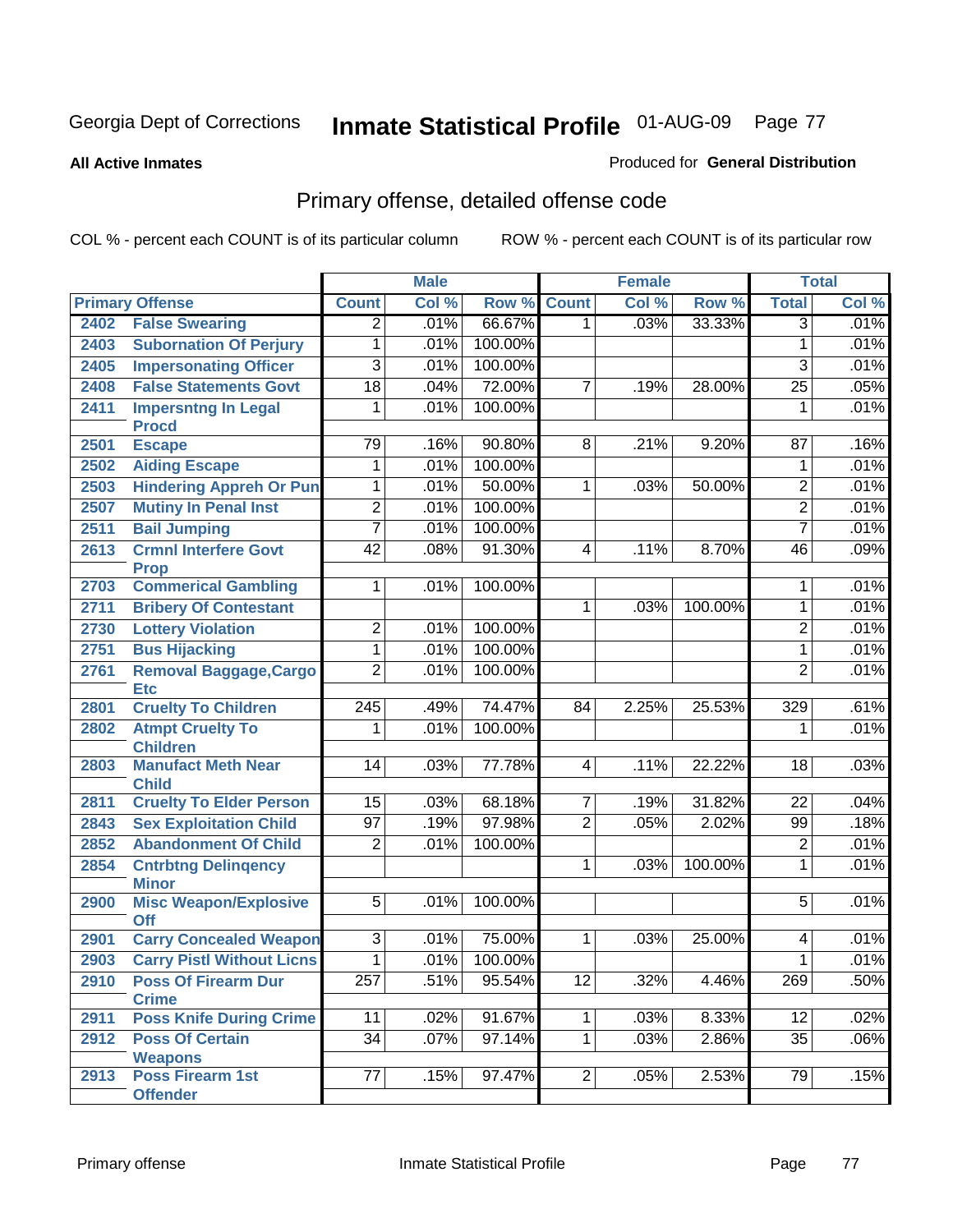Georgia Dept of Corrections **Inmate Statistical Profile** 01-AUG-09

**All Active Inmates**

Produced for **General Distribution**

## Primary offense, detailed offense code

COL % - percent each COUNT is of its particular column ROW % - percent each COUNT is of its particular row

| Primary Offense | | Male | | | Female | | | Total | |
|---|---|---|---|---|---|---|---|---|---|
| | | Count | Col % | Row % | Count | Col % | Row % | Total | Col % |
| 2402 | False Swearing | 2 | .01% | 66.67% | 1 | .03% | 33.33% | 3 | .01% |
| 2403 | Subornation Of Perjury | 1 | .01% | 100.00% | | | | 1 | .01% |
| 2405 | Impersonating Officer | 3 | .01% | 100.00% | | | | 3 | .01% |
| 2408 | False Statements Govt | 18 | .04% | 72.00% | 7 | .19% | 28.00% | 25 | .05% |
| 2411 | Impersntng In Legal Procd | 1 | .01% | 100.00% | | | | 1 | .01% |
| 2501 | Escape | 79 | .16% | 90.80% | 8 | .21% | 9.20% | 87 | .16% |
| 2502 | Aiding Escape | 1 | .01% | 100.00% | | | | 1 | .01% |
| 2503 | Hindering Appreh Or Pun | 1 | .01% | 50.00% | 1 | .03% | 50.00% | 2 | .01% |
| 2507 | Mutiny In Penal Inst | 2 | .01% | 100.00% | | | | 2 | .01% |
| 2511 | Bail Jumping | 7 | .01% | 100.00% | | | | 7 | .01% |
| 2613 | Crmnl Interfere Govt Prop | 42 | .08% | 91.30% | 4 | .11% | 8.70% | 46 | .09% |
| 2703 | Commerical Gambling | 1 | .01% | 100.00% | | | | 1 | .01% |
| 2711 | Bribery Of Contestant | | | | 1 | .03% | 100.00% | 1 | .01% |
| 2730 | Lottery Violation | 2 | .01% | 100.00% | | | | 2 | .01% |
| 2751 | Bus Hijacking | 1 | .01% | 100.00% | | | | 1 | .01% |
| 2761 | Removal Baggage,Cargo Etc | 2 | .01% | 100.00% | | | | 2 | .01% |
| 2801 | Cruelty To Children | 245 | .49% | 74.47% | 84 | 2.25% | 25.53% | 329 | .61% |
| 2802 | Atmpt Cruelty To Children | 1 | .01% | 100.00% | | | | 1 | .01% |
| 2803 | Manufact Meth Near Child | 14 | .03% | 77.78% | 4 | .11% | 22.22% | 18 | .03% |
| 2811 | Cruelty To Elder Person | 15 | .03% | 68.18% | 7 | .19% | 31.82% | 22 | .04% |
| 2843 | Sex Exploitation Child | 97 | .19% | 97.98% | 2 | .05% | 2.02% | 99 | .18% |
| 2852 | Abandonment Of Child | 2 | .01% | 100.00% | | | | 2 | .01% |
| 2854 | Cntrbtng Delinqency Minor | | | | 1 | .03% | 100.00% | 1 | .01% |
| 2900 | Misc Weapon/Explosive Off | 5 | .01% | 100.00% | | | | 5 | .01% |
| 2901 | Carry Concealed Weapon | 3 | .01% | 75.00% | 1 | .03% | 25.00% | 4 | .01% |
| 2903 | Carry Pistl Without Licns | 1 | .01% | 100.00% | | | | 1 | .01% |
| 2910 | Poss Of Firearm Dur Crime | 257 | .51% | 95.54% | 12 | .32% | 4.46% | 269 | .50% |
| 2911 | Poss Knife During Crime | 11 | .02% | 91.67% | 1 | .03% | 8.33% | 12 | .02% |
| 2912 | Poss Of Certain Weapons | 34 | .07% | 97.14% | 1 | .03% | 2.86% | 35 | .06% |
| 2913 | Poss Firearm 1st Offender | 77 | .15% | 97.47% | 2 | .05% | 2.53% | 79 | .15% |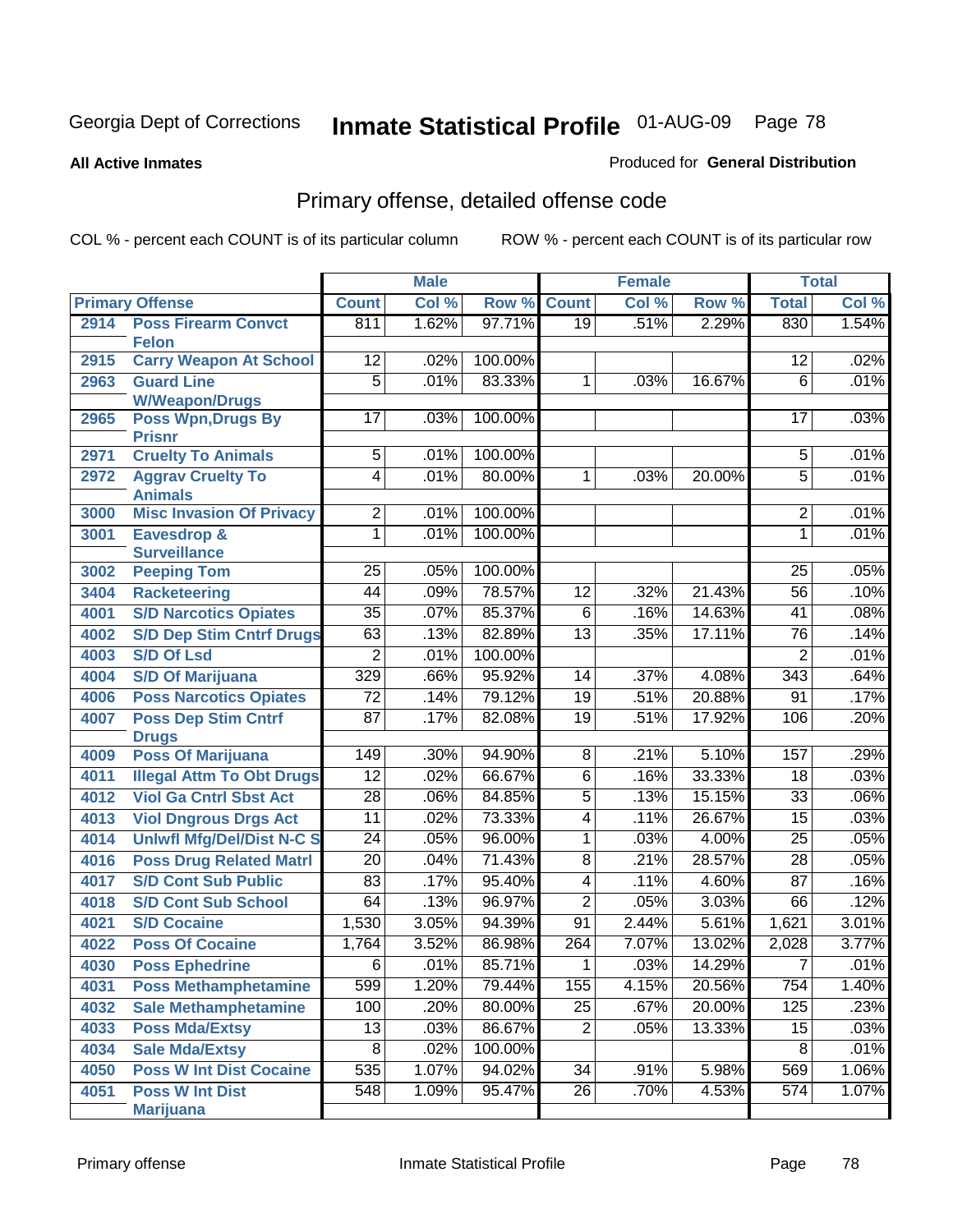Georgia Dept of Corrections **Inmate Statistical Profile** 01-AUG-09 Page 78

**All Active Inmates**

Produced for **General Distribution**

## Primary offense, detailed offense code

COL % - percent each COUNT is of its particular column ROW % - percent each COUNT is of its particular row

| Primary Offense | | Male | | | Female | | | Total | |
|---|---|---|---|---|---|---|---|---|---|
| | | Count | Col % | Row % | Count | Col % | Row % | Total | Col % |
| 2914 | Poss Firearm Convct Felon | 811 | 1.62% | 97.71% | 19 | .51% | 2.29% | 830 | 1.54% |
| 2915 | Carry Weapon At School | 12 | .02% | 100.00% | | | | 12 | .02% |
| 2963 | Guard Line W/Weapon/Drugs | 5 | .01% | 83.33% | 1 | .03% | 16.67% | 6 | .01% |
| 2965 | Poss Wpn,Drugs By Prisnr | 17 | .03% | 100.00% | | | | 17 | .03% |
| 2971 | Cruelty To Animals | 5 | .01% | 100.00% | | | | 5 | .01% |
| 2972 | Aggrav Cruelty To Animals | 4 | .01% | 80.00% | 1 | .03% | 20.00% | 5 | .01% |
| 3000 | Misc Invasion Of Privacy | 2 | .01% | 100.00% | | | | 2 | .01% |
| 3001 | Eavesdrop & Surveillance | 1 | .01% | 100.00% | | | | 1 | .01% |
| 3002 | Peeping Tom | 25 | .05% | 100.00% | | | | 25 | .05% |
| 3404 | Racketeering | 44 | .09% | 78.57% | 12 | .32% | 21.43% | 56 | .10% |
| 4001 | S/D Narcotics Opiates | 35 | .07% | 85.37% | 6 | .16% | 14.63% | 41 | .08% |
| 4002 | S/D Dep Stim Cntrf Drugs | 63 | .13% | 82.89% | 13 | .35% | 17.11% | 76 | .14% |
| 4003 | S/D Of Lsd | 2 | .01% | 100.00% | | | | 2 | .01% |
| 4004 | S/D Of Marijuana | 329 | .66% | 95.92% | 14 | .37% | 4.08% | 343 | .64% |
| 4006 | Poss Narcotics Opiates | 72 | .14% | 79.12% | 19 | .51% | 20.88% | 91 | .17% |
| 4007 | Poss Dep Stim Cntrf Drugs | 87 | .17% | 82.08% | 19 | .51% | 17.92% | 106 | .20% |
| 4009 | Poss Of Marijuana | 149 | .30% | 94.90% | 8 | .21% | 5.10% | 157 | .29% |
| 4011 | Illegal Attm To Obt Drugs | 12 | .02% | 66.67% | 6 | .16% | 33.33% | 18 | .03% |
| 4012 | Viol Ga Cntrl Sbst Act | 28 | .06% | 84.85% | 5 | .13% | 15.15% | 33 | .06% |
| 4013 | Viol Dngrous Drgs Act | 11 | .02% | 73.33% | 4 | .11% | 26.67% | 15 | .03% |
| 4014 | Unlwfl Mfg/Del/Dist N-C S | 24 | .05% | 96.00% | 1 | .03% | 4.00% | 25 | .05% |
| 4016 | Poss Drug Related Matrl | 20 | .04% | 71.43% | 8 | .21% | 28.57% | 28 | .05% |
| 4017 | S/D Cont Sub Public | 83 | .17% | 95.40% | 4 | .11% | 4.60% | 87 | .16% |
| 4018 | S/D Cont Sub School | 64 | .13% | 96.97% | 2 | .05% | 3.03% | 66 | .12% |
| 4021 | S/D Cocaine | 1,530 | 3.05% | 94.39% | 91 | 2.44% | 5.61% | 1,621 | 3.01% |
| 4022 | Poss Of Cocaine | 1,764 | 3.52% | 86.98% | 264 | 7.07% | 13.02% | 2,028 | 3.77% |
| 4030 | Poss Ephedrine | 6 | .01% | 85.71% | 1 | .03% | 14.29% | 7 | .01% |
| 4031 | Poss Methamphetamine | 599 | 1.20% | 79.44% | 155 | 4.15% | 20.56% | 754 | 1.40% |
| 4032 | Sale Methamphetamine | 100 | .20% | 80.00% | 25 | .67% | 20.00% | 125 | .23% |
| 4033 | Poss Mda/Extsy | 13 | .03% | 86.67% | 2 | .05% | 13.33% | 15 | .03% |
| 4034 | Sale Mda/Extsy | 8 | .02% | 100.00% | | | | 8 | .01% |
| 4050 | Poss W Int Dist Cocaine | 535 | 1.07% | 94.02% | 34 | .91% | 5.98% | 569 | 1.06% |
| 4051 | Poss W Int Dist Marijuana | 548 | 1.09% | 95.47% | 26 | .70% | 4.53% | 574 | 1.07% |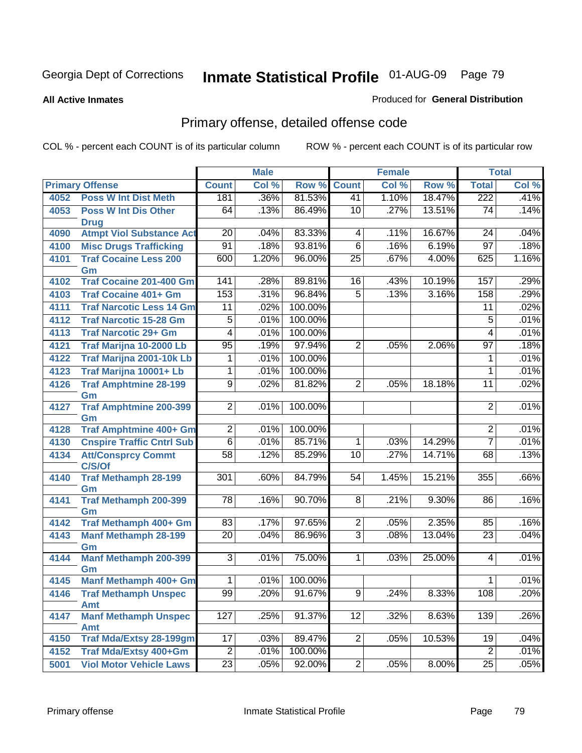Georgia Dept of Corrections **Inmate Statistical Profile** 01-AUG-09

**All Active Inmates**

Produced for **General Distribution**

## Primary offense, detailed offense code

COL % - percent each COUNT is of its particular column ROW % - percent each COUNT is of its particular row

| Primary Offense | | Male | | | Female | | | Total | |
|---|---|---|---|---|---|---|---|---|---|
| | | Count | Col % | Row % | Count | Col % | Row % | Total | Col % |
| 4052 | Poss W Int Dist Meth | 181 | .36% | 81.53% | 41 | 1.10% | 18.47% | 222 | .41% |
| 4053 | Poss W Int Dis Other Drug | 64 | .13% | 86.49% | 10 | .27% | 13.51% | 74 | .14% |
| 4090 | Atmpt Viol Substance Act | 20 | .04% | 83.33% | 4 | .11% | 16.67% | 24 | .04% |
| 4100 | Misc Drugs Trafficking | 91 | .18% | 93.81% | 6 | .16% | 6.19% | 97 | .18% |
| 4101 | Traf Cocaine Less 200 Gm | 600 | 1.20% | 96.00% | 25 | .67% | 4.00% | 625 | 1.16% |
| 4102 | Traf Cocaine 201-400 Gm | 141 | .28% | 89.81% | 16 | .43% | 10.19% | 157 | .29% |
| 4103 | Traf Cocaine 401+ Gm | 153 | .31% | 96.84% | 5 | .13% | 3.16% | 158 | .29% |
| 4111 | Traf Narcotic Less 14 Gm | 11 | .02% | 100.00% | | | | 11 | .02% |
| 4112 | Traf Narcotic 15-28 Gm | 5 | .01% | 100.00% | | | | 5 | .01% |
| 4113 | Traf Narcotic 29+ Gm | 4 | .01% | 100.00% | | | | 4 | .01% |
| 4121 | Traf Marijna 10-2000 Lb | 95 | .19% | 97.94% | 2 | .05% | 2.06% | 97 | .18% |
| 4122 | Traf Marijna 2001-10k Lb | 1 | .01% | 100.00% | | | | 1 | .01% |
| 4123 | Traf Marijna 10001+ Lb | 1 | .01% | 100.00% | | | | 1 | .01% |
| 4126 | Traf Amphtmine 28-199 Gm | 9 | .02% | 81.82% | 2 | .05% | 18.18% | 11 | .02% |
| 4127 | Traf Amphtmine 200-399 Gm | 2 | .01% | 100.00% | | | | 2 | .01% |
| 4128 | Traf Amphtmine 400+ Gm | 2 | .01% | 100.00% | | | | 2 | .01% |
| 4130 | Cnspire Traffic Cntrl Sub | 6 | .01% | 85.71% | 1 | .03% | 14.29% | 7 | .01% |
| 4134 | Att/Consprcy Commt C/S/Of | 58 | .12% | 85.29% | 10 | .27% | 14.71% | 68 | .13% |
| 4140 | Traf Methamph 28-199 Gm | 301 | .60% | 84.79% | 54 | 1.45% | 15.21% | 355 | .66% |
| 4141 | Traf Methamph 200-399 Gm | 78 | .16% | 90.70% | 8 | .21% | 9.30% | 86 | .16% |
| 4142 | Traf Methamph 400+ Gm | 83 | .17% | 97.65% | 2 | .05% | 2.35% | 85 | .16% |
| 4143 | Manf Methamph 28-199 Gm | 20 | .04% | 86.96% | 3 | .08% | 13.04% | 23 | .04% |
| 4144 | Manf Methamph 200-399 Gm | 3 | .01% | 75.00% | 1 | .03% | 25.00% | 4 | .01% |
| 4145 | Manf Methamph 400+ Gm | 1 | .01% | 100.00% | | | | 1 | .01% |
| 4146 | Traf Methamph Unspec Amt | 99 | .20% | 91.67% | 9 | .24% | 8.33% | 108 | .20% |
| 4147 | Manf Methamph Unspec Amt | 127 | .25% | 91.37% | 12 | .32% | 8.63% | 139 | .26% |
| 4150 | Traf Mda/Extsy 28-199gm | 17 | .03% | 89.47% | 2 | .05% | 10.53% | 19 | .04% |
| 4152 | Traf Mda/Extsy 400+Gm | 2 | .01% | 100.00% | | | | 2 | .01% |
| 5001 | Viol Motor Vehicle Laws | 23 | .05% | 92.00% | 2 | .05% | 8.00% | 25 | .05% |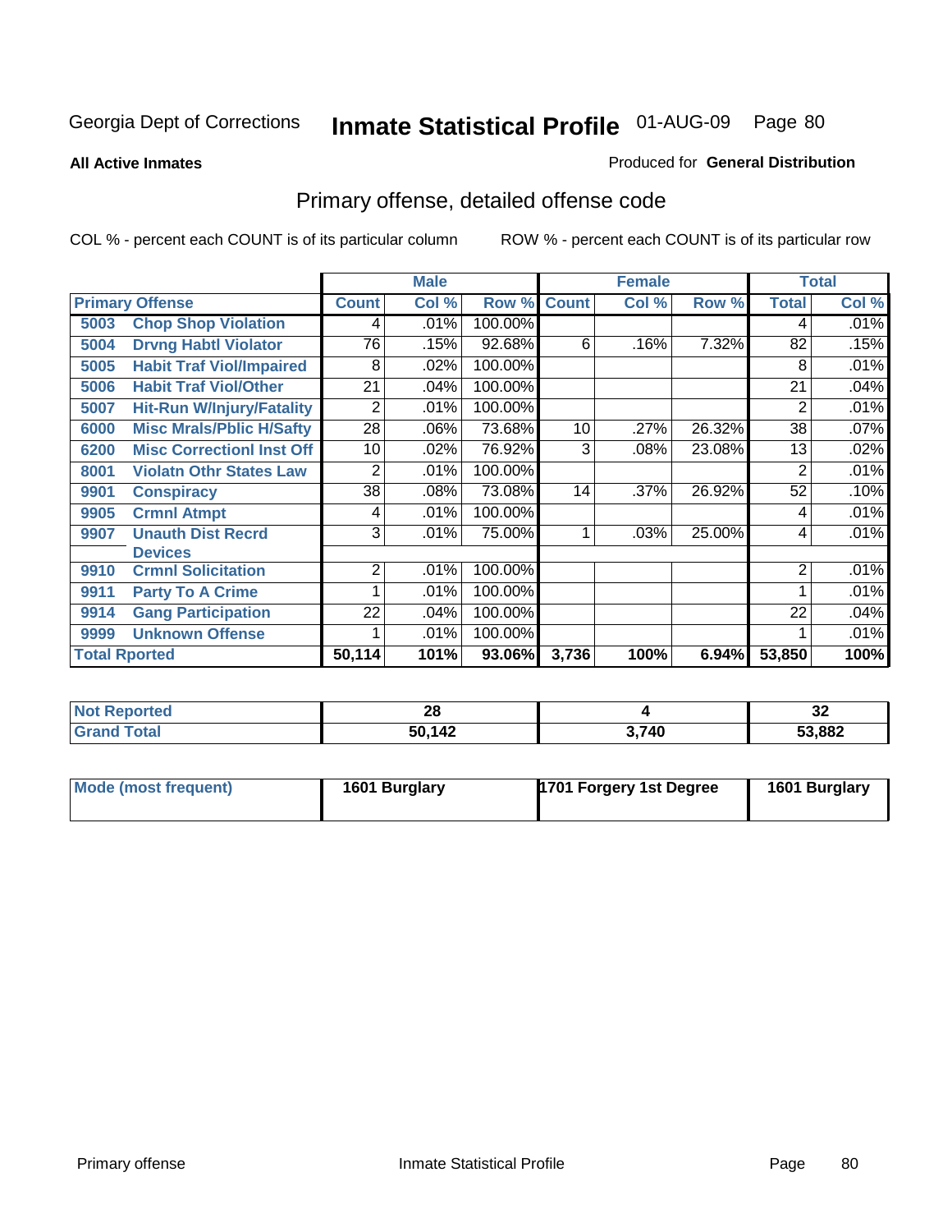Georgia Dept of Corrections **Inmate Statistical Profile** 01-AUG-09 Page 80

**All Active Inmates**

Produced for **General Distribution**

## Primary offense, detailed offense code

COL % - percent each COUNT is of its particular column ROW % - percent each COUNT is of its particular row

| Primary Offense | | Male | | | Female | | | Total | |
|---|---|---|---|---|---|---|---|---|---|
| | | Count | Col % | Row % | Count | Col % | Row % | Total | Col % |
| 5003 | Chop Shop Violation | 4 | .01% | 100.00% | | | | 4 | .01% |
| 5004 | Drvng Habtl Violator | 76 | .15% | 92.68% | 6 | .16% | 7.32% | 82 | .15% |
| 5005 | Habit Traf Viol/Impaired | 8 | .02% | 100.00% | | | | 8 | .01% |
| 5006 | Habit Traf Viol/Other | 21 | .04% | 100.00% | | | | 21 | .04% |
| 5007 | Hit-Run W/Injury/Fatality | 2 | .01% | 100.00% | | | | 2 | .01% |
| 6000 | Misc Mrals/Pblic H/Safty | 28 | .06% | 73.68% | 10 | .27% | 26.32% | 38 | .07% |
| 6200 | Misc Correctionl Inst Off | 10 | .02% | 76.92% | 3 | .08% | 23.08% | 13 | .02% |
| 8001 | Violatn Othr States Law | 2 | .01% | 100.00% | | | | 2 | .01% |
| 9901 | Conspiracy | 38 | .08% | 73.08% | 14 | .37% | 26.92% | 52 | .10% |
| 9905 | Crmnl Atmpt | 4 | .01% | 100.00% | | | | 4 | .01% |
| 9907 | Unauth Dist Recrd Devices | 3 | .01% | 75.00% | 1 | .03% | 25.00% | 4 | .01% |
| 9910 | Crmnl Solicitation | 2 | .01% | 100.00% | | | | 2 | .01% |
| 9911 | Party To A Crime | 1 | .01% | 100.00% | | | | 1 | .01% |
| 9914 | Gang Participation | 22 | .04% | 100.00% | | | | 22 | .04% |
| 9999 | Unknown Offense | 1 | .01% | 100.00% | | | | 1 | .01% |
| **Total Rported** | | **50,114** | **101%** | **93.06%** | **3,736** | **100%** | **6.94%** | **53,850** | **100%** |

| | Male | Female | Total |
|---|---|---|---|
| Not Reported | 28 | 4 | 32 |
| Grand Total | 50,142 | 3,740 | 53,882 |

| | Male | Female | Total |
|---|---|---|---|
| Mode (most frequent) | 1601 Burglary | 1701 Forgery 1st Degree | 1601 Burglary |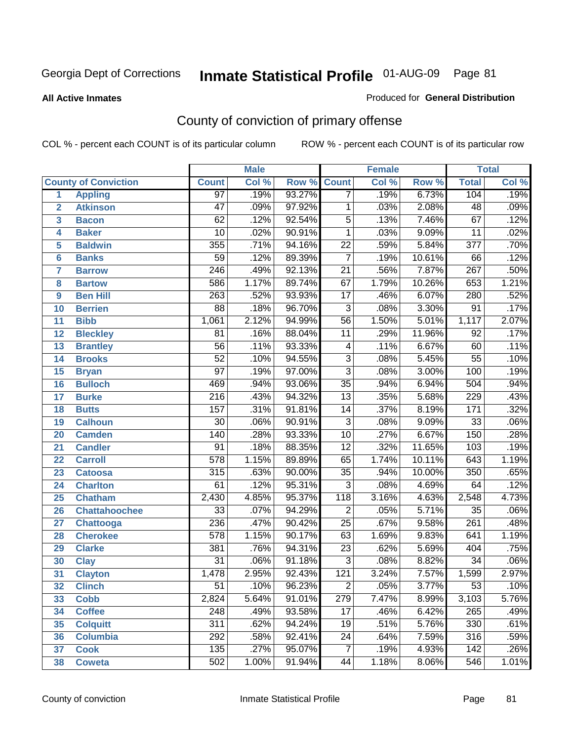Georgia Dept of Corrections

# Inmate Statistical Profile 01-AUG-09

**All Active Inmates**

Produced for **General Distribution**

## County of conviction of primary offense

COL % - percent each COUNT is of its particular column    ROW % - percent each COUNT is of its particular row

| County of Conviction | | Male | | | Female | | | Total | |
|---|---|---|---|---|---|---|---|---|---|
| | | Count | Col % | Row % | Count | Col % | Row % | Total | Col % |
| 1 | Appling | 97 | .19% | 93.27% | 7 | .19% | 6.73% | 104 | .19% |
| 2 | Atkinson | 47 | .09% | 97.92% | 1 | .03% | 2.08% | 48 | .09% |
| 3 | Bacon | 62 | .12% | 92.54% | 5 | .13% | 7.46% | 67 | .12% |
| 4 | Baker | 10 | .02% | 90.91% | 1 | .03% | 9.09% | 11 | .02% |
| 5 | Baldwin | 355 | .71% | 94.16% | 22 | .59% | 5.84% | 377 | .70% |
| 6 | Banks | 59 | .12% | 89.39% | 7 | .19% | 10.61% | 66 | .12% |
| 7 | Barrow | 246 | .49% | 92.13% | 21 | .56% | 7.87% | 267 | .50% |
| 8 | Bartow | 586 | 1.17% | 89.74% | 67 | 1.79% | 10.26% | 653 | 1.21% |
| 9 | Ben Hill | 263 | .52% | 93.93% | 17 | .46% | 6.07% | 280 | .52% |
| 10 | Berrien | 88 | .18% | 96.70% | 3 | .08% | 3.30% | 91 | .17% |
| 11 | Bibb | 1,061 | 2.12% | 94.99% | 56 | 1.50% | 5.01% | 1,117 | 2.07% |
| 12 | Bleckley | 81 | .16% | 88.04% | 11 | .29% | 11.96% | 92 | .17% |
| 13 | Brantley | 56 | .11% | 93.33% | 4 | .11% | 6.67% | 60 | .11% |
| 14 | Brooks | 52 | .10% | 94.55% | 3 | .08% | 5.45% | 55 | .10% |
| 15 | Bryan | 97 | .19% | 97.00% | 3 | .08% | 3.00% | 100 | .19% |
| 16 | Bulloch | 469 | .94% | 93.06% | 35 | .94% | 6.94% | 504 | .94% |
| 17 | Burke | 216 | .43% | 94.32% | 13 | .35% | 5.68% | 229 | .43% |
| 18 | Butts | 157 | .31% | 91.81% | 14 | .37% | 8.19% | 171 | .32% |
| 19 | Calhoun | 30 | .06% | 90.91% | 3 | .08% | 9.09% | 33 | .06% |
| 20 | Camden | 140 | .28% | 93.33% | 10 | .27% | 6.67% | 150 | .28% |
| 21 | Candler | 91 | .18% | 88.35% | 12 | .32% | 11.65% | 103 | .19% |
| 22 | Carroll | 578 | 1.15% | 89.89% | 65 | 1.74% | 10.11% | 643 | 1.19% |
| 23 | Catoosa | 315 | .63% | 90.00% | 35 | .94% | 10.00% | 350 | .65% |
| 24 | Charlton | 61 | .12% | 95.31% | 3 | .08% | 4.69% | 64 | .12% |
| 25 | Chatham | 2,430 | 4.85% | 95.37% | 118 | 3.16% | 4.63% | 2,548 | 4.73% |
| 26 | Chattahoochee | 33 | .07% | 94.29% | 2 | .05% | 5.71% | 35 | .06% |
| 27 | Chattooga | 236 | .47% | 90.42% | 25 | .67% | 9.58% | 261 | .48% |
| 28 | Cherokee | 578 | 1.15% | 90.17% | 63 | 1.69% | 9.83% | 641 | 1.19% |
| 29 | Clarke | 381 | .76% | 94.31% | 23 | .62% | 5.69% | 404 | .75% |
| 30 | Clay | 31 | .06% | 91.18% | 3 | .08% | 8.82% | 34 | .06% |
| 31 | Clayton | 1,478 | 2.95% | 92.43% | 121 | 3.24% | 7.57% | 1,599 | 2.97% |
| 32 | Clinch | 51 | .10% | 96.23% | 2 | .05% | 3.77% | 53 | .10% |
| 33 | Cobb | 2,824 | 5.64% | 91.01% | 279 | 7.47% | 8.99% | 3,103 | 5.76% |
| 34 | Coffee | 248 | .49% | 93.58% | 17 | .46% | 6.42% | 265 | .49% |
| 35 | Colquitt | 311 | .62% | 94.24% | 19 | .51% | 5.76% | 330 | .61% |
| 36 | Columbia | 292 | .58% | 92.41% | 24 | .64% | 7.59% | 316 | .59% |
| 37 | Cook | 135 | .27% | 95.07% | 7 | .19% | 4.93% | 142 | .26% |
| 38 | Coweta | 502 | 1.00% | 91.94% | 44 | 1.18% | 8.06% | 546 | 1.01% |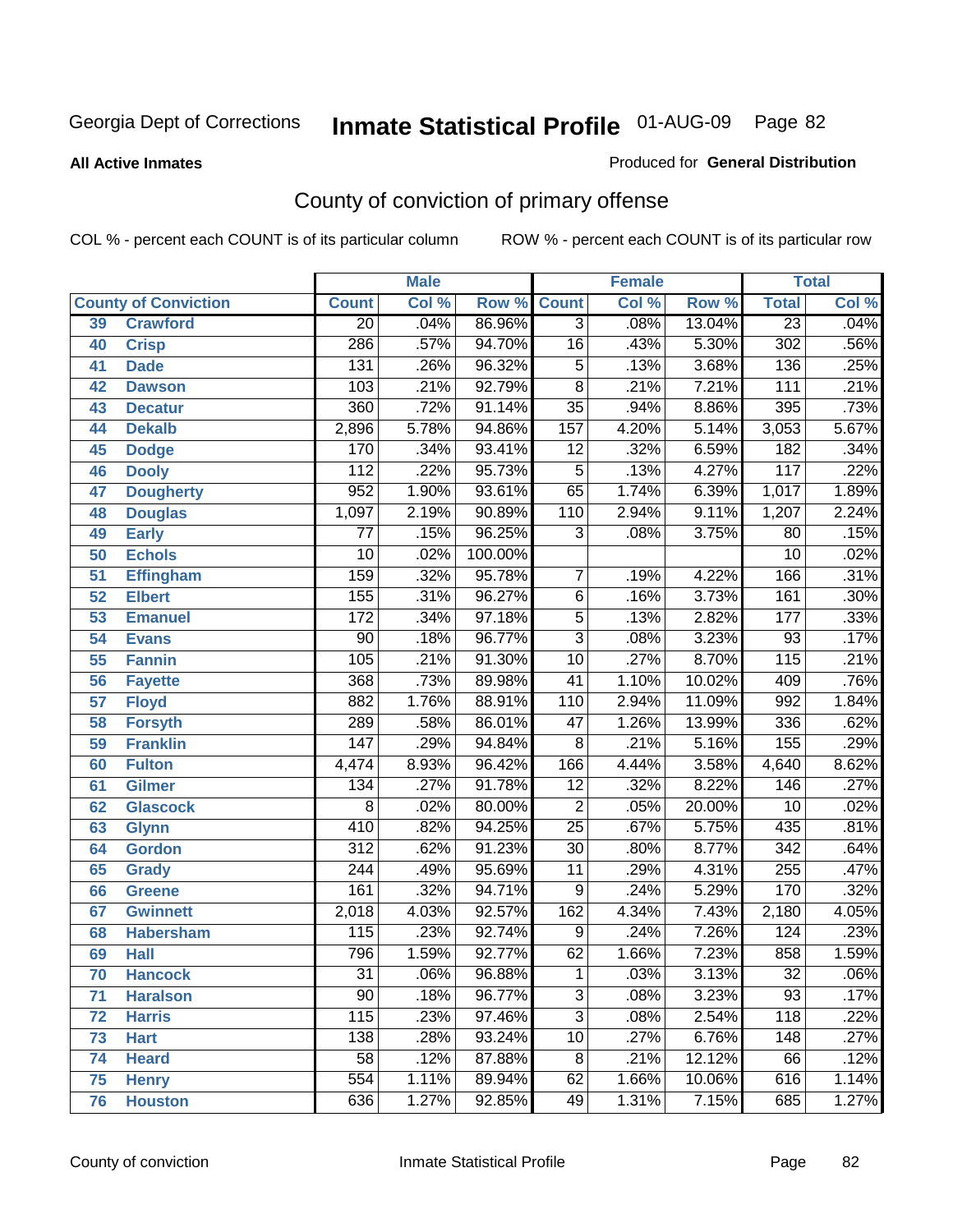Georgia Dept of Corrections **Inmate Statistical Profile** 01-AUG-09

**All Active Inmates**

Produced for **General Distribution**

## County of conviction of primary offense

COL % - percent each COUNT is of its particular column ROW % - percent each COUNT is of its particular row

| | | Male | | | Female | | | Total | |
|---|---|---|---|---|---|---|---|---|---|
| County of Conviction | | Count | Col % | Row % | Count | Col % | Row % | Total | Col % |
| 39 | Crawford | 20 | .04% | 86.96% | 3 | .08% | 13.04% | 23 | .04% |
| 40 | Crisp | 286 | .57% | 94.70% | 16 | .43% | 5.30% | 302 | .56% |
| 41 | Dade | 131 | .26% | 96.32% | 5 | .13% | 3.68% | 136 | .25% |
| 42 | Dawson | 103 | .21% | 92.79% | 8 | .21% | 7.21% | 111 | .21% |
| 43 | Decatur | 360 | .72% | 91.14% | 35 | .94% | 8.86% | 395 | .73% |
| 44 | Dekalb | 2,896 | 5.78% | 94.86% | 157 | 4.20% | 5.14% | 3,053 | 5.67% |
| 45 | Dodge | 170 | .34% | 93.41% | 12 | .32% | 6.59% | 182 | .34% |
| 46 | Dooly | 112 | .22% | 95.73% | 5 | .13% | 4.27% | 117 | .22% |
| 47 | Dougherty | 952 | 1.90% | 93.61% | 65 | 1.74% | 6.39% | 1,017 | 1.89% |
| 48 | Douglas | 1,097 | 2.19% | 90.89% | 110 | 2.94% | 9.11% | 1,207 | 2.24% |
| 49 | Early | 77 | .15% | 96.25% | 3 | .08% | 3.75% | 80 | .15% |
| 50 | Echols | 10 | .02% | 100.00% | | | | 10 | .02% |
| 51 | Effingham | 159 | .32% | 95.78% | 7 | .19% | 4.22% | 166 | .31% |
| 52 | Elbert | 155 | .31% | 96.27% | 6 | .16% | 3.73% | 161 | .30% |
| 53 | Emanuel | 172 | .34% | 97.18% | 5 | .13% | 2.82% | 177 | .33% |
| 54 | Evans | 90 | .18% | 96.77% | 3 | .08% | 3.23% | 93 | .17% |
| 55 | Fannin | 105 | .21% | 91.30% | 10 | .27% | 8.70% | 115 | .21% |
| 56 | Fayette | 368 | .73% | 89.98% | 41 | 1.10% | 10.02% | 409 | .76% |
| 57 | Floyd | 882 | 1.76% | 88.91% | 110 | 2.94% | 11.09% | 992 | 1.84% |
| 58 | Forsyth | 289 | .58% | 86.01% | 47 | 1.26% | 13.99% | 336 | .62% |
| 59 | Franklin | 147 | .29% | 94.84% | 8 | .21% | 5.16% | 155 | .29% |
| 60 | Fulton | 4,474 | 8.93% | 96.42% | 166 | 4.44% | 3.58% | 4,640 | 8.62% |
| 61 | Gilmer | 134 | .27% | 91.78% | 12 | .32% | 8.22% | 146 | .27% |
| 62 | Glascock | 8 | .02% | 80.00% | 2 | .05% | 20.00% | 10 | .02% |
| 63 | Glynn | 410 | .82% | 94.25% | 25 | .67% | 5.75% | 435 | .81% |
| 64 | Gordon | 312 | .62% | 91.23% | 30 | .80% | 8.77% | 342 | .64% |
| 65 | Grady | 244 | .49% | 95.69% | 11 | .29% | 4.31% | 255 | .47% |
| 66 | Greene | 161 | .32% | 94.71% | 9 | .24% | 5.29% | 170 | .32% |
| 67 | Gwinnett | 2,018 | 4.03% | 92.57% | 162 | 4.34% | 7.43% | 2,180 | 4.05% |
| 68 | Habersham | 115 | .23% | 92.74% | 9 | .24% | 7.26% | 124 | .23% |
| 69 | Hall | 796 | 1.59% | 92.77% | 62 | 1.66% | 7.23% | 858 | 1.59% |
| 70 | Hancock | 31 | .06% | 96.88% | 1 | .03% | 3.13% | 32 | .06% |
| 71 | Haralson | 90 | .18% | 96.77% | 3 | .08% | 3.23% | 93 | .17% |
| 72 | Harris | 115 | .23% | 97.46% | 3 | .08% | 2.54% | 118 | .22% |
| 73 | Hart | 138 | .28% | 93.24% | 10 | .27% | 6.76% | 148 | .27% |
| 74 | Heard | 58 | .12% | 87.88% | 8 | .21% | 12.12% | 66 | .12% |
| 75 | Henry | 554 | 1.11% | 89.94% | 62 | 1.66% | 10.06% | 616 | 1.14% |
| 76 | Houston | 636 | 1.27% | 92.85% | 49 | 1.31% | 7.15% | 685 | 1.27% |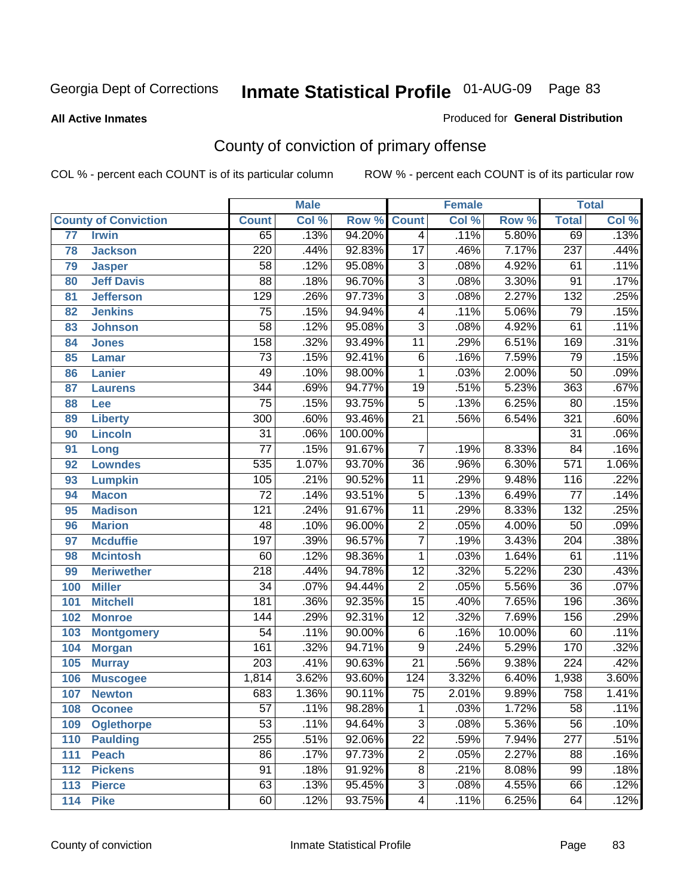Georgia Dept of Corrections **Inmate Statistical Profile** 01-AUG-09 Page 83

**All Active Inmates**

Produced for **General Distribution**

## County of conviction of primary offense

COL % - percent each COUNT is of its particular column ROW % - percent each COUNT is of its particular row

| County of Conviction | | Male | | | Female | | | Total | |
|---|---|---|---|---|---|---|---|---|---|
| | | Count | Col % | Row % | Count | Col % | Row % | Total | Col % |
| 77 | Irwin | 65 | .13% | 94.20% | 4 | .11% | 5.80% | 69 | .13% |
| 78 | Jackson | 220 | .44% | 92.83% | 17 | .46% | 7.17% | 237 | .44% |
| 79 | Jasper | 58 | .12% | 95.08% | 3 | .08% | 4.92% | 61 | .11% |
| 80 | Jeff Davis | 88 | .18% | 96.70% | 3 | .08% | 3.30% | 91 | .17% |
| 81 | Jefferson | 129 | .26% | 97.73% | 3 | .08% | 2.27% | 132 | .25% |
| 82 | Jenkins | 75 | .15% | 94.94% | 4 | .11% | 5.06% | 79 | .15% |
| 83 | Johnson | 58 | .12% | 95.08% | 3 | .08% | 4.92% | 61 | .11% |
| 84 | Jones | 158 | .32% | 93.49% | 11 | .29% | 6.51% | 169 | .31% |
| 85 | Lamar | 73 | .15% | 92.41% | 6 | .16% | 7.59% | 79 | .15% |
| 86 | Lanier | 49 | .10% | 98.00% | 1 | .03% | 2.00% | 50 | .09% |
| 87 | Laurens | 344 | .69% | 94.77% | 19 | .51% | 5.23% | 363 | .67% |
| 88 | Lee | 75 | .15% | 93.75% | 5 | .13% | 6.25% | 80 | .15% |
| 89 | Liberty | 300 | .60% | 93.46% | 21 | .56% | 6.54% | 321 | .60% |
| 90 | Lincoln | 31 | .06% | 100.00% | | | | 31 | .06% |
| 91 | Long | 77 | .15% | 91.67% | 7 | .19% | 8.33% | 84 | .16% |
| 92 | Lowndes | 535 | 1.07% | 93.70% | 36 | .96% | 6.30% | 571 | 1.06% |
| 93 | Lumpkin | 105 | .21% | 90.52% | 11 | .29% | 9.48% | 116 | .22% |
| 94 | Macon | 72 | .14% | 93.51% | 5 | .13% | 6.49% | 77 | .14% |
| 95 | Madison | 121 | .24% | 91.67% | 11 | .29% | 8.33% | 132 | .25% |
| 96 | Marion | 48 | .10% | 96.00% | 2 | .05% | 4.00% | 50 | .09% |
| 97 | Mcduffie | 197 | .39% | 96.57% | 7 | .19% | 3.43% | 204 | .38% |
| 98 | Mcintosh | 60 | .12% | 98.36% | 1 | .03% | 1.64% | 61 | .11% |
| 99 | Meriwether | 218 | .44% | 94.78% | 12 | .32% | 5.22% | 230 | .43% |
| 100 | Miller | 34 | .07% | 94.44% | 2 | .05% | 5.56% | 36 | .07% |
| 101 | Mitchell | 181 | .36% | 92.35% | 15 | .40% | 7.65% | 196 | .36% |
| 102 | Monroe | 144 | .29% | 92.31% | 12 | .32% | 7.69% | 156 | .29% |
| 103 | Montgomery | 54 | .11% | 90.00% | 6 | .16% | 10.00% | 60 | .11% |
| 104 | Morgan | 161 | .32% | 94.71% | 9 | .24% | 5.29% | 170 | .32% |
| 105 | Murray | 203 | .41% | 90.63% | 21 | .56% | 9.38% | 224 | .42% |
| 106 | Muscogee | 1,814 | 3.62% | 93.60% | 124 | 3.32% | 6.40% | 1,938 | 3.60% |
| 107 | Newton | 683 | 1.36% | 90.11% | 75 | 2.01% | 9.89% | 758 | 1.41% |
| 108 | Oconee | 57 | .11% | 98.28% | 1 | .03% | 1.72% | 58 | .11% |
| 109 | Oglethorpe | 53 | .11% | 94.64% | 3 | .08% | 5.36% | 56 | .10% |
| 110 | Paulding | 255 | .51% | 92.06% | 22 | .59% | 7.94% | 277 | .51% |
| 111 | Peach | 86 | .17% | 97.73% | 2 | .05% | 2.27% | 88 | .16% |
| 112 | Pickens | 91 | .18% | 91.92% | 8 | .21% | 8.08% | 99 | .18% |
| 113 | Pierce | 63 | .13% | 95.45% | 3 | .08% | 4.55% | 66 | .12% |
| 114 | Pike | 60 | .12% | 93.75% | 4 | .11% | 6.25% | 64 | .12% |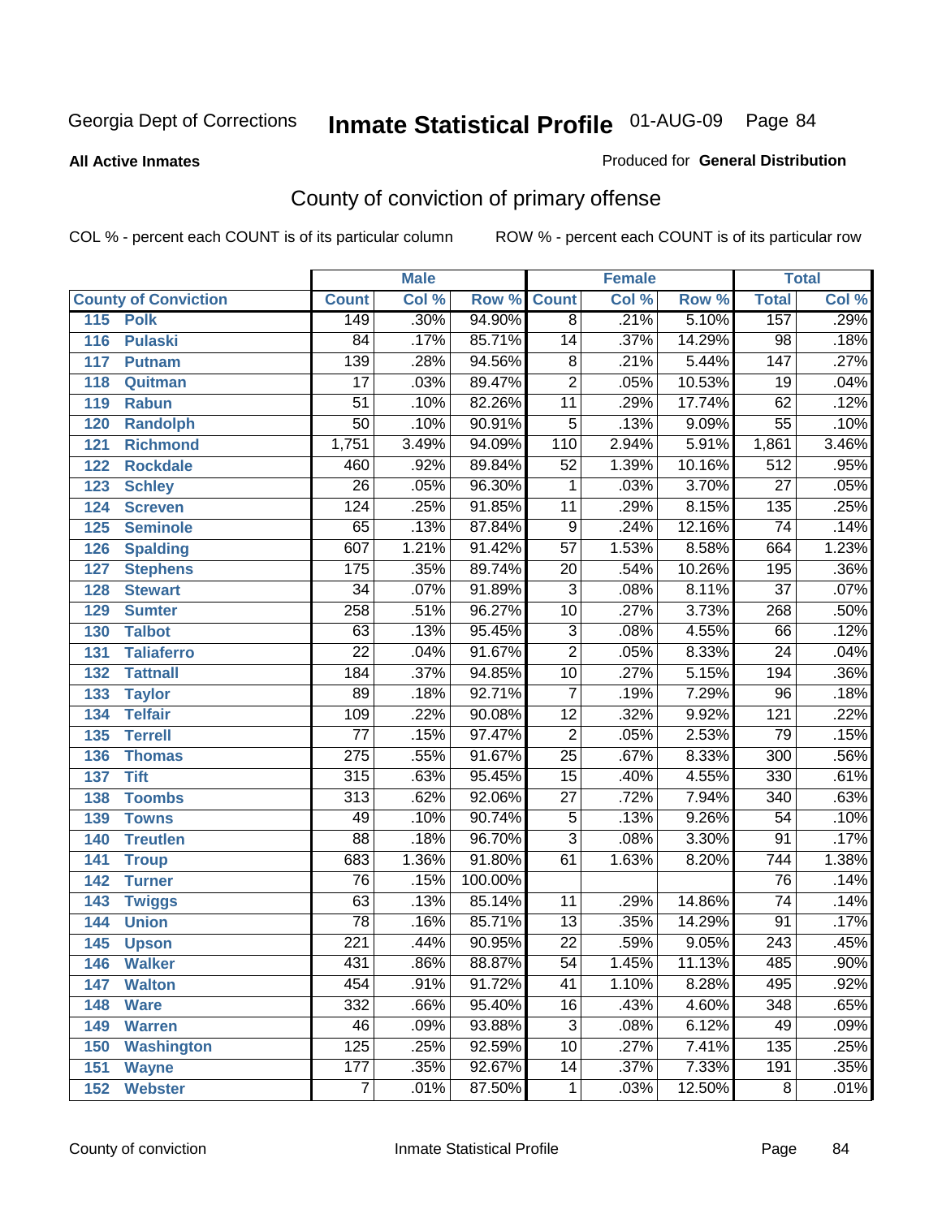# Inmate Statistical Profile

Georgia Dept of Corrections — 01-AUG-09

**All Active Inmates** — Produced for **General Distribution**

## County of conviction of primary offense

COL % - percent each COUNT is of its particular column — ROW % - percent each COUNT is of its particular row

| County of Conviction | | Male | | | Female | | | Total | |
|---|---|---|---|---|---|---|---|---|---|
| | | Count | Col % | Row % | Count | Col % | Row % | Total | Col % |
| 115 | Polk | 149 | .30% | 94.90% | 8 | .21% | 5.10% | 157 | .29% |
| 116 | Pulaski | 84 | .17% | 85.71% | 14 | .37% | 14.29% | 98 | .18% |
| 117 | Putnam | 139 | .28% | 94.56% | 8 | .21% | 5.44% | 147 | .27% |
| 118 | Quitman | 17 | .03% | 89.47% | 2 | .05% | 10.53% | 19 | .04% |
| 119 | Rabun | 51 | .10% | 82.26% | 11 | .29% | 17.74% | 62 | .12% |
| 120 | Randolph | 50 | .10% | 90.91% | 5 | .13% | 9.09% | 55 | .10% |
| 121 | Richmond | 1,751 | 3.49% | 94.09% | 110 | 2.94% | 5.91% | 1,861 | 3.46% |
| 122 | Rockdale | 460 | .92% | 89.84% | 52 | 1.39% | 10.16% | 512 | .95% |
| 123 | Schley | 26 | .05% | 96.30% | 1 | .03% | 3.70% | 27 | .05% |
| 124 | Screven | 124 | .25% | 91.85% | 11 | .29% | 8.15% | 135 | .25% |
| 125 | Seminole | 65 | .13% | 87.84% | 9 | .24% | 12.16% | 74 | .14% |
| 126 | Spalding | 607 | 1.21% | 91.42% | 57 | 1.53% | 8.58% | 664 | 1.23% |
| 127 | Stephens | 175 | .35% | 89.74% | 20 | .54% | 10.26% | 195 | .36% |
| 128 | Stewart | 34 | .07% | 91.89% | 3 | .08% | 8.11% | 37 | .07% |
| 129 | Sumter | 258 | .51% | 96.27% | 10 | .27% | 3.73% | 268 | .50% |
| 130 | Talbot | 63 | .13% | 95.45% | 3 | .08% | 4.55% | 66 | .12% |
| 131 | Taliaferro | 22 | .04% | 91.67% | 2 | .05% | 8.33% | 24 | .04% |
| 132 | Tattnall | 184 | .37% | 94.85% | 10 | .27% | 5.15% | 194 | .36% |
| 133 | Taylor | 89 | .18% | 92.71% | 7 | .19% | 7.29% | 96 | .18% |
| 134 | Telfair | 109 | .22% | 90.08% | 12 | .32% | 9.92% | 121 | .22% |
| 135 | Terrell | 77 | .15% | 97.47% | 2 | .05% | 2.53% | 79 | .15% |
| 136 | Thomas | 275 | .55% | 91.67% | 25 | .67% | 8.33% | 300 | .56% |
| 137 | Tift | 315 | .63% | 95.45% | 15 | .40% | 4.55% | 330 | .61% |
| 138 | Toombs | 313 | .62% | 92.06% | 27 | .72% | 7.94% | 340 | .63% |
| 139 | Towns | 49 | .10% | 90.74% | 5 | .13% | 9.26% | 54 | .10% |
| 140 | Treutlen | 88 | .18% | 96.70% | 3 | .08% | 3.30% | 91 | .17% |
| 141 | Troup | 683 | 1.36% | 91.80% | 61 | 1.63% | 8.20% | 744 | 1.38% |
| 142 | Turner | 76 | .15% | 100.00% | | | | 76 | .14% |
| 143 | Twiggs | 63 | .13% | 85.14% | 11 | .29% | 14.86% | 74 | .14% |
| 144 | Union | 78 | .16% | 85.71% | 13 | .35% | 14.29% | 91 | .17% |
| 145 | Upson | 221 | .44% | 90.95% | 22 | .59% | 9.05% | 243 | .45% |
| 146 | Walker | 431 | .86% | 88.87% | 54 | 1.45% | 11.13% | 485 | .90% |
| 147 | Walton | 454 | .91% | 91.72% | 41 | 1.10% | 8.28% | 495 | .92% |
| 148 | Ware | 332 | .66% | 95.40% | 16 | .43% | 4.60% | 348 | .65% |
| 149 | Warren | 46 | .09% | 93.88% | 3 | .08% | 6.12% | 49 | .09% |
| 150 | Washington | 125 | .25% | 92.59% | 10 | .27% | 7.41% | 135 | .25% |
| 151 | Wayne | 177 | .35% | 92.67% | 14 | .37% | 7.33% | 191 | .35% |
| 152 | Webster | 7 | .01% | 87.50% | 1 | .03% | 12.50% | 8 | .01% |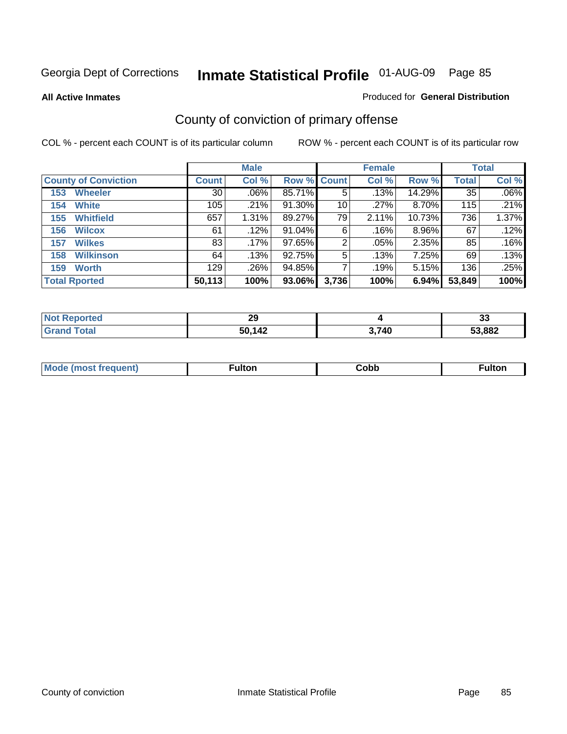Georgia Dept of Corrections **Inmate Statistical Profile** 01-AUG-09

**All Active Inmates**

Produced for **General Distribution**

## County of conviction of primary offense

COL % - percent each COUNT is of its particular column

ROW % - percent each COUNT is of its particular row

| County of Conviction | Male | | | Female | | | Total | |
|---|---|---|---|---|---|---|---|---|
| | Count | Col % | Row % | Count | Col % | Row % | Total | Col % |
| 153 Wheeler | 30 | .06% | 85.71% | 5 | .13% | 14.29% | 35 | .06% |
| 154 White | 105 | .21% | 91.30% | 10 | .27% | 8.70% | 115 | .21% |
| 155 Whitfield | 657 | 1.31% | 89.27% | 79 | 2.11% | 10.73% | 736 | 1.37% |
| 156 Wilcox | 61 | .12% | 91.04% | 6 | .16% | 8.96% | 67 | .12% |
| 157 Wilkes | 83 | .17% | 97.65% | 2 | .05% | 2.35% | 85 | .16% |
| 158 Wilkinson | 64 | .13% | 92.75% | 5 | .13% | 7.25% | 69 | .13% |
| 159 Worth | 129 | .26% | 94.85% | 7 | .19% | 5.15% | 136 | .25% |
| **Total Rported** | **50,113** | **100%** | **93.06%** | **3,736** | **100%** | **6.94%** | **53,849** | **100%** |

| | Male | Female | Total |
|---|---|---|---|
| Not Reported | 29 | 4 | 33 |
| Grand Total | 50,142 | 3,740 | 53,882 |

| | Male | Female | Total |
|---|---|---|---|
| Mode (most frequent) | Fulton | Cobb | Fulton |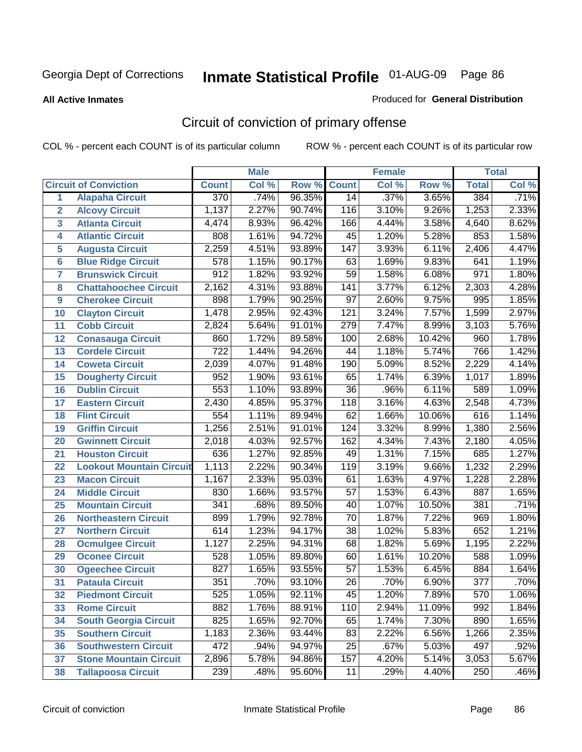Georgia Dept of Corrections **Inmate Statistical Profile** 01-AUG-09

**All Active Inmates**

Produced for **General Distribution**

## Circuit of conviction of primary offense

COL % - percent each COUNT is of its particular column ROW % - percent each COUNT is of its particular row

| | | Male | | | Female | | | Total | |
|---|---|---|---|---|---|---|---|---|---|
| **Circuit of Conviction** | | **Count** | **Col %** | **Row %** | **Count** | **Col %** | **Row %** | **Total** | **Col %** |
| 1 | Alapaha Circuit | 370 | .74% | 96.35% | 14 | .37% | 3.65% | 384 | .71% |
| 2 | Alcovy Circuit | 1,137 | 2.27% | 90.74% | 116 | 3.10% | 9.26% | 1,253 | 2.33% |
| 3 | Atlanta Circuit | 4,474 | 8.93% | 96.42% | 166 | 4.44% | 3.58% | 4,640 | 8.62% |
| 4 | Atlantic Circuit | 808 | 1.61% | 94.72% | 45 | 1.20% | 5.28% | 853 | 1.58% |
| 5 | Augusta Circuit | 2,259 | 4.51% | 93.89% | 147 | 3.93% | 6.11% | 2,406 | 4.47% |
| 6 | Blue Ridge Circuit | 578 | 1.15% | 90.17% | 63 | 1.69% | 9.83% | 641 | 1.19% |
| 7 | Brunswick Circuit | 912 | 1.82% | 93.92% | 59 | 1.58% | 6.08% | 971 | 1.80% |
| 8 | Chattahoochee Circuit | 2,162 | 4.31% | 93.88% | 141 | 3.77% | 6.12% | 2,303 | 4.28% |
| 9 | Cherokee Circuit | 898 | 1.79% | 90.25% | 97 | 2.60% | 9.75% | 995 | 1.85% |
| 10 | Clayton Circuit | 1,478 | 2.95% | 92.43% | 121 | 3.24% | 7.57% | 1,599 | 2.97% |
| 11 | Cobb Circuit | 2,824 | 5.64% | 91.01% | 279 | 7.47% | 8.99% | 3,103 | 5.76% |
| 12 | Conasauga Circuit | 860 | 1.72% | 89.58% | 100 | 2.68% | 10.42% | 960 | 1.78% |
| 13 | Cordele Circuit | 722 | 1.44% | 94.26% | 44 | 1.18% | 5.74% | 766 | 1.42% |
| 14 | Coweta Circuit | 2,039 | 4.07% | 91.48% | 190 | 5.09% | 8.52% | 2,229 | 4.14% |
| 15 | Dougherty Circuit | 952 | 1.90% | 93.61% | 65 | 1.74% | 6.39% | 1,017 | 1.89% |
| 16 | Dublin Circuit | 553 | 1.10% | 93.89% | 36 | .96% | 6.11% | 589 | 1.09% |
| 17 | Eastern Circuit | 2,430 | 4.85% | 95.37% | 118 | 3.16% | 4.63% | 2,548 | 4.73% |
| 18 | Flint Circuit | 554 | 1.11% | 89.94% | 62 | 1.66% | 10.06% | 616 | 1.14% |
| 19 | Griffin Circuit | 1,256 | 2.51% | 91.01% | 124 | 3.32% | 8.99% | 1,380 | 2.56% |
| 20 | Gwinnett Circuit | 2,018 | 4.03% | 92.57% | 162 | 4.34% | 7.43% | 2,180 | 4.05% |
| 21 | Houston Circuit | 636 | 1.27% | 92.85% | 49 | 1.31% | 7.15% | 685 | 1.27% |
| 22 | Lookout Mountain Circuit | 1,113 | 2.22% | 90.34% | 119 | 3.19% | 9.66% | 1,232 | 2.29% |
| 23 | Macon Circuit | 1,167 | 2.33% | 95.03% | 61 | 1.63% | 4.97% | 1,228 | 2.28% |
| 24 | Middle Circuit | 830 | 1.66% | 93.57% | 57 | 1.53% | 6.43% | 887 | 1.65% |
| 25 | Mountain Circuit | 341 | .68% | 89.50% | 40 | 1.07% | 10.50% | 381 | .71% |
| 26 | Northeastern Circuit | 899 | 1.79% | 92.78% | 70 | 1.87% | 7.22% | 969 | 1.80% |
| 27 | Northern Circuit | 614 | 1.23% | 94.17% | 38 | 1.02% | 5.83% | 652 | 1.21% |
| 28 | Ocmulgee Circuit | 1,127 | 2.25% | 94.31% | 68 | 1.82% | 5.69% | 1,195 | 2.22% |
| 29 | Oconee Circuit | 528 | 1.05% | 89.80% | 60 | 1.61% | 10.20% | 588 | 1.09% |
| 30 | Ogeechee Circuit | 827 | 1.65% | 93.55% | 57 | 1.53% | 6.45% | 884 | 1.64% |
| 31 | Pataula Circuit | 351 | .70% | 93.10% | 26 | .70% | 6.90% | 377 | .70% |
| 32 | Piedmont Circuit | 525 | 1.05% | 92.11% | 45 | 1.20% | 7.89% | 570 | 1.06% |
| 33 | Rome Circuit | 882 | 1.76% | 88.91% | 110 | 2.94% | 11.09% | 992 | 1.84% |
| 34 | South Georgia Circuit | 825 | 1.65% | 92.70% | 65 | 1.74% | 7.30% | 890 | 1.65% |
| 35 | Southern Circuit | 1,183 | 2.36% | 93.44% | 83 | 2.22% | 6.56% | 1,266 | 2.35% |
| 36 | Southwestern Circuit | 472 | .94% | 94.97% | 25 | .67% | 5.03% | 497 | .92% |
| 37 | Stone Mountain Circuit | 2,896 | 5.78% | 94.86% | 157 | 4.20% | 5.14% | 3,053 | 5.67% |
| 38 | Tallapoosa Circuit | 239 | .48% | 95.60% | 11 | .29% | 4.40% | 250 | .46% |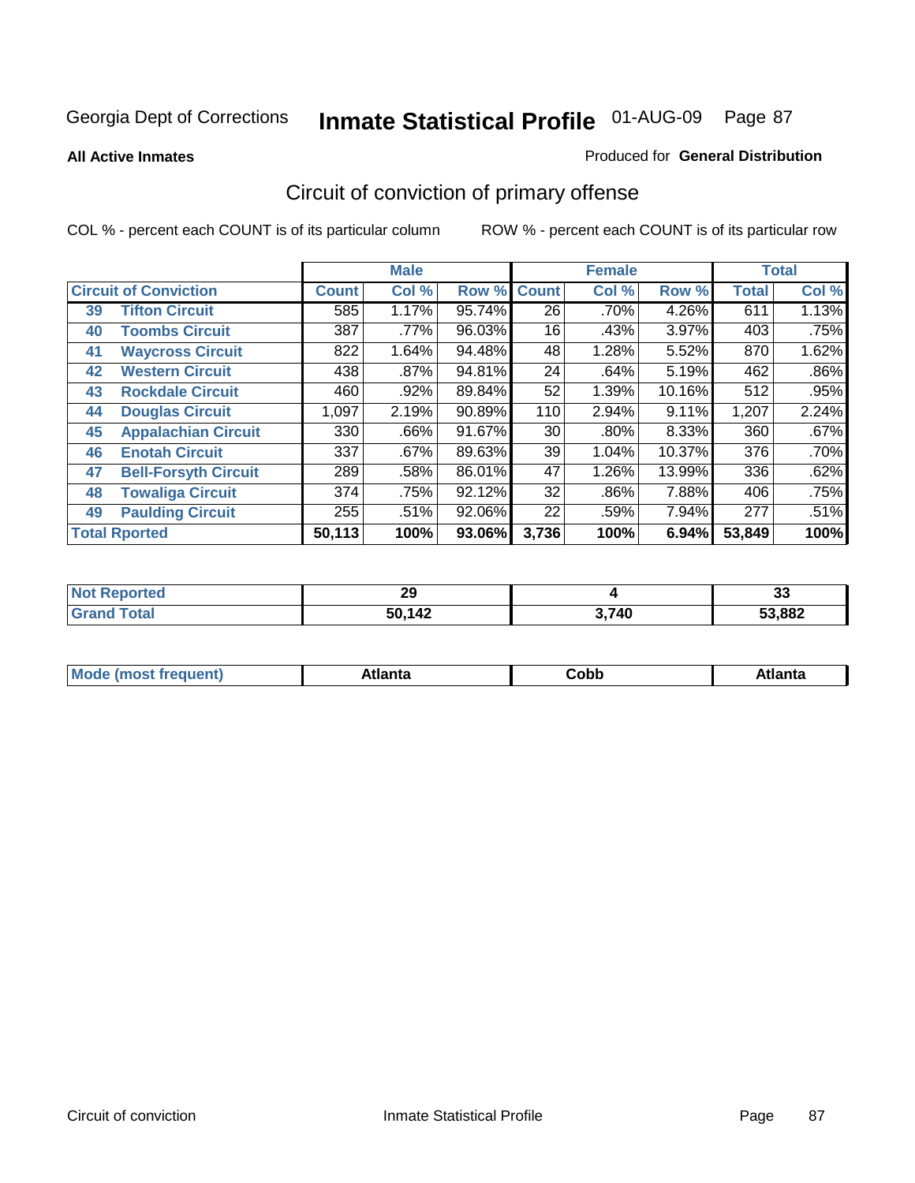Georgia Dept of Corrections **Inmate Statistical Profile** 01-AUG-09

**All Active Inmates**

Produced for **General Distribution**

## Circuit of conviction of primary offense

COL % - percent each COUNT is of its particular column ROW % - percent each COUNT is of its particular row

| Circuit of Conviction | Male | | | Female | | | Total | |
|---|---|---|---|---|---|---|---|---|
| | Count | Col % | Row % | Count | Col % | Row % | Total | Col % |
| 39 Tifton Circuit | 585 | 1.17% | 95.74% | 26 | .70% | 4.26% | 611 | 1.13% |
| 40 Toombs Circuit | 387 | .77% | 96.03% | 16 | .43% | 3.97% | 403 | .75% |
| 41 Waycross Circuit | 822 | 1.64% | 94.48% | 48 | 1.28% | 5.52% | 870 | 1.62% |
| 42 Western Circuit | 438 | .87% | 94.81% | 24 | .64% | 5.19% | 462 | .86% |
| 43 Rockdale Circuit | 460 | .92% | 89.84% | 52 | 1.39% | 10.16% | 512 | .95% |
| 44 Douglas Circuit | 1,097 | 2.19% | 90.89% | 110 | 2.94% | 9.11% | 1,207 | 2.24% |
| 45 Appalachian Circuit | 330 | .66% | 91.67% | 30 | .80% | 8.33% | 360 | .67% |
| 46 Enotah Circuit | 337 | .67% | 89.63% | 39 | 1.04% | 10.37% | 376 | .70% |
| 47 Bell-Forsyth Circuit | 289 | .58% | 86.01% | 47 | 1.26% | 13.99% | 336 | .62% |
| 48 Towaliga Circuit | 374 | .75% | 92.12% | 32 | .86% | 7.88% | 406 | .75% |
| 49 Paulding Circuit | 255 | .51% | 92.06% | 22 | .59% | 7.94% | 277 | .51% |
| **Total Rported** | **50,113** | **100%** | **93.06%** | **3,736** | **100%** | **6.94%** | **53,849** | **100%** |

| | Male | Female | Total |
|---|---|---|---|
| Not Reported | 29 | 4 | 33 |
| Grand Total | 50,142 | 3,740 | 53,882 |

| | Male | Female | Total |
|---|---|---|---|
| Mode (most frequent) | Atlanta | Cobb | Atlanta |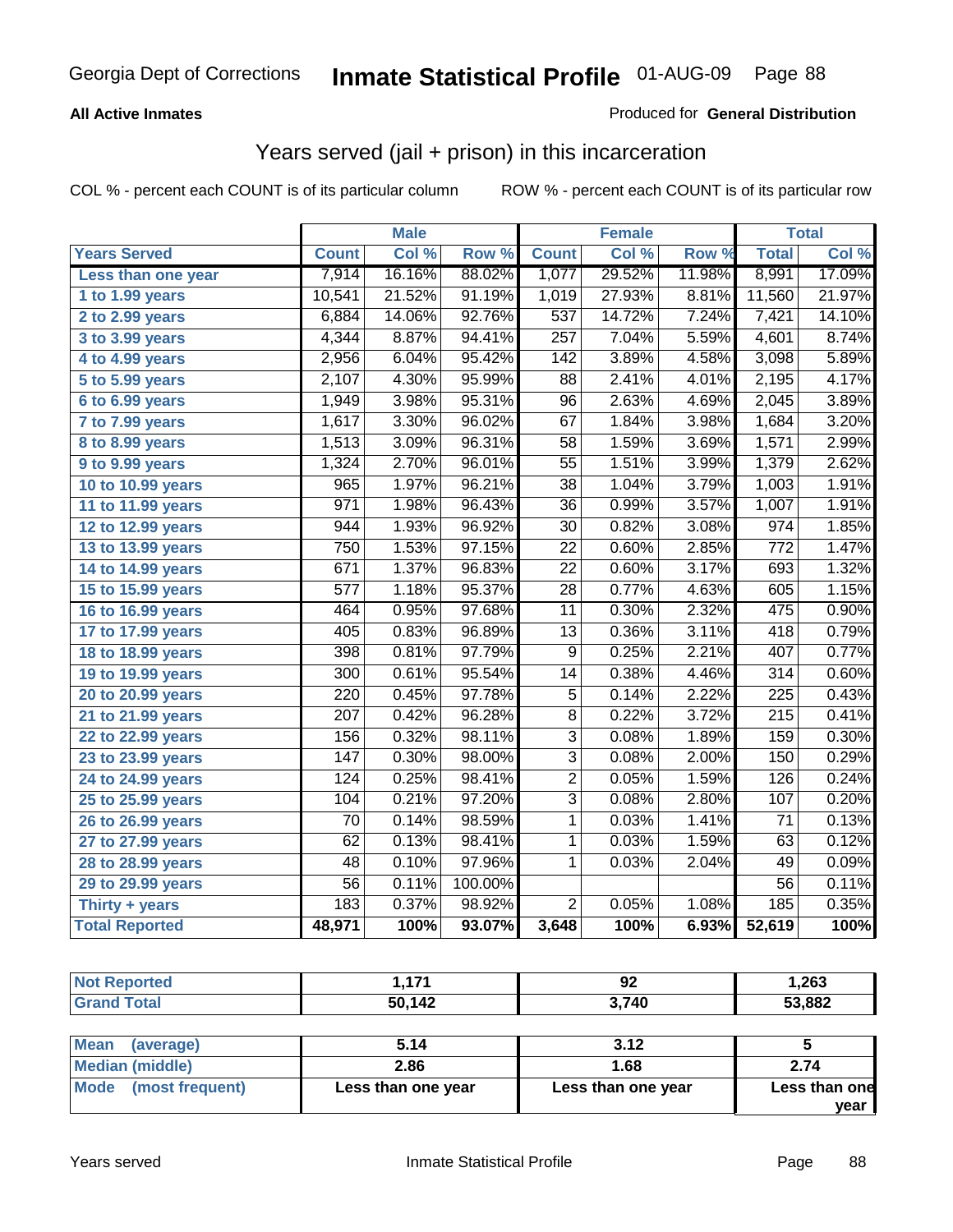Georgia Dept of Corrections **Inmate Statistical Profile** 01-AUG-09

**All Active Inmates**

Produced for **General Distribution**

## Years served (jail + prison) in this incarceration

COL % - percent each COUNT is of its particular column

ROW % - percent each COUNT is of its particular row

| | Male | | | Female | | | Total | |
|---|---|---|---|---|---|---|---|---|
| **Years Served** | **Count** | **Col %** | **Row %** | **Count** | **Col %** | **Row %** | **Total** | **Col %** |
| Less than one year | 7,914 | 16.16% | 88.02% | 1,077 | 29.52% | 11.98% | 8,991 | 17.09% |
| 1 to 1.99 years | 10,541 | 21.52% | 91.19% | 1,019 | 27.93% | 8.81% | 11,560 | 21.97% |
| 2 to 2.99 years | 6,884 | 14.06% | 92.76% | 537 | 14.72% | 7.24% | 7,421 | 14.10% |
| 3 to 3.99 years | 4,344 | 8.87% | 94.41% | 257 | 7.04% | 5.59% | 4,601 | 8.74% |
| 4 to 4.99 years | 2,956 | 6.04% | 95.42% | 142 | 3.89% | 4.58% | 3,098 | 5.89% |
| 5 to 5.99 years | 2,107 | 4.30% | 95.99% | 88 | 2.41% | 4.01% | 2,195 | 4.17% |
| 6 to 6.99 years | 1,949 | 3.98% | 95.31% | 96 | 2.63% | 4.69% | 2,045 | 3.89% |
| 7 to 7.99 years | 1,617 | 3.30% | 96.02% | 67 | 1.84% | 3.98% | 1,684 | 3.20% |
| 8 to 8.99 years | 1,513 | 3.09% | 96.31% | 58 | 1.59% | 3.69% | 1,571 | 2.99% |
| 9 to 9.99 years | 1,324 | 2.70% | 96.01% | 55 | 1.51% | 3.99% | 1,379 | 2.62% |
| 10 to 10.99 years | 965 | 1.97% | 96.21% | 38 | 1.04% | 3.79% | 1,003 | 1.91% |
| 11 to 11.99 years | 971 | 1.98% | 96.43% | 36 | 0.99% | 3.57% | 1,007 | 1.91% |
| 12 to 12.99 years | 944 | 1.93% | 96.92% | 30 | 0.82% | 3.08% | 974 | 1.85% |
| 13 to 13.99 years | 750 | 1.53% | 97.15% | 22 | 0.60% | 2.85% | 772 | 1.47% |
| 14 to 14.99 years | 671 | 1.37% | 96.83% | 22 | 0.60% | 3.17% | 693 | 1.32% |
| 15 to 15.99 years | 577 | 1.18% | 95.37% | 28 | 0.77% | 4.63% | 605 | 1.15% |
| 16 to 16.99 years | 464 | 0.95% | 97.68% | 11 | 0.30% | 2.32% | 475 | 0.90% |
| 17 to 17.99 years | 405 | 0.83% | 96.89% | 13 | 0.36% | 3.11% | 418 | 0.79% |
| 18 to 18.99 years | 398 | 0.81% | 97.79% | 9 | 0.25% | 2.21% | 407 | 0.77% |
| 19 to 19.99 years | 300 | 0.61% | 95.54% | 14 | 0.38% | 4.46% | 314 | 0.60% |
| 20 to 20.99 years | 220 | 0.45% | 97.78% | 5 | 0.14% | 2.22% | 225 | 0.43% |
| 21 to 21.99 years | 207 | 0.42% | 96.28% | 8 | 0.22% | 3.72% | 215 | 0.41% |
| 22 to 22.99 years | 156 | 0.32% | 98.11% | 3 | 0.08% | 1.89% | 159 | 0.30% |
| 23 to 23.99 years | 147 | 0.30% | 98.00% | 3 | 0.08% | 2.00% | 150 | 0.29% |
| 24 to 24.99 years | 124 | 0.25% | 98.41% | 2 | 0.05% | 1.59% | 126 | 0.24% |
| 25 to 25.99 years | 104 | 0.21% | 97.20% | 3 | 0.08% | 2.80% | 107 | 0.20% |
| 26 to 26.99 years | 70 | 0.14% | 98.59% | 1 | 0.03% | 1.41% | 71 | 0.13% |
| 27 to 27.99 years | 62 | 0.13% | 98.41% | 1 | 0.03% | 1.59% | 63 | 0.12% |
| 28 to 28.99 years | 48 | 0.10% | 97.96% | 1 | 0.03% | 2.04% | 49 | 0.09% |
| 29 to 29.99 years | 56 | 0.11% | 100.00% | | | | 56 | 0.11% |
| Thirty + years | 183 | 0.37% | 98.92% | 2 | 0.05% | 1.08% | 185 | 0.35% |
| **Total Reported** | **48,971** | **100%** | **93.07%** | **3,648** | **100%** | **6.93%** | **52,619** | **100%** |

| | Male | Female | Total |
|---|---|---|---|
| Not Reported | 1,171 | 92 | 1,263 |
| Grand Total | 50,142 | 3,740 | 53,882 |

| | Male | Female | Total |
|---|---|---|---|
| Mean (average) | 5.14 | 3.12 | 5 |
| Median (middle) | 2.86 | 1.68 | 2.74 |
| Mode (most frequent) | Less than one year | Less than one year | Less than one year |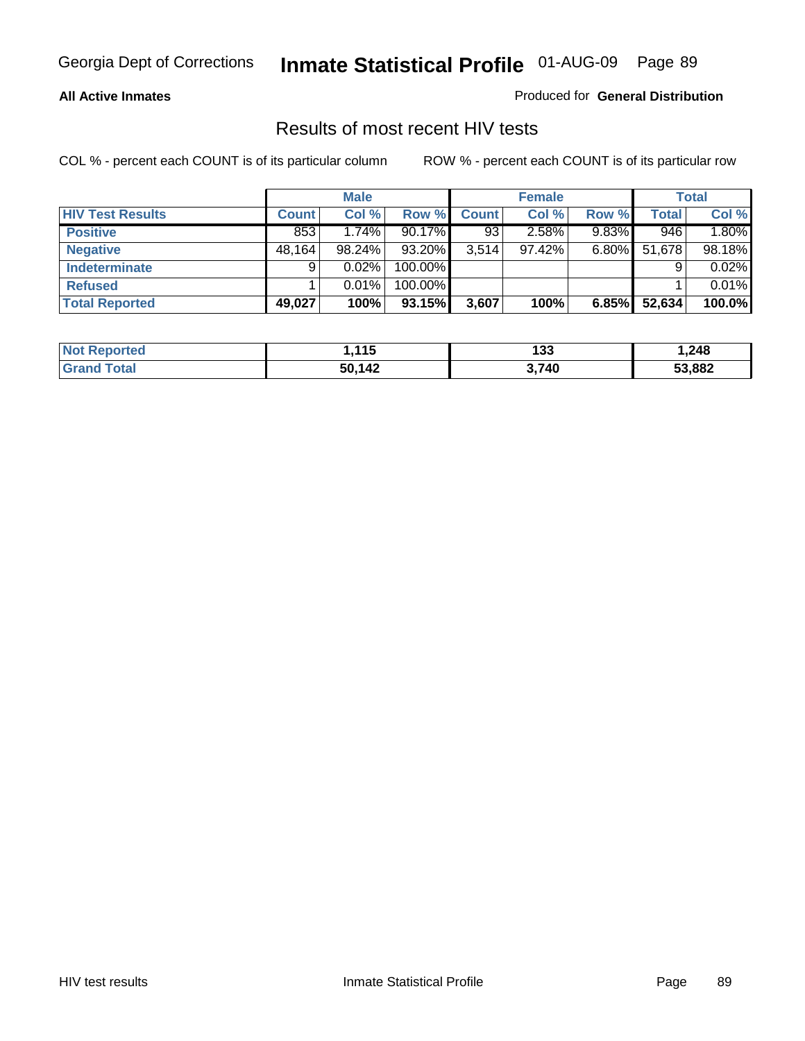**All Active Inmates**

Produced for **General Distribution**

## Results of most recent HIV tests

COL % - percent each COUNT is of its particular column

ROW % - percent each COUNT is of its particular row

| | Male | | | Female | | | Total | |
|---|---|---|---|---|---|---|---|---|
| **HIV Test Results** | **Count** | **Col %** | **Row %** | **Count** | **Col %** | **Row %** | **Total** | **Col %** |
| **Positive** | 853 | 1.74% | 90.17% | 93 | 2.58% | 9.83% | 946 | 1.80% |
| **Negative** | 48,164 | 98.24% | 93.20% | 3,514 | 97.42% | 6.80% | 51,678 | 98.18% |
| **Indeterminate** | 9 | 0.02% | 100.00% | | | | 9 | 0.02% |
| **Refused** | 1 | 0.01% | 100.00% | | | | 1 | 0.01% |
| **Total Reported** | **49,027** | **100%** | **93.15%** | **3,607** | **100%** | **6.85%** | **52,634** | **100.0%** |

| | Male | Female | Total |
|---|---|---|---|
| **Not Reported** | **1,115** | **133** | **1,248** |
| **Grand Total** | **50,142** | **3,740** | **53,882** |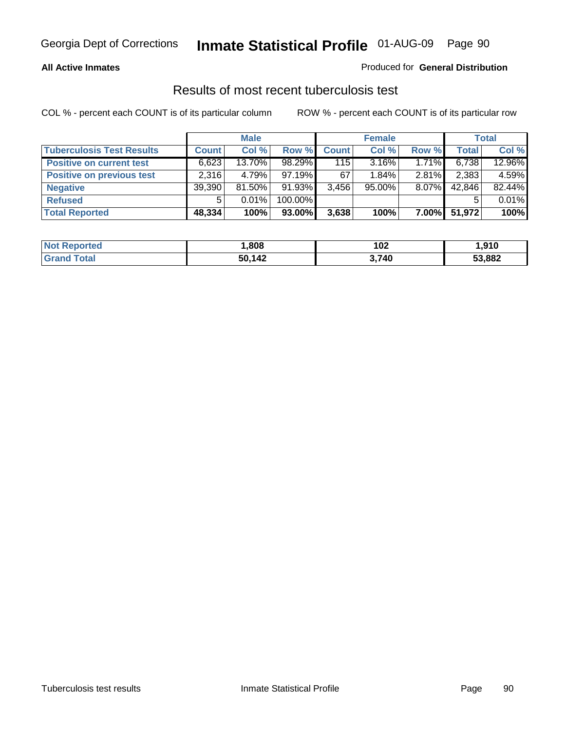**All Active Inmates**

Produced for **General Distribution**

## Results of most recent tuberculosis test

COL % - percent each COUNT is of its particular column

ROW % - percent each COUNT is of its particular row

| | Male | | | Female | | | Total | |
|---|---|---|---|---|---|---|---|---|
| **Tuberculosis Test Results** | **Count** | **Col %** | **Row %** | **Count** | **Col %** | **Row %** | **Total** | **Col %** |
| **Positive on current test** | 6,623 | 13.70% | 98.29% | 115 | 3.16% | 1.71% | 6,738 | 12.96% |
| **Positive on previous test** | 2,316 | 4.79% | 97.19% | 67 | 1.84% | 2.81% | 2,383 | 4.59% |
| **Negative** | 39,390 | 81.50% | 91.93% | 3,456 | 95.00% | 8.07% | 42,846 | 82.44% |
| **Refused** | 5 | 0.01% | 100.00% | | | | 5 | 0.01% |
| **Total Reported** | **48,334** | **100%** | **93.00%** | **3,638** | **100%** | **7.00%** | **51,972** | **100%** |

| | Male | Female | Total |
|---|---|---|---|
| **Not Reported** | **1,808** | **102** | **1,910** |
| **Grand Total** | **50,142** | **3,740** | **53,882** |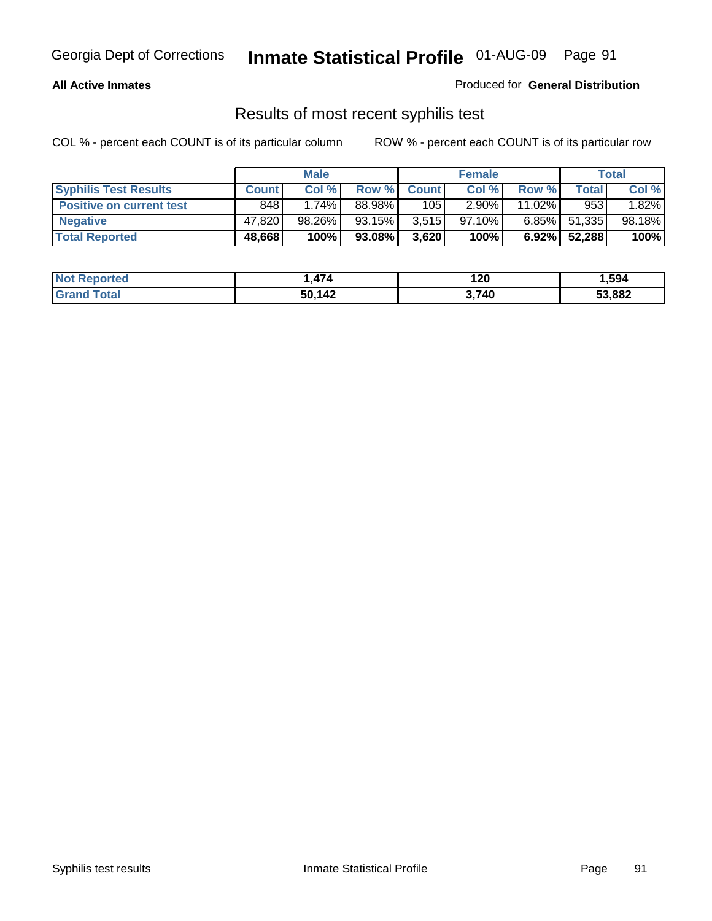Georgia Dept of Corrections **Inmate Statistical Profile** 01-AUG-09

**All Active Inmates**

Produced for **General Distribution**

## Results of most recent syphilis test

COL % - percent each COUNT is of its particular column

ROW % - percent each COUNT is of its particular row

| | Male | | | Female | | | Total | |
|---|---|---|---|---|---|---|---|---|
| **Syphilis Test Results** | **Count** | **Col %** | **Row %** | **Count** | **Col %** | **Row %** | **Total** | **Col %** |
| **Positive on current test** | 848 | 1.74% | 88.98% | 105 | 2.90% | 11.02% | 953 | 1.82% |
| **Negative** | 47,820 | 98.26% | 93.15% | 3,515 | 97.10% | 6.85% | 51,335 | 98.18% |
| **Total Reported** | **48,668** | **100%** | **93.08%** | **3,620** | **100%** | **6.92%** | **52,288** | **100%** |

| | Male | Female | Total |
|---|---|---|---|
| **Not Reported** | **1,474** | **120** | **1,594** |
| **Grand Total** | **50,142** | **3,740** | **53,882** |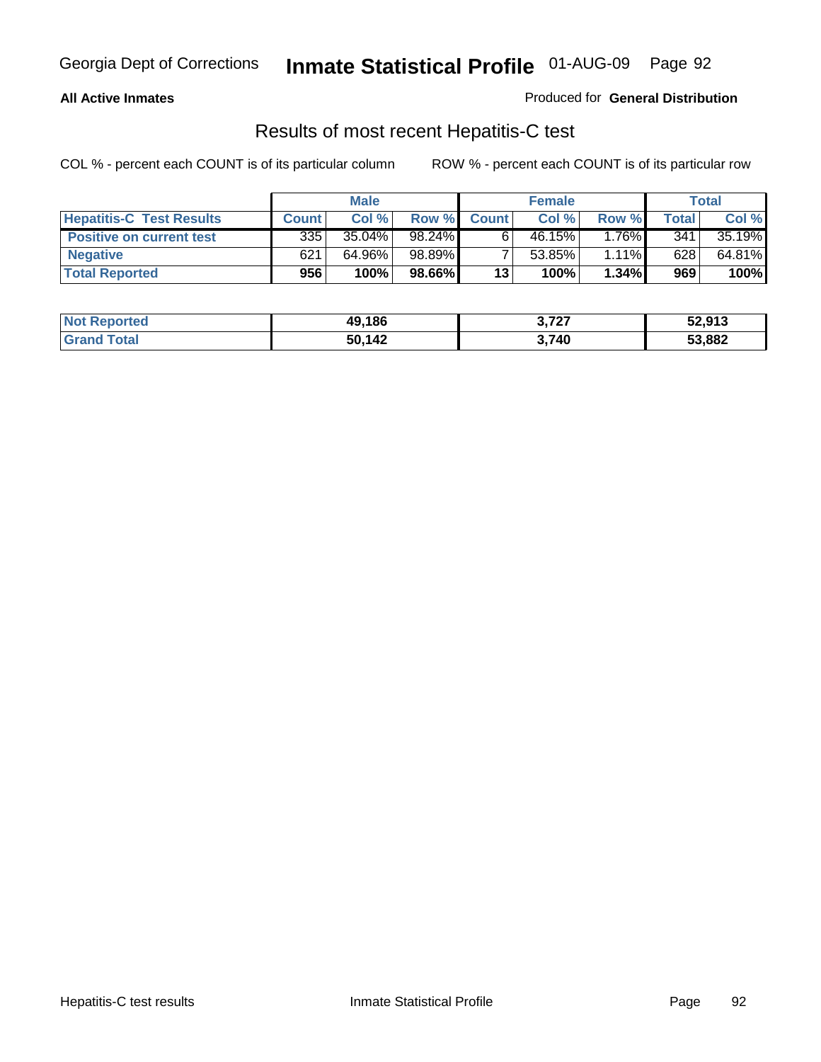**All Active Inmates**

Produced for **General Distribution**

## Results of most recent Hepatitis-C test

COL % - percent each COUNT is of its particular column

ROW % - percent each COUNT is of its particular row

| | Male | | | Female | | | Total | |
|---|---|---|---|---|---|---|---|---|
| **Hepatitis-C Test Results** | **Count** | **Col %** | **Row %** | **Count** | **Col %** | **Row %** | **Total** | **Col %** |
| **Positive on current test** | 335 | 35.04% | 98.24% | 6 | 46.15% | 1.76% | 341 | 35.19% |
| **Negative** | 621 | 64.96% | 98.89% | 7 | 53.85% | 1.11% | 628 | 64.81% |
| **Total Reported** | **956** | **100%** | **98.66%** | **13** | **100%** | **1.34%** | **969** | **100%** |

| | Male | Female | Total |
|---|---|---|---|
| **Not Reported** | **49,186** | **3,727** | **52,913** |
| **Grand Total** | **50,142** | **3,740** | **53,882** |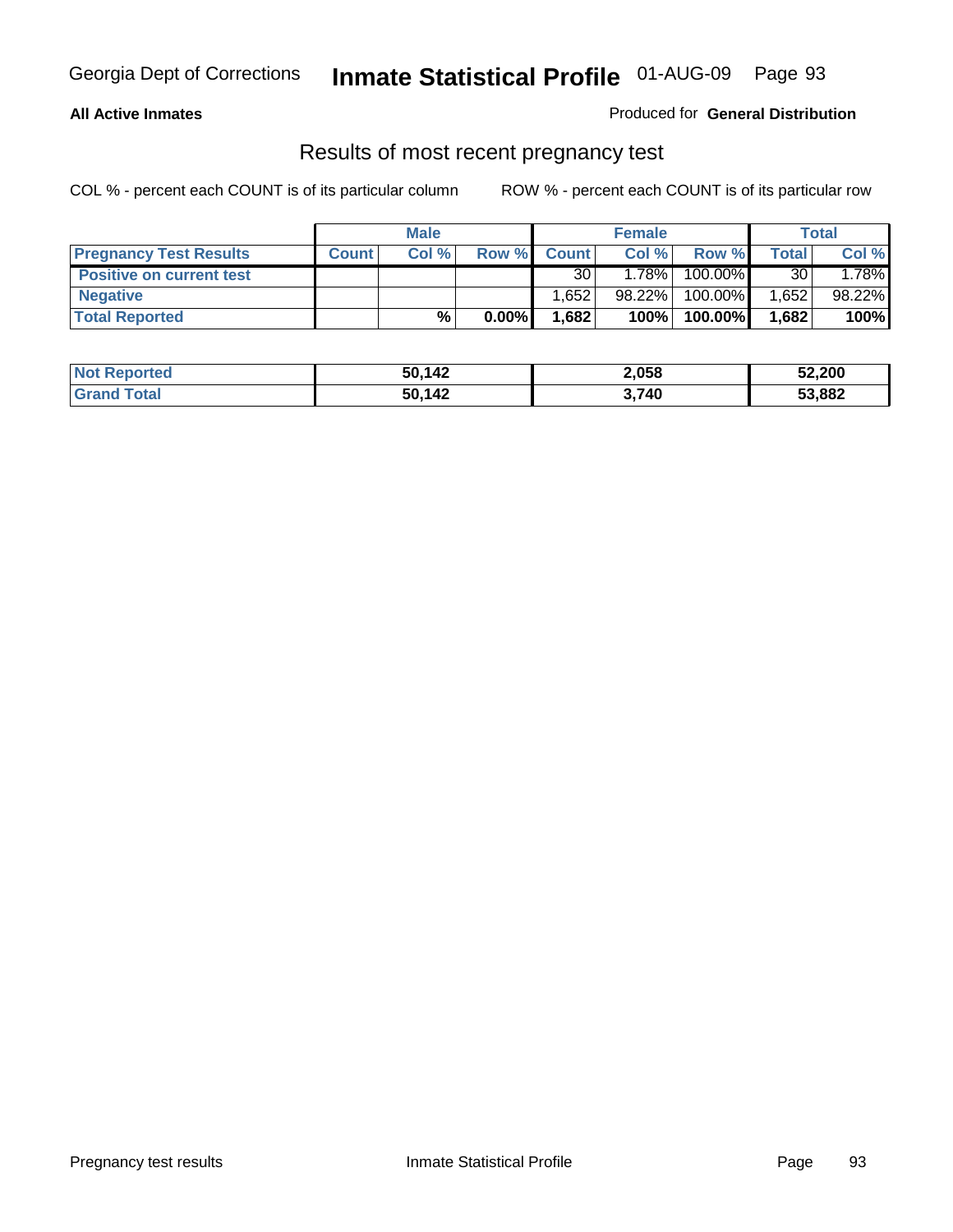Georgia Dept of Corrections **Inmate Statistical Profile** 01-AUG-09

**All Active Inmates**

Produced for **General Distribution**

## Results of most recent pregnancy test

COL % - percent each COUNT is of its particular column ROW % - percent each COUNT is of its particular row

| | Male | | | Female | | | Total | |
|---|---|---|---|---|---|---|---|---|
| **Pregnancy Test Results** | **Count** | **Col %** | **Row %** | **Count** | **Col %** | **Row %** | **Total** | **Col %** |
| **Positive on current test** | | | | 30 | 1.78% | 100.00% | 30 | 1.78% |
| **Negative** | | | | 1,652 | 98.22% | 100.00% | 1,652 | 98.22% |
| **Total Reported** | | **%** | **0.00%** | **1,682** | **100%** | **100.00%** | **1,682** | **100%** |

| | Male | Female | Total |
|---|---|---|---|
| **Not Reported** | **50,142** | **2,058** | **52,200** |
| **Grand Total** | **50,142** | **3,740** | **53,882** |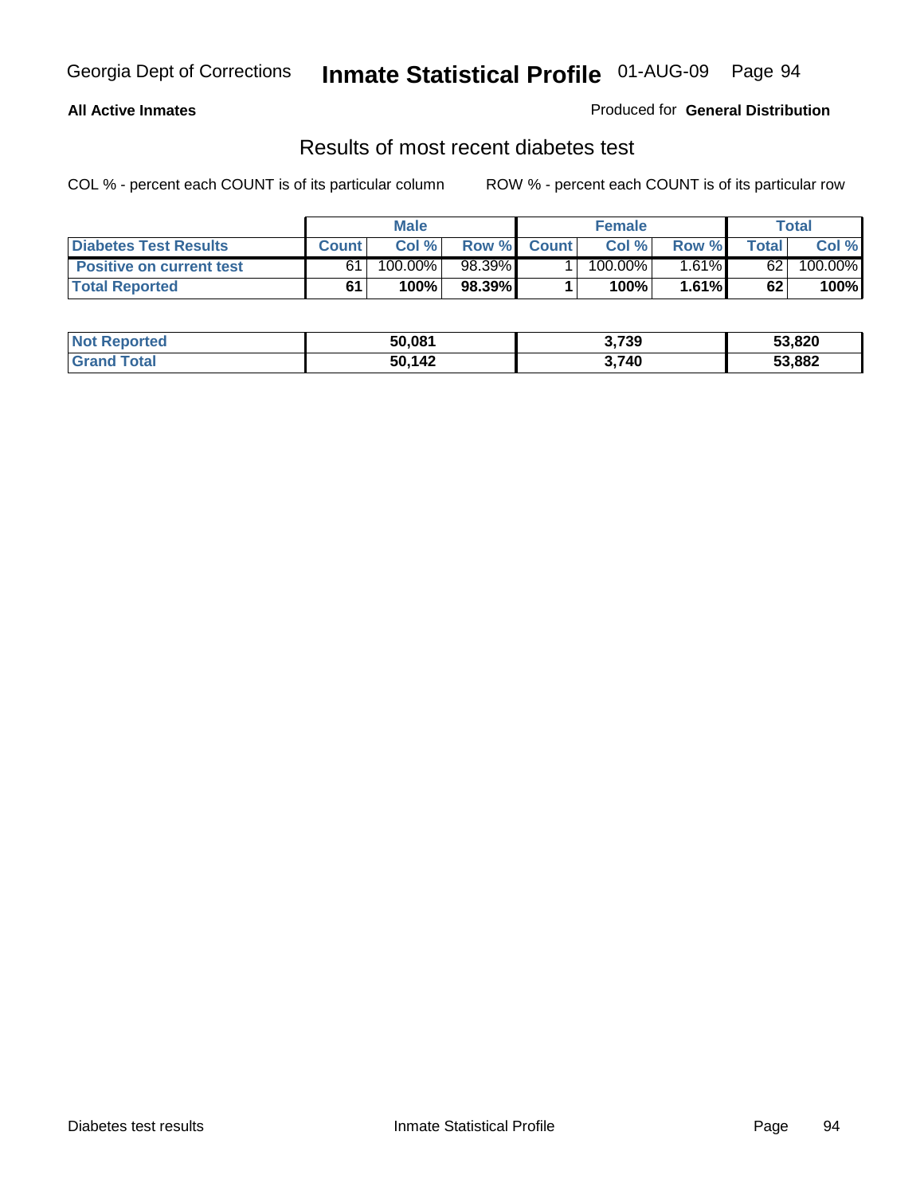**All Active Inmates** — Produced for **General Distribution**

## Results of most recent diabetes test

COL % - percent each COUNT is of its particular column

ROW % - percent each COUNT is of its particular row

| | Male | | | Female | | | Total | |
|---|---|---|---|---|---|---|---|---|
| **Diabetes Test Results** | **Count** | **Col %** | **Row %** | **Count** | **Col %** | **Row %** | **Total** | **Col %** |
| **Positive on current test** | 61 | 100.00% | 98.39% | 1 | 100.00% | 1.61% | 62 | 100.00% |
| **Total Reported** | **61** | **100%** | **98.39%** | **1** | **100%** | **1.61%** | **62** | **100%** |

| | Male | Female | Total |
|---|---|---|---|
| **Not Reported** | 50,081 | 3,739 | 53,820 |
| **Grand Total** | 50,142 | 3,740 | 53,882 |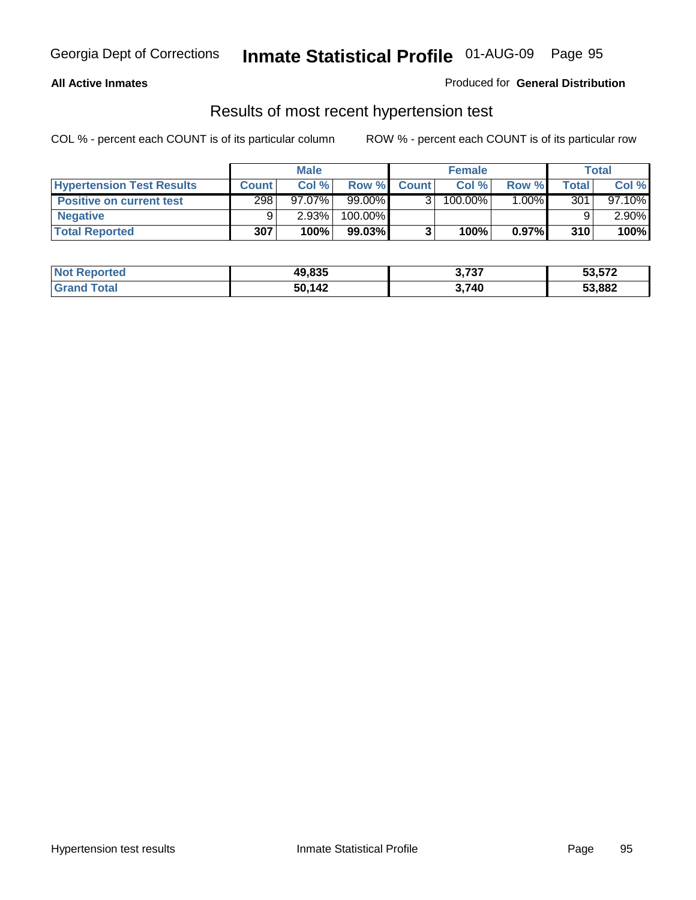**All Active Inmates**

Produced for **General Distribution**

## Results of most recent hypertension test

COL % - percent each COUNT is of its particular column

ROW % - percent each COUNT is of its particular row

| | Male | | | Female | | | Total | |
|---|---|---|---|---|---|---|---|---|
| **Hypertension Test Results** | **Count** | **Col %** | **Row %** | **Count** | **Col %** | **Row %** | **Total** | **Col %** |
| **Positive on current test** | 298 | 97.07% | 99.00% | 3 | 100.00% | 1.00% | 301 | 97.10% |
| **Negative** | 9 | 2.93% | 100.00% | | | | 9 | 2.90% |
| **Total Reported** | **307** | **100%** | **99.03%** | **3** | **100%** | **0.97%** | **310** | **100%** |

| | Male | Female | Total |
|---|---|---|---|
| **Not Reported** | **49,835** | **3,737** | **53,572** |
| **Grand Total** | **50,142** | **3,740** | **53,882** |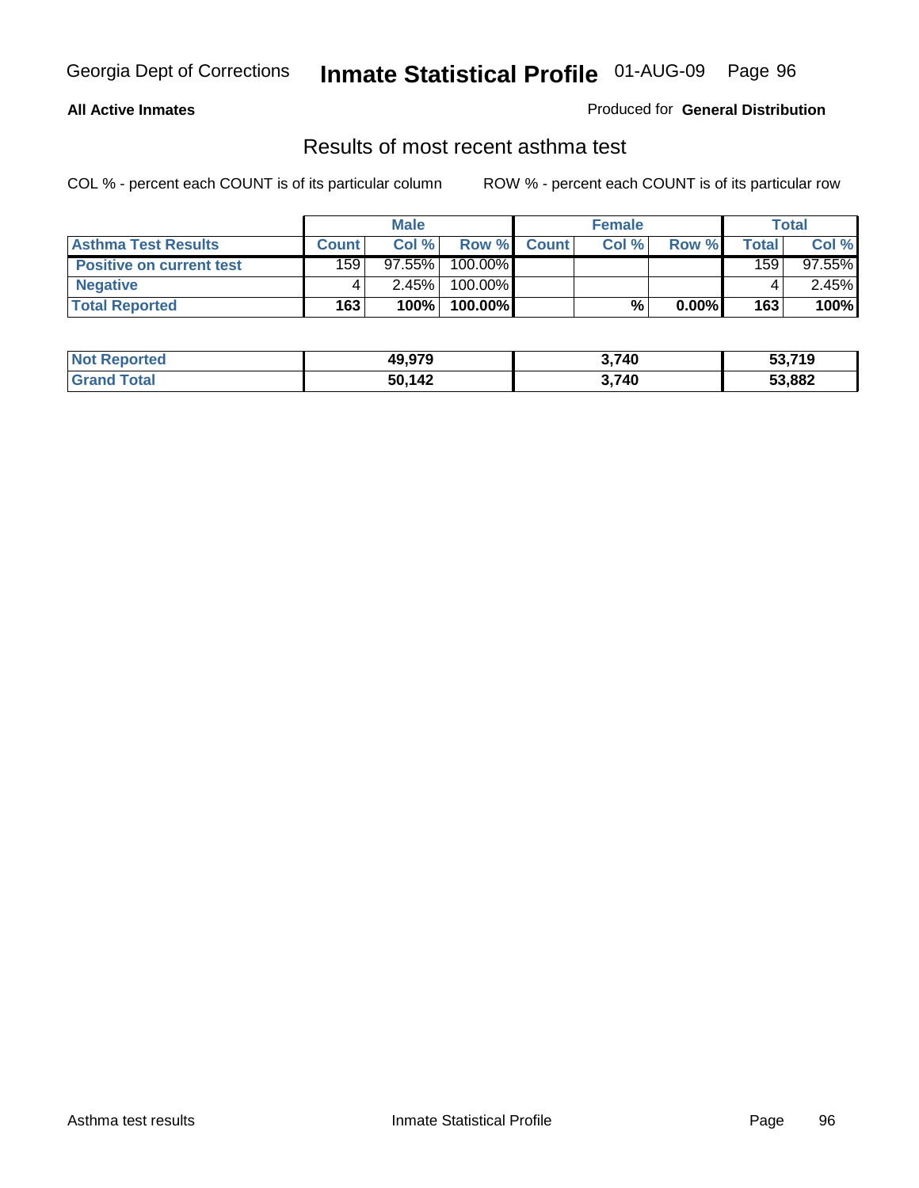Georgia Dept of Corrections **Inmate Statistical Profile** 01-AUG-09

**All Active Inmates**

Produced for **General Distribution**

## Results of most recent asthma test

COL % - percent each COUNT is of its particular column

ROW % - percent each COUNT is of its particular row

| | Male | | | Female | | | Total | |
|---|---|---|---|---|---|---|---|---|
| **Asthma Test Results** | **Count** | **Col %** | **Row %** | **Count** | **Col %** | **Row %** | **Total** | **Col %** |
| **Positive on current test** | 159 | 97.55% | 100.00% | | | | 159 | 97.55% |
| **Negative** | 4 | 2.45% | 100.00% | | | | 4 | 2.45% |
| **Total Reported** | **163** | **100%** | **100.00%** | | **%** | **0.00%** | **163** | **100%** |

| | Male | Female | Total |
|---|---|---|---|
| **Not Reported** | **49,979** | **3,740** | **53,719** |
| **Grand Total** | **50,142** | **3,740** | **53,882** |

Asthma test results Inmate Statistical Profile